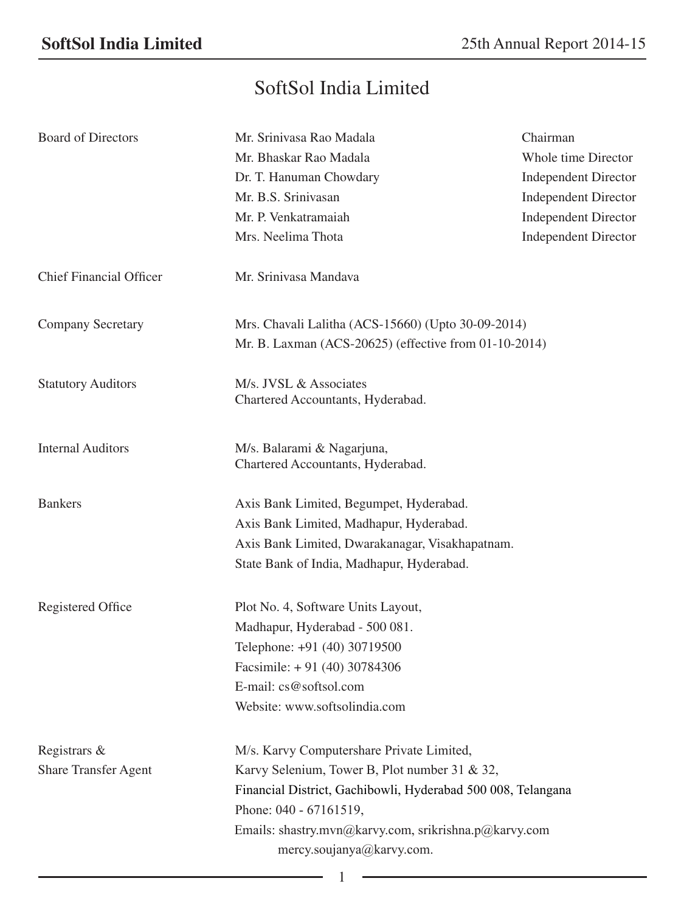# SoftSol India Limited

| | | |
|---|---|---|
| Board of Directors | Mr. Srinivasa Rao Madala | Chairman |
| | Mr. Bhaskar Rao Madala | Whole time Director |
| | Dr. T. Hanuman Chowdary | Independent Director |
| | Mr. B.S. Srinivasan | Independent Director |
| | Mr. P. Venkatramaiah | Independent Director |
| | Mrs. Neelima Thota | Independent Director |

**Chief Financial Officer**
Mr. Srinivasa Mandava

**Company Secretary**
Mrs. Chavali Lalitha (ACS-15660) (Upto 30-09-2014)
Mr. B. Laxman (ACS-20625) (effective from 01-10-2014)

**Statutory Auditors**
M/s. JVSL & Associates
Chartered Accountants, Hyderabad.

**Internal Auditors**
M/s. Balarami & Nagarjuna,
Chartered Accountants, Hyderabad.

**Bankers**
Axis Bank Limited, Begumpet, Hyderabad.
Axis Bank Limited, Madhapur, Hyderabad.
Axis Bank Limited, Dwarakanagar, Visakhapatnam.
State Bank of India, Madhapur, Hyderabad.

**Registered Office**
Plot No. 4, Software Units Layout,
Madhapur, Hyderabad - 500 081.
Telephone: +91 (40) 30719500
Facsimile: + 91 (40) 30784306
E-mail: cs@softsol.com
Website: www.softsolindia.com

**Registrars & Share Transfer Agent**
M/s. Karvy Computershare Private Limited,
Karvy Selenium, Tower B, Plot number 31 & 32,
Financial District, Gachibowli, Hyderabad 500 008, Telangana
Phone: 040 - 67161519,
Emails: shastry.mvn@karvy.com, srikrishna.p@karvy.com
mercy.soujanya@karvy.com.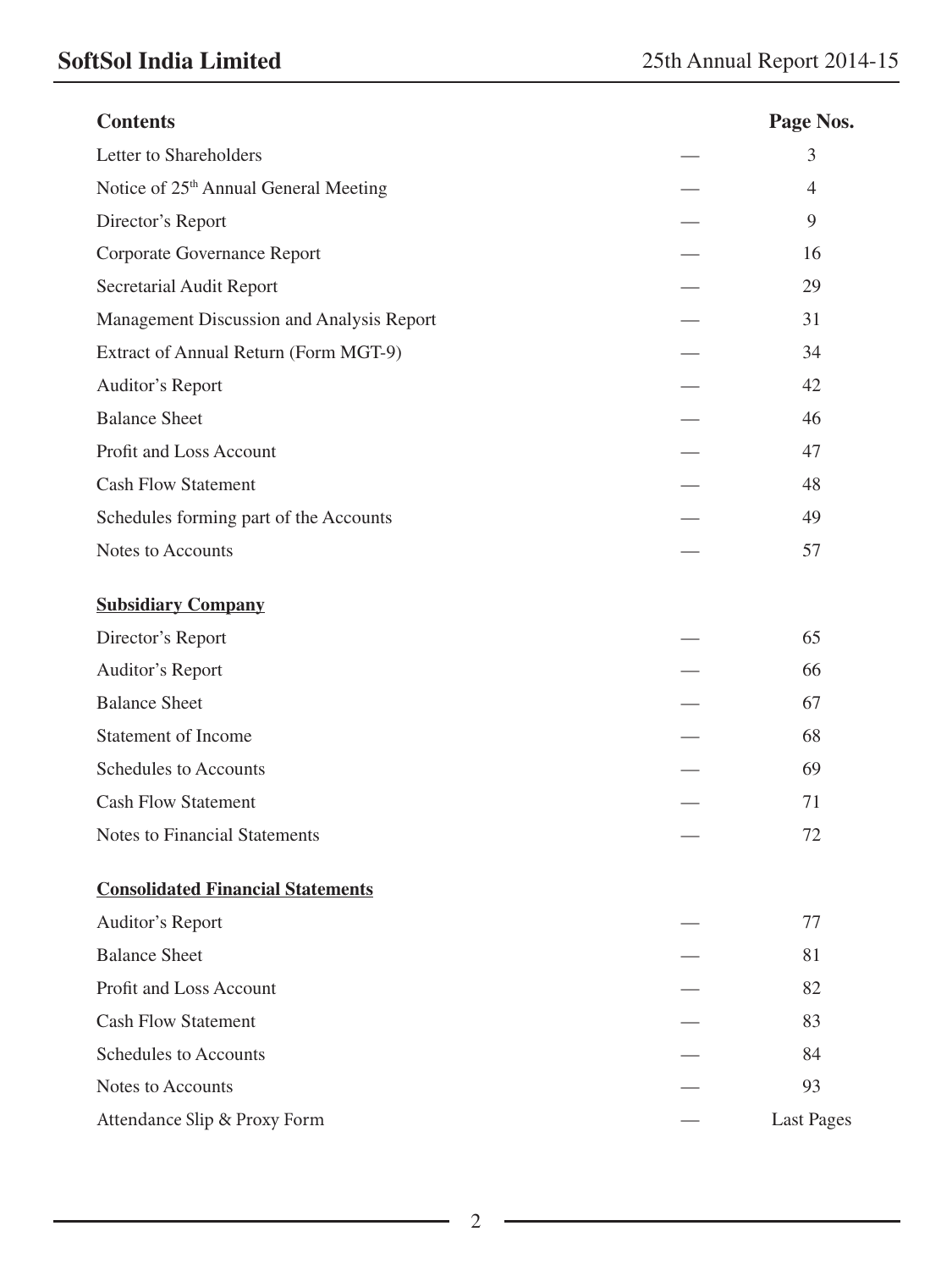| Contents | | Page Nos. |
| --- | --- | --- |
| Letter to Shareholders | — | 3 |
| Notice of 25th Annual General Meeting | — | 4 |
| Director's Report | — | 9 |
| Corporate Governance Report | — | 16 |
| Secretarial Audit Report | — | 29 |
| Management Discussion and Analysis Report | — | 31 |
| Extract of Annual Return (Form MGT-9) | — | 34 |
| Auditor's Report | — | 42 |
| Balance Sheet | — | 46 |
| Profit and Loss Account | — | 47 |
| Cash Flow Statement | — | 48 |
| Schedules forming part of the Accounts | — | 49 |
| Notes to Accounts | — | 57 |
| **Subsidiary Company** | | |
| Director's Report | — | 65 |
| Auditor's Report | — | 66 |
| Balance Sheet | — | 67 |
| Statement of Income | — | 68 |
| Schedules to Accounts | — | 69 |
| Cash Flow Statement | — | 71 |
| Notes to Financial Statements | — | 72 |
| **Consolidated Financial Statements** | | |
| Auditor's Report | — | 77 |
| Balance Sheet | — | 81 |
| Profit and Loss Account | — | 82 |
| Cash Flow Statement | — | 83 |
| Schedules to Accounts | — | 84 |
| Notes to Accounts | — | 93 |
| Attendance Slip & Proxy Form | — | Last Pages |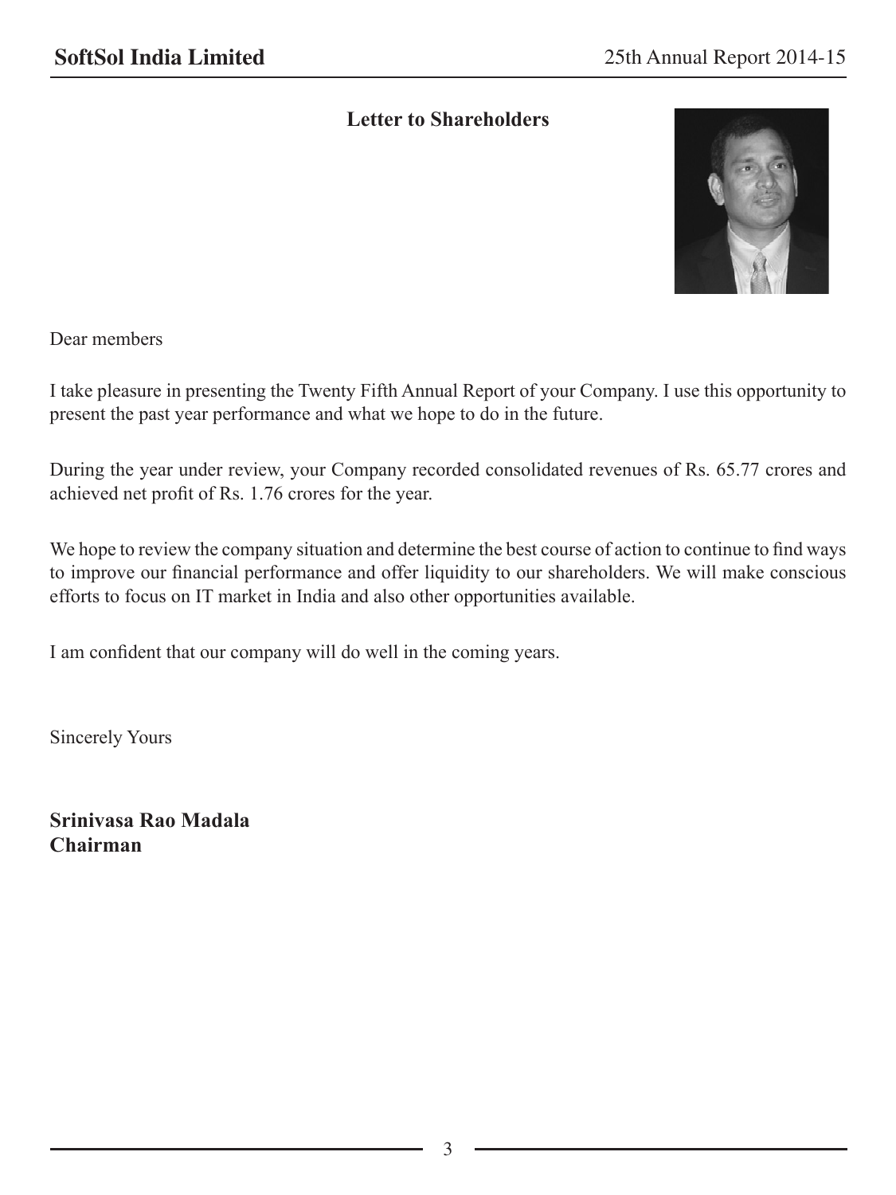## Letter to Shareholders

Dear members

I take pleasure in presenting the Twenty Fifth Annual Report of your Company. I use this opportunity to present the past year performance and what we hope to do in the future.

During the year under review, your Company recorded consolidated revenues of Rs. 65.77 crores and achieved net profit of Rs. 1.76 crores for the year.

We hope to review the company situation and determine the best course of action to continue to find ways to improve our financial performance and offer liquidity to our shareholders. We will make conscious efforts to focus on IT market in India and also other opportunities available.

I am confident that our company will do well in the coming years.

Sincerely Yours

**Srinivasa Rao Madala**
**Chairman**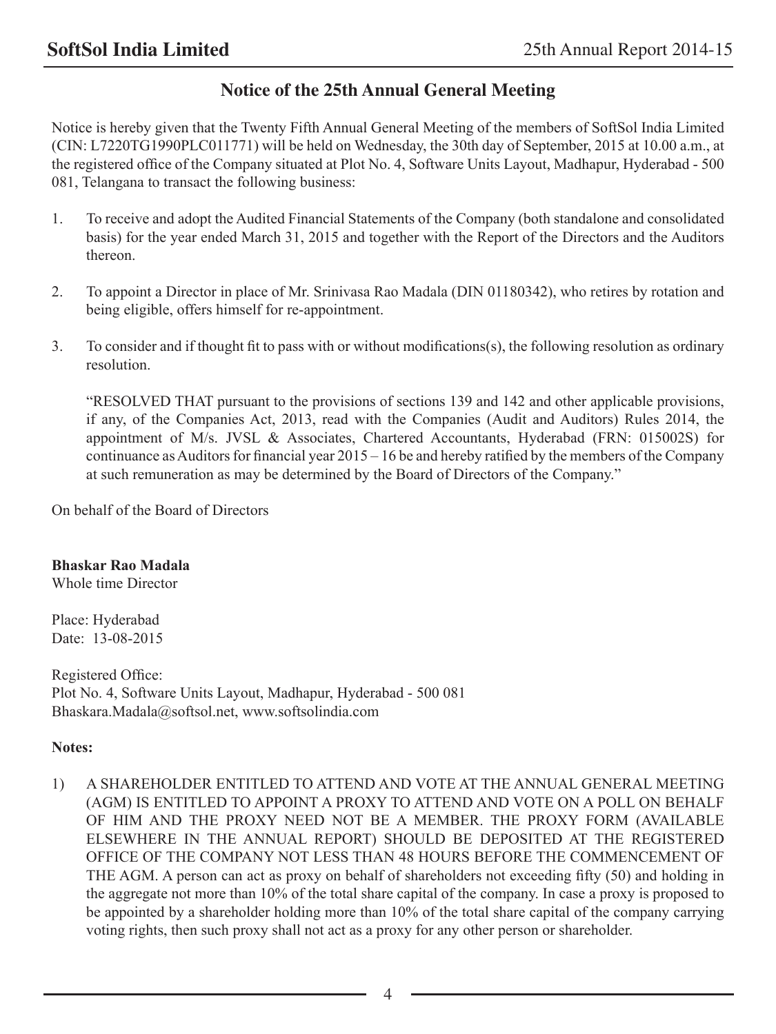## Notice of the 25th Annual General Meeting

Notice is hereby given that the Twenty Fifth Annual General Meeting of the members of SoftSol India Limited (CIN: L7220TG1990PLC011771) will be held on Wednesday, the 30th day of September, 2015 at 10.00 a.m., at the registered office of the Company situated at Plot No. 4, Software Units Layout, Madhapur, Hyderabad - 500 081, Telangana to transact the following business:

1. To receive and adopt the Audited Financial Statements of the Company (both standalone and consolidated basis) for the year ended March 31, 2015 and together with the Report of the Directors and the Auditors thereon.

2. To appoint a Director in place of Mr. Srinivasa Rao Madala (DIN 01180342), who retires by rotation and being eligible, offers himself for re-appointment.

3. To consider and if thought fit to pass with or without modifications(s), the following resolution as ordinary resolution.

   "RESOLVED THAT pursuant to the provisions of sections 139 and 142 and other applicable provisions, if any, of the Companies Act, 2013, read with the Companies (Audit and Auditors) Rules 2014, the appointment of M/s. JVSL & Associates, Chartered Accountants, Hyderabad (FRN: 015002S) for continuance as Auditors for financial year 2015 – 16 be and hereby ratified by the members of the Company at such remuneration as may be determined by the Board of Directors of the Company."

On behalf of the Board of Directors

**Bhaskar Rao Madala**
Whole time Director

Place: Hyderabad
Date: 13-08-2015

Registered Office:
Plot No. 4, Software Units Layout, Madhapur, Hyderabad - 500 081
Bhaskara.Madala@softsol.net, www.softsolindia.com

**Notes:**

1) A SHAREHOLDER ENTITLED TO ATTEND AND VOTE AT THE ANNUAL GENERAL MEETING (AGM) IS ENTITLED TO APPOINT A PROXY TO ATTEND AND VOTE ON A POLL ON BEHALF OF HIM AND THE PROXY NEED NOT BE A MEMBER. THE PROXY FORM (AVAILABLE ELSEWHERE IN THE ANNUAL REPORT) SHOULD BE DEPOSITED AT THE REGISTERED OFFICE OF THE COMPANY NOT LESS THAN 48 HOURS BEFORE THE COMMENCEMENT OF THE AGM. A person can act as proxy on behalf of shareholders not exceeding fifty (50) and holding in the aggregate not more than 10% of the total share capital of the company. In case a proxy is proposed to be appointed by a shareholder holding more than 10% of the total share capital of the company carrying voting rights, then such proxy shall not act as a proxy for any other person or shareholder.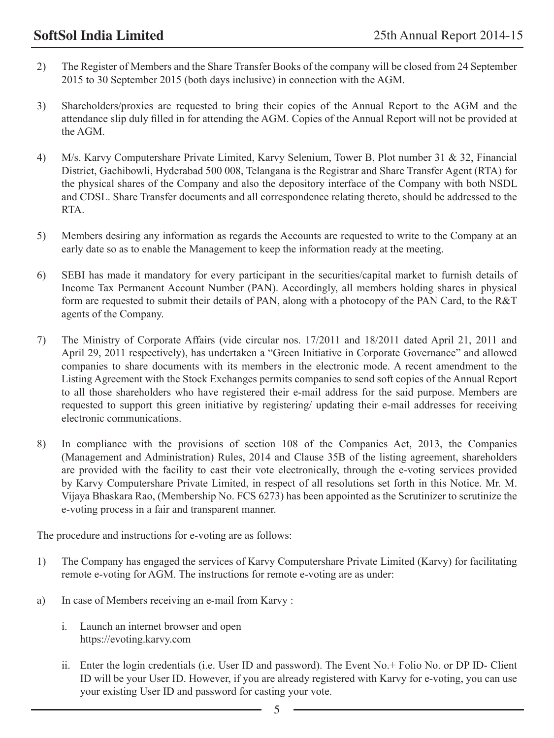2) The Register of Members and the Share Transfer Books of the company will be closed from 24 September 2015 to 30 September 2015 (both days inclusive) in connection with the AGM.

3) Shareholders/proxies are requested to bring their copies of the Annual Report to the AGM and the attendance slip duly filled in for attending the AGM. Copies of the Annual Report will not be provided at the AGM.

4) M/s. Karvy Computershare Private Limited, Karvy Selenium, Tower B, Plot number 31 & 32, Financial District, Gachibowli, Hyderabad 500 008, Telangana is the Registrar and Share Transfer Agent (RTA) for the physical shares of the Company and also the depository interface of the Company with both NSDL and CDSL. Share Transfer documents and all correspondence relating thereto, should be addressed to the RTA.

5) Members desiring any information as regards the Accounts are requested to write to the Company at an early date so as to enable the Management to keep the information ready at the meeting.

6) SEBI has made it mandatory for every participant in the securities/capital market to furnish details of Income Tax Permanent Account Number (PAN). Accordingly, all members holding shares in physical form are requested to submit their details of PAN, along with a photocopy of the PAN Card, to the R&T agents of the Company.

7) The Ministry of Corporate Affairs (vide circular nos. 17/2011 and 18/2011 dated April 21, 2011 and April 29, 2011 respectively), has undertaken a "Green Initiative in Corporate Governance" and allowed companies to share documents with its members in the electronic mode. A recent amendment to the Listing Agreement with the Stock Exchanges permits companies to send soft copies of the Annual Report to all those shareholders who have registered their e-mail address for the said purpose. Members are requested to support this green initiative by registering/ updating their e-mail addresses for receiving electronic communications.

8) In compliance with the provisions of section 108 of the Companies Act, 2013, the Companies (Management and Administration) Rules, 2014 and Clause 35B of the listing agreement, shareholders are provided with the facility to cast their vote electronically, through the e-voting services provided by Karvy Computershare Private Limited, in respect of all resolutions set forth in this Notice. Mr. M. Vijaya Bhaskara Rao, (Membership No. FCS 6273) has been appointed as the Scrutinizer to scrutinize the e-voting process in a fair and transparent manner.

The procedure and instructions for e-voting are as follows:

1) The Company has engaged the services of Karvy Computershare Private Limited (Karvy) for facilitating remote e-voting for AGM. The instructions for remote e-voting are as under:

a) In case of Members receiving an e-mail from Karvy :

   i. Launch an internet browser and open https://evoting.karvy.com

   ii. Enter the login credentials (i.e. User ID and password). The Event No.+ Folio No. or DP ID- Client ID will be your User ID. However, if you are already registered with Karvy for e-voting, you can use your existing User ID and password for casting your vote.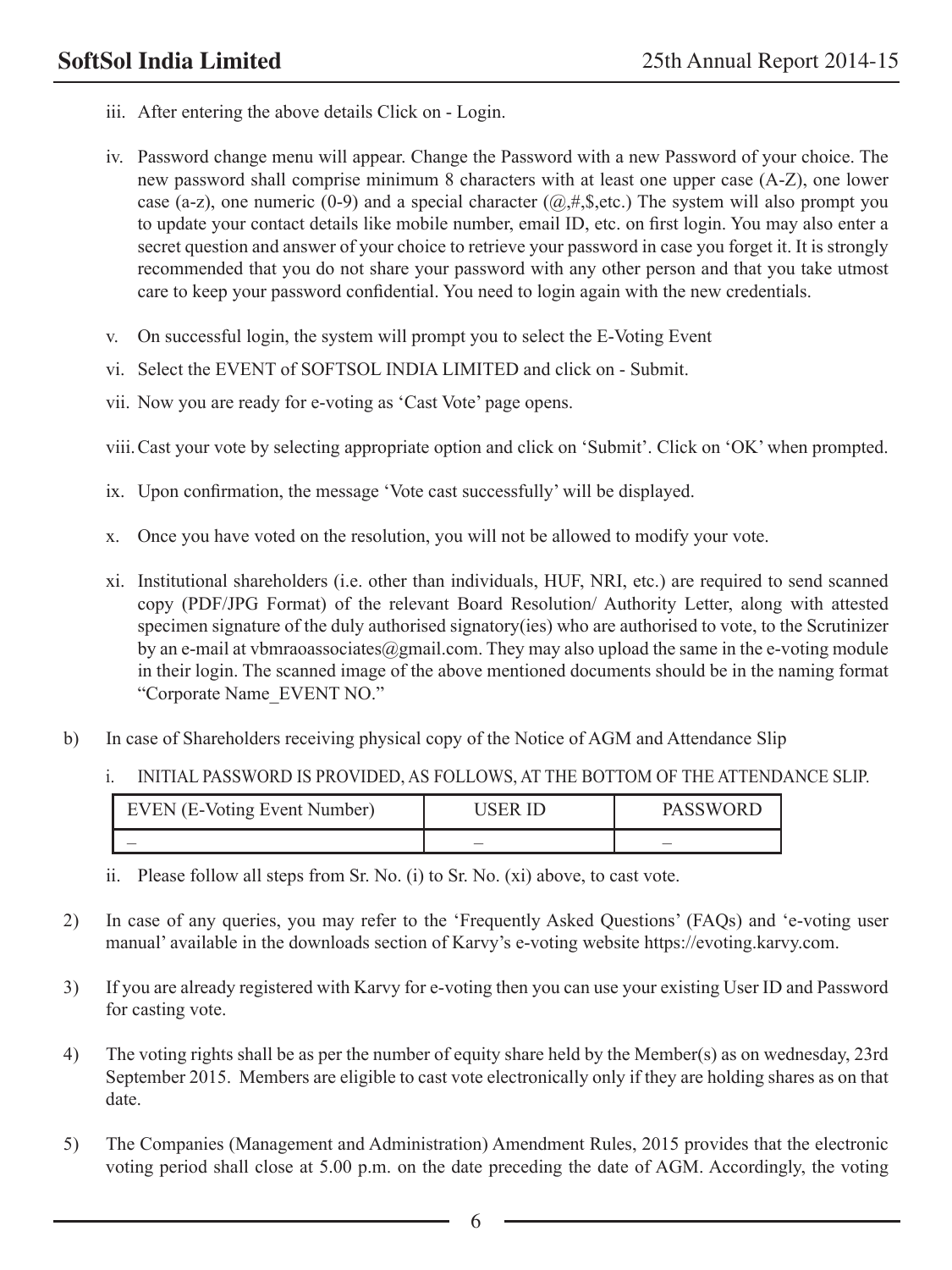iii. After entering the above details Click on - Login.

iv. Password change menu will appear. Change the Password with a new Password of your choice. The new password shall comprise minimum 8 characters with at least one upper case (A-Z), one lower case (a-z), one numeric (0-9) and a special character (@,#,$,etc.) The system will also prompt you to update your contact details like mobile number, email ID, etc. on first login. You may also enter a secret question and answer of your choice to retrieve your password in case you forget it. It is strongly recommended that you do not share your password with any other person and that you take utmost care to keep your password confidential. You need to login again with the new credentials.

v. On successful login, the system will prompt you to select the E-Voting Event

vi. Select the EVENT of SOFTSOL INDIA LIMITED and click on - Submit.

vii. Now you are ready for e-voting as 'Cast Vote' page opens.

viii. Cast your vote by selecting appropriate option and click on 'Submit'. Click on 'OK' when prompted.

ix. Upon confirmation, the message 'Vote cast successfully' will be displayed.

x. Once you have voted on the resolution, you will not be allowed to modify your vote.

xi. Institutional shareholders (i.e. other than individuals, HUF, NRI, etc.) are required to send scanned copy (PDF/JPG Format) of the relevant Board Resolution/ Authority Letter, along with attested specimen signature of the duly authorised signatory(ies) who are authorised to vote, to the Scrutinizer by an e-mail at vbmraoassociates@gmail.com. They may also upload the same in the e-voting module in their login. The scanned image of the above mentioned documents should be in the naming format "Corporate Name_EVENT NO."

b) In case of Shareholders receiving physical copy of the Notice of AGM and Attendance Slip

i. INITIAL PASSWORD IS PROVIDED, AS FOLLOWS, AT THE BOTTOM OF THE ATTENDANCE SLIP.

| EVEN (E-Voting Event Number) | USER ID | PASSWORD |
|---|---|---|
| – | – | – |

ii. Please follow all steps from Sr. No. (i) to Sr. No. (xi) above, to cast vote.

2) In case of any queries, you may refer to the 'Frequently Asked Questions' (FAQs) and 'e-voting user manual' available in the downloads section of Karvy's e-voting website https://evoting.karvy.com.

3) If you are already registered with Karvy for e-voting then you can use your existing User ID and Password for casting vote.

4) The voting rights shall be as per the number of equity share held by the Member(s) as on wednesday, 23rd September 2015. Members are eligible to cast vote electronically only if they are holding shares as on that date.

5) The Companies (Management and Administration) Amendment Rules, 2015 provides that the electronic voting period shall close at 5.00 p.m. on the date preceding the date of AGM. Accordingly, the voting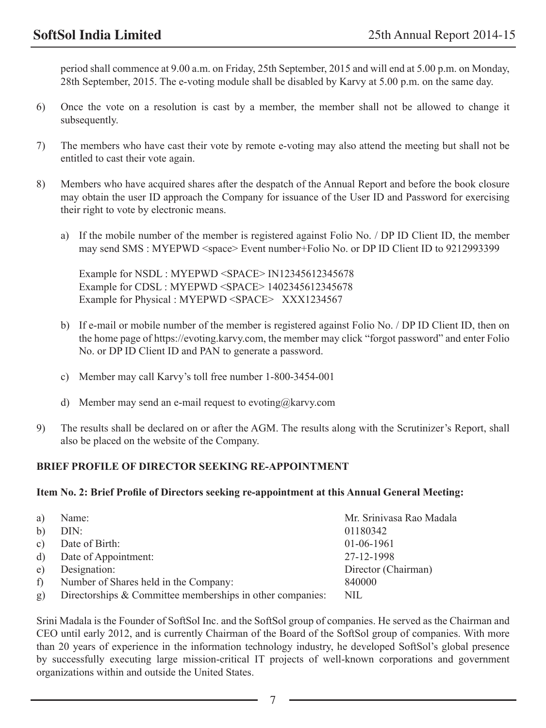period shall commence at 9.00 a.m. on Friday, 25th September, 2015 and will end at 5.00 p.m. on Monday, 28th September, 2015. The e-voting module shall be disabled by Karvy at 5.00 p.m. on the same day.

6) Once the vote on a resolution is cast by a member, the member shall not be allowed to change it subsequently.

7) The members who have cast their vote by remote e-voting may also attend the meeting but shall not be entitled to cast their vote again.

8) Members who have acquired shares after the despatch of the Annual Report and before the book closure may obtain the user ID approach the Company for issuance of the User ID and Password for exercising their right to vote by electronic means.

   a) If the mobile number of the member is registered against Folio No. / DP ID Client ID, the member may send SMS : MYEPWD <space> Event number+Folio No. or DP ID Client ID to 9212993399

      Example for NSDL : MYEPWD <SPACE> IN12345612345678
      Example for CDSL : MYEPWD <SPACE> 1402345612345678
      Example for Physical : MYEPWD <SPACE> XXX1234567

   b) If e-mail or mobile number of the member is registered against Folio No. / DP ID Client ID, then on the home page of https://evoting.karvy.com, the member may click "forgot password" and enter Folio No. or DP ID Client ID and PAN to generate a password.

   c) Member may call Karvy's toll free number 1-800-3454-001

   d) Member may send an e-mail request to evoting@karvy.com

9) The results shall be declared on or after the AGM. The results along with the Scrutinizer's Report, shall also be placed on the website of the Company.

**BRIEF PROFILE OF DIRECTOR SEEKING RE-APPOINTMENT**

**Item No. 2: Brief Profile of Directors seeking re-appointment at this Annual General Meeting:**

| | | |
|---|---|---|
| a) | Name: | Mr. Srinivasa Rao Madala |
| b) | DIN: | 01180342 |
| c) | Date of Birth: | 01-06-1961 |
| d) | Date of Appointment: | 27-12-1998 |
| e) | Designation: | Director (Chairman) |
| f) | Number of Shares held in the Company: | 840000 |
| g) | Directorships & Committee memberships in other companies: | NIL |

Srini Madala is the Founder of SoftSol Inc. and the SoftSol group of companies. He served as the Chairman and CEO until early 2012, and is currently Chairman of the Board of the SoftSol group of companies. With more than 20 years of experience in the information technology industry, he developed SoftSol's global presence by successfully executing large mission-critical IT projects of well-known corporations and government organizations within and outside the United States.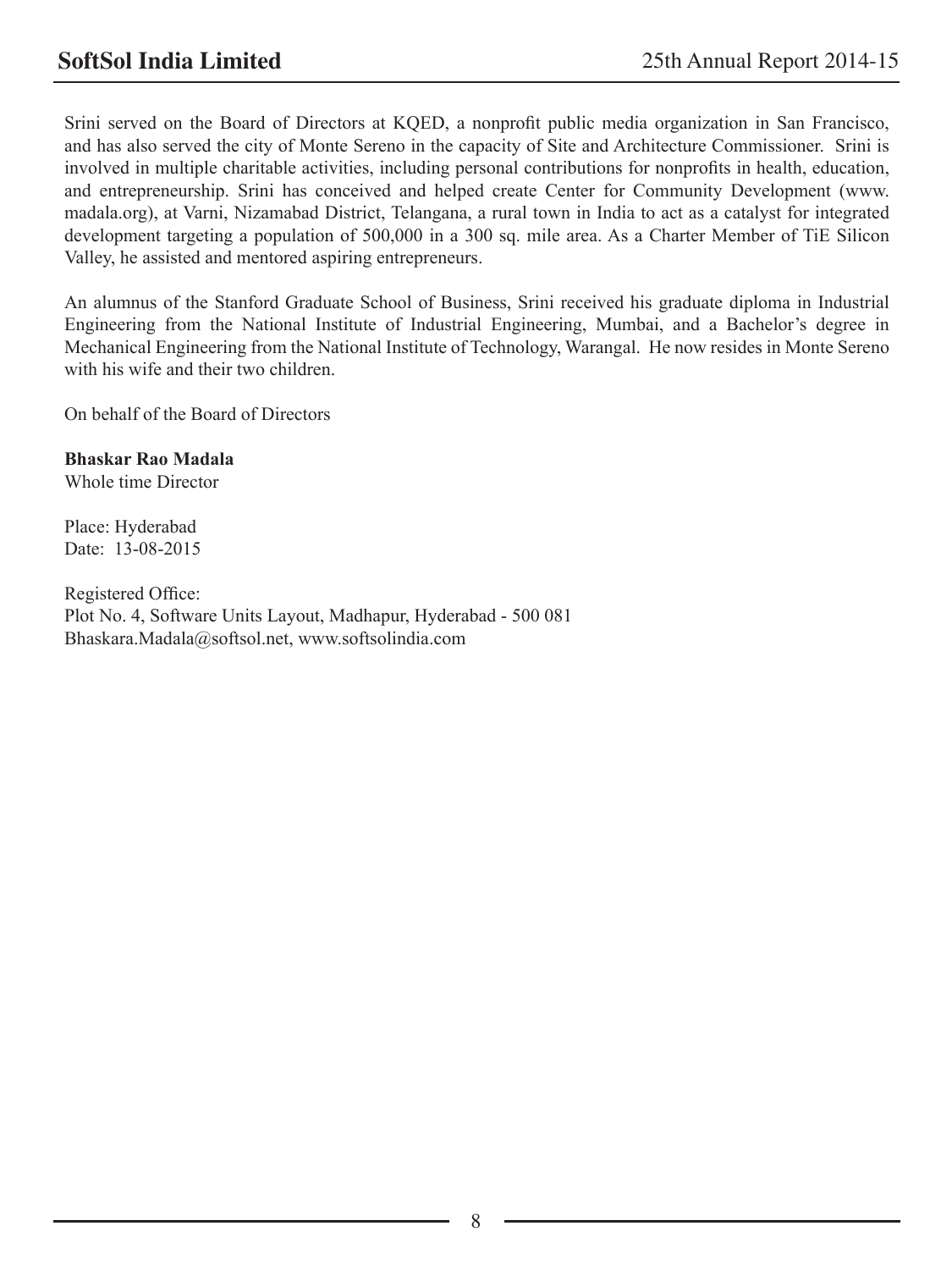Srini served on the Board of Directors at KQED, a nonprofit public media organization in San Francisco, and has also served the city of Monte Sereno in the capacity of Site and Architecture Commissioner. Srini is involved in multiple charitable activities, including personal contributions for nonprofits in health, education, and entrepreneurship. Srini has conceived and helped create Center for Community Development (www.madala.org), at Varni, Nizamabad District, Telangana, a rural town in India to act as a catalyst for integrated development targeting a population of 500,000 in a 300 sq. mile area. As a Charter Member of TiE Silicon Valley, he assisted and mentored aspiring entrepreneurs.

An alumnus of the Stanford Graduate School of Business, Srini received his graduate diploma in Industrial Engineering from the National Institute of Industrial Engineering, Mumbai, and a Bachelor's degree in Mechanical Engineering from the National Institute of Technology, Warangal. He now resides in Monte Sereno with his wife and their two children.

On behalf of the Board of Directors

**Bhaskar Rao Madala**
Whole time Director

Place: Hyderabad
Date: 13-08-2015

Registered Office:
Plot No. 4, Software Units Layout, Madhapur, Hyderabad - 500 081
Bhaskara.Madala@softsol.net, www.softsolindia.com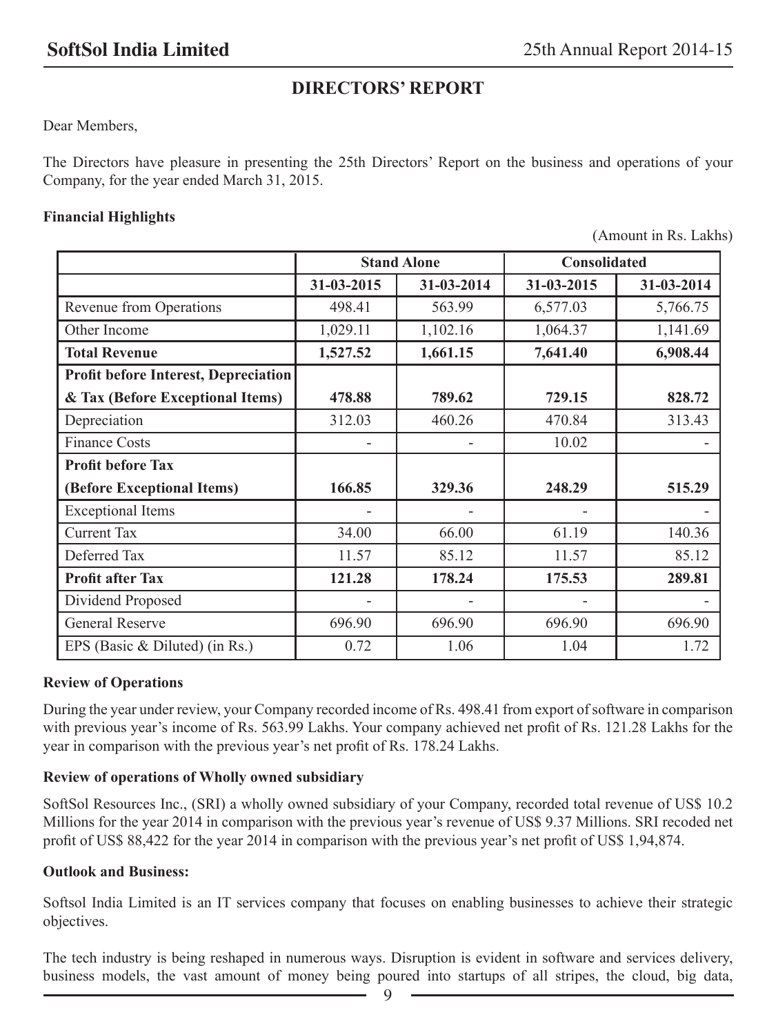# DIRECTORS' REPORT

Dear Members,

The Directors have pleasure in presenting the 25th Directors' Report on the business and operations of your Company, for the year ended March 31, 2015.

**Financial Highlights**

(Amount in Rs. Lakhs)

| | Stand Alone | | Consolidated | |
|---|---|---|---|---|
| | 31-03-2015 | 31-03-2014 | 31-03-2015 | 31-03-2014 |
| Revenue from Operations | 498.41 | 563.99 | 6,577.03 | 5,766.75 |
| Other Income | 1,029.11 | 1,102.16 | 1,064.37 | 1,141.69 |
| **Total Revenue** | **1,527.52** | **1,661.15** | **7,641.40** | **6,908.44** |
| **Profit before Interest, Depreciation & Tax (Before Exceptional Items)** | **478.88** | **789.62** | **729.15** | **828.72** |
| Depreciation | 312.03 | 460.26 | 470.84 | 313.43 |
| Finance Costs | - | - | 10.02 | - |
| **Profit before Tax (Before Exceptional Items)** | **166.85** | **329.36** | **248.29** | **515.29** |
| Exceptional Items | - | - | - | - |
| Current Tax | 34.00 | 66.00 | 61.19 | 140.36 |
| Deferred Tax | 11.57 | 85.12 | 11.57 | 85.12 |
| **Profit after Tax** | **121.28** | **178.24** | **175.53** | **289.81** |
| Dividend Proposed | - | - | - | - |
| General Reserve | 696.90 | 696.90 | 696.90 | 696.90 |
| EPS (Basic & Diluted) (in Rs.) | 0.72 | 1.06 | 1.04 | 1.72 |

**Review of Operations**

During the year under review, your Company recorded income of Rs. 498.41 from export of software in comparison with previous year's income of Rs. 563.99 Lakhs. Your company achieved net profit of Rs. 121.28 Lakhs for the year in comparison with the previous year's net profit of Rs. 178.24 Lakhs.

**Review of operations of Wholly owned subsidiary**

SoftSol Resources Inc., (SRI) a wholly owned subsidiary of your Company, recorded total revenue of US$ 10.2 Millions for the year 2014 in comparison with the previous year's revenue of US$ 9.37 Millions. SRI recoded net profit of US$ 88,422 for the year 2014 in comparison with the previous year's net profit of US$ 1,94,874.

**Outlook and Business:**

Softsol India Limited is an IT services company that focuses on enabling businesses to achieve their strategic objectives.

The tech industry is being reshaped in numerous ways. Disruption is evident in software and services delivery, business models, the vast amount of money being poured into startups of all stripes, the cloud, big data,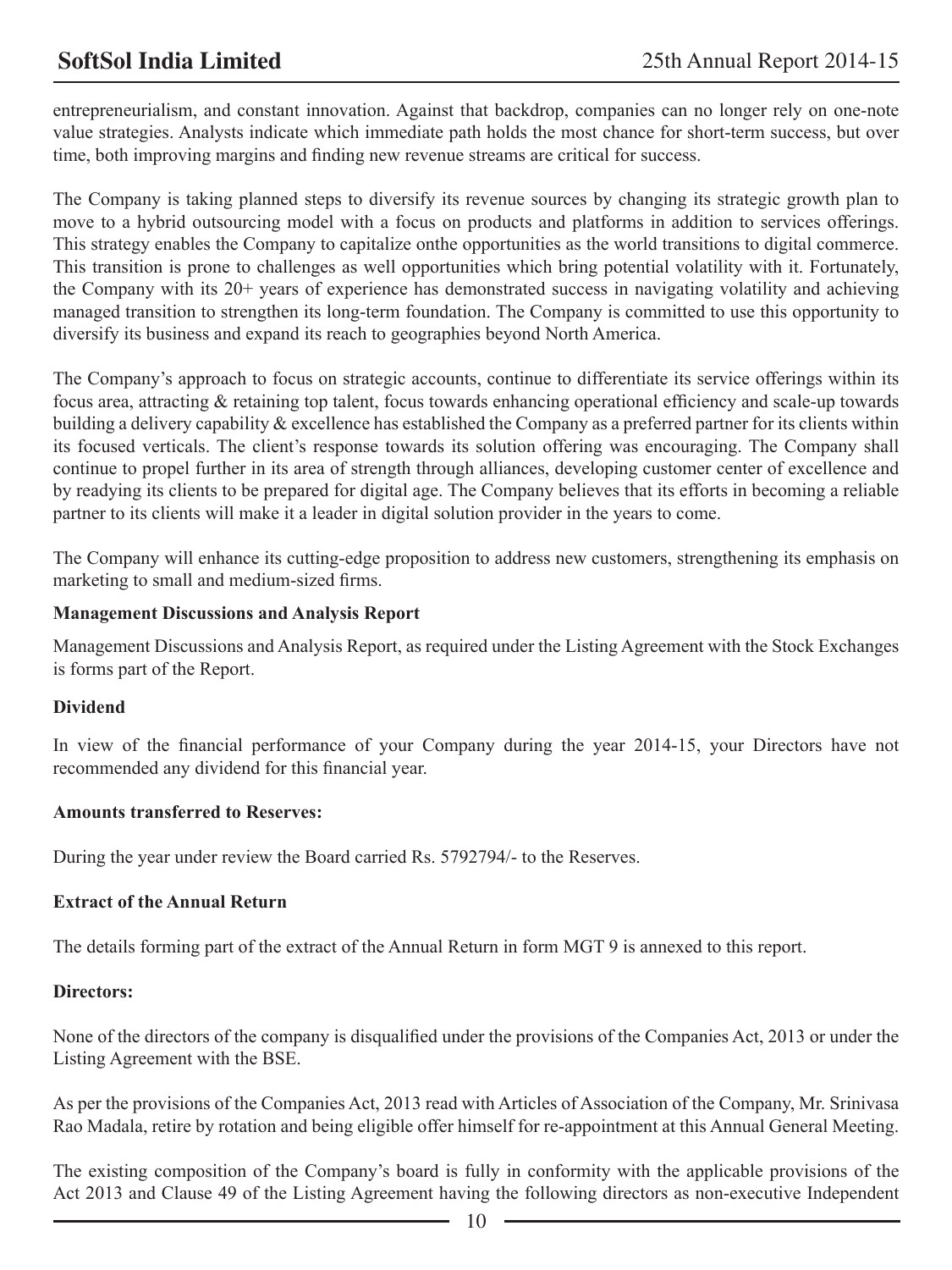entrepreneurialism, and constant innovation. Against that backdrop, companies can no longer rely on one-note value strategies. Analysts indicate which immediate path holds the most chance for short-term success, but over time, both improving margins and finding new revenue streams are critical for success.

The Company is taking planned steps to diversify its revenue sources by changing its strategic growth plan to move to a hybrid outsourcing model with a focus on products and platforms in addition to services offerings. This strategy enables the Company to capitalize onthe opportunities as the world transitions to digital commerce. This transition is prone to challenges as well opportunities which bring potential volatility with it. Fortunately, the Company with its 20+ years of experience has demonstrated success in navigating volatility and achieving managed transition to strengthen its long-term foundation. The Company is committed to use this opportunity to diversify its business and expand its reach to geographies beyond North America.

The Company's approach to focus on strategic accounts, continue to differentiate its service offerings within its focus area, attracting & retaining top talent, focus towards enhancing operational efficiency and scale-up towards building a delivery capability & excellence has established the Company as a preferred partner for its clients within its focused verticals. The client's response towards its solution offering was encouraging. The Company shall continue to propel further in its area of strength through alliances, developing customer center of excellence and by readying its clients to be prepared for digital age. The Company believes that its efforts in becoming a reliable partner to its clients will make it a leader in digital solution provider in the years to come.

The Company will enhance its cutting-edge proposition to address new customers, strengthening its emphasis on marketing to small and medium-sized firms.

**Management Discussions and Analysis Report**

Management Discussions and Analysis Report, as required under the Listing Agreement with the Stock Exchanges is forms part of the Report.

**Dividend**

In view of the financial performance of your Company during the year 2014-15, your Directors have not recommended any dividend for this financial year.

**Amounts transferred to Reserves:**

During the year under review the Board carried Rs. 5792794/- to the Reserves.

**Extract of the Annual Return**

The details forming part of the extract of the Annual Return in form MGT 9 is annexed to this report.

**Directors:**

None of the directors of the company is disqualified under the provisions of the Companies Act, 2013 or under the Listing Agreement with the BSE.

As per the provisions of the Companies Act, 2013 read with Articles of Association of the Company, Mr. Srinivasa Rao Madala, retire by rotation and being eligible offer himself for re-appointment at this Annual General Meeting.

The existing composition of the Company's board is fully in conformity with the applicable provisions of the Act 2013 and Clause 49 of the Listing Agreement having the following directors as non-executive Independent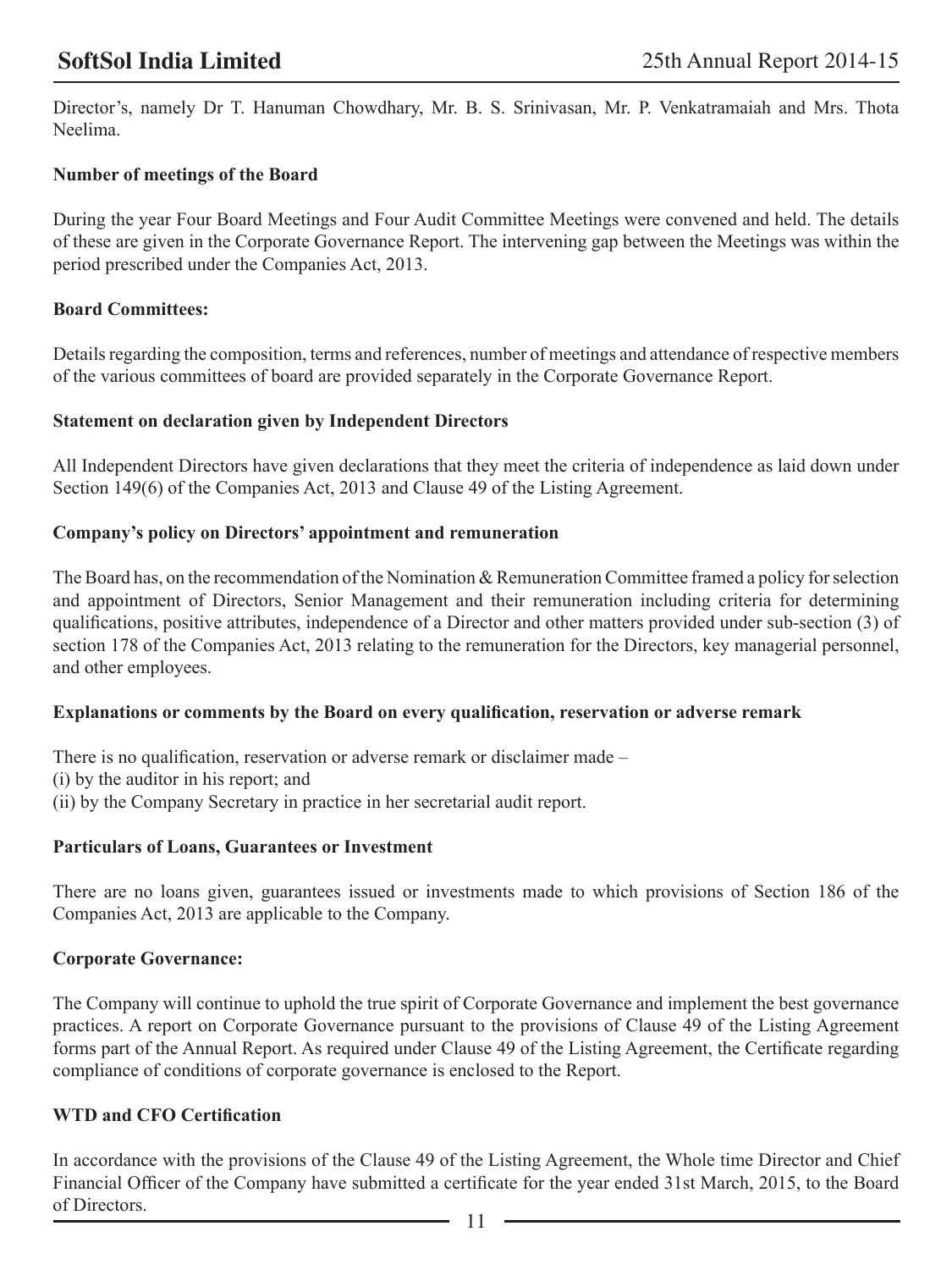Director's, namely Dr T. Hanuman Chowdhary, Mr. B. S. Srinivasan, Mr. P. Venkatramaiah and Mrs. Thota Neelima.

**Number of meetings of the Board**

During the year Four Board Meetings and Four Audit Committee Meetings were convened and held. The details of these are given in the Corporate Governance Report. The intervening gap between the Meetings was within the period prescribed under the Companies Act, 2013.

**Board Committees:**

Details regarding the composition, terms and references, number of meetings and attendance of respective members of the various committees of board are provided separately in the Corporate Governance Report.

**Statement on declaration given by Independent Directors**

All Independent Directors have given declarations that they meet the criteria of independence as laid down under Section 149(6) of the Companies Act, 2013 and Clause 49 of the Listing Agreement.

**Company's policy on Directors' appointment and remuneration**

The Board has, on the recommendation of the Nomination & Remuneration Committee framed a policy for selection and appointment of Directors, Senior Management and their remuneration including criteria for determining qualifications, positive attributes, independence of a Director and other matters provided under sub-section (3) of section 178 of the Companies Act, 2013 relating to the remuneration for the Directors, key managerial personnel, and other employees.

**Explanations or comments by the Board on every qualification, reservation or adverse remark**

There is no qualification, reservation or adverse remark or disclaimer made –
(i) by the auditor in his report; and
(ii) by the Company Secretary in practice in her secretarial audit report.

**Particulars of Loans, Guarantees or Investment**

There are no loans given, guarantees issued or investments made to which provisions of Section 186 of the Companies Act, 2013 are applicable to the Company.

**Corporate Governance:**

The Company will continue to uphold the true spirit of Corporate Governance and implement the best governance practices. A report on Corporate Governance pursuant to the provisions of Clause 49 of the Listing Agreement forms part of the Annual Report. As required under Clause 49 of the Listing Agreement, the Certificate regarding compliance of conditions of corporate governance is enclosed to the Report.

**WTD and CFO Certification**

In accordance with the provisions of the Clause 49 of the Listing Agreement, the Whole time Director and Chief Financial Officer of the Company have submitted a certificate for the year ended 31st March, 2015, to the Board of Directors.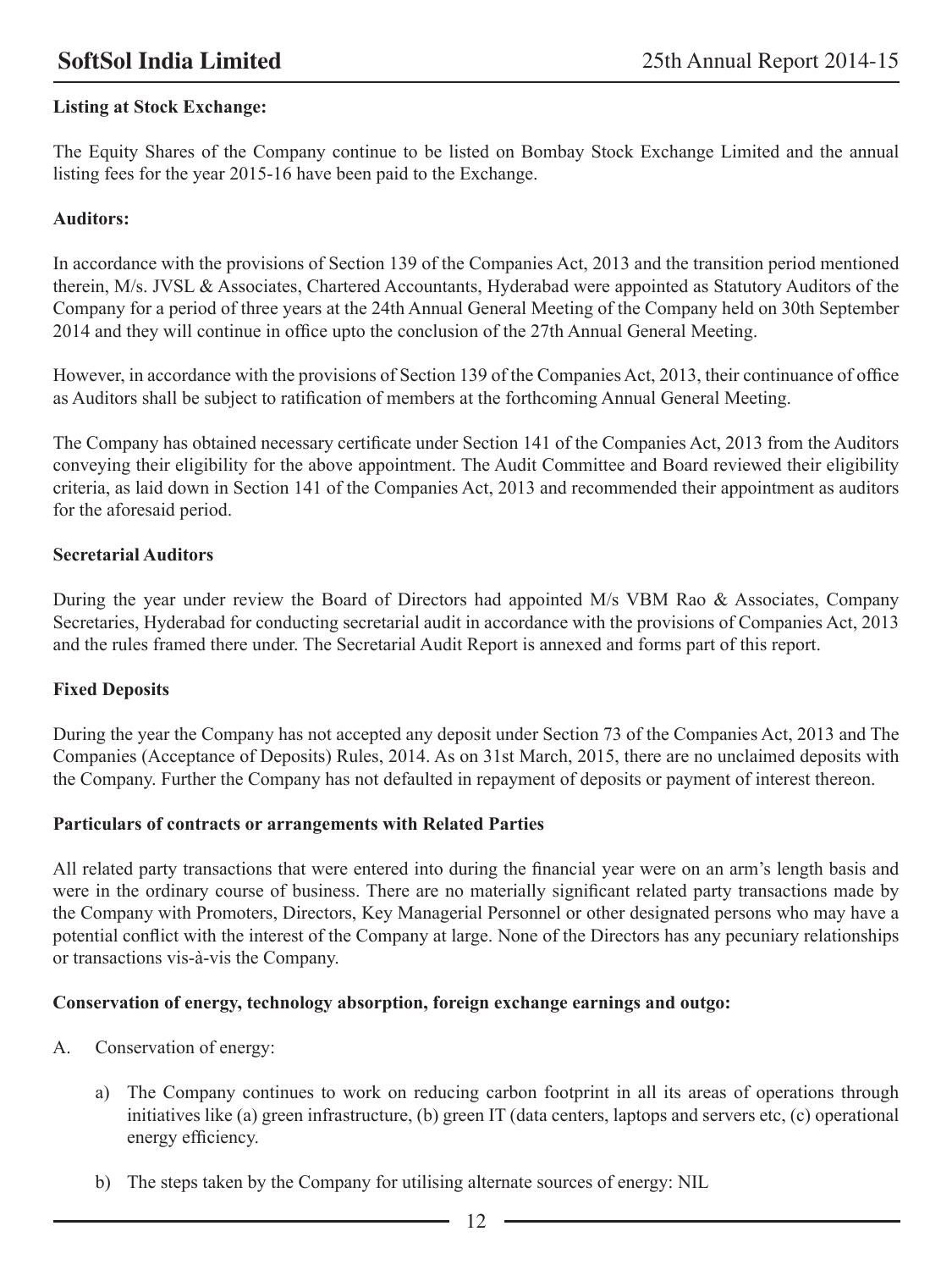### Listing at Stock Exchange:

The Equity Shares of the Company continue to be listed on Bombay Stock Exchange Limited and the annual listing fees for the year 2015-16 have been paid to the Exchange.

### Auditors:

In accordance with the provisions of Section 139 of the Companies Act, 2013 and the transition period mentioned therein, M/s. JVSL & Associates, Chartered Accountants, Hyderabad were appointed as Statutory Auditors of the Company for a period of three years at the 24th Annual General Meeting of the Company held on 30th September 2014 and they will continue in office upto the conclusion of the 27th Annual General Meeting.

However, in accordance with the provisions of Section 139 of the Companies Act, 2013, their continuance of office as Auditors shall be subject to ratification of members at the forthcoming Annual General Meeting.

The Company has obtained necessary certificate under Section 141 of the Companies Act, 2013 from the Auditors conveying their eligibility for the above appointment. The Audit Committee and Board reviewed their eligibility criteria, as laid down in Section 141 of the Companies Act, 2013 and recommended their appointment as auditors for the aforesaid period.

### Secretarial Auditors

During the year under review the Board of Directors had appointed M/s VBM Rao & Associates, Company Secretaries, Hyderabad for conducting secretarial audit in accordance with the provisions of Companies Act, 2013 and the rules framed there under. The Secretarial Audit Report is annexed and forms part of this report.

### Fixed Deposits

During the year the Company has not accepted any deposit under Section 73 of the Companies Act, 2013 and The Companies (Acceptance of Deposits) Rules, 2014. As on 31st March, 2015, there are no unclaimed deposits with the Company. Further the Company has not defaulted in repayment of deposits or payment of interest thereon.

### Particulars of contracts or arrangements with Related Parties

All related party transactions that were entered into during the financial year were on an arm's length basis and were in the ordinary course of business. There are no materially significant related party transactions made by the Company with Promoters, Directors, Key Managerial Personnel or other designated persons who may have a potential conflict with the interest of the Company at large. None of the Directors has any pecuniary relationships or transactions vis-à-vis the Company.

### Conservation of energy, technology absorption, foreign exchange earnings and outgo:

A. Conservation of energy:

a) The Company continues to work on reducing carbon footprint in all its areas of operations through initiatives like (a) green infrastructure, (b) green IT (data centers, laptops and servers etc, (c) operational energy efficiency.

b) The steps taken by the Company for utilising alternate sources of energy: NIL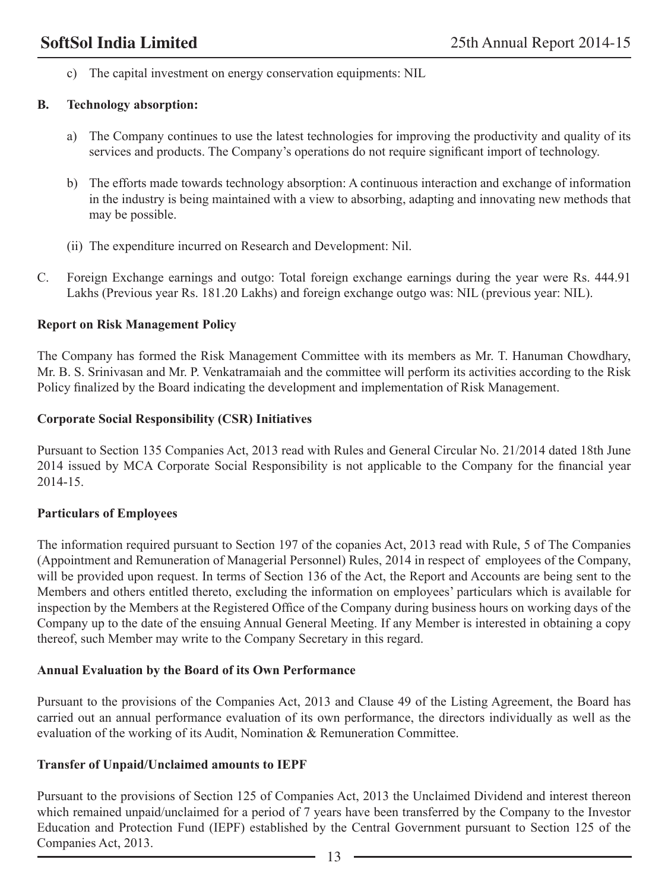c) The capital investment on energy conservation equipments: NIL

**B. Technology absorption:**

a) The Company continues to use the latest technologies for improving the productivity and quality of its services and products. The Company's operations do not require significant import of technology.

b) The efforts made towards technology absorption: A continuous interaction and exchange of information in the industry is being maintained with a view to absorbing, adapting and innovating new methods that may be possible.

(ii) The expenditure incurred on Research and Development: Nil.

C. Foreign Exchange earnings and outgo: Total foreign exchange earnings during the year were Rs. 444.91 Lakhs (Previous year Rs. 181.20 Lakhs) and foreign exchange outgo was: NIL (previous year: NIL).

**Report on Risk Management Policy**

The Company has formed the Risk Management Committee with its members as Mr. T. Hanuman Chowdhary, Mr. B. S. Srinivasan and Mr. P. Venkatramaiah and the committee will perform its activities according to the Risk Policy finalized by the Board indicating the development and implementation of Risk Management.

**Corporate Social Responsibility (CSR) Initiatives**

Pursuant to Section 135 Companies Act, 2013 read with Rules and General Circular No. 21/2014 dated 18th June 2014 issued by MCA Corporate Social Responsibility is not applicable to the Company for the financial year 2014-15.

**Particulars of Employees**

The information required pursuant to Section 197 of the copanies Act, 2013 read with Rule, 5 of The Companies (Appointment and Remuneration of Managerial Personnel) Rules, 2014 in respect of employees of the Company, will be provided upon request. In terms of Section 136 of the Act, the Report and Accounts are being sent to the Members and others entitled thereto, excluding the information on employees' particulars which is available for inspection by the Members at the Registered Office of the Company during business hours on working days of the Company up to the date of the ensuing Annual General Meeting. If any Member is interested in obtaining a copy thereof, such Member may write to the Company Secretary in this regard.

**Annual Evaluation by the Board of its Own Performance**

Pursuant to the provisions of the Companies Act, 2013 and Clause 49 of the Listing Agreement, the Board has carried out an annual performance evaluation of its own performance, the directors individually as well as the evaluation of the working of its Audit, Nomination & Remuneration Committee.

**Transfer of Unpaid/Unclaimed amounts to IEPF**

Pursuant to the provisions of Section 125 of Companies Act, 2013 the Unclaimed Dividend and interest thereon which remained unpaid/unclaimed for a period of 7 years have been transferred by the Company to the Investor Education and Protection Fund (IEPF) established by the Central Government pursuant to Section 125 of the Companies Act, 2013.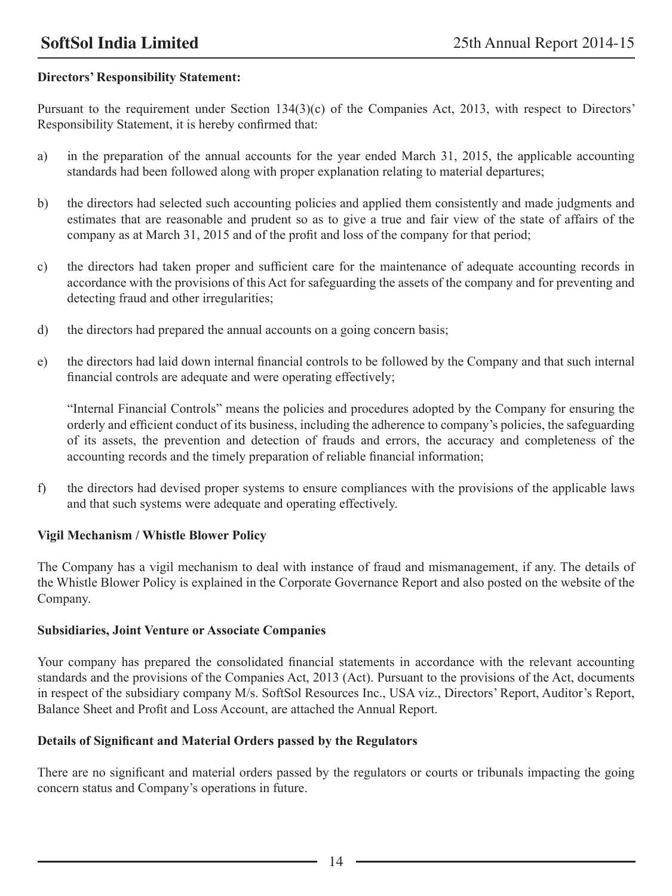**Directors' Responsibility Statement:**

Pursuant to the requirement under Section 134(3)(c) of the Companies Act, 2013, with respect to Directors' Responsibility Statement, it is hereby confirmed that:

a) in the preparation of the annual accounts for the year ended March 31, 2015, the applicable accounting standards had been followed along with proper explanation relating to material departures;

b) the directors had selected such accounting policies and applied them consistently and made judgments and estimates that are reasonable and prudent so as to give a true and fair view of the state of affairs of the company as at March 31, 2015 and of the profit and loss of the company for that period;

c) the directors had taken proper and sufficient care for the maintenance of adequate accounting records in accordance with the provisions of this Act for safeguarding the assets of the company and for preventing and detecting fraud and other irregularities;

d) the directors had prepared the annual accounts on a going concern basis;

e) the directors had laid down internal financial controls to be followed by the Company and that such internal financial controls are adequate and were operating effectively;

   "Internal Financial Controls" means the policies and procedures adopted by the Company for ensuring the orderly and efficient conduct of its business, including the adherence to company's policies, the safeguarding of its assets, the prevention and detection of frauds and errors, the accuracy and completeness of the accounting records and the timely preparation of reliable financial information;

f) the directors had devised proper systems to ensure compliances with the provisions of the applicable laws and that such systems were adequate and operating effectively.

**Vigil Mechanism / Whistle Blower Policy**

The Company has a vigil mechanism to deal with instance of fraud and mismanagement, if any. The details of the Whistle Blower Policy is explained in the Corporate Governance Report and also posted on the website of the Company.

**Subsidiaries, Joint Venture or Associate Companies**

Your company has prepared the consolidated financial statements in accordance with the relevant accounting standards and the provisions of the Companies Act, 2013 (Act). Pursuant to the provisions of the Act, documents in respect of the subsidiary company M/s. SoftSol Resources Inc., USA viz., Directors' Report, Auditor's Report, Balance Sheet and Profit and Loss Account, are attached the Annual Report.

**Details of Significant and Material Orders passed by the Regulators**

There are no significant and material orders passed by the regulators or courts or tribunals impacting the going concern status and Company's operations in future.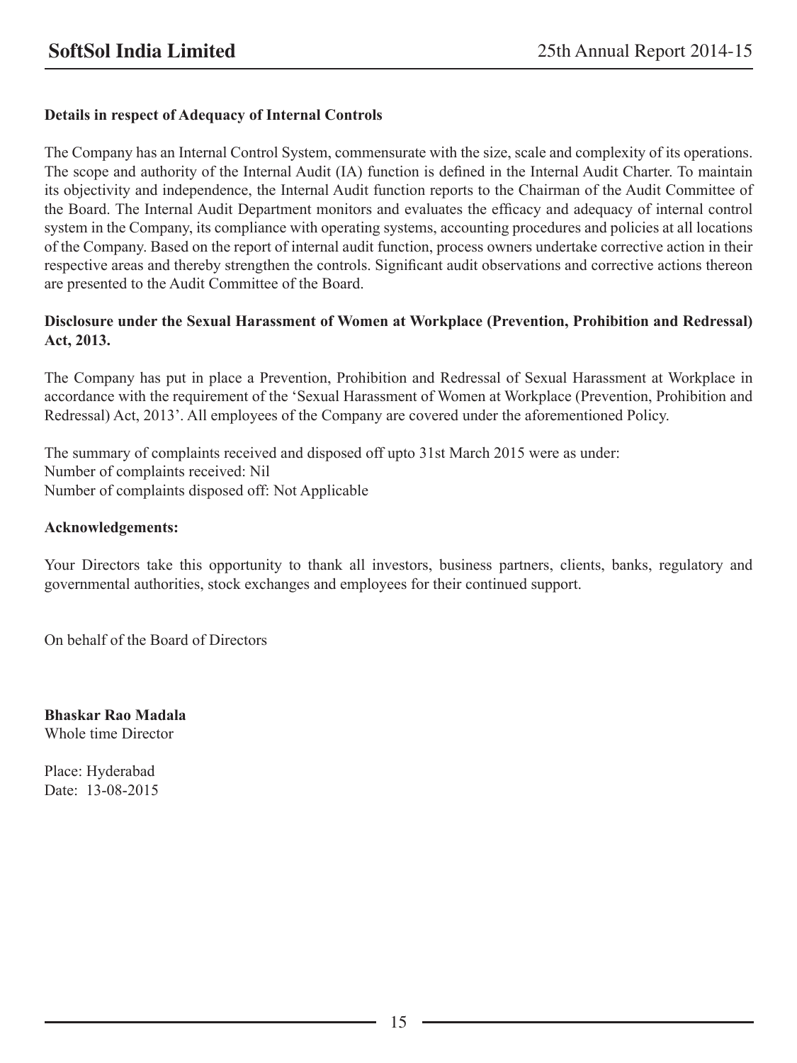**Details in respect of Adequacy of Internal Controls**

The Company has an Internal Control System, commensurate with the size, scale and complexity of its operations. The scope and authority of the Internal Audit (IA) function is defined in the Internal Audit Charter. To maintain its objectivity and independence, the Internal Audit function reports to the Chairman of the Audit Committee of the Board. The Internal Audit Department monitors and evaluates the efficacy and adequacy of internal control system in the Company, its compliance with operating systems, accounting procedures and policies at all locations of the Company. Based on the report of internal audit function, process owners undertake corrective action in their respective areas and thereby strengthen the controls. Significant audit observations and corrective actions thereon are presented to the Audit Committee of the Board.

**Disclosure under the Sexual Harassment of Women at Workplace (Prevention, Prohibition and Redressal) Act, 2013.**

The Company has put in place a Prevention, Prohibition and Redressal of Sexual Harassment at Workplace in accordance with the requirement of the 'Sexual Harassment of Women at Workplace (Prevention, Prohibition and Redressal) Act, 2013'. All employees of the Company are covered under the aforementioned Policy.

The summary of complaints received and disposed off upto 31st March 2015 were as under:
Number of complaints received: Nil
Number of complaints disposed off: Not Applicable

**Acknowledgements:**

Your Directors take this opportunity to thank all investors, business partners, clients, banks, regulatory and governmental authorities, stock exchanges and employees for their continued support.

On behalf of the Board of Directors

**Bhaskar Rao Madala**
Whole time Director

Place: Hyderabad
Date: 13-08-2015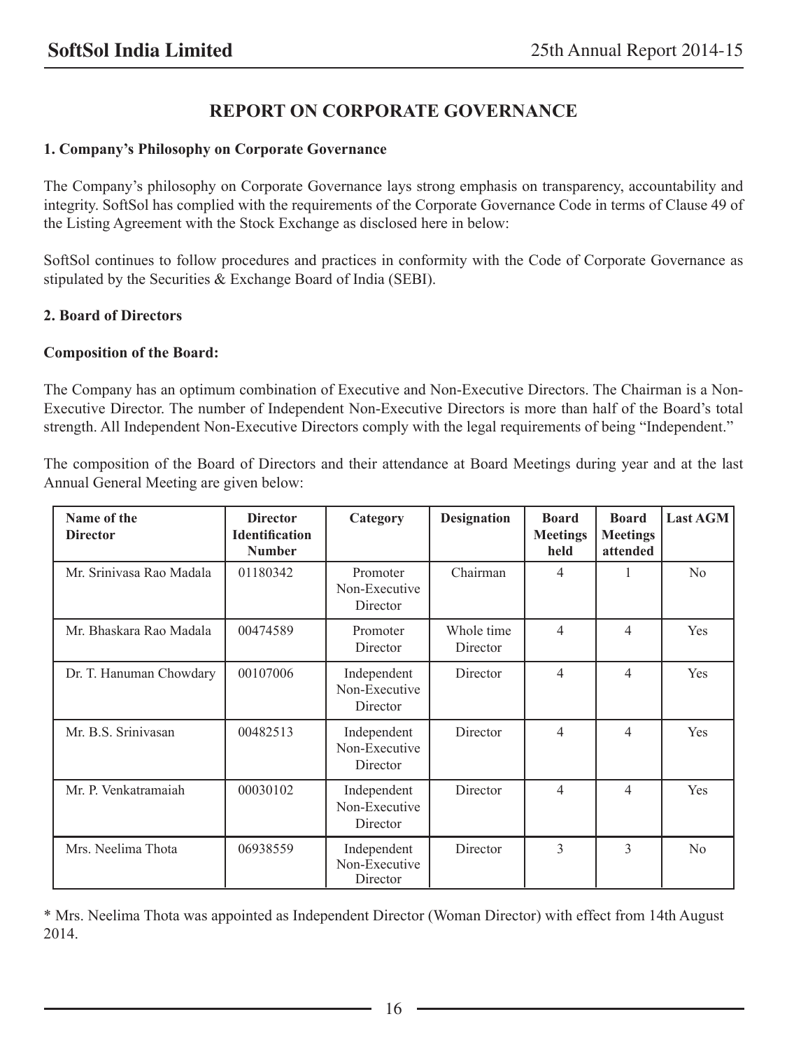# REPORT ON CORPORATE GOVERNANCE

## 1. Company's Philosophy on Corporate Governance

The Company's philosophy on Corporate Governance lays strong emphasis on transparency, accountability and integrity. SoftSol has complied with the requirements of the Corporate Governance Code in terms of Clause 49 of the Listing Agreement with the Stock Exchange as disclosed here in below:

SoftSol continues to follow procedures and practices in conformity with the Code of Corporate Governance as stipulated by the Securities & Exchange Board of India (SEBI).

## 2. Board of Directors

### Composition of the Board:

The Company has an optimum combination of Executive and Non-Executive Directors. The Chairman is a Non-Executive Director. The number of Independent Non-Executive Directors is more than half of the Board's total strength. All Independent Non-Executive Directors comply with the legal requirements of being "Independent."

The composition of the Board of Directors and their attendance at Board Meetings during year and at the last Annual General Meeting are given below:

| Name of the Director | Director Identification Number | Category | Designation | Board Meetings held | Board Meetings attended | Last AGM |
|---|---|---|---|---|---|---|
| Mr. Srinivasa Rao Madala | 01180342 | Promoter Non-Executive Director | Chairman | 4 | 1 | No |
| Mr. Bhaskara Rao Madala | 00474589 | Promoter Director | Whole time Director | 4 | 4 | Yes |
| Dr. T. Hanuman Chowdary | 00107006 | Independent Non-Executive Director | Director | 4 | 4 | Yes |
| Mr. B.S. Srinivasan | 00482513 | Independent Non-Executive Director | Director | 4 | 4 | Yes |
| Mr. P. Venkatramaiah | 00030102 | Independent Non-Executive Director | Director | 4 | 4 | Yes |
| Mrs. Neelima Thota | 06938559 | Independent Non-Executive Director | Director | 3 | 3 | No |

* Mrs. Neelima Thota was appointed as Independent Director (Woman Director) with effect from 14th August 2014.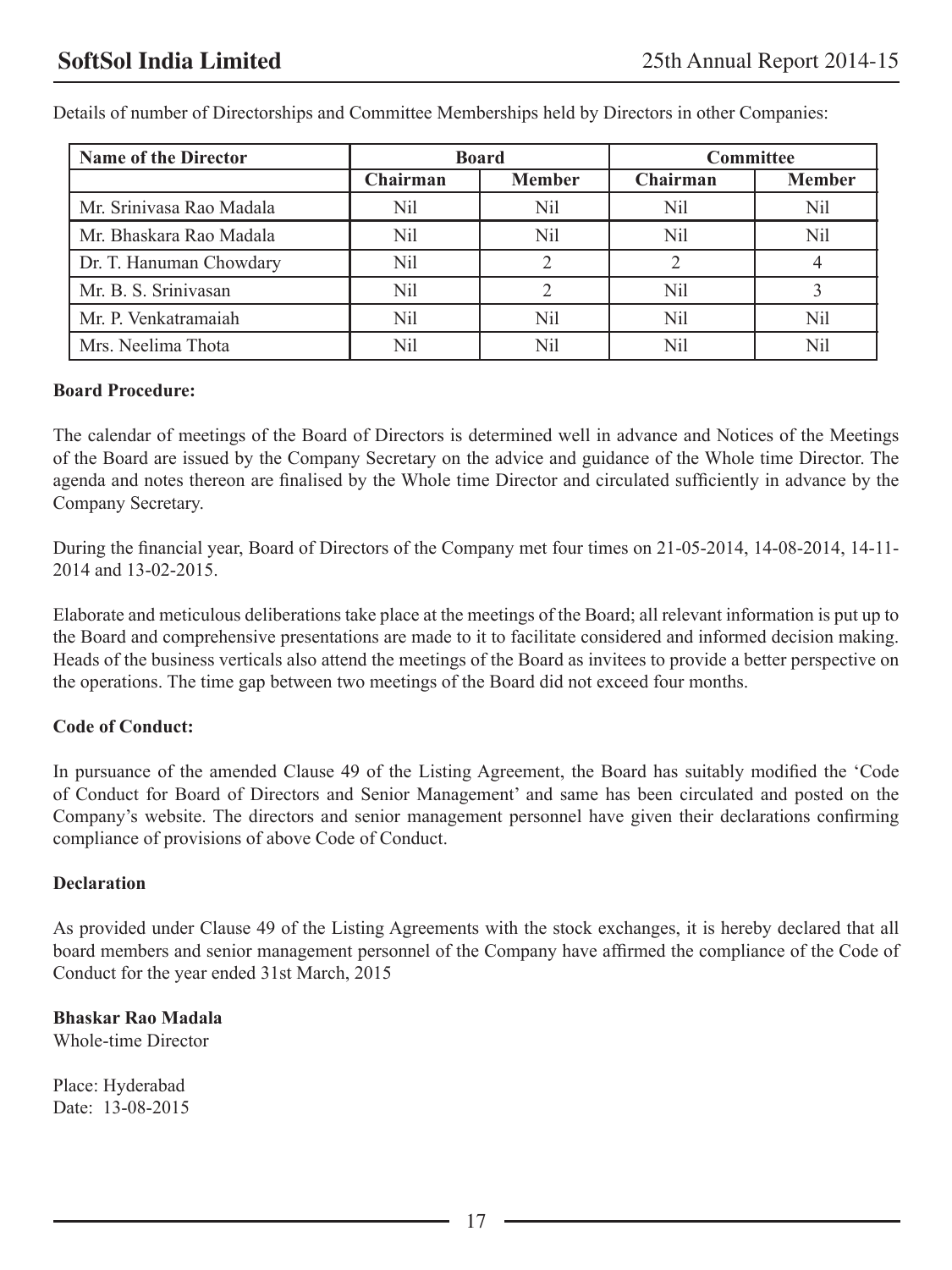Details of number of Directorships and Committee Memberships held by Directors in other Companies:

| Name of the Director | Board | | Committee | |
|---|---|---|---|---|
| | Chairman | Member | Chairman | Member |
| Mr. Srinivasa Rao Madala | Nil | Nil | Nil | Nil |
| Mr. Bhaskara Rao Madala | Nil | Nil | Nil | Nil |
| Dr. T. Hanuman Chowdary | Nil | 2 | 2 | 4 |
| Mr. B. S. Srinivasan | Nil | 2 | Nil | 3 |
| Mr. P. Venkatramaiah | Nil | Nil | Nil | Nil |
| Mrs. Neelima Thota | Nil | Nil | Nil | Nil |

**Board Procedure:**

The calendar of meetings of the Board of Directors is determined well in advance and Notices of the Meetings of the Board are issued by the Company Secretary on the advice and guidance of the Whole time Director. The agenda and notes thereon are finalised by the Whole time Director and circulated sufficiently in advance by the Company Secretary.

During the financial year, Board of Directors of the Company met four times on 21-05-2014, 14-08-2014, 14-11-2014 and 13-02-2015.

Elaborate and meticulous deliberations take place at the meetings of the Board; all relevant information is put up to the Board and comprehensive presentations are made to it to facilitate considered and informed decision making. Heads of the business verticals also attend the meetings of the Board as invitees to provide a better perspective on the operations. The time gap between two meetings of the Board did not exceed four months.

**Code of Conduct:**

In pursuance of the amended Clause 49 of the Listing Agreement, the Board has suitably modified the 'Code of Conduct for Board of Directors and Senior Management' and same has been circulated and posted on the Company's website. The directors and senior management personnel have given their declarations confirming compliance of provisions of above Code of Conduct.

**Declaration**

As provided under Clause 49 of the Listing Agreements with the stock exchanges, it is hereby declared that all board members and senior management personnel of the Company have affirmed the compliance of the Code of Conduct for the year ended 31st March, 2015

**Bhaskar Rao Madala**
Whole-time Director

Place: Hyderabad
Date: 13-08-2015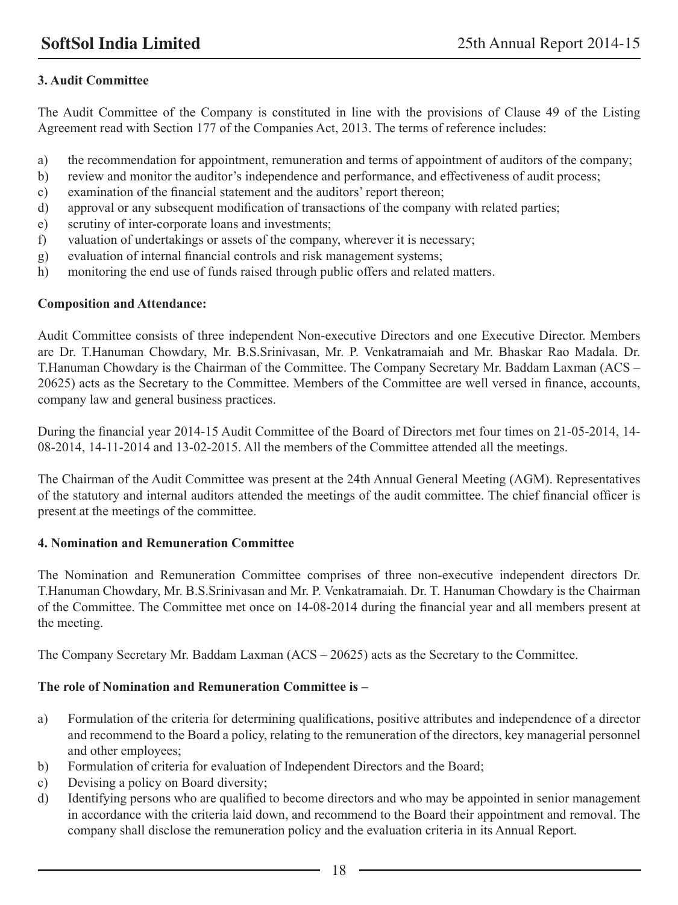### 3. Audit Committee

The Audit Committee of the Company is constituted in line with the provisions of Clause 49 of the Listing Agreement read with Section 177 of the Companies Act, 2013. The terms of reference includes:

a) the recommendation for appointment, remuneration and terms of appointment of auditors of the company;
b) review and monitor the auditor's independence and performance, and effectiveness of audit process;
c) examination of the financial statement and the auditors' report thereon;
d) approval or any subsequent modification of transactions of the company with related parties;
e) scrutiny of inter-corporate loans and investments;
f) valuation of undertakings or assets of the company, wherever it is necessary;
g) evaluation of internal financial controls and risk management systems;
h) monitoring the end use of funds raised through public offers and related matters.

**Composition and Attendance:**

Audit Committee consists of three independent Non-executive Directors and one Executive Director. Members are Dr. T.Hanuman Chowdary, Mr. B.S.Srinivasan, Mr. P. Venkatramaiah and Mr. Bhaskar Rao Madala. Dr. T.Hanuman Chowdary is the Chairman of the Committee. The Company Secretary Mr. Baddam Laxman (ACS – 20625) acts as the Secretary to the Committee. Members of the Committee are well versed in finance, accounts, company law and general business practices.

During the financial year 2014-15 Audit Committee of the Board of Directors met four times on 21-05-2014, 14-08-2014, 14-11-2014 and 13-02-2015. All the members of the Committee attended all the meetings.

The Chairman of the Audit Committee was present at the 24th Annual General Meeting (AGM). Representatives of the statutory and internal auditors attended the meetings of the audit committee. The chief financial officer is present at the meetings of the committee.

### 4. Nomination and Remuneration Committee

The Nomination and Remuneration Committee comprises of three non-executive independent directors Dr. T.Hanuman Chowdary, Mr. B.S.Srinivasan and Mr. P. Venkatramaiah. Dr. T. Hanuman Chowdary is the Chairman of the Committee. The Committee met once on 14-08-2014 during the financial year and all members present at the meeting.

The Company Secretary Mr. Baddam Laxman (ACS – 20625) acts as the Secretary to the Committee.

**The role of Nomination and Remuneration Committee is –**

a) Formulation of the criteria for determining qualifications, positive attributes and independence of a director and recommend to the Board a policy, relating to the remuneration of the directors, key managerial personnel and other employees;
b) Formulation of criteria for evaluation of Independent Directors and the Board;
c) Devising a policy on Board diversity;
d) Identifying persons who are qualified to become directors and who may be appointed in senior management in accordance with the criteria laid down, and recommend to the Board their appointment and removal. The company shall disclose the remuneration policy and the evaluation criteria in its Annual Report.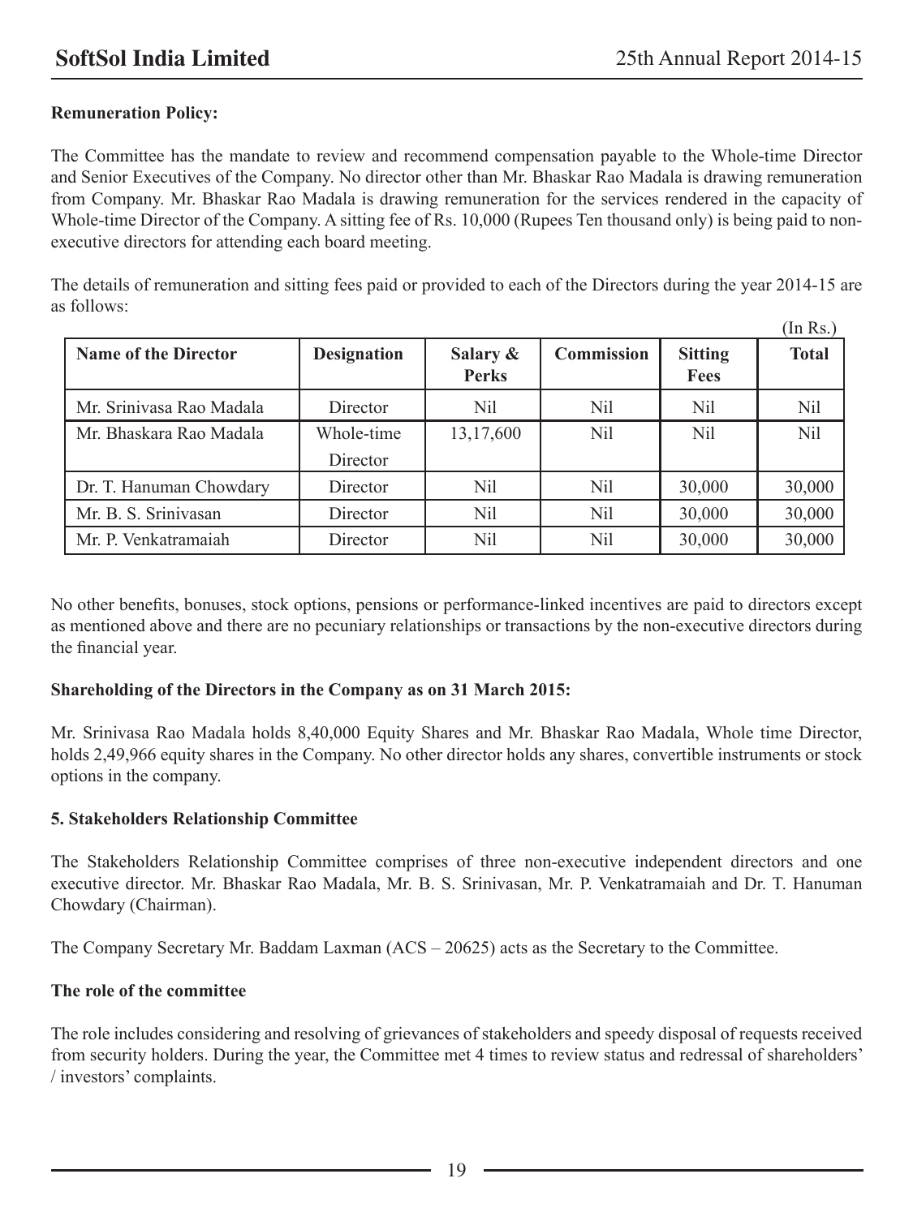**Remuneration Policy:**

The Committee has the mandate to review and recommend compensation payable to the Whole-time Director and Senior Executives of the Company. No director other than Mr. Bhaskar Rao Madala is drawing remuneration from Company. Mr. Bhaskar Rao Madala is drawing remuneration for the services rendered in the capacity of Whole-time Director of the Company. A sitting fee of Rs. 10,000 (Rupees Ten thousand only) is being paid to non-executive directors for attending each board meeting.

The details of remuneration and sitting fees paid or provided to each of the Directors during the year 2014-15 are as follows:

(In Rs.)

| Name of the Director | Designation | Salary & Perks | Commission | Sitting Fees | Total |
|---|---|---|---|---|---|
| Mr. Srinivasa Rao Madala | Director | Nil | Nil | Nil | Nil |
| Mr. Bhaskara Rao Madala | Whole-time Director | 13,17,600 | Nil | Nil | Nil |
| Dr. T. Hanuman Chowdary | Director | Nil | Nil | 30,000 | 30,000 |
| Mr. B. S. Srinivasan | Director | Nil | Nil | 30,000 | 30,000 |
| Mr. P. Venkatramaiah | Director | Nil | Nil | 30,000 | 30,000 |

No other benefits, bonuses, stock options, pensions or performance-linked incentives are paid to directors except as mentioned above and there are no pecuniary relationships or transactions by the non-executive directors during the financial year.

**Shareholding of the Directors in the Company as on 31 March 2015:**

Mr. Srinivasa Rao Madala holds 8,40,000 Equity Shares and Mr. Bhaskar Rao Madala, Whole time Director, holds 2,49,966 equity shares in the Company. No other director holds any shares, convertible instruments or stock options in the company.

**5. Stakeholders Relationship Committee**

The Stakeholders Relationship Committee comprises of three non-executive independent directors and one executive director. Mr. Bhaskar Rao Madala, Mr. B. S. Srinivasan, Mr. P. Venkatramaiah and Dr. T. Hanuman Chowdary (Chairman).

The Company Secretary Mr. Baddam Laxman (ACS – 20625) acts as the Secretary to the Committee.

**The role of the committee**

The role includes considering and resolving of grievances of stakeholders and speedy disposal of requests received from security holders. During the year, the Committee met 4 times to review status and redressal of shareholders' / investors' complaints.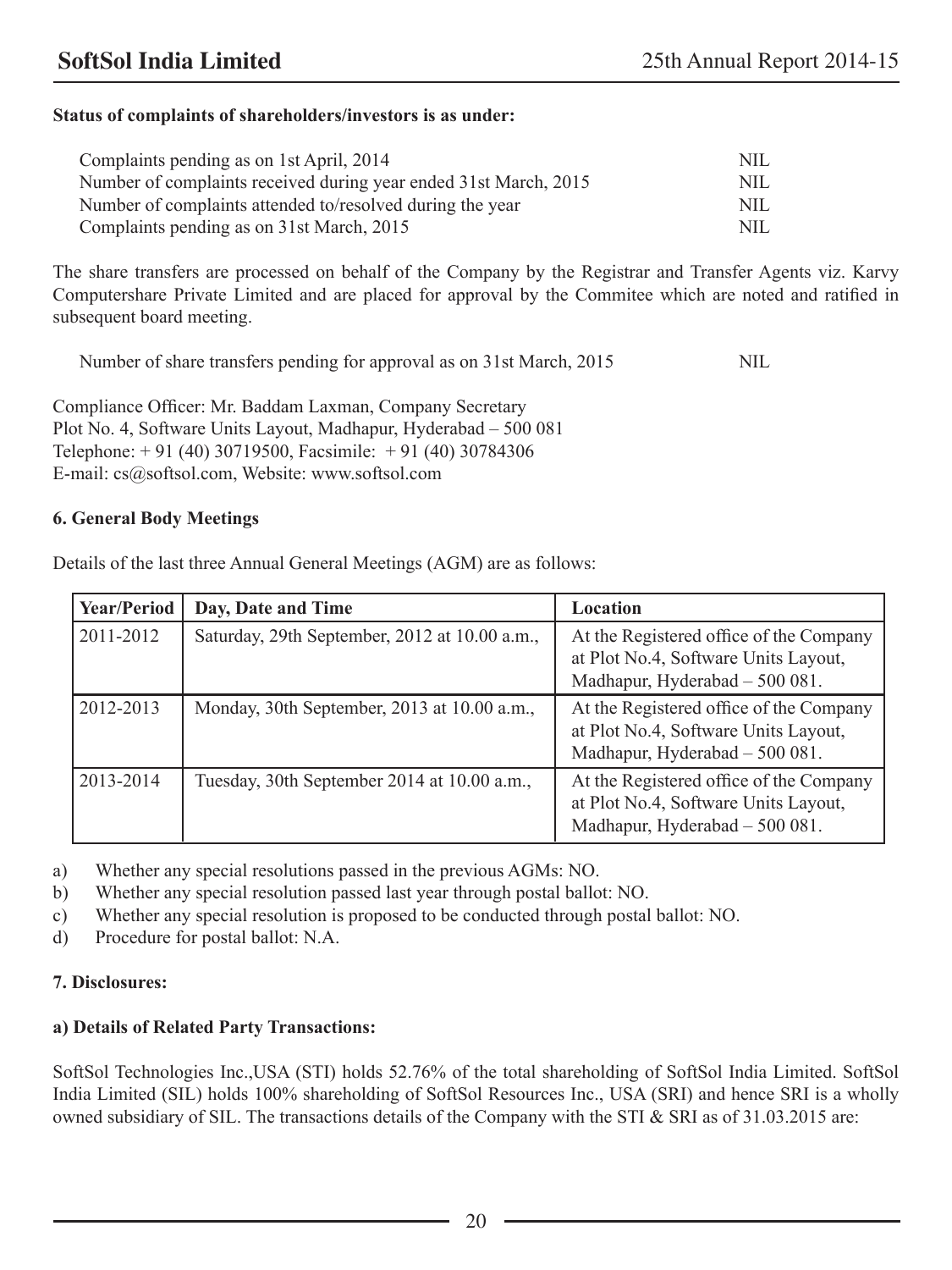**Status of complaints of shareholders/investors is as under:**

| | |
|---|---|
| Complaints pending as on 1st April, 2014 | NIL |
| Number of complaints received during year ended 31st March, 2015 | NIL |
| Number of complaints attended to/resolved during the year | NIL |
| Complaints pending as on 31st March, 2015 | NIL |

The share transfers are processed on behalf of the Company by the Registrar and Transfer Agents viz. Karvy Computershare Private Limited and are placed for approval by the Commitee which are noted and ratified in subsequent board meeting.

| | |
|---|---|
| Number of share transfers pending for approval as on 31st March, 2015 | NIL |

Compliance Officer: Mr. Baddam Laxman, Company Secretary
Plot No. 4, Software Units Layout, Madhapur, Hyderabad – 500 081
Telephone: + 91 (40) 30719500, Facsimile: + 91 (40) 30784306
E-mail: cs@softsol.com, Website: www.softsol.com

**6. General Body Meetings**

Details of the last three Annual General Meetings (AGM) are as follows:

| Year/Period | Day, Date and Time | Location |
|---|---|---|
| 2011-2012 | Saturday, 29th September, 2012 at 10.00 a.m., | At the Registered office of the Company at Plot No.4, Software Units Layout, Madhapur, Hyderabad – 500 081. |
| 2012-2013 | Monday, 30th September, 2013 at 10.00 a.m., | At the Registered office of the Company at Plot No.4, Software Units Layout, Madhapur, Hyderabad – 500 081. |
| 2013-2014 | Tuesday, 30th September 2014 at 10.00 a.m., | At the Registered office of the Company at Plot No.4, Software Units Layout, Madhapur, Hyderabad – 500 081. |

a) Whether any special resolutions passed in the previous AGMs: NO.
b) Whether any special resolution passed last year through postal ballot: NO.
c) Whether any special resolution is proposed to be conducted through postal ballot: NO.
d) Procedure for postal ballot: N.A.

**7. Disclosures:**

**a) Details of Related Party Transactions:**

SoftSol Technologies Inc.,USA (STI) holds 52.76% of the total shareholding of SoftSol India Limited. SoftSol India Limited (SIL) holds 100% shareholding of SoftSol Resources Inc., USA (SRI) and hence SRI is a wholly owned subsidiary of SIL. The transactions details of the Company with the STI & SRI as of 31.03.2015 are: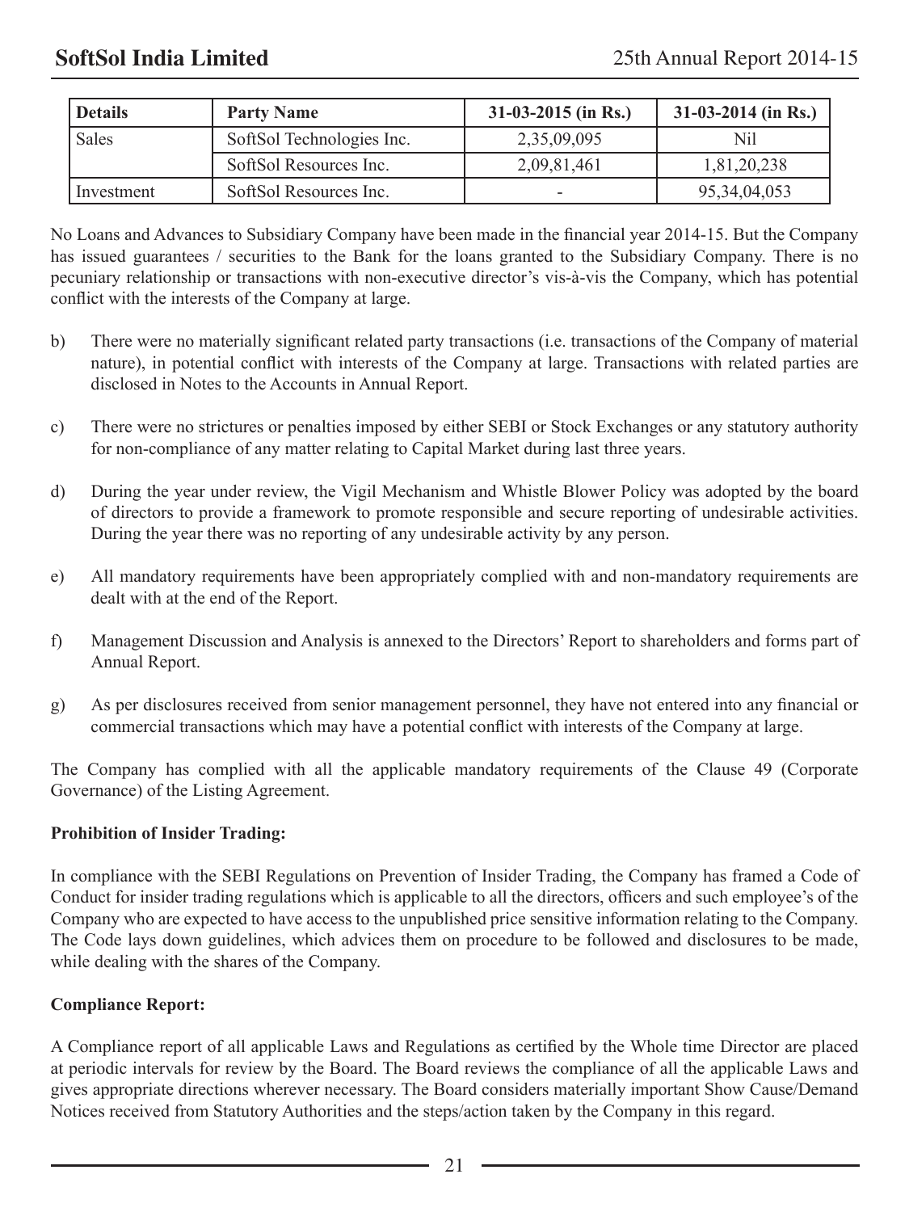| Details | Party Name | 31-03-2015 (in Rs.) | 31-03-2014 (in Rs.) |
|---|---|---|---|
| Sales | SoftSol Technologies Inc. | 2,35,09,095 | Nil |
| | SoftSol Resources Inc. | 2,09,81,461 | 1,81,20,238 |
| Investment | SoftSol Resources Inc. | - | 95,34,04,053 |

No Loans and Advances to Subsidiary Company have been made in the financial year 2014-15. But the Company has issued guarantees / securities to the Bank for the loans granted to the Subsidiary Company. There is no pecuniary relationship or transactions with non-executive director's vis-à-vis the Company, which has potential conflict with the interests of the Company at large.

b) There were no materially significant related party transactions (i.e. transactions of the Company of material nature), in potential conflict with interests of the Company at large. Transactions with related parties are disclosed in Notes to the Accounts in Annual Report.

c) There were no strictures or penalties imposed by either SEBI or Stock Exchanges or any statutory authority for non-compliance of any matter relating to Capital Market during last three years.

d) During the year under review, the Vigil Mechanism and Whistle Blower Policy was adopted by the board of directors to provide a framework to promote responsible and secure reporting of undesirable activities. During the year there was no reporting of any undesirable activity by any person.

e) All mandatory requirements have been appropriately complied with and non-mandatory requirements are dealt with at the end of the Report.

f) Management Discussion and Analysis is annexed to the Directors' Report to shareholders and forms part of Annual Report.

g) As per disclosures received from senior management personnel, they have not entered into any financial or commercial transactions which may have a potential conflict with interests of the Company at large.

The Company has complied with all the applicable mandatory requirements of the Clause 49 (Corporate Governance) of the Listing Agreement.

**Prohibition of Insider Trading:**

In compliance with the SEBI Regulations on Prevention of Insider Trading, the Company has framed a Code of Conduct for insider trading regulations which is applicable to all the directors, officers and such employee's of the Company who are expected to have access to the unpublished price sensitive information relating to the Company. The Code lays down guidelines, which advices them on procedure to be followed and disclosures to be made, while dealing with the shares of the Company.

**Compliance Report:**

A Compliance report of all applicable Laws and Regulations as certified by the Whole time Director are placed at periodic intervals for review by the Board. The Board reviews the compliance of all the applicable Laws and gives appropriate directions wherever necessary. The Board considers materially important Show Cause/Demand Notices received from Statutory Authorities and the steps/action taken by the Company in this regard.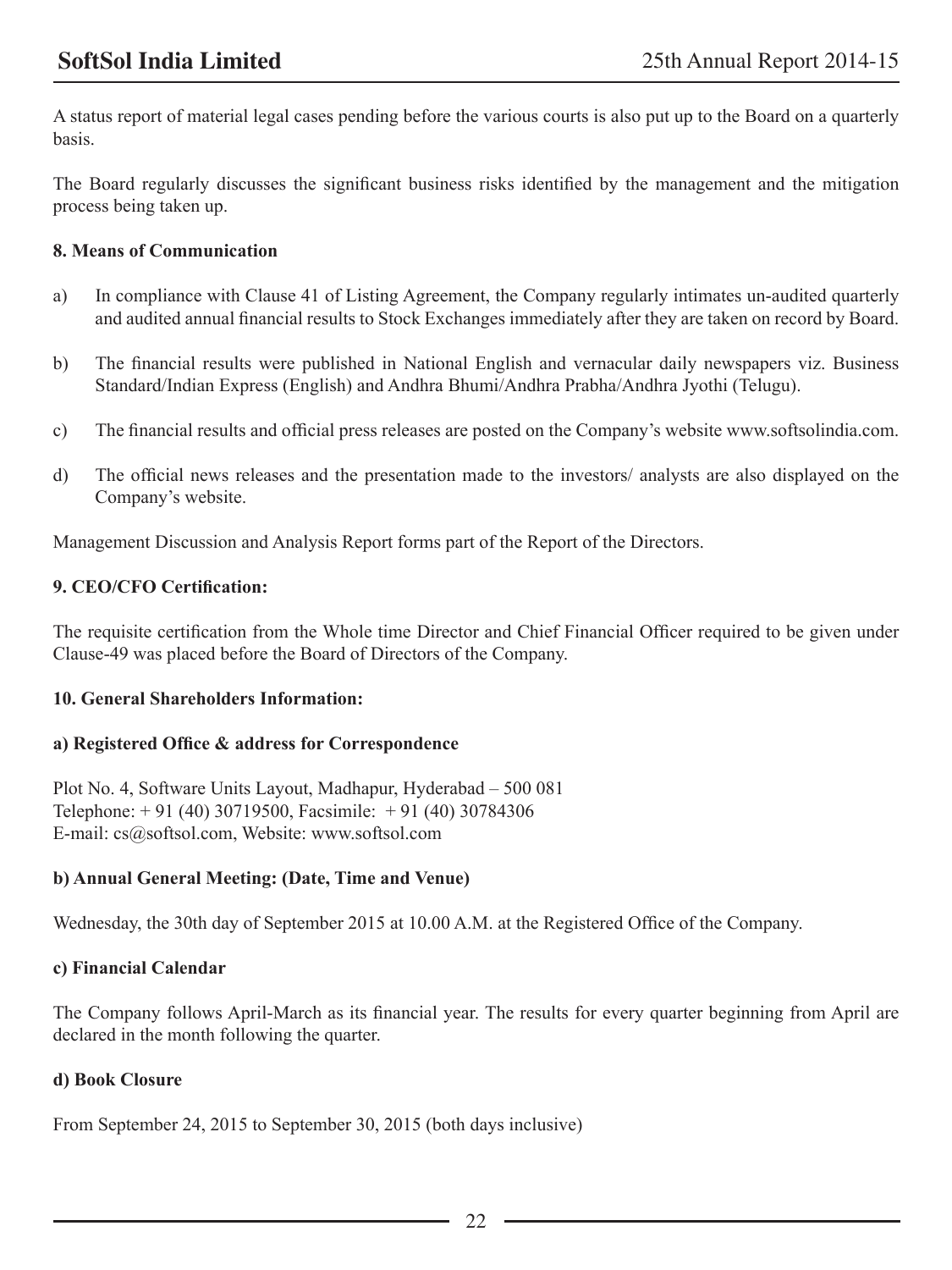A status report of material legal cases pending before the various courts is also put up to the Board on a quarterly basis.

The Board regularly discusses the significant business risks identified by the management and the mitigation process being taken up.

### 8. Means of Communication

a) In compliance with Clause 41 of Listing Agreement, the Company regularly intimates un-audited quarterly and audited annual financial results to Stock Exchanges immediately after they are taken on record by Board.

b) The financial results were published in National English and vernacular daily newspapers viz. Business Standard/Indian Express (English) and Andhra Bhumi/Andhra Prabha/Andhra Jyothi (Telugu).

c) The financial results and official press releases are posted on the Company's website www.softsolindia.com.

d) The official news releases and the presentation made to the investors/ analysts are also displayed on the Company's website.

Management Discussion and Analysis Report forms part of the Report of the Directors.

### 9. CEO/CFO Certification:

The requisite certification from the Whole time Director and Chief Financial Officer required to be given under Clause-49 was placed before the Board of Directors of the Company.

### 10. General Shareholders Information:

#### a) Registered Office & address for Correspondence

Plot No. 4, Software Units Layout, Madhapur, Hyderabad – 500 081
Telephone: + 91 (40) 30719500, Facsimile: + 91 (40) 30784306
E-mail: cs@softsol.com, Website: www.softsol.com

#### b) Annual General Meeting: (Date, Time and Venue)

Wednesday, the 30th day of September 2015 at 10.00 A.M. at the Registered Office of the Company.

#### c) Financial Calendar

The Company follows April-March as its financial year. The results for every quarter beginning from April are declared in the month following the quarter.

#### d) Book Closure

From September 24, 2015 to September 30, 2015 (both days inclusive)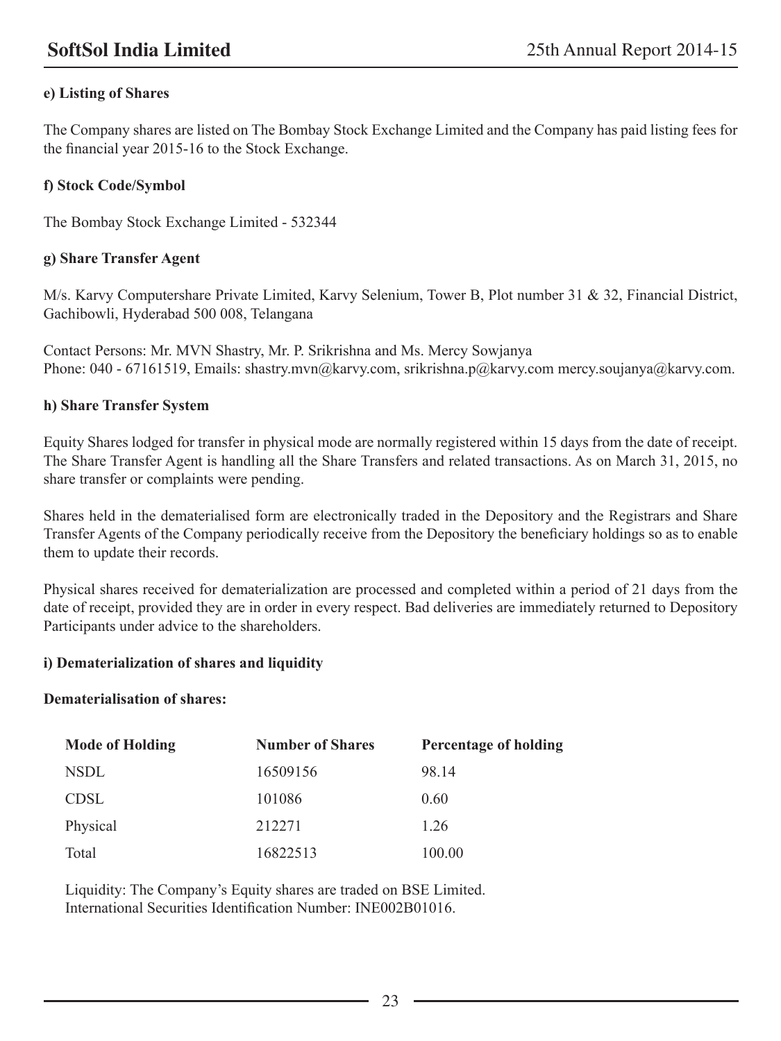**e) Listing of Shares**

The Company shares are listed on The Bombay Stock Exchange Limited and the Company has paid listing fees for the financial year 2015-16 to the Stock Exchange.

**f) Stock Code/Symbol**

The Bombay Stock Exchange Limited - 532344

**g) Share Transfer Agent**

M/s. Karvy Computershare Private Limited, Karvy Selenium, Tower B, Plot number 31 & 32, Financial District, Gachibowli, Hyderabad 500 008, Telangana

Contact Persons: Mr. MVN Shastry, Mr. P. Srikrishna and Ms. Mercy Sowjanya
Phone: 040 - 67161519, Emails: shastry.mvn@karvy.com, srikrishna.p@karvy.com mercy.soujanya@karvy.com.

**h) Share Transfer System**

Equity Shares lodged for transfer in physical mode are normally registered within 15 days from the date of receipt. The Share Transfer Agent is handling all the Share Transfers and related transactions. As on March 31, 2015, no share transfer or complaints were pending.

Shares held in the dematerialised form are electronically traded in the Depository and the Registrars and Share Transfer Agents of the Company periodically receive from the Depository the beneficiary holdings so as to enable them to update their records.

Physical shares received for dematerialization are processed and completed within a period of 21 days from the date of receipt, provided they are in order in every respect. Bad deliveries are immediately returned to Depository Participants under advice to the shareholders.

**i) Dematerialization of shares and liquidity**

**Dematerialisation of shares:**

| Mode of Holding | Number of Shares | Percentage of holding |
|---|---|---|
| NSDL | 16509156 | 98.14 |
| CDSL | 101086 | 0.60 |
| Physical | 212271 | 1.26 |
| Total | 16822513 | 100.00 |

Liquidity: The Company's Equity shares are traded on BSE Limited.
International Securities Identification Number: INE002B01016.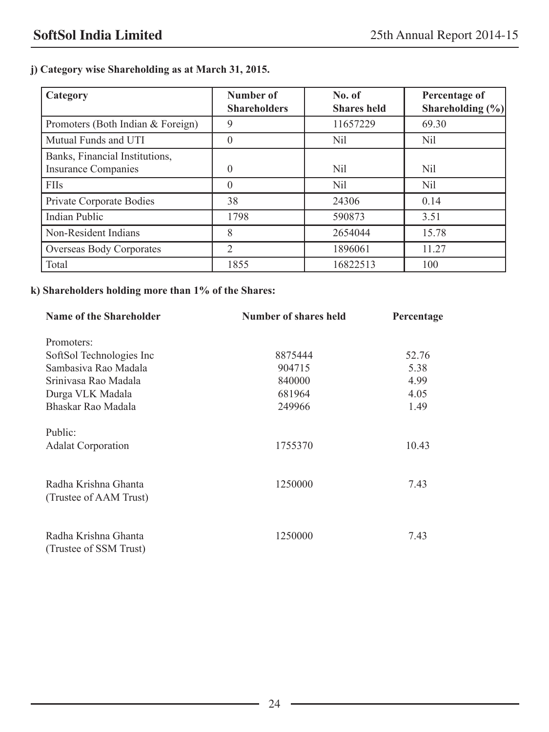**j) Category wise Shareholding as at March 31, 2015.**

| Category | Number of Shareholders | No. of Shares held | Percentage of Shareholding (%) |
|---|---|---|---|
| Promoters (Both Indian & Foreign) | 9 | 11657229 | 69.30 |
| Mutual Funds and UTI | 0 | Nil | Nil |
| Banks, Financial Institutions, Insurance Companies | 0 | Nil | Nil |
| FIIs | 0 | Nil | Nil |
| Private Corporate Bodies | 38 | 24306 | 0.14 |
| Indian Public | 1798 | 590873 | 3.51 |
| Non-Resident Indians | 8 | 2654044 | 15.78 |
| Overseas Body Corporates | 2 | 1896061 | 11.27 |
| Total | 1855 | 16822513 | 100 |

**k) Shareholders holding more than 1% of the Shares:**

| Name of the Shareholder | Number of shares held | Percentage |
|---|---|---|
| Promoters: | | |
| SoftSol Technologies Inc | 8875444 | 52.76 |
| Sambasiva Rao Madala | 904715 | 5.38 |
| Srinivasa Rao Madala | 840000 | 4.99 |
| Durga VLK Madala | 681964 | 4.05 |
| Bhaskar Rao Madala | 249966 | 1.49 |
| Public: | | |
| Adalat Corporation | 1755370 | 10.43 |
| Radha Krishna Ghanta (Trustee of AAM Trust) | 1250000 | 7.43 |
| Radha Krishna Ghanta (Trustee of SSM Trust) | 1250000 | 7.43 |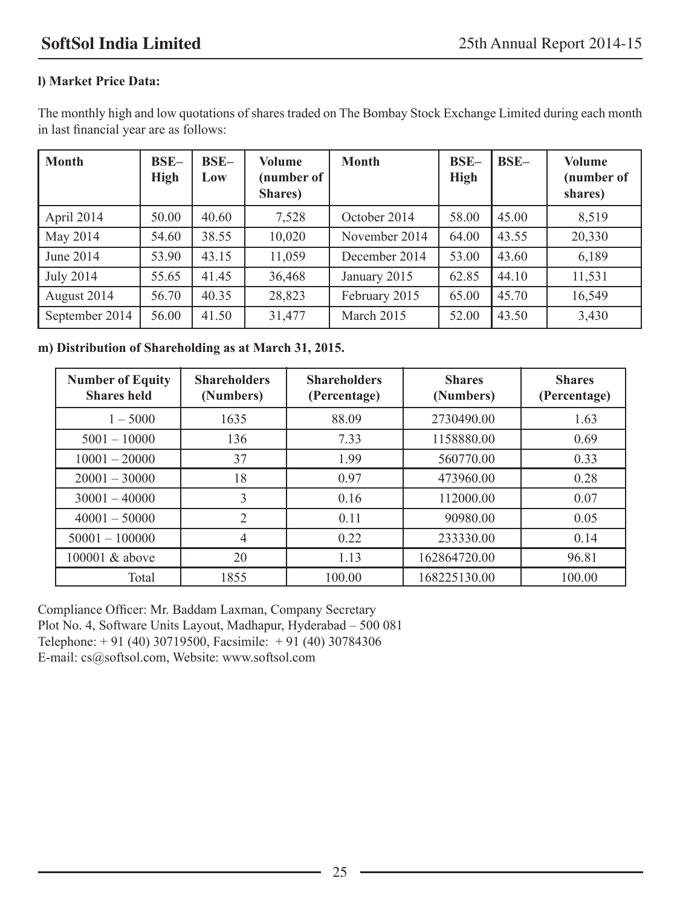**l) Market Price Data:**

The monthly high and low quotations of shares traded on The Bombay Stock Exchange Limited during each month in last financial year are as follows:

| Month | BSE– High | BSE– Low | Volume (number of Shares) | Month | BSE– High | BSE– | Volume (number of shares) |
|---|---|---|---|---|---|---|---|
| April 2014 | 50.00 | 40.60 | 7,528 | October 2014 | 58.00 | 45.00 | 8,519 |
| May 2014 | 54.60 | 38.55 | 10,020 | November 2014 | 64.00 | 43.55 | 20,330 |
| June 2014 | 53.90 | 43.15 | 11,059 | December 2014 | 53.00 | 43.60 | 6,189 |
| July 2014 | 55.65 | 41.45 | 36,468 | January 2015 | 62.85 | 44.10 | 11,531 |
| August 2014 | 56.70 | 40.35 | 28,823 | February 2015 | 65.00 | 45.70 | 16,549 |
| September 2014 | 56.00 | 41.50 | 31,477 | March 2015 | 52.00 | 43.50 | 3,430 |

**m) Distribution of Shareholding as at March 31, 2015.**

| Number of Equity Shares held | Shareholders (Numbers) | Shareholders (Percentage) | Shares (Numbers) | Shares (Percentage) |
|---|---|---|---|---|
| 1 – 5000 | 1635 | 88.09 | 2730490.00 | 1.63 |
| 5001 – 10000 | 136 | 7.33 | 1158880.00 | 0.69 |
| 10001 – 20000 | 37 | 1.99 | 560770.00 | 0.33 |
| 20001 – 30000 | 18 | 0.97 | 473960.00 | 0.28 |
| 30001 – 40000 | 3 | 0.16 | 112000.00 | 0.07 |
| 40001 – 50000 | 2 | 0.11 | 90980.00 | 0.05 |
| 50001 – 100000 | 4 | 0.22 | 233330.00 | 0.14 |
| 100001 & above | 20 | 1.13 | 162864720.00 | 96.81 |
| Total | 1855 | 100.00 | 168225130.00 | 100.00 |

Compliance Officer: Mr. Baddam Laxman, Company Secretary
Plot No. 4, Software Units Layout, Madhapur, Hyderabad – 500 081
Telephone: + 91 (40) 30719500, Facsimile: + 91 (40) 30784306
E-mail: cs@softsol.com, Website: www.softsol.com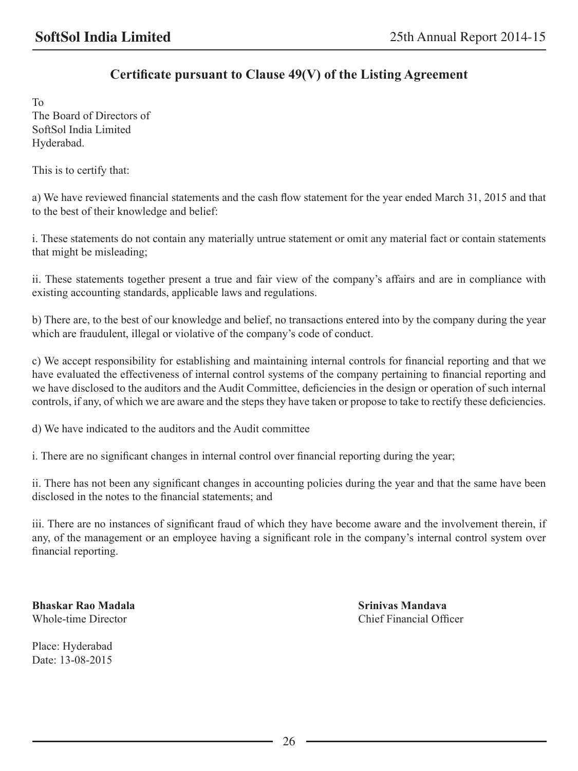## Certificate pursuant to Clause 49(V) of the Listing Agreement

To
The Board of Directors of
SoftSol India Limited
Hyderabad.

This is to certify that:

a) We have reviewed financial statements and the cash flow statement for the year ended March 31, 2015 and that to the best of their knowledge and belief:

i. These statements do not contain any materially untrue statement or omit any material fact or contain statements that might be misleading;

ii. These statements together present a true and fair view of the company's affairs and are in compliance with existing accounting standards, applicable laws and regulations.

b) There are, to the best of our knowledge and belief, no transactions entered into by the company during the year which are fraudulent, illegal or violative of the company's code of conduct.

c) We accept responsibility for establishing and maintaining internal controls for financial reporting and that we have evaluated the effectiveness of internal control systems of the company pertaining to financial reporting and we have disclosed to the auditors and the Audit Committee, deficiencies in the design or operation of such internal controls, if any, of which we are aware and the steps they have taken or propose to take to rectify these deficiencies.

d) We have indicated to the auditors and the Audit committee

i. There are no significant changes in internal control over financial reporting during the year;

ii. There has not been any significant changes in accounting policies during the year and that the same have been disclosed in the notes to the financial statements; and

iii. There are no instances of significant fraud of which they have become aware and the involvement therein, if any, of the management or an employee having a significant role in the company's internal control system over financial reporting.

**Bhaskar Rao Madala**
Whole-time Director

**Srinivas Mandava**
Chief Financial Officer

Place: Hyderabad
Date: 13-08-2015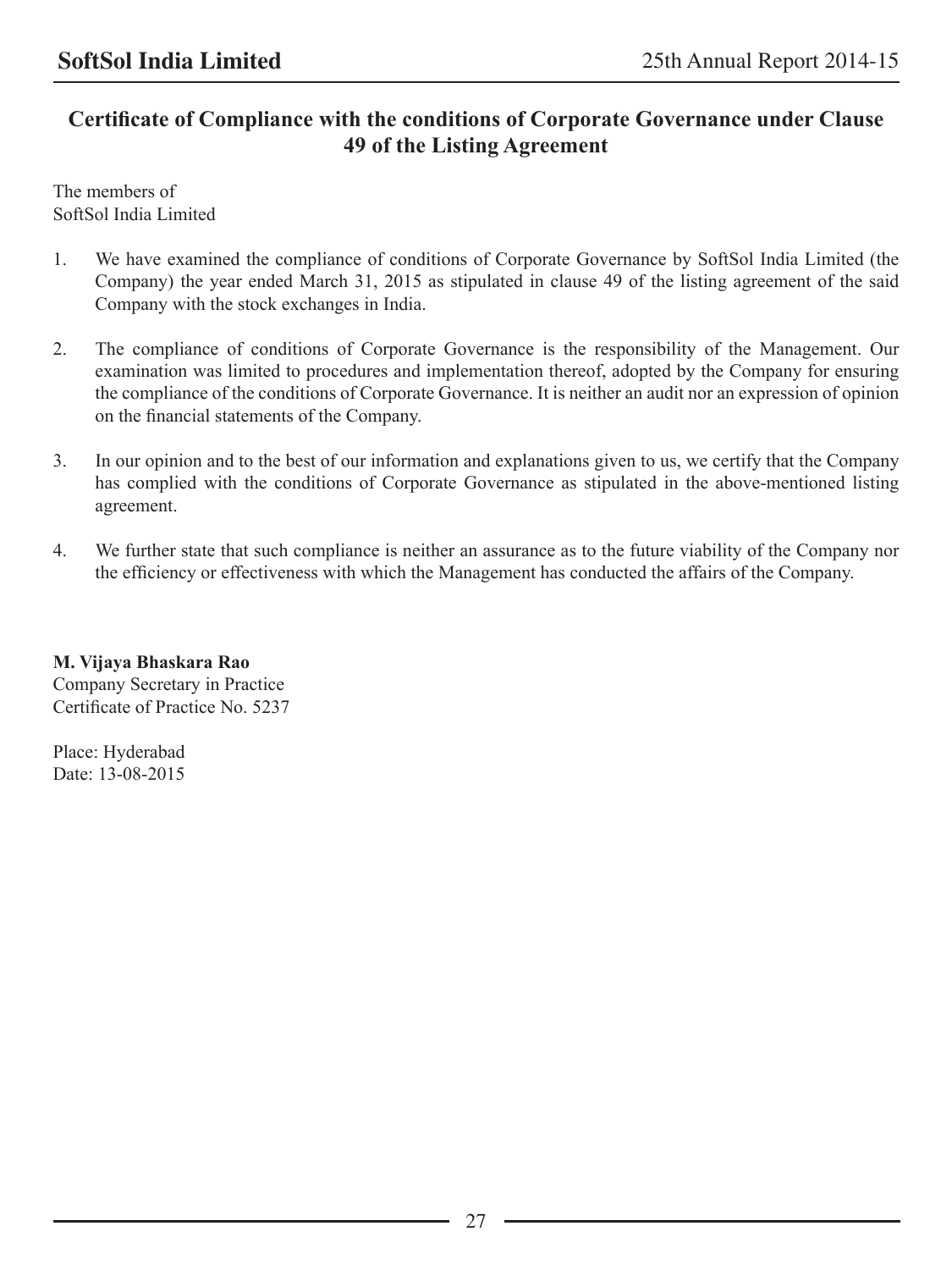## Certificate of Compliance with the conditions of Corporate Governance under Clause 49 of the Listing Agreement

The members of
SoftSol India Limited

1. We have examined the compliance of conditions of Corporate Governance by SoftSol India Limited (the Company) the year ended March 31, 2015 as stipulated in clause 49 of the listing agreement of the said Company with the stock exchanges in India.

2. The compliance of conditions of Corporate Governance is the responsibility of the Management. Our examination was limited to procedures and implementation thereof, adopted by the Company for ensuring the compliance of the conditions of Corporate Governance. It is neither an audit nor an expression of opinion on the financial statements of the Company.

3. In our opinion and to the best of our information and explanations given to us, we certify that the Company has complied with the conditions of Corporate Governance as stipulated in the above-mentioned listing agreement.

4. We further state that such compliance is neither an assurance as to the future viability of the Company nor the efficiency or effectiveness with which the Management has conducted the affairs of the Company.

**M. Vijaya Bhaskara Rao**
Company Secretary in Practice
Certificate of Practice No. 5237

Place: Hyderabad
Date: 13-08-2015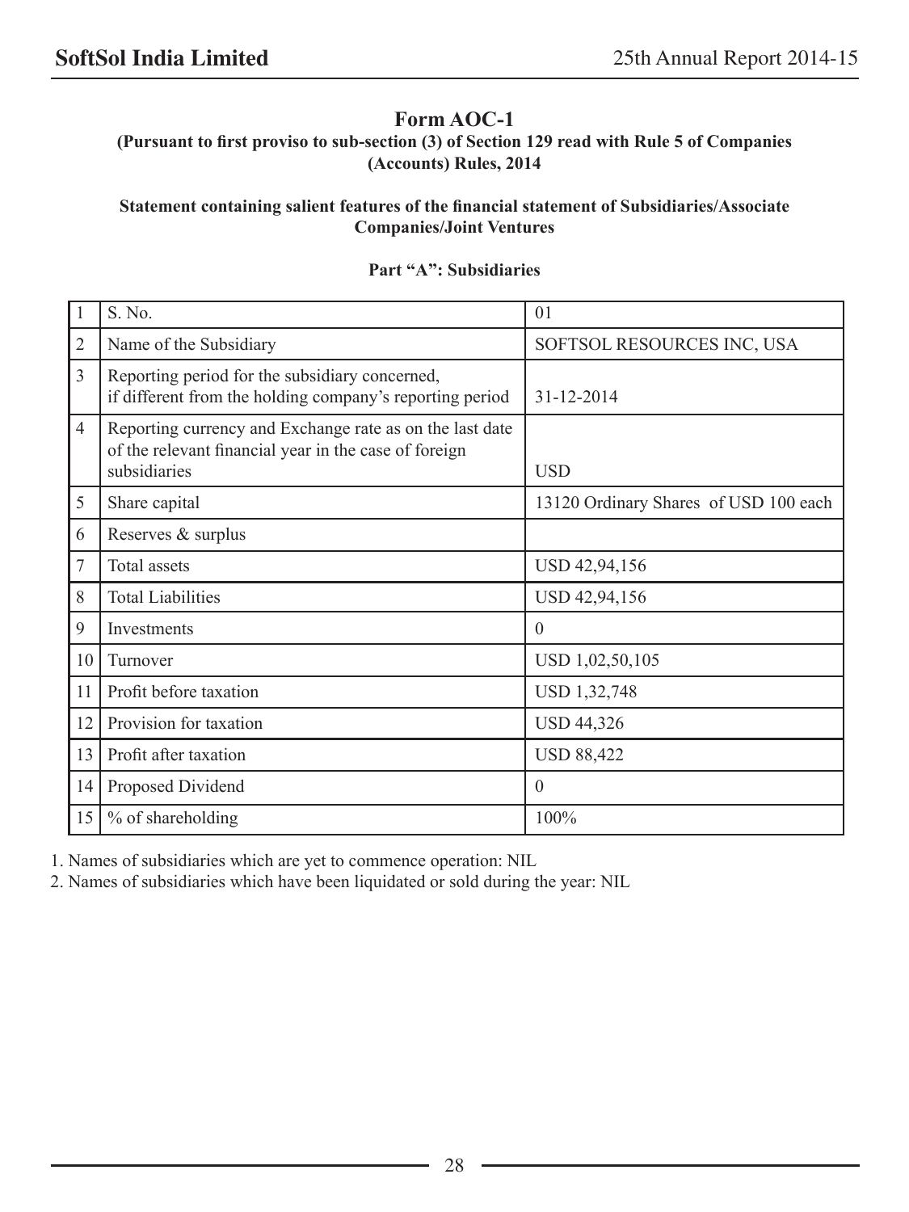# Form AOC-1

**(Pursuant to first proviso to sub-section (3) of Section 129 read with Rule 5 of Companies (Accounts) Rules, 2014**

**Statement containing salient features of the financial statement of Subsidiaries/Associate Companies/Joint Ventures**

**Part "A": Subsidiaries**

| | | |
|---|---|---|
| 1 | S. No. | 01 |
| 2 | Name of the Subsidiary | SOFTSOL RESOURCES INC, USA |
| 3 | Reporting period for the subsidiary concerned, if different from the holding company's reporting period | 31-12-2014 |
| 4 | Reporting currency and Exchange rate as on the last date of the relevant financial year in the case of foreign subsidiaries | USD |
| 5 | Share capital | 13120 Ordinary Shares of USD 100 each |
| 6 | Reserves & surplus | |
| 7 | Total assets | USD 42,94,156 |
| 8 | Total Liabilities | USD 42,94,156 |
| 9 | Investments | 0 |
| 10 | Turnover | USD 1,02,50,105 |
| 11 | Profit before taxation | USD 1,32,748 |
| 12 | Provision for taxation | USD 44,326 |
| 13 | Profit after taxation | USD 88,422 |
| 14 | Proposed Dividend | 0 |
| 15 | % of shareholding | 100% |

1. Names of subsidiaries which are yet to commence operation: NIL
2. Names of subsidiaries which have been liquidated or sold during the year: NIL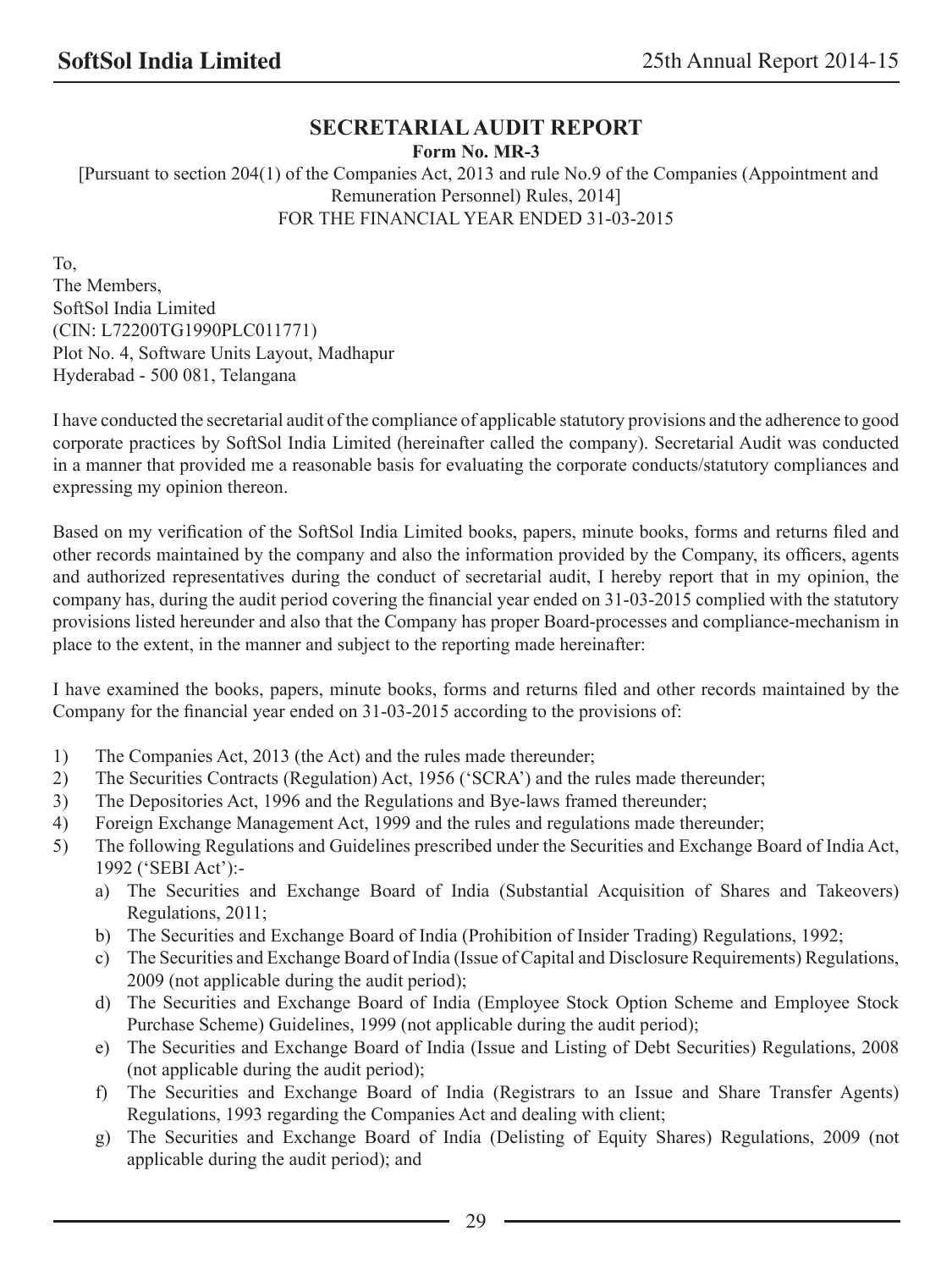# SECRETARIAL AUDIT REPORT

**Form No. MR-3**

[Pursuant to section 204(1) of the Companies Act, 2013 and rule No.9 of the Companies (Appointment and Remuneration Personnel) Rules, 2014]

FOR THE FINANCIAL YEAR ENDED 31-03-2015

To,
The Members,
SoftSol India Limited
(CIN: L72200TG1990PLC011771)
Plot No. 4, Software Units Layout, Madhapur
Hyderabad - 500 081, Telangana

I have conducted the secretarial audit of the compliance of applicable statutory provisions and the adherence to good corporate practices by SoftSol India Limited (hereinafter called the company). Secretarial Audit was conducted in a manner that provided me a reasonable basis for evaluating the corporate conducts/statutory compliances and expressing my opinion thereon.

Based on my verification of the SoftSol India Limited books, papers, minute books, forms and returns filed and other records maintained by the company and also the information provided by the Company, its officers, agents and authorized representatives during the conduct of secretarial audit, I hereby report that in my opinion, the company has, during the audit period covering the financial year ended on 31-03-2015 complied with the statutory provisions listed hereunder and also that the Company has proper Board-processes and compliance-mechanism in place to the extent, in the manner and subject to the reporting made hereinafter:

I have examined the books, papers, minute books, forms and returns filed and other records maintained by the Company for the financial year ended on 31-03-2015 according to the provisions of:

1) The Companies Act, 2013 (the Act) and the rules made thereunder;
2) The Securities Contracts (Regulation) Act, 1956 ('SCRA') and the rules made thereunder;
3) The Depositories Act, 1996 and the Regulations and Bye-laws framed thereunder;
4) Foreign Exchange Management Act, 1999 and the rules and regulations made thereunder;
5) The following Regulations and Guidelines prescribed under the Securities and Exchange Board of India Act, 1992 ('SEBI Act'):-
   a) The Securities and Exchange Board of India (Substantial Acquisition of Shares and Takeovers) Regulations, 2011;
   b) The Securities and Exchange Board of India (Prohibition of Insider Trading) Regulations, 1992;
   c) The Securities and Exchange Board of India (Issue of Capital and Disclosure Requirements) Regulations, 2009 (not applicable during the audit period);
   d) The Securities and Exchange Board of India (Employee Stock Option Scheme and Employee Stock Purchase Scheme) Guidelines, 1999 (not applicable during the audit period);
   e) The Securities and Exchange Board of India (Issue and Listing of Debt Securities) Regulations, 2008 (not applicable during the audit period);
   f) The Securities and Exchange Board of India (Registrars to an Issue and Share Transfer Agents) Regulations, 1993 regarding the Companies Act and dealing with client;
   g) The Securities and Exchange Board of India (Delisting of Equity Shares) Regulations, 2009 (not applicable during the audit period); and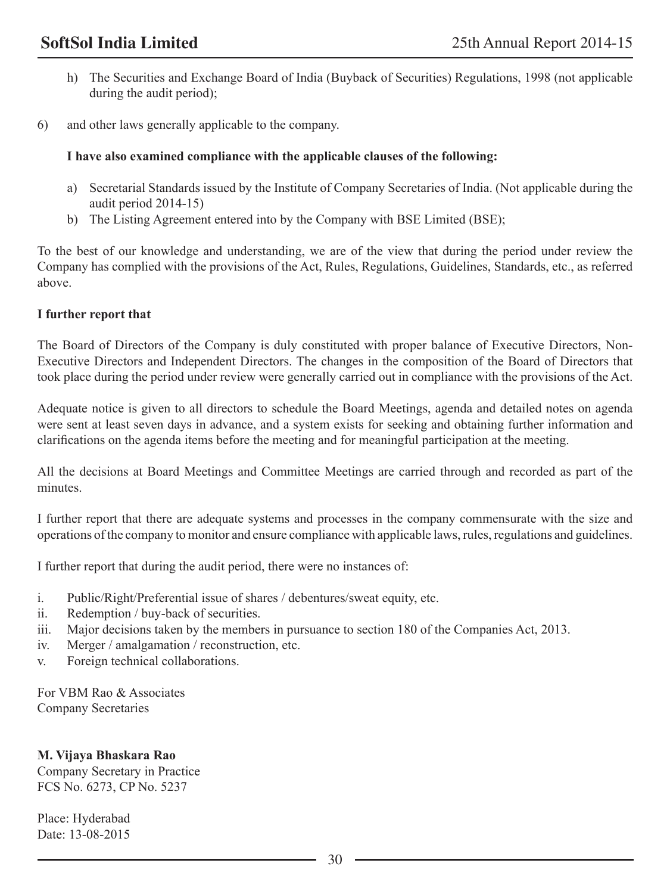h) The Securities and Exchange Board of India (Buyback of Securities) Regulations, 1998 (not applicable during the audit period);

6) and other laws generally applicable to the company.

**I have also examined compliance with the applicable clauses of the following:**

a) Secretarial Standards issued by the Institute of Company Secretaries of India. (Not applicable during the audit period 2014-15)

b) The Listing Agreement entered into by the Company with BSE Limited (BSE);

To the best of our knowledge and understanding, we are of the view that during the period under review the Company has complied with the provisions of the Act, Rules, Regulations, Guidelines, Standards, etc., as referred above.

**I further report that**

The Board of Directors of the Company is duly constituted with proper balance of Executive Directors, Non-Executive Directors and Independent Directors. The changes in the composition of the Board of Directors that took place during the period under review were generally carried out in compliance with the provisions of the Act.

Adequate notice is given to all directors to schedule the Board Meetings, agenda and detailed notes on agenda were sent at least seven days in advance, and a system exists for seeking and obtaining further information and clarifications on the agenda items before the meeting and for meaningful participation at the meeting.

All the decisions at Board Meetings and Committee Meetings are carried through and recorded as part of the minutes.

I further report that there are adequate systems and processes in the company commensurate with the size and operations of the company to monitor and ensure compliance with applicable laws, rules, regulations and guidelines.

I further report that during the audit period, there were no instances of:

i. Public/Right/Preferential issue of shares / debentures/sweat equity, etc.

ii. Redemption / buy-back of securities.

iii. Major decisions taken by the members in pursuance to section 180 of the Companies Act, 2013.

iv. Merger / amalgamation / reconstruction, etc.

v. Foreign technical collaborations.

For VBM Rao & Associates
Company Secretaries

**M. Vijaya Bhaskara Rao**
Company Secretary in Practice
FCS No. 6273, CP No. 5237

Place: Hyderabad
Date: 13-08-2015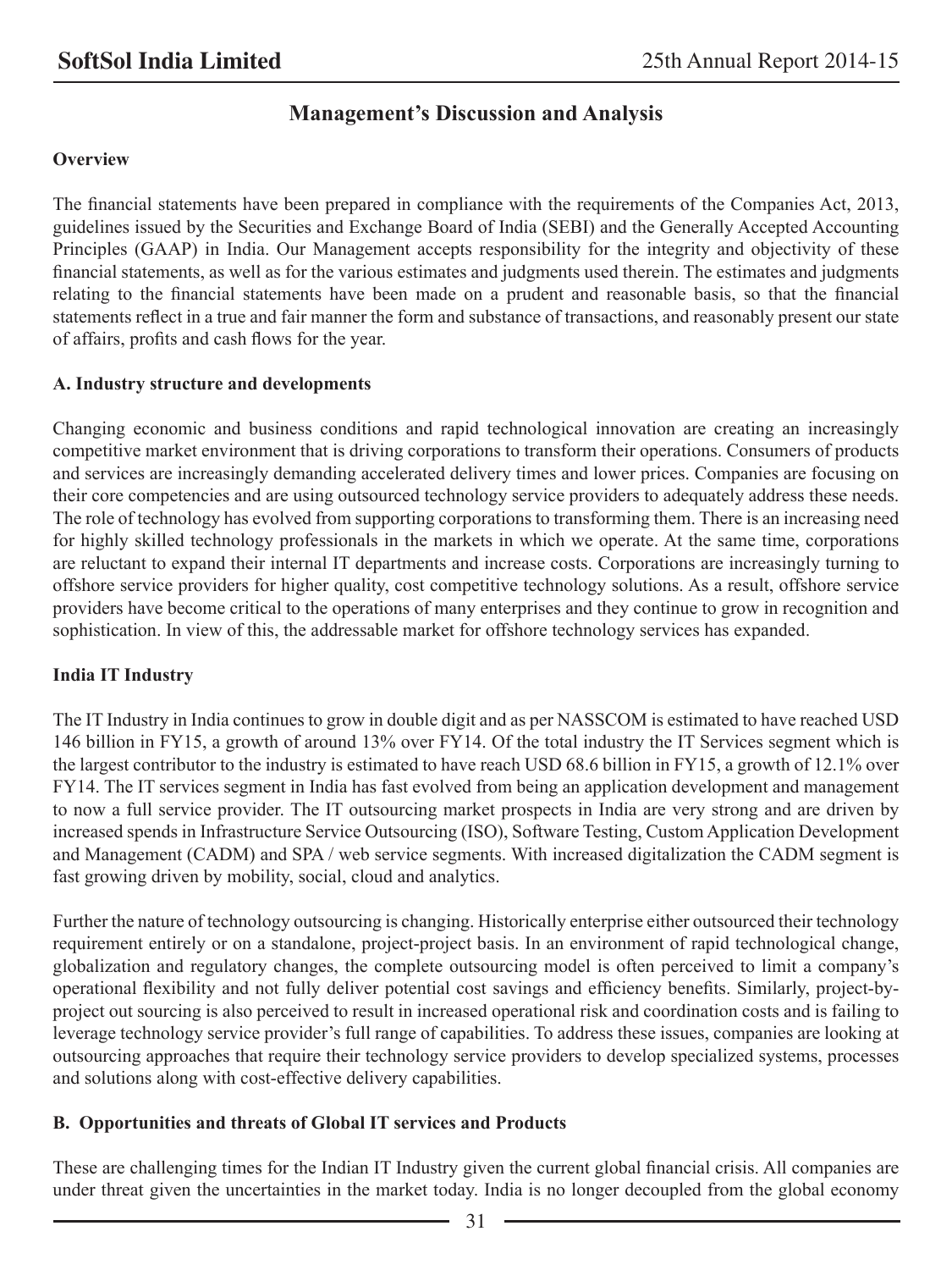# Management's Discussion and Analysis

**Overview**

The financial statements have been prepared in compliance with the requirements of the Companies Act, 2013, guidelines issued by the Securities and Exchange Board of India (SEBI) and the Generally Accepted Accounting Principles (GAAP) in India. Our Management accepts responsibility for the integrity and objectivity of these financial statements, as well as for the various estimates and judgments used therein. The estimates and judgments relating to the financial statements have been made on a prudent and reasonable basis, so that the financial statements reflect in a true and fair manner the form and substance of transactions, and reasonably present our state of affairs, profits and cash flows for the year.

**A. Industry structure and developments**

Changing economic and business conditions and rapid technological innovation are creating an increasingly competitive market environment that is driving corporations to transform their operations. Consumers of products and services are increasingly demanding accelerated delivery times and lower prices. Companies are focusing on their core competencies and are using outsourced technology service providers to adequately address these needs. The role of technology has evolved from supporting corporations to transforming them. There is an increasing need for highly skilled technology professionals in the markets in which we operate. At the same time, corporations are reluctant to expand their internal IT departments and increase costs. Corporations are increasingly turning to offshore service providers for higher quality, cost competitive technology solutions. As a result, offshore service providers have become critical to the operations of many enterprises and they continue to grow in recognition and sophistication. In view of this, the addressable market for offshore technology services has expanded.

**India IT Industry**

The IT Industry in India continues to grow in double digit and as per NASSCOM is estimated to have reached USD 146 billion in FY15, a growth of around 13% over FY14. Of the total industry the IT Services segment which is the largest contributor to the industry is estimated to have reach USD 68.6 billion in FY15, a growth of 12.1% over FY14. The IT services segment in India has fast evolved from being an application development and management to now a full service provider. The IT outsourcing market prospects in India are very strong and are driven by increased spends in Infrastructure Service Outsourcing (ISO), Software Testing, Custom Application Development and Management (CADM) and SPA / web service segments. With increased digitalization the CADM segment is fast growing driven by mobility, social, cloud and analytics.

Further the nature of technology outsourcing is changing. Historically enterprise either outsourced their technology requirement entirely or on a standalone, project-project basis. In an environment of rapid technological change, globalization and regulatory changes, the complete outsourcing model is often perceived to limit a company's operational flexibility and not fully deliver potential cost savings and efficiency benefits. Similarly, project-by-project out sourcing is also perceived to result in increased operational risk and coordination costs and is failing to leverage technology service provider's full range of capabilities. To address these issues, companies are looking at outsourcing approaches that require their technology service providers to develop specialized systems, processes and solutions along with cost-effective delivery capabilities.

**B. Opportunities and threats of Global IT services and Products**

These are challenging times for the Indian IT Industry given the current global financial crisis. All companies are under threat given the uncertainties in the market today. India is no longer decoupled from the global economy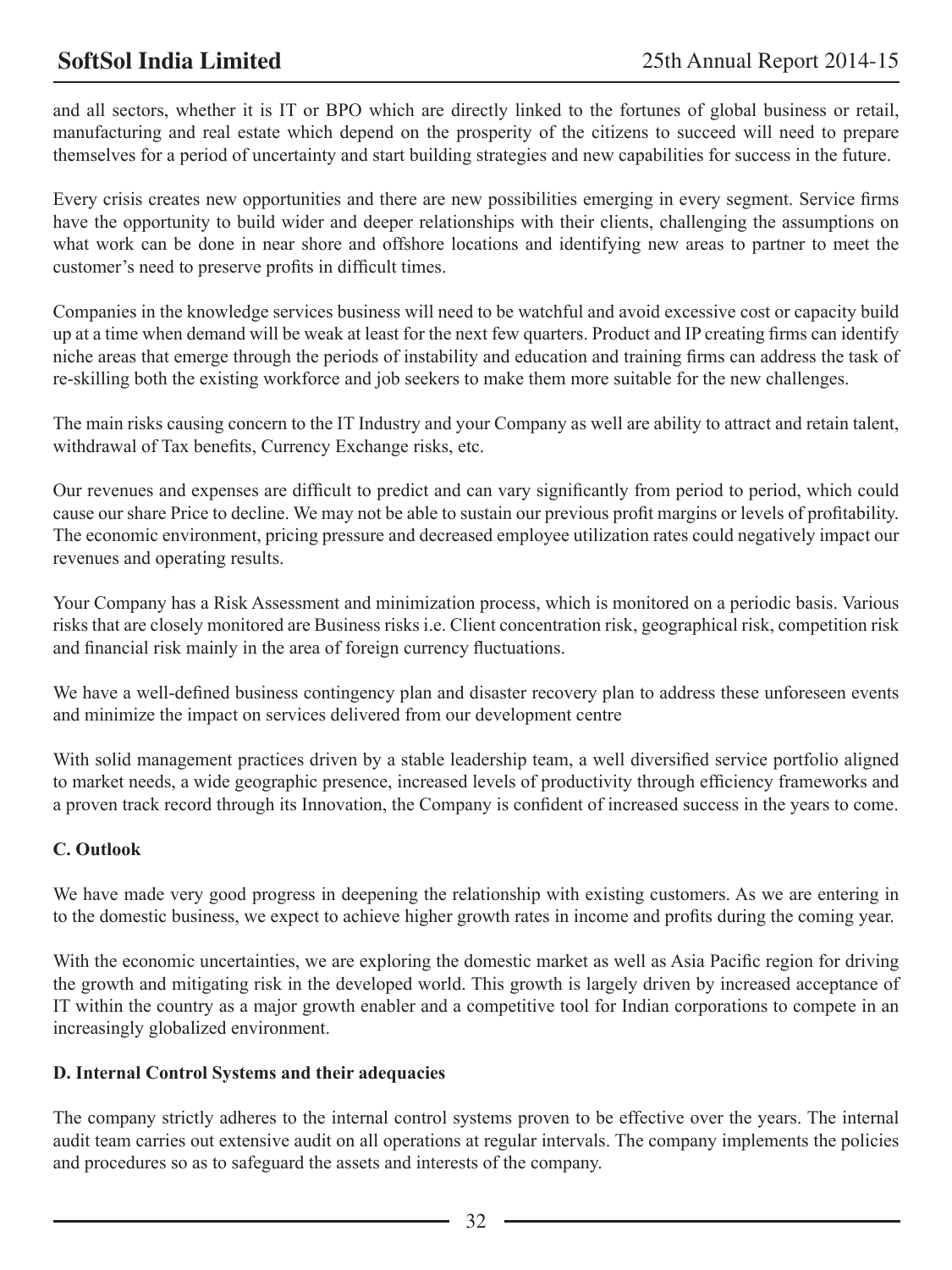and all sectors, whether it is IT or BPO which are directly linked to the fortunes of global business or retail, manufacturing and real estate which depend on the prosperity of the citizens to succeed will need to prepare themselves for a period of uncertainty and start building strategies and new capabilities for success in the future.

Every crisis creates new opportunities and there are new possibilities emerging in every segment. Service firms have the opportunity to build wider and deeper relationships with their clients, challenging the assumptions on what work can be done in near shore and offshore locations and identifying new areas to partner to meet the customer's need to preserve profits in difficult times.

Companies in the knowledge services business will need to be watchful and avoid excessive cost or capacity build up at a time when demand will be weak at least for the next few quarters. Product and IP creating firms can identify niche areas that emerge through the periods of instability and education and training firms can address the task of re-skilling both the existing workforce and job seekers to make them more suitable for the new challenges.

The main risks causing concern to the IT Industry and your Company as well are ability to attract and retain talent, withdrawal of Tax benefits, Currency Exchange risks, etc.

Our revenues and expenses are difficult to predict and can vary significantly from period to period, which could cause our share Price to decline. We may not be able to sustain our previous profit margins or levels of profitability. The economic environment, pricing pressure and decreased employee utilization rates could negatively impact our revenues and operating results.

Your Company has a Risk Assessment and minimization process, which is monitored on a periodic basis. Various risks that are closely monitored are Business risks i.e. Client concentration risk, geographical risk, competition risk and financial risk mainly in the area of foreign currency fluctuations.

We have a well-defined business contingency plan and disaster recovery plan to address these unforeseen events and minimize the impact on services delivered from our development centre

With solid management practices driven by a stable leadership team, a well diversified service portfolio aligned to market needs, a wide geographic presence, increased levels of productivity through efficiency frameworks and a proven track record through its Innovation, the Company is confident of increased success in the years to come.

**C. Outlook**

We have made very good progress in deepening the relationship with existing customers. As we are entering in to the domestic business, we expect to achieve higher growth rates in income and profits during the coming year.

With the economic uncertainties, we are exploring the domestic market as well as Asia Pacific region for driving the growth and mitigating risk in the developed world. This growth is largely driven by increased acceptance of IT within the country as a major growth enabler and a competitive tool for Indian corporations to compete in an increasingly globalized environment.

**D. Internal Control Systems and their adequacies**

The company strictly adheres to the internal control systems proven to be effective over the years. The internal audit team carries out extensive audit on all operations at regular intervals. The company implements the policies and procedures so as to safeguard the assets and interests of the company.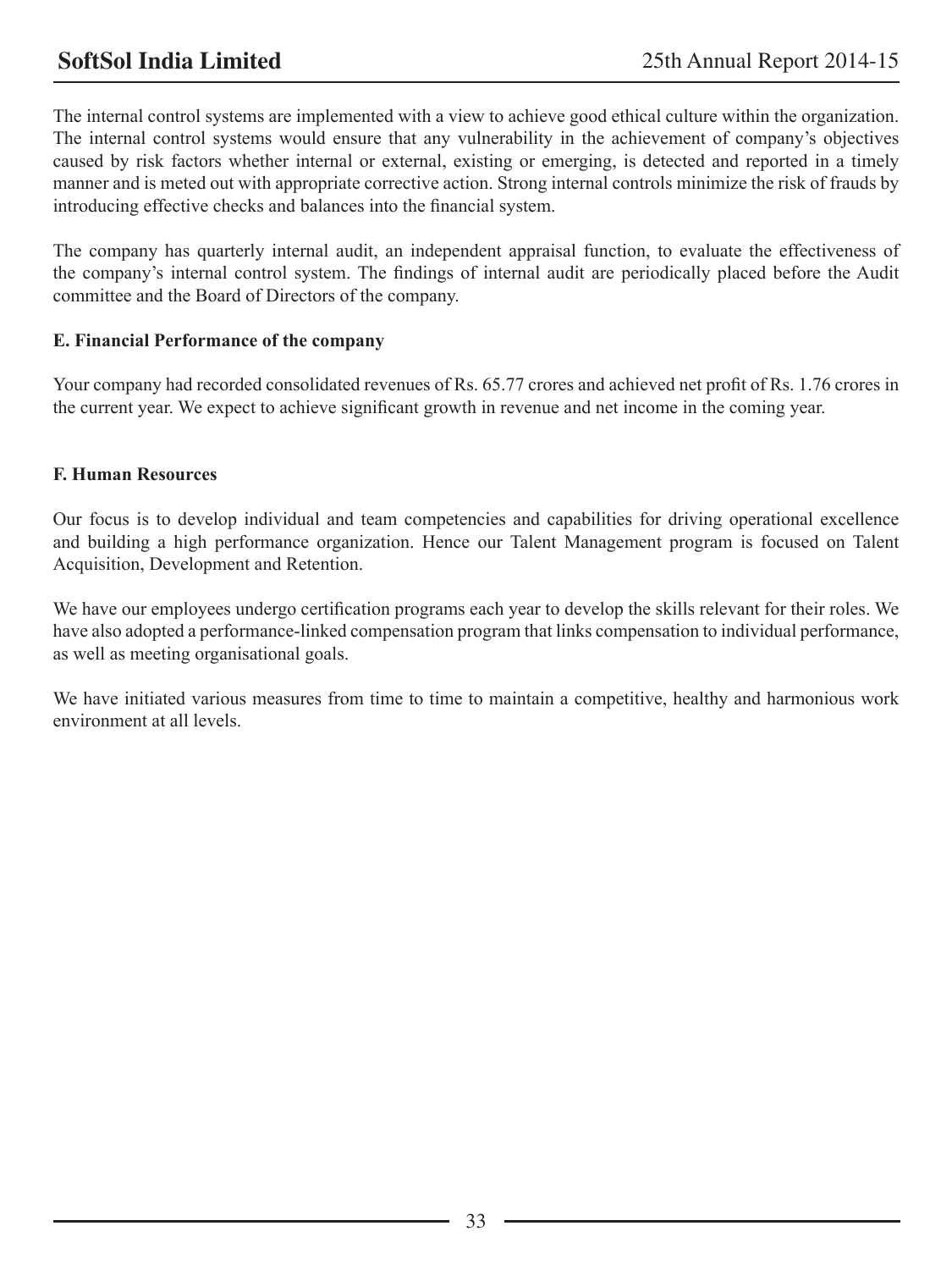The internal control systems are implemented with a view to achieve good ethical culture within the organization. The internal control systems would ensure that any vulnerability in the achievement of company's objectives caused by risk factors whether internal or external, existing or emerging, is detected and reported in a timely manner and is meted out with appropriate corrective action. Strong internal controls minimize the risk of frauds by introducing effective checks and balances into the financial system.

The company has quarterly internal audit, an independent appraisal function, to evaluate the effectiveness of the company's internal control system. The findings of internal audit are periodically placed before the Audit committee and the Board of Directors of the company.

**E. Financial Performance of the company**

Your company had recorded consolidated revenues of Rs. 65.77 crores and achieved net profit of Rs. 1.76 crores in the current year. We expect to achieve significant growth in revenue and net income in the coming year.

**F. Human Resources**

Our focus is to develop individual and team competencies and capabilities for driving operational excellence and building a high performance organization. Hence our Talent Management program is focused on Talent Acquisition, Development and Retention.

We have our employees undergo certification programs each year to develop the skills relevant for their roles. We have also adopted a performance-linked compensation program that links compensation to individual performance, as well as meeting organisational goals.

We have initiated various measures from time to time to maintain a competitive, healthy and harmonious work environment at all levels.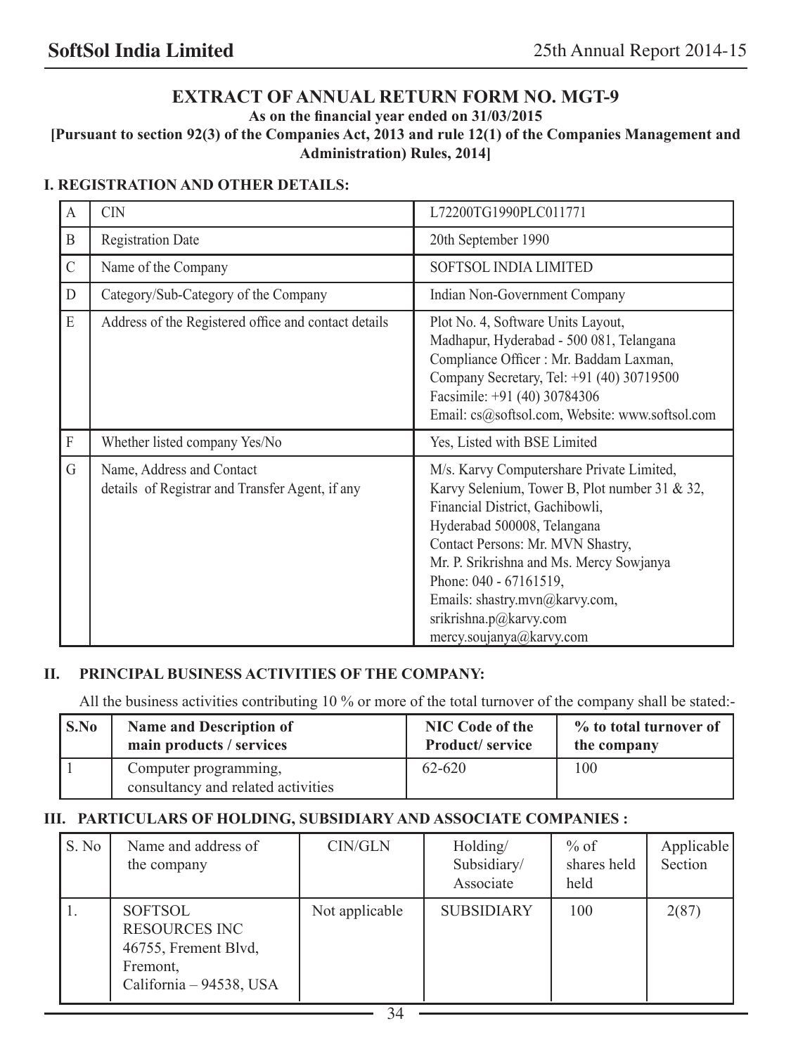# EXTRACT OF ANNUAL RETURN FORM NO. MGT-9

**As on the financial year ended on 31/03/2015**

**[Pursuant to section 92(3) of the Companies Act, 2013 and rule 12(1) of the Companies Management and Administration) Rules, 2014]**

## I. REGISTRATION AND OTHER DETAILS:

| | | |
|---|---|---|
| A | CIN | L72200TG1990PLC011771 |
| B | Registration Date | 20th September 1990 |
| C | Name of the Company | SOFTSOL INDIA LIMITED |
| D | Category/Sub-Category of the Company | Indian Non-Government Company |
| E | Address of the Registered office and contact details | Plot No. 4, Software Units Layout, Madhapur, Hyderabad - 500 081, Telangana<br>Compliance Officer : Mr. Baddam Laxman, Company Secretary, Tel: +91 (40) 30719500<br>Facsimile: +91 (40) 30784306<br>Email: cs@softsol.com, Website: www.softsol.com |
| F | Whether listed company Yes/No | Yes, Listed with BSE Limited |
| G | Name, Address and Contact details of Registrar and Transfer Agent, if any | M/s. Karvy Computershare Private Limited, Karvy Selenium, Tower B, Plot number 31 & 32, Financial District, Gachibowli, Hyderabad 500008, Telangana<br>Contact Persons: Mr. MVN Shastry, Mr. P. Srikrishna and Ms. Mercy Sowjanya<br>Phone: 040 - 67161519,<br>Emails: shastry.mvn@karvy.com, srikrishna.p@karvy.com mercy.soujanya@karvy.com |

## II. PRINCIPAL BUSINESS ACTIVITIES OF THE COMPANY:

All the business activities contributing 10 % or more of the total turnover of the company shall be stated:-

| S.No | Name and Description of main products / services | NIC Code of the Product/ service | % to total turnover of the company |
|---|---|---|---|
| 1 | Computer programming, consultancy and related activities | 62-620 | 100 |

## III. PARTICULARS OF HOLDING, SUBSIDIARY AND ASSOCIATE COMPANIES :

| S. No | Name and address of the company | CIN/GLN | Holding/ Subsidiary/ Associate | % of shares held held | Applicable Section |
|---|---|---|---|---|---|
| 1. | SOFTSOL RESOURCES INC 46755, Frement Blvd, Fremont, California – 94538, USA | Not applicable | SUBSIDIARY | 100 | 2(87) |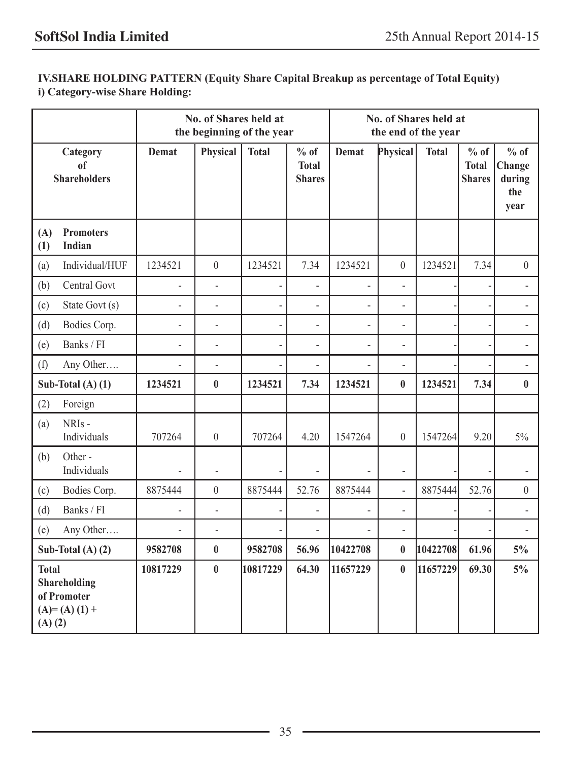**IV.SHARE HOLDING PATTERN (Equity Share Capital Breakup as percentage of Total Equity)**

**i) Category-wise Share Holding:**

| Category of Shareholders | No. of Shares held at the beginning of the year | | | | No. of Shares held at the end of the year | | | | |
|---|---|---|---|---|---|---|---|---|---|
| | Demat | Physical | Total | % of Total Shares | Demat | Physical | Total | % of Total Shares | % of Change during the year |
| **(A) Promoters (1) Indian** | | | | | | | | | |
| (a) Individual/HUF | 1234521 | 0 | 1234521 | 7.34 | 1234521 | 0 | 1234521 | 7.34 | 0 |
| (b) Central Govt | - | - | - | - | - | - | - | - | - |
| (c) State Govt (s) | - | - | - | - | - | - | - | - | - |
| (d) Bodies Corp. | - | - | - | - | - | - | - | - | - |
| (e) Banks / FI | - | - | - | - | - | - | - | - | - |
| (f) Any Other…. | - | - | - | - | - | - | - | - | - |
| **Sub-Total (A) (1)** | **1234521** | **0** | **1234521** | **7.34** | **1234521** | **0** | **1234521** | **7.34** | **0** |
| (2) Foreign | | | | | | | | | |
| (a) NRIs - Individuals | 707264 | 0 | 707264 | 4.20 | 1547264 | 0 | 1547264 | 9.20 | 5% |
| (b) Other - Individuals | - | - | - | - | - | - | - | - | - |
| (c) Bodies Corp. | 8875444 | 0 | 8875444 | 52.76 | 8875444 | - | 8875444 | 52.76 | 0 |
| (d) Banks / FI | - | - | - | - | - | - | - | - | - |
| (e) Any Other…. | - | - | - | - | - | - | - | - | - |
| **Sub-Total (A) (2)** | **9582708** | **0** | **9582708** | **56.96** | **10422708** | **0** | **10422708** | **61.96** | **5%** |
| **Total Shareholding of Promoter (A)= (A) (1) + (A) (2)** | **10817229** | **0** | **10817229** | **64.30** | **11657229** | **0** | **11657229** | **69.30** | **5%** |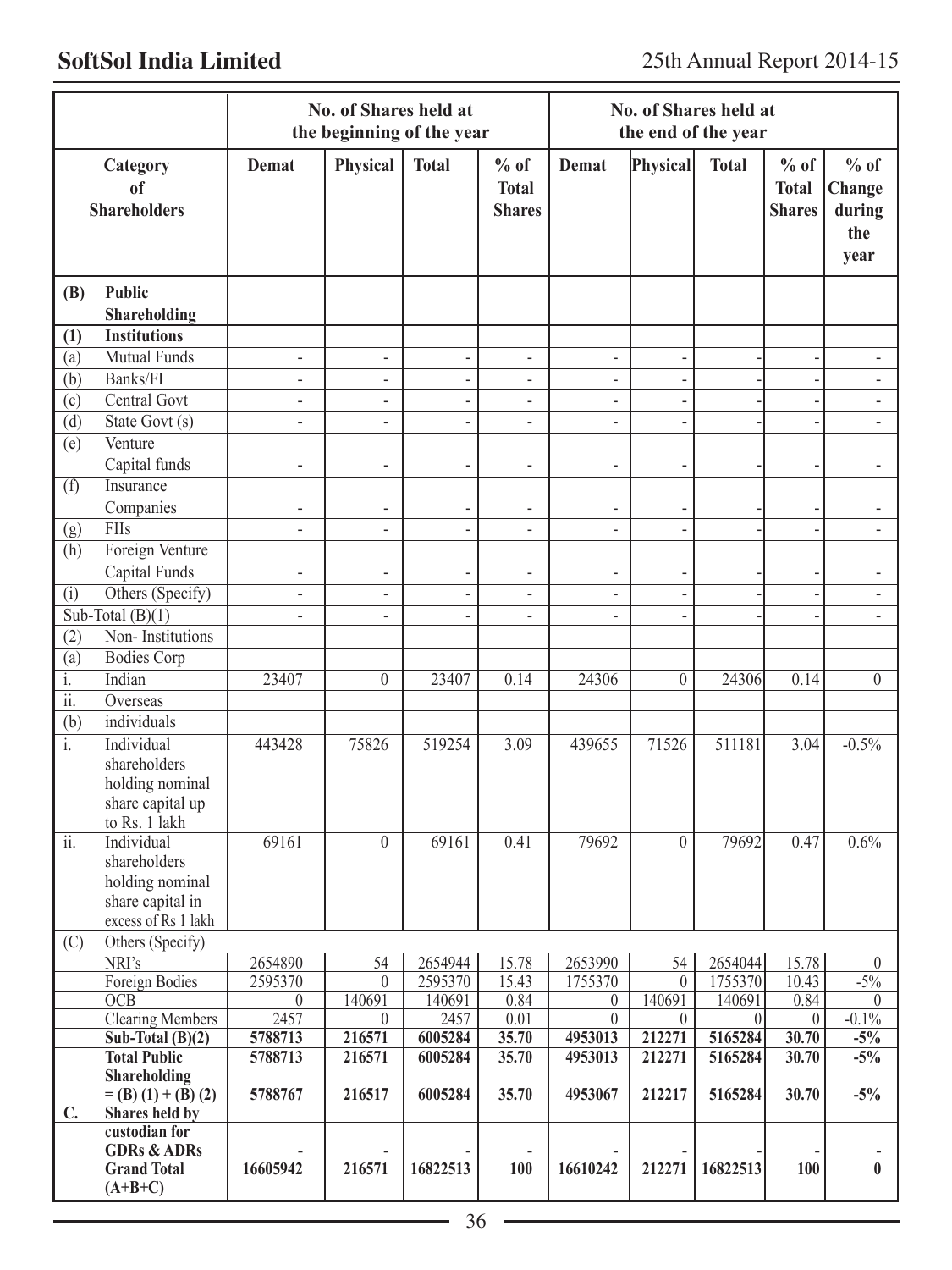| Category of Shareholders | | No. of Shares held at the beginning of the year | | | | No. of Shares held at the end of the year | | | | |
|---|---|---|---|---|---|---|---|---|---|---|
| | | Demat | Physical | Total | % of Total Shares | Demat | Physical | Total | % of Total Shares | % of Change during the year |
| **(B)** | **Public Shareholding** | | | | | | | | | |
| **(1)** | **Institutions** | | | | | | | | | |
| (a) | Mutual Funds | - | - | - | - | - | - | - | - | - |
| (b) | Banks/FI | - | - | - | - | - | - | - | - | - |
| (c) | Central Govt | - | - | - | - | - | - | - | - | - |
| (d) | State Govt (s) | - | - | - | - | - | - | - | - | - |
| (e) | Venture Capital funds | - | - | - | - | - | - | - | - | - |
| (f) | Insurance Companies | - | - | - | - | - | - | - | - | - |
| (g) | FIIs | - | - | - | - | - | - | - | - | - |
| (h) | Foreign Venture Capital Funds | - | - | - | - | - | - | - | - | - |
| (i) | Others (Specify) | - | - | - | - | - | - | - | - | - |
| Sub-Total (B)(1) | | - | - | - | - | - | - | - | - | - |
| (2) | Non- Institutions | | | | | | | | | |
| (a) | Bodies Corp | | | | | | | | | |
| i. | Indian | 23407 | 0 | 23407 | 0.14 | 24306 | 0 | 24306 | 0.14 | 0 |
| ii. | Overseas | | | | | | | | | |
| (b) | individuals | | | | | | | | | |
| i. | Individual shareholders holding nominal share capital up to Rs. 1 lakh | 443428 | 75826 | 519254 | 3.09 | 439655 | 71526 | 511181 | 3.04 | -0.5% |
| ii. | Individual shareholders holding nominal share capital in excess of Rs 1 lakh | 69161 | 0 | 69161 | 0.41 | 79692 | 0 | 79692 | 0.47 | 0.6% |
| (C) | Others (Specify) | | | | | | | | | |
| | NRI's | 2654890 | 54 | 2654944 | 15.78 | 2653990 | 54 | 2654044 | 15.78 | 0 |
| | Foreign Bodies | 2595370 | 0 | 2595370 | 15.43 | 1755370 | 0 | 1755370 | 10.43 | -5% |
| | OCB | 0 | 140691 | 140691 | 0.84 | 0 | 140691 | 140691 | 0.84 | 0 |
| | Clearing Members | 2457 | 0 | 2457 | 0.01 | 0 | 0 | 0 | 0 | -0.1% |
| | **Sub-Total (B)(2)** | **5788713** | **216571** | **6005284** | **35.70** | **4953013** | **212271** | **5165284** | **30.70** | **-5%** |
| | **Total Public Shareholding** | **5788713** | **216571** | **6005284** | **35.70** | **4953013** | **212271** | **5165284** | **30.70** | **-5%** |
| | **= (B) (1) + (B) (2)** | **5788767** | **216517** | **6005284** | **35.70** | **4953067** | **212217** | **5165284** | **30.70** | **-5%** |
| **C.** | **Shares held by custodian for GDRs & ADRs** | **-** | **-** | **-** | **-** | **-** | **-** | **-** | **-** | **-** |
| | **Grand Total (A+B+C)** | **16605942** | **216571** | **16822513** | **100** | **16610242** | **212271** | **16822513** | **100** | **0** |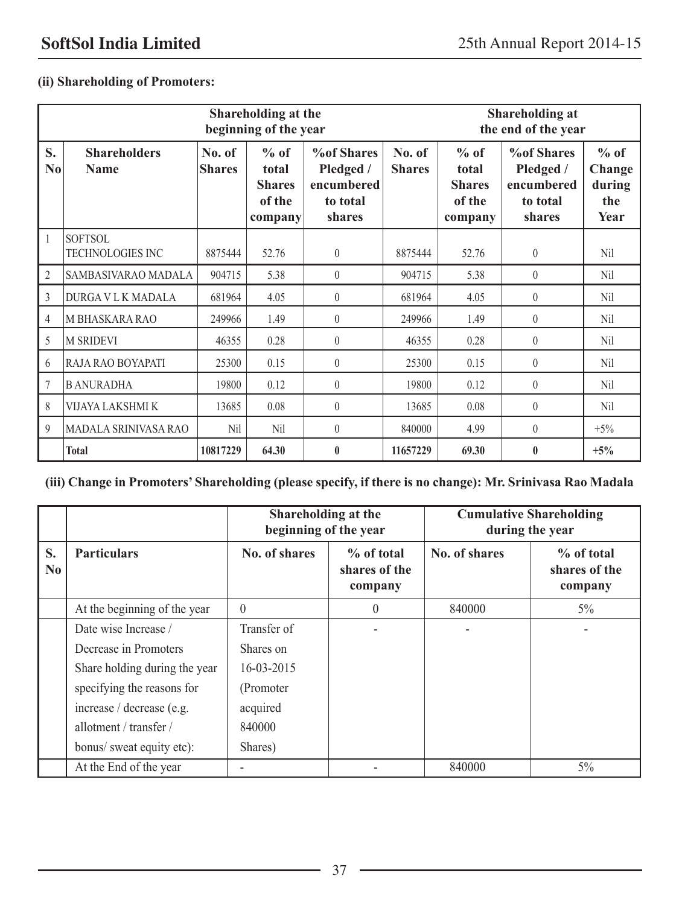**(ii) Shareholding of Promoters:**

| | | Shareholding at the beginning of the year | | | Shareholding at the end of the year | | | |
|---|---|---|---|---|---|---|---|---|
| S. No | Shareholders Name | No. of Shares | % of total Shares of the company | %of Shares Pledged / encumbered to total shares | No. of Shares | % of total Shares of the company | %of Shares Pledged / encumbered to total shares | % of Change during the Year |
| 1 | SOFTSOL TECHNOLOGIES INC | 8875444 | 52.76 | 0 | 8875444 | 52.76 | 0 | Nil |
| 2 | SAMBASIVARAO MADALA | 904715 | 5.38 | 0 | 904715 | 5.38 | 0 | Nil |
| 3 | DURGA V L K MADALA | 681964 | 4.05 | 0 | 681964 | 4.05 | 0 | Nil |
| 4 | M BHASKARA RAO | 249966 | 1.49 | 0 | 249966 | 1.49 | 0 | Nil |
| 5 | M SRIDEVI | 46355 | 0.28 | 0 | 46355 | 0.28 | 0 | Nil |
| 6 | RAJA RAO BOYAPATI | 25300 | 0.15 | 0 | 25300 | 0.15 | 0 | Nil |
| 7 | B ANURADHA | 19800 | 0.12 | 0 | 19800 | 0.12 | 0 | Nil |
| 8 | VIJAYA LAKSHMI K | 13685 | 0.08 | 0 | 13685 | 0.08 | 0 | Nil |
| 9 | MADALA SRINIVASA RAO | Nil | Nil | 0 | 840000 | 4.99 | 0 | +5% |
| | **Total** | **10817229** | **64.30** | **0** | **11657229** | **69.30** | **0** | **+5%** |

**(iii) Change in Promoters' Shareholding (please specify, if there is no change): Mr. Srinivasa Rao Madala**

| | | Shareholding at the beginning of the year | | Cumulative Shareholding during the year | |
|---|---|---|---|---|---|
| S. No | Particulars | No. of shares | % of total shares of the company | No. of shares | % of total shares of the company |
| | At the beginning of the year | 0 | 0 | 840000 | 5% |
| | Date wise Increase / Decrease in Promoters Share holding during the year specifying the reasons for increase / decrease (e.g. allotment / transfer / bonus/ sweat equity etc): | Transfer of Shares on 16-03-2015 (Promoter acquired 840000 Shares) | - | - | - |
| | At the End of the year | - | - | 840000 | 5% |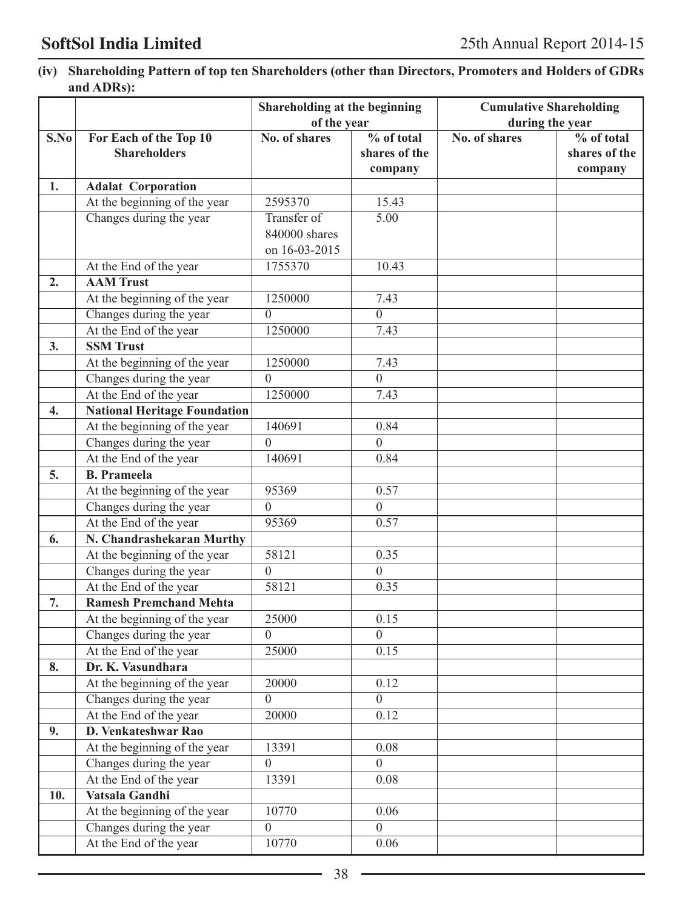**(iv) Shareholding Pattern of top ten Shareholders (other than Directors, Promoters and Holders of GDRs and ADRs):**

| | | Shareholding at the beginning of the year | | Cumulative Shareholding during the year | |
|---|---|---|---|---|---|
| **S.No** | **For Each of the Top 10 Shareholders** | **No. of shares** | **% of total shares of the company** | **No. of shares** | **% of total shares of the company** |
| **1.** | **Adalat Corporation** | | | | |
| | At the beginning of the year | 2595370 | 15.43 | | |
| | Changes during the year | Transfer of 840000 shares on 16-03-2015 | 5.00 | | |
| | At the End of the year | 1755370 | 10.43 | | |
| **2.** | **AAM Trust** | | | | |
| | At the beginning of the year | 1250000 | 7.43 | | |
| | Changes during the year | 0 | 0 | | |
| | At the End of the year | 1250000 | 7.43 | | |
| **3.** | **SSM Trust** | | | | |
| | At the beginning of the year | 1250000 | 7.43 | | |
| | Changes during the year | 0 | 0 | | |
| | At the End of the year | 1250000 | 7.43 | | |
| **4.** | **National Heritage Foundation** | | | | |
| | At the beginning of the year | 140691 | 0.84 | | |
| | Changes during the year | 0 | 0 | | |
| | At the End of the year | 140691 | 0.84 | | |
| **5.** | **B. Prameela** | | | | |
| | At the beginning of the year | 95369 | 0.57 | | |
| | Changes during the year | 0 | 0 | | |
| | At the End of the year | 95369 | 0.57 | | |
| **6.** | **N. Chandrashekaran Murthy** | | | | |
| | At the beginning of the year | 58121 | 0.35 | | |
| | Changes during the year | 0 | 0 | | |
| | At the End of the year | 58121 | 0.35 | | |
| **7.** | **Ramesh Premchand Mehta** | | | | |
| | At the beginning of the year | 25000 | 0.15 | | |
| | Changes during the year | 0 | 0 | | |
| | At the End of the year | 25000 | 0.15 | | |
| **8.** | **Dr. K. Vasundhara** | | | | |
| | At the beginning of the year | 20000 | 0.12 | | |
| | Changes during the year | 0 | 0 | | |
| | At the End of the year | 20000 | 0.12 | | |
| **9.** | **D. Venkateshwar Rao** | | | | |
| | At the beginning of the year | 13391 | 0.08 | | |
| | Changes during the year | 0 | 0 | | |
| | At the End of the year | 13391 | 0.08 | | |
| **10.** | **Vatsala Gandhi** | | | | |
| | At the beginning of the year | 10770 | 0.06 | | |
| | Changes during the year | 0 | 0 | | |
| | At the End of the year | 10770 | 0.06 | | |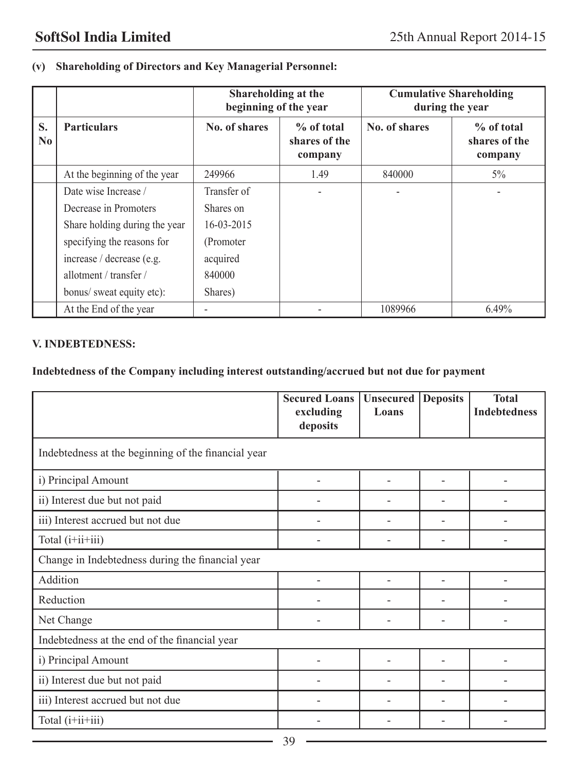**(v) Shareholding of Directors and Key Managerial Personnel:**

| | | Shareholding at the beginning of the year | | Cumulative Shareholding during the year | |
|---|---|---|---|---|---|
| S. No | Particulars | No. of shares | % of total shares of the company | No. of shares | % of total shares of the company |
| | At the beginning of the year | 249966 | 1.49 | 840000 | 5% |
| | Date wise Increase / Decrease in Promoters Share holding during the year specifying the reasons for increase / decrease (e.g. allotment / transfer / bonus/ sweat equity etc): | Transfer of Shares on 16-03-2015 (Promoter acquired 840000 Shares) | - | - | - |
| | At the End of the year | - | - | 1089966 | 6.49% |

**V. INDEBTEDNESS:**

**Indebtedness of the Company including interest outstanding/accrued but not due for payment**

| | Secured Loans excluding deposits | Unsecured Loans | Deposits | Total Indebtedness |
|---|---|---|---|---|
| Indebtedness at the beginning of the financial year | | | | |
| i) Principal Amount | - | - | - | - |
| ii) Interest due but not paid | - | - | - | - |
| iii) Interest accrued but not due | - | - | - | - |
| Total (i+ii+iii) | - | - | - | - |
| Change in Indebtedness during the financial year | | | | |
| Addition | - | - | - | - |
| Reduction | - | - | - | - |
| Net Change | - | - | - | - |
| Indebtedness at the end of the financial year | | | | |
| i) Principal Amount | - | - | - | - |
| ii) Interest due but not paid | - | - | - | - |
| iii) Interest accrued but not due | - | - | - | - |
| Total (i+ii+iii) | - | - | - | - |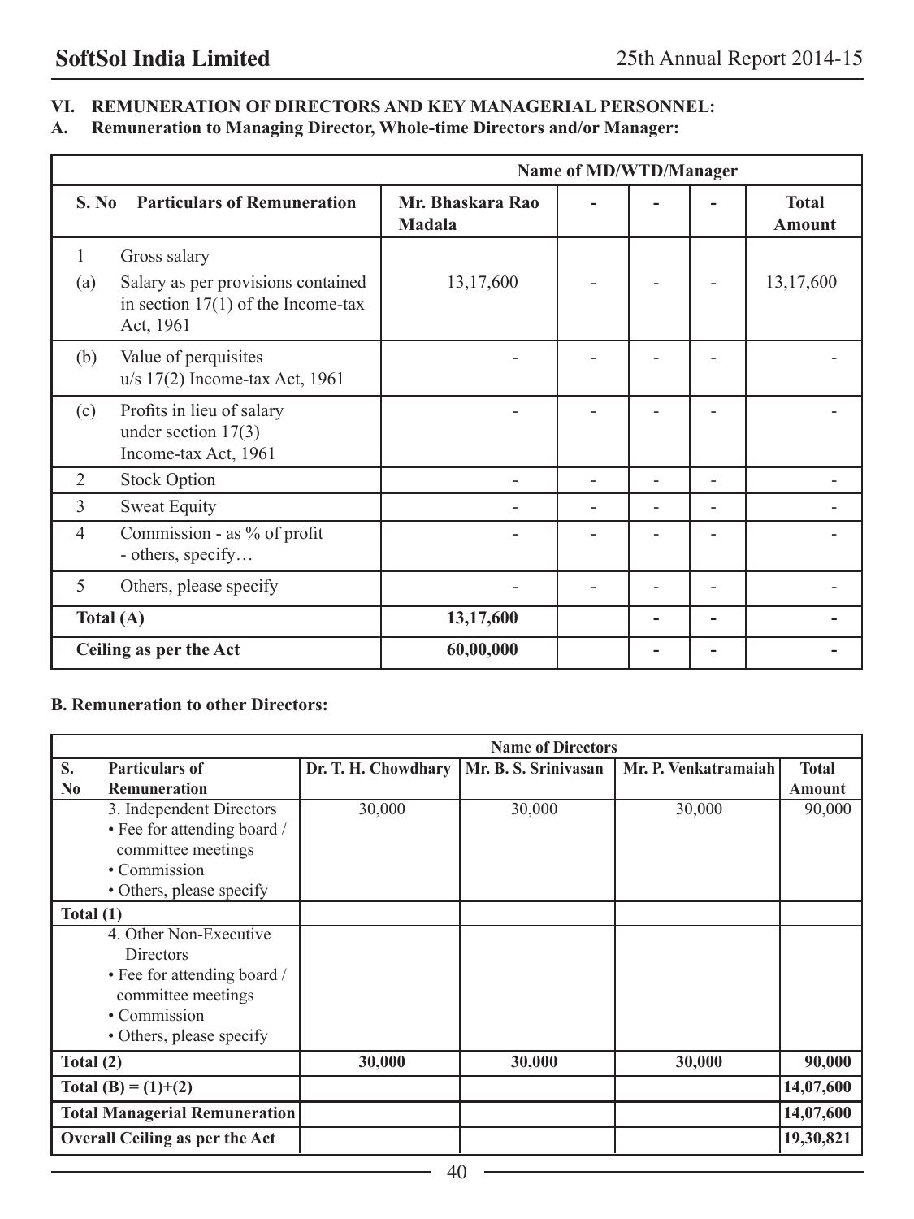### VI. REMUNERATION OF DIRECTORS AND KEY MANAGERIAL PERSONNEL:

### A. Remuneration to Managing Director, Whole-time Directors and/or Manager:

| | | Name of MD/WTD/Manager | | | | |
|---|---|---|---|---|---|---|
| **S. No** | **Particulars of Remuneration** | **Mr. Bhaskara Rao Madala** | **-** | **-** | **-** | **Total Amount** |
| 1 | Gross salary | | | | | |
| (a) | Salary as per provisions contained in section 17(1) of the Income-tax Act, 1961 | 13,17,600 | - | - | - | 13,17,600 |
| (b) | Value of perquisites u/s 17(2) Income-tax Act, 1961 | - | - | - | - | - |
| (c) | Profits in lieu of salary under section 17(3) Income-tax Act, 1961 | - | - | - | - | - |
| 2 | Stock Option | - | - | - | - | - |
| 3 | Sweat Equity | - | - | - | - | - |
| 4 | Commission - as % of profit - others, specify… | - | - | - | - | - |
| 5 | Others, please specify | - | - | - | - | - |
| **Total (A)** | | **13,17,600** | | **-** | **-** | **-** |
| **Ceiling as per the Act** | | **60,00,000** | | **-** | **-** | **-** |

### B. Remuneration to other Directors:

| | | Name of Directors | | | |
|---|---|---|---|---|---|
| **S. No** | **Particulars of Remuneration** | **Dr. T. H. Chowdhary** | **Mr. B. S. Srinivasan** | **Mr. P. Venkatramaiah** | **Total Amount** |
| | 3. Independent Directors<br>• Fee for attending board / committee meetings<br>• Commission<br>• Others, please specify | 30,000 | 30,000 | 30,000 | 90,000 |
| **Total (1)** | | | | | |
| | 4. Other Non-Executive Directors<br>• Fee for attending board / committee meetings<br>• Commission<br>• Others, please specify | | | | |
| **Total (2)** | | **30,000** | **30,000** | **30,000** | **90,000** |
| **Total (B) = (1)+(2)** | | | | | **14,07,600** |
| **Total Managerial Remuneration** | | | | | **14,07,600** |
| **Overall Ceiling as per the Act** | | | | | **19,30,821** |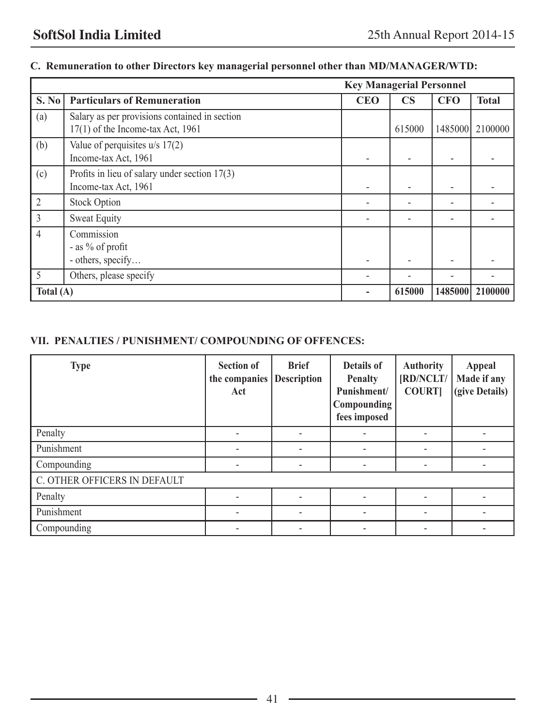### C. Remuneration to other Directors key managerial personnel other than MD/MANAGER/WTD:

| | | Key Managerial Personnel | | | |
|---|---|---|---|---|---|
| **S. No** | **Particulars of Remuneration** | **CEO** | **CS** | **CFO** | **Total** |
| (a) | Salary as per provisions contained in section 17(1) of the Income-tax Act, 1961 | | 615000 | 1485000 | 2100000 |
| (b) | Value of perquisites u/s 17(2) Income-tax Act, 1961 | - | - | - | - |
| (c) | Profits in lieu of salary under section 17(3) Income-tax Act, 1961 | - | - | - | - |
| 2 | Stock Option | - | - | - | - |
| 3 | Sweat Equity | - | - | - | - |
| 4 | Commission<br>- as % of profit<br>- others, specify… | - | - | - | - |
| 5 | Others, please specify | - | - | - | - |
| **Total (A)** | | **-** | **615000** | **1485000** | **2100000** |

### VII. PENALTIES / PUNISHMENT/ COMPOUNDING OF OFFENCES:

| Type | Section of the companies Act | Brief Description | Details of Penalty Punishment/ Compounding fees imposed | Authority [RD/NCLT/ COURT] | Appeal Made if any (give Details) |
|---|---|---|---|---|---|
| Penalty | - | - | - | - | - |
| Punishment | - | - | - | - | - |
| Compounding | - | - | - | - | - |
| C. OTHER OFFICERS IN DEFAULT | | | | | |
| Penalty | - | - | - | - | - |
| Punishment | - | - | - | - | - |
| Compounding | - | - | - | - | - |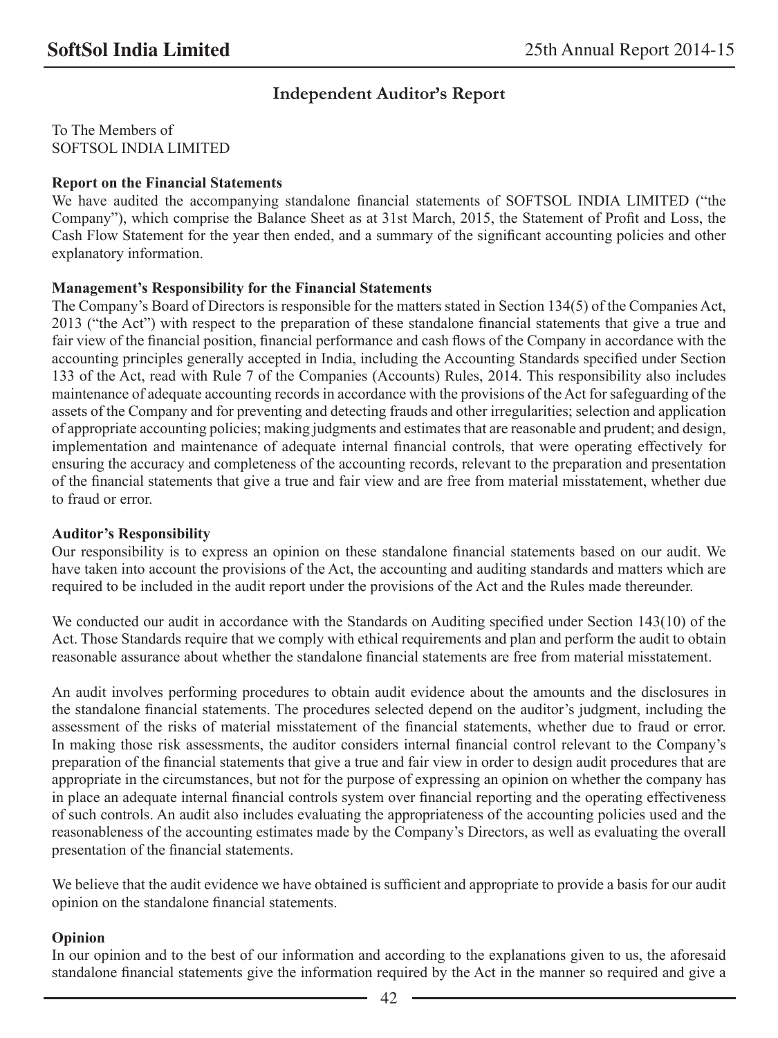# Independent Auditor's Report

To The Members of
SOFTSOL INDIA LIMITED

**Report on the Financial Statements**

We have audited the accompanying standalone financial statements of SOFTSOL INDIA LIMITED ("the Company"), which comprise the Balance Sheet as at 31st March, 2015, the Statement of Profit and Loss, the Cash Flow Statement for the year then ended, and a summary of the significant accounting policies and other explanatory information.

**Management's Responsibility for the Financial Statements**

The Company's Board of Directors is responsible for the matters stated in Section 134(5) of the Companies Act, 2013 ("the Act") with respect to the preparation of these standalone financial statements that give a true and fair view of the financial position, financial performance and cash flows of the Company in accordance with the accounting principles generally accepted in India, including the Accounting Standards specified under Section 133 of the Act, read with Rule 7 of the Companies (Accounts) Rules, 2014. This responsibility also includes maintenance of adequate accounting records in accordance with the provisions of the Act for safeguarding of the assets of the Company and for preventing and detecting frauds and other irregularities; selection and application of appropriate accounting policies; making judgments and estimates that are reasonable and prudent; and design, implementation and maintenance of adequate internal financial controls, that were operating effectively for ensuring the accuracy and completeness of the accounting records, relevant to the preparation and presentation of the financial statements that give a true and fair view and are free from material misstatement, whether due to fraud or error.

**Auditor's Responsibility**

Our responsibility is to express an opinion on these standalone financial statements based on our audit. We have taken into account the provisions of the Act, the accounting and auditing standards and matters which are required to be included in the audit report under the provisions of the Act and the Rules made thereunder.

We conducted our audit in accordance with the Standards on Auditing specified under Section 143(10) of the Act. Those Standards require that we comply with ethical requirements and plan and perform the audit to obtain reasonable assurance about whether the standalone financial statements are free from material misstatement.

An audit involves performing procedures to obtain audit evidence about the amounts and the disclosures in the standalone financial statements. The procedures selected depend on the auditor's judgment, including the assessment of the risks of material misstatement of the financial statements, whether due to fraud or error. In making those risk assessments, the auditor considers internal financial control relevant to the Company's preparation of the financial statements that give a true and fair view in order to design audit procedures that are appropriate in the circumstances, but not for the purpose of expressing an opinion on whether the company has in place an adequate internal financial controls system over financial reporting and the operating effectiveness of such controls. An audit also includes evaluating the appropriateness of the accounting policies used and the reasonableness of the accounting estimates made by the Company's Directors, as well as evaluating the overall presentation of the financial statements.

We believe that the audit evidence we have obtained is sufficient and appropriate to provide a basis for our audit opinion on the standalone financial statements.

**Opinion**

In our opinion and to the best of our information and according to the explanations given to us, the aforesaid standalone financial statements give the information required by the Act in the manner so required and give a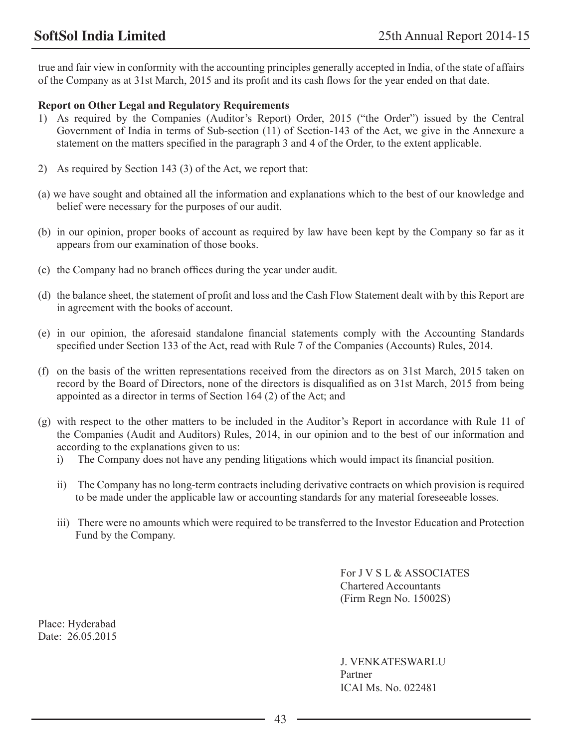true and fair view in conformity with the accounting principles generally accepted in India, of the state of affairs of the Company as at 31st March, 2015 and its profit and its cash flows for the year ended on that date.

**Report on Other Legal and Regulatory Requirements**

1) As required by the Companies (Auditor's Report) Order, 2015 ("the Order") issued by the Central Government of India in terms of Sub-section (11) of Section-143 of the Act, we give in the Annexure a statement on the matters specified in the paragraph 3 and 4 of the Order, to the extent applicable.

2) As required by Section 143 (3) of the Act, we report that:

(a) we have sought and obtained all the information and explanations which to the best of our knowledge and belief were necessary for the purposes of our audit.

(b) in our opinion, proper books of account as required by law have been kept by the Company so far as it appears from our examination of those books.

(c) the Company had no branch offices during the year under audit.

(d) the balance sheet, the statement of profit and loss and the Cash Flow Statement dealt with by this Report are in agreement with the books of account.

(e) in our opinion, the aforesaid standalone financial statements comply with the Accounting Standards specified under Section 133 of the Act, read with Rule 7 of the Companies (Accounts) Rules, 2014.

(f) on the basis of the written representations received from the directors as on 31st March, 2015 taken on record by the Board of Directors, none of the directors is disqualified as on 31st March, 2015 from being appointed as a director in terms of Section 164 (2) of the Act; and

(g) with respect to the other matters to be included in the Auditor's Report in accordance with Rule 11 of the Companies (Audit and Auditors) Rules, 2014, in our opinion and to the best of our information and according to the explanations given to us:

i) The Company does not have any pending litigations which would impact its financial position.

ii) The Company has no long-term contracts including derivative contracts on which provision is required to be made under the applicable law or accounting standards for any material foreseeable losses.

iii) There were no amounts which were required to be transferred to the Investor Education and Protection Fund by the Company.

For J V S L & ASSOCIATES
Chartered Accountants
(Firm Regn No. 15002S)

Place: Hyderabad
Date: 26.05.2015

J. VENKATESWARLU
Partner
ICAI Ms. No. 022481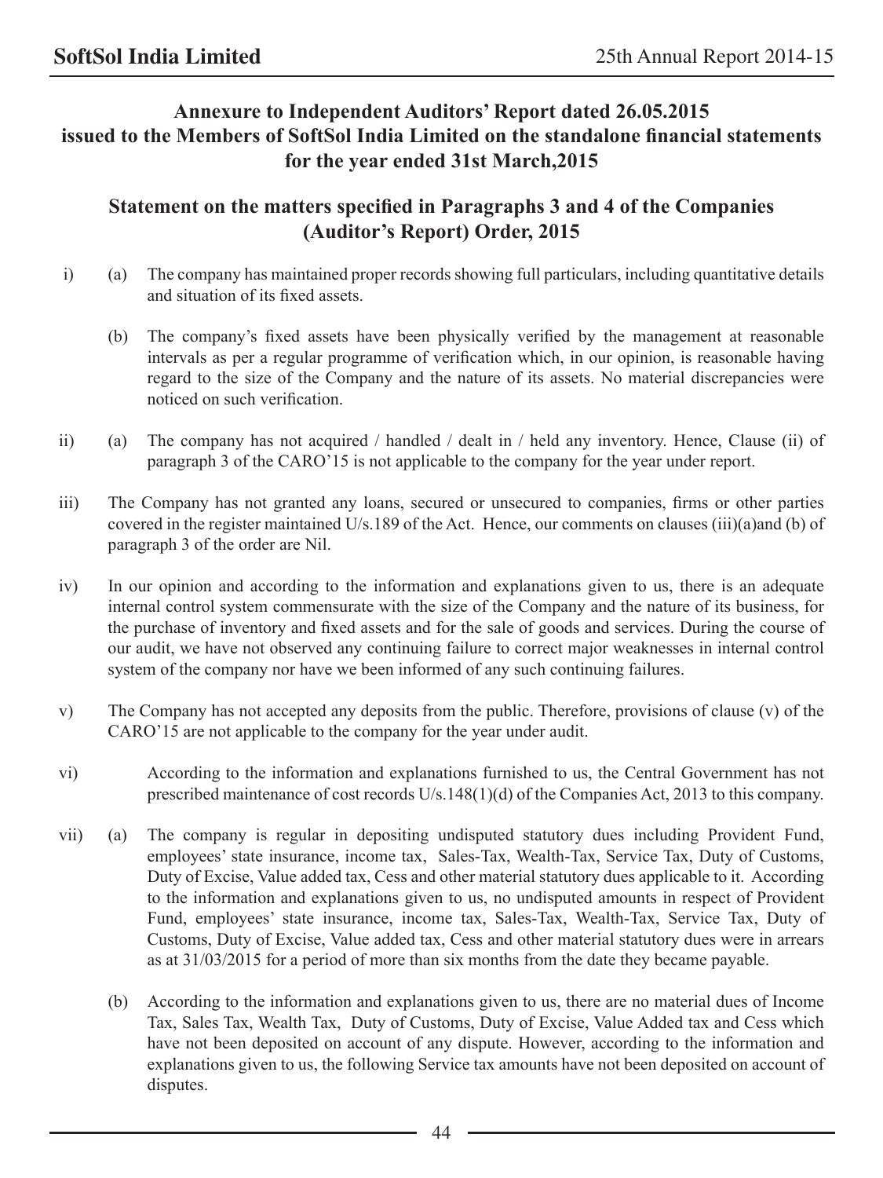## Annexure to Independent Auditors' Report dated 26.05.2015 issued to the Members of SoftSol India Limited on the standalone financial statements for the year ended 31st March,2015

## Statement on the matters specified in Paragraphs 3 and 4 of the Companies (Auditor's Report) Order, 2015

i) (a) The company has maintained proper records showing full particulars, including quantitative details and situation of its fixed assets.

(b) The company's fixed assets have been physically verified by the management at reasonable intervals as per a regular programme of verification which, in our opinion, is reasonable having regard to the size of the Company and the nature of its assets. No material discrepancies were noticed on such verification.

ii) (a) The company has not acquired / handled / dealt in / held any inventory. Hence, Clause (ii) of paragraph 3 of the CARO'15 is not applicable to the company for the year under report.

iii) The Company has not granted any loans, secured or unsecured to companies, firms or other parties covered in the register maintained U/s.189 of the Act. Hence, our comments on clauses (iii)(a)and (b) of paragraph 3 of the order are Nil.

iv) In our opinion and according to the information and explanations given to us, there is an adequate internal control system commensurate with the size of the Company and the nature of its business, for the purchase of inventory and fixed assets and for the sale of goods and services. During the course of our audit, we have not observed any continuing failure to correct major weaknesses in internal control system of the company nor have we been informed of any such continuing failures.

v) The Company has not accepted any deposits from the public. Therefore, provisions of clause (v) of the CARO'15 are not applicable to the company for the year under audit.

vi) According to the information and explanations furnished to us, the Central Government has not prescribed maintenance of cost records U/s.148(1)(d) of the Companies Act, 2013 to this company.

vii) (a) The company is regular in depositing undisputed statutory dues including Provident Fund, employees' state insurance, income tax, Sales-Tax, Wealth-Tax, Service Tax, Duty of Customs, Duty of Excise, Value added tax, Cess and other material statutory dues applicable to it. According to the information and explanations given to us, no undisputed amounts in respect of Provident Fund, employees' state insurance, income tax, Sales-Tax, Wealth-Tax, Service Tax, Duty of Customs, Duty of Excise, Value added tax, Cess and other material statutory dues were in arrears as at 31/03/2015 for a period of more than six months from the date they became payable.

(b) According to the information and explanations given to us, there are no material dues of Income Tax, Sales Tax, Wealth Tax, Duty of Customs, Duty of Excise, Value Added tax and Cess which have not been deposited on account of any dispute. However, according to the information and explanations given to us, the following Service tax amounts have not been deposited on account of disputes.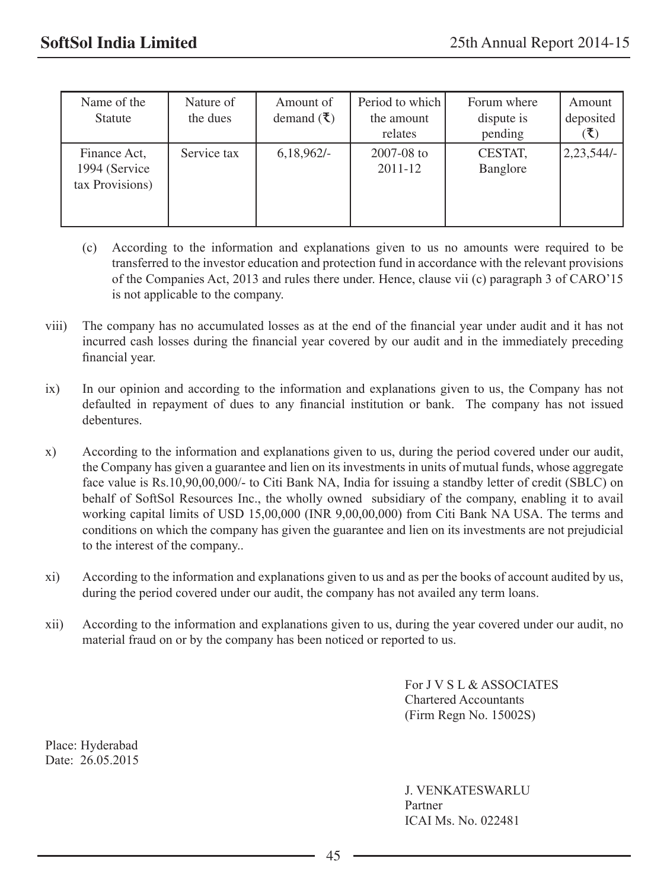| Name of the Statute | Nature of the dues | Amount of demand (₹) | Period to which the amount relates | Forum where dispute is pending | Amount deposited (₹) |
|---|---|---|---|---|---|
| Finance Act, 1994 (Service tax Provisions) | Service tax | 6,18,962/- | 2007-08 to 2011-12 | CESTAT, Banglore | 2,23,544/- |

(c) According to the information and explanations given to us no amounts were required to be transferred to the investor education and protection fund in accordance with the relevant provisions of the Companies Act, 2013 and rules there under. Hence, clause vii (c) paragraph 3 of CARO'15 is not applicable to the company.

viii) The company has no accumulated losses as at the end of the financial year under audit and it has not incurred cash losses during the financial year covered by our audit and in the immediately preceding financial year.

ix) In our opinion and according to the information and explanations given to us, the Company has not defaulted in repayment of dues to any financial institution or bank. The company has not issued debentures.

x) According to the information and explanations given to us, during the period covered under our audit, the Company has given a guarantee and lien on its investments in units of mutual funds, whose aggregate face value is Rs.10,90,00,000/- to Citi Bank NA, India for issuing a standby letter of credit (SBLC) on behalf of SoftSol Resources Inc., the wholly owned subsidiary of the company, enabling it to avail working capital limits of USD 15,00,000 (INR 9,00,00,000) from Citi Bank NA USA. The terms and conditions on which the company has given the guarantee and lien on its investments are not prejudicial to the interest of the company..

xi) According to the information and explanations given to us and as per the books of account audited by us, during the period covered under our audit, the company has not availed any term loans.

xii) According to the information and explanations given to us, during the year covered under our audit, no material fraud on or by the company has been noticed or reported to us.

For J V S L & ASSOCIATES
Chartered Accountants
(Firm Regn No. 15002S)

Place: Hyderabad
Date: 26.05.2015

J. VENKATESWARLU
Partner
ICAI Ms. No. 022481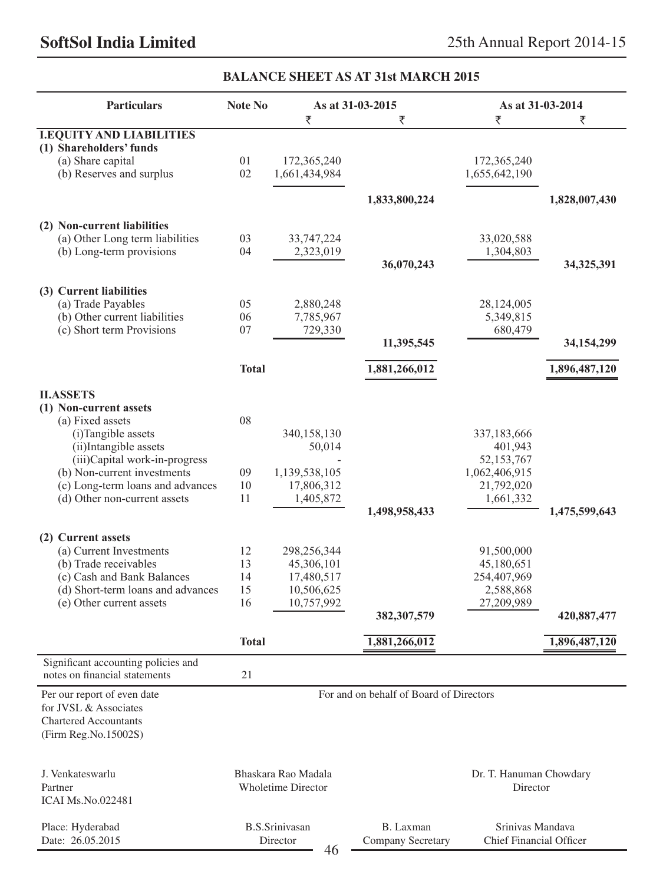## BALANCE SHEET AS AT 31st MARCH 2015

| Particulars | Note No | As at 31-03-2015 | | As at 31-03-2014 | |
|---|---|---|---|---|---|
| | | ₹ | ₹ | ₹ | ₹ |
| **I.EQUITY AND LIABILITIES** | | | | | |
| **(1) Shareholders' funds** | | | | | |
| (a) Share capital | 01 | 172,365,240 | | 172,365,240 | |
| (b) Reserves and surplus | 02 | 1,661,434,984 | | 1,655,642,190 | |
| | | | **1,833,800,224** | | **1,828,007,430** |
| **(2) Non-current liabilities** | | | | | |
| (a) Other Long term liabilities | 03 | 33,747,224 | | 33,020,588 | |
| (b) Long-term provisions | 04 | 2,323,019 | | 1,304,803 | |
| | | | **36,070,243** | | **34,325,391** |
| **(3) Current liabilities** | | | | | |
| (a) Trade Payables | 05 | 2,880,248 | | 28,124,005 | |
| (b) Other current liabilities | 06 | 7,785,967 | | 5,349,815 | |
| (c) Short term Provisions | 07 | 729,330 | | 680,479 | |
| | | | **11,395,545** | | **34,154,299** |
| | **Total** | | **1,881,266,012** | | **1,896,487,120** |
| **II.ASSETS** | | | | | |
| **(1) Non-current assets** | | | | | |
| (a) Fixed assets | 08 | | | | |
| (i)Tangible assets | | 340,158,130 | | 337,183,666 | |
| (ii)Intangible assets | | 50,014 | | 401,943 | |
| (iii)Capital work-in-progress | | - | | 52,153,767 | |
| (b) Non-current investments | 09 | 1,139,538,105 | | 1,062,406,915 | |
| (c) Long-term loans and advances | 10 | 17,806,312 | | 21,792,020 | |
| (d) Other non-current assets | 11 | 1,405,872 | | 1,661,332 | |
| | | | **1,498,958,433** | | **1,475,599,643** |
| **(2) Current assets** | | | | | |
| (a) Current Investments | 12 | 298,256,344 | | 91,500,000 | |
| (b) Trade receivables | 13 | 45,306,101 | | 45,180,651 | |
| (c) Cash and Bank Balances | 14 | 17,480,517 | | 254,407,969 | |
| (d) Short-term loans and advances | 15 | 10,506,625 | | 2,588,868 | |
| (e) Other current assets | 16 | 10,757,992 | | 27,209,989 | |
| | | | **382,307,579** | | **420,887,477** |
| | **Total** | | **1,881,266,012** | | **1,896,487,120** |
| Significant accounting policies and notes on financial statements | 21 | | | | |

Per our report of even date
for JVSL & Associates
Chartered Accountants
(Firm Reg.No.15002S)

For and on behalf of Board of Directors

J. Venkateswarlu
Partner
ICAI Ms.No.022481

Bhaskara Rao Madala
Wholetime Director

Dr. T. Hanuman Chowdary
Director

Place: Hyderabad
Date: 26.05.2015

B.S.Srinivasan
Director

B. Laxman
Company Secretary

Srinivas Mandava
Chief Financial Officer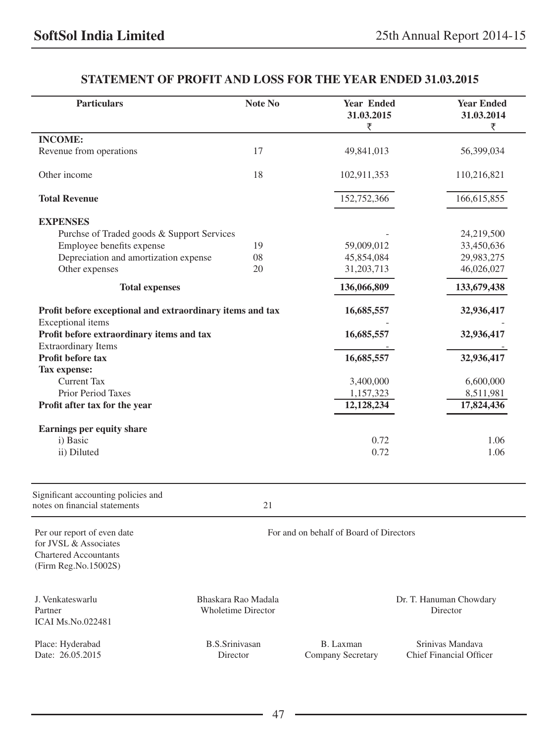## STATEMENT OF PROFIT AND LOSS FOR THE YEAR ENDED 31.03.2015

| Particulars | Note No | Year Ended 31.03.2015 ₹ | Year Ended 31.03.2014 ₹ |
|---|---|---|---|
| **INCOME:** | | | |
| Revenue from operations | 17 | 49,841,013 | 56,399,034 |
| Other income | 18 | 102,911,353 | 110,216,821 |
| **Total Revenue** | | 152,752,366 | 166,615,855 |
| **EXPENSES** | | | |
| Purchse of Traded goods & Support Services | | - | 24,219,500 |
| Employee benefits expense | 19 | 59,009,012 | 33,450,636 |
| Depreciation and amortization expense | 08 | 45,854,084 | 29,983,275 |
| Other expenses | 20 | 31,203,713 | 46,026,027 |
| **Total expenses** | | **136,066,809** | **133,679,438** |
| **Profit before exceptional and extraordinary items and tax** | | **16,685,557** | **32,936,417** |
| Exceptional items | | - | - |
| **Profit before extraordinary items and tax** | | **16,685,557** | **32,936,417** |
| Extraordinary Items | | - | - |
| **Profit before tax** | | **16,685,557** | **32,936,417** |
| **Tax expense:** | | | |
| Current Tax | | 3,400,000 | 6,600,000 |
| Prior Period Taxes | | 1,157,323 | 8,511,981 |
| **Profit after tax for the year** | | **12,128,234** | **17,824,436** |
| **Earnings per equity share** | | | |
| i) Basic | | 0.72 | 1.06 |
| ii) Diluted | | 0.72 | 1.06 |

Significant accounting policies and notes on financial statements — 21

Per our report of even date
for JVSL & Associates
Chartered Accountants
(Firm Reg.No.15002S)

For and on behalf of Board of Directors

J. Venkateswarlu
Partner
ICAI Ms.No.022481

Bhaskara Rao Madala
Wholetime Director

Dr. T. Hanuman Chowdary
Director

Place: Hyderabad
Date: 26.05.2015

B.S.Srinivasan
Director

B. Laxman
Company Secretary

Srinivas Mandava
Chief Financial Officer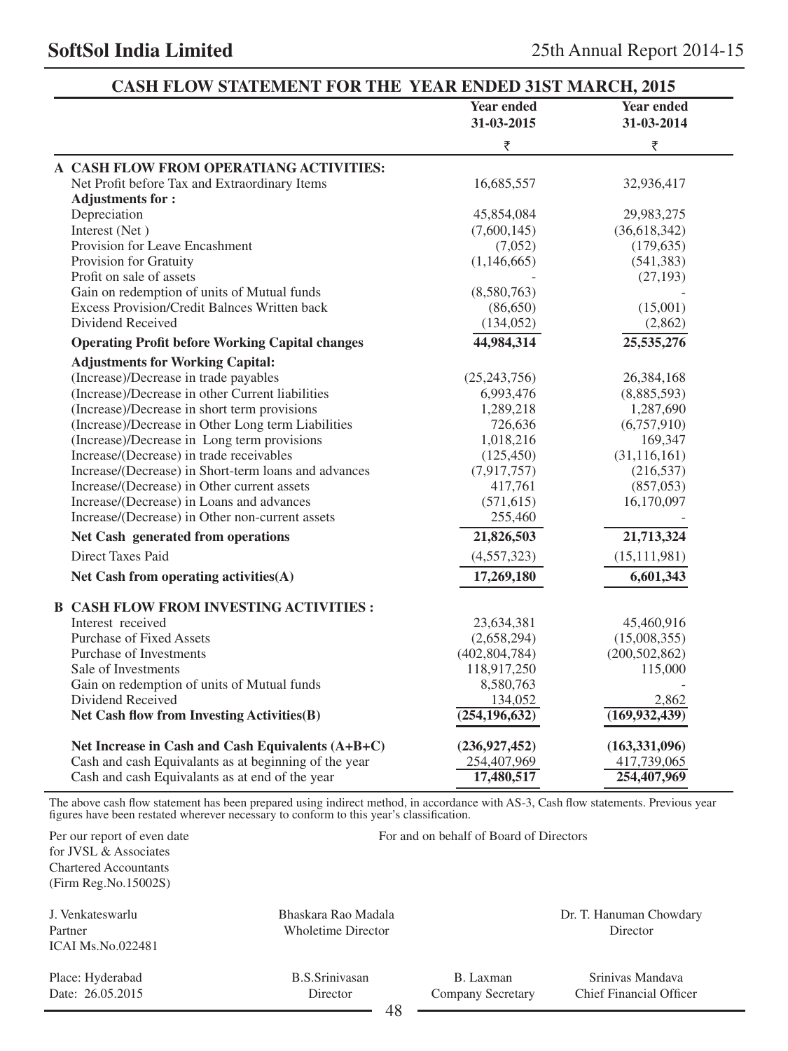## CASH FLOW STATEMENT FOR THE YEAR ENDED 31ST MARCH, 2015

| | Year ended 31-03-2015 | Year ended 31-03-2014 |
|---|---|---|
| | ₹ | ₹ |
| **A CASH FLOW FROM OPERATIANG ACTIVITIES:** | | |
| Net Profit before Tax and Extraordinary Items | 16,685,557 | 32,936,417 |
| **Adjustments for :** | | |
| Depreciation | 45,854,084 | 29,983,275 |
| Interest (Net ) | (7,600,145) | (36,618,342) |
| Provision for Leave Encashment | (7,052) | (179,635) |
| Provision for Gratuity | (1,146,665) | (541,383) |
| Profit on sale of assets | - | (27,193) |
| Gain on redemption of units of Mutual funds | (8,580,763) | - |
| Excess Provision/Credit Balnces Written back | (86,650) | (15,001) |
| Dividend Received | (134,052) | (2,862) |
| **Operating Profit before Working Capital changes** | **44,984,314** | **25,535,276** |
| **Adjustments for Working Capital:** | | |
| (Increase)/Decrease in trade payables | (25,243,756) | 26,384,168 |
| (Increase)/Decrease in other Current liabilities | 6,993,476 | (8,885,593) |
| (Increase)/Decrease in short term provisions | 1,289,218 | 1,287,690 |
| (Increase)/Decrease in Other Long term Liabilities | 726,636 | (6,757,910) |
| (Increase)/Decrease in Long term provisions | 1,018,216 | 169,347 |
| Increase/(Decrease) in trade receivables | (125,450) | (31,116,161) |
| Increase/(Decrease) in Short-term loans and advances | (7,917,757) | (216,537) |
| Increase/(Decrease) in Other current assets | 417,761 | (857,053) |
| Increase/(Decrease) in Loans and advances | (571,615) | 16,170,097 |
| Increase/(Decrease) in Other non-current assets | 255,460 | - |
| **Net Cash generated from operations** | **21,826,503** | **21,713,324** |
| Direct Taxes Paid | (4,557,323) | (15,111,981) |
| **Net Cash from operating activities(A)** | **17,269,180** | **6,601,343** |
| **B CASH FLOW FROM INVESTING ACTIVITIES :** | | |
| Interest received | 23,634,381 | 45,460,916 |
| Purchase of Fixed Assets | (2,658,294) | (15,008,355) |
| Purchase of Investments | (402,804,784) | (200,502,862) |
| Sale of Investments | 118,917,250 | 115,000 |
| Gain on redemption of units of Mutual funds | 8,580,763 | - |
| Dividend Received | 134,052 | 2,862 |
| **Net Cash flow from Investing Activities(B)** | **(254,196,632)** | **(169,932,439)** |
| **Net Increase in Cash and Cash Equivalents (A+B+C)** | **(236,927,452)** | **(163,331,096)** |
| Cash and cash Equivalants as at beginning of the year | 254,407,969 | 417,739,065 |
| Cash and cash Equivalants as at end of the year | 17,480,517 | 254,407,969 |

The above cash flow statement has been prepared using indirect method, in accordance with AS-3, Cash flow statements. Previous year figures have been restated wherever necessary to conform to this year's classification.

Per our report of even date
for JVSL & Associates
Chartered Accountants
(Firm Reg.No.15002S)

For and on behalf of Board of Directors

J. Venkateswarlu
Partner
ICAI Ms.No.022481

Bhaskara Rao Madala
Wholetime Director

Dr. T. Hanuman Chowdary
Director

Place: Hyderabad
Date: 26.05.2015

B.S.Srinivasan
Director

B. Laxman
Company Secretary

Srinivas Mandava
Chief Financial Officer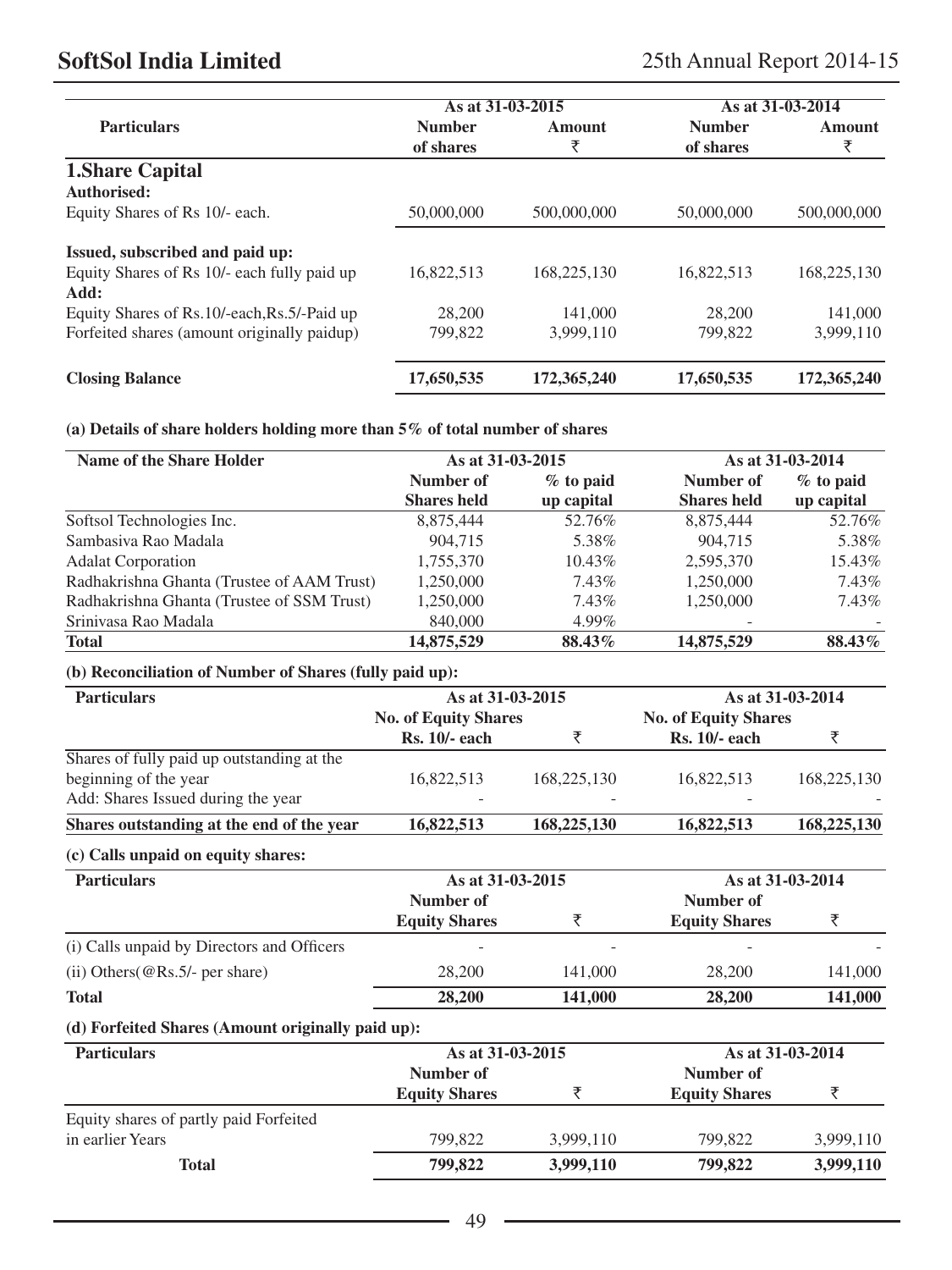| Particulars | As at 31-03-2015 | | As at 31-03-2014 | |
|---|---|---|---|---|
| | Number of shares | Amount ₹ | Number of shares | Amount ₹ |
| **1.Share Capital** | | | | |
| **Authorised:** | | | | |
| Equity Shares of Rs 10/- each. | 50,000,000 | 500,000,000 | 50,000,000 | 500,000,000 |
| **Issued, subscribed and paid up:** | | | | |
| Equity Shares of Rs 10/- each fully paid up | 16,822,513 | 168,225,130 | 16,822,513 | 168,225,130 |
| **Add:** | | | | |
| Equity Shares of Rs.10/-each,Rs.5/-Paid up | 28,200 | 141,000 | 28,200 | 141,000 |
| Forfeited shares (amount originally paidup) | 799,822 | 3,999,110 | 799,822 | 3,999,110 |
| **Closing Balance** | **17,650,535** | **172,365,240** | **17,650,535** | **172,365,240** |

**(a) Details of share holders holding more than 5% of total number of shares**

| Name of the Share Holder | As at 31-03-2015 | | As at 31-03-2014 | |
|---|---|---|---|---|
| | Number of Shares held | % to paid up capital | Number of Shares held | % to paid up capital |
| Softsol Technologies Inc. | 8,875,444 | 52.76% | 8,875,444 | 52.76% |
| Sambasiva Rao Madala | 904,715 | 5.38% | 904,715 | 5.38% |
| Adalat Corporation | 1,755,370 | 10.43% | 2,595,370 | 15.43% |
| Radhakrishna Ghanta (Trustee of AAM Trust) | 1,250,000 | 7.43% | 1,250,000 | 7.43% |
| Radhakrishna Ghanta (Trustee of SSM Trust) | 1,250,000 | 7.43% | 1,250,000 | 7.43% |
| Srinivasa Rao Madala | 840,000 | 4.99% | - | - |
| **Total** | **14,875,529** | **88.43%** | **14,875,529** | **88.43%** |

**(b) Reconciliation of Number of Shares (fully paid up):**

| Particulars | As at 31-03-2015 | | As at 31-03-2014 | |
|---|---|---|---|---|
| | No. of Equity Shares Rs. 10/- each | ₹ | No. of Equity Shares Rs. 10/- each | ₹ |
| Shares of fully paid up outstanding at the beginning of the year | 16,822,513 | 168,225,130 | 16,822,513 | 168,225,130 |
| Add: Shares Issued during the year | - | - | - | - |
| **Shares outstanding at the end of the year** | **16,822,513** | **168,225,130** | **16,822,513** | **168,225,130** |

**(c) Calls unpaid on equity shares:**

| Particulars | As at 31-03-2015 | | As at 31-03-2014 | |
|---|---|---|---|---|
| | Number of Equity Shares | ₹ | Number of Equity Shares | ₹ |
| (i) Calls unpaid by Directors and Officers | - | - | - | - |
| (ii) Others(@Rs.5/- per share) | 28,200 | 141,000 | 28,200 | 141,000 |
| **Total** | **28,200** | **141,000** | **28,200** | **141,000** |

**(d) Forfeited Shares (Amount originally paid up):**

| Particulars | As at 31-03-2015 | | As at 31-03-2014 | |
|---|---|---|---|---|
| | Number of Equity Shares | ₹ | Number of Equity Shares | ₹ |
| Equity shares of partly paid Forfeited in earlier Years | 799,822 | 3,999,110 | 799,822 | 3,999,110 |
| **Total** | **799,822** | **3,999,110** | **799,822** | **3,999,110** |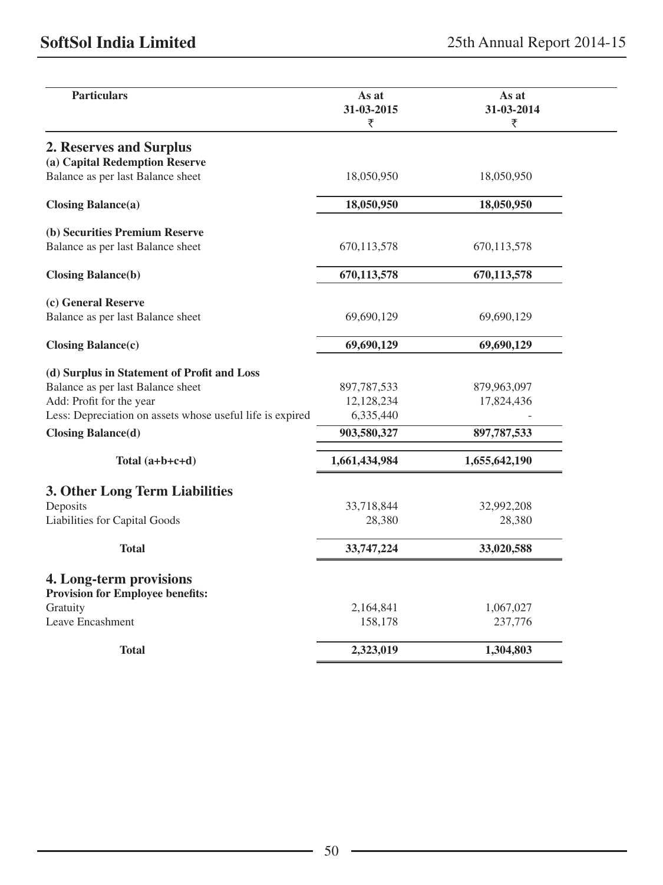| Particulars | As at 31-03-2015 ₹ | As at 31-03-2014 ₹ |
|---|---|---|
| **2. Reserves and Surplus** | | |
| **(a) Capital Redemption Reserve** | | |
| Balance as per last Balance sheet | 18,050,950 | 18,050,950 |
| **Closing Balance(a)** | **18,050,950** | **18,050,950** |
| **(b) Securities Premium Reserve** | | |
| Balance as per last Balance sheet | 670,113,578 | 670,113,578 |
| **Closing Balance(b)** | **670,113,578** | **670,113,578** |
| **(c) General Reserve** | | |
| Balance as per last Balance sheet | 69,690,129 | 69,690,129 |
| **Closing Balance(c)** | **69,690,129** | **69,690,129** |
| **(d) Surplus in Statement of Profit and Loss** | | |
| Balance as per last Balance sheet | 897,787,533 | 879,963,097 |
| Add: Profit for the year | 12,128,234 | 17,824,436 |
| Less: Depreciation on assets whose useful life is expired | 6,335,440 | - |
| **Closing Balance(d)** | **903,580,327** | **897,787,533** |
| **Total (a+b+c+d)** | **1,661,434,984** | **1,655,642,190** |
| **3. Other Long Term Liabilities** | | |
| Deposits | 33,718,844 | 32,992,208 |
| Liabilities for Capital Goods | 28,380 | 28,380 |
| **Total** | **33,747,224** | **33,020,588** |
| **4. Long-term provisions** | | |
| **Provision for Employee benefits:** | | |
| Gratuity | 2,164,841 | 1,067,027 |
| Leave Encashment | 158,178 | 237,776 |
| **Total** | **2,323,019** | **1,304,803** |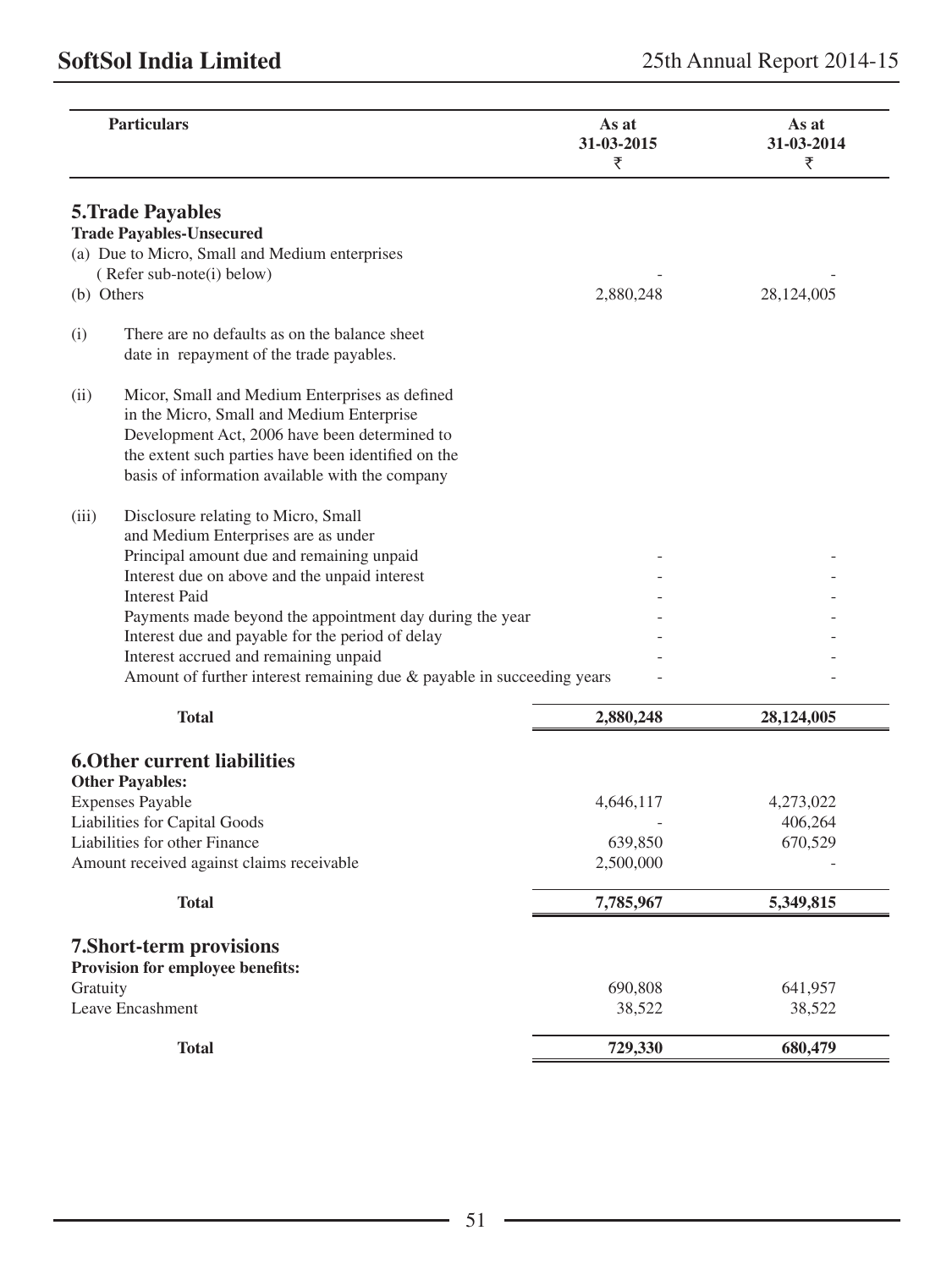| Particulars | As at 31-03-2015 ₹ | As at 31-03-2014 ₹ |
|---|---|---|
| **5.Trade Payables** | | |
| **Trade Payables-Unsecured** | | |
| (a) Due to Micro, Small and Medium enterprises ( Refer sub-note(i) below) | - | - |
| (b) Others | 2,880,248 | 28,124,005 |
| (i) There are no defaults as on the balance sheet date in repayment of the trade payables. | | |
| (ii) Micor, Small and Medium Enterprises as defined in the Micro, Small and Medium Enterprise Development Act, 2006 have been determined to the extent such parties have been identified on the basis of information available with the company | | |
| (iii) Disclosure relating to Micro, Small and Medium Enterprises are as under | | |
| Principal amount due and remaining unpaid | - | - |
| Interest due on above and the unpaid interest | - | - |
| Interest Paid | - | - |
| Payments made beyond the appointment day during the year | - | - |
| Interest due and payable for the period of delay | - | - |
| Interest accrued and remaining unpaid | - | - |
| Amount of further interest remaining due & payable in succeeding years | - | - |
| **Total** | **2,880,248** | **28,124,005** |
| **6.Other current liabilities** | | |
| **Other Payables:** | | |
| Expenses Payable | 4,646,117 | 4,273,022 |
| Liabilities for Capital Goods | - | 406,264 |
| Liabilities for other Finance | 639,850 | 670,529 |
| Amount received against claims receivable | 2,500,000 | - |
| **Total** | **7,785,967** | **5,349,815** |
| **7.Short-term provisions** | | |
| **Provision for employee benefits:** | | |
| Gratuity | 690,808 | 641,957 |
| Leave Encashment | 38,522 | 38,522 |
| **Total** | **729,330** | **680,479** |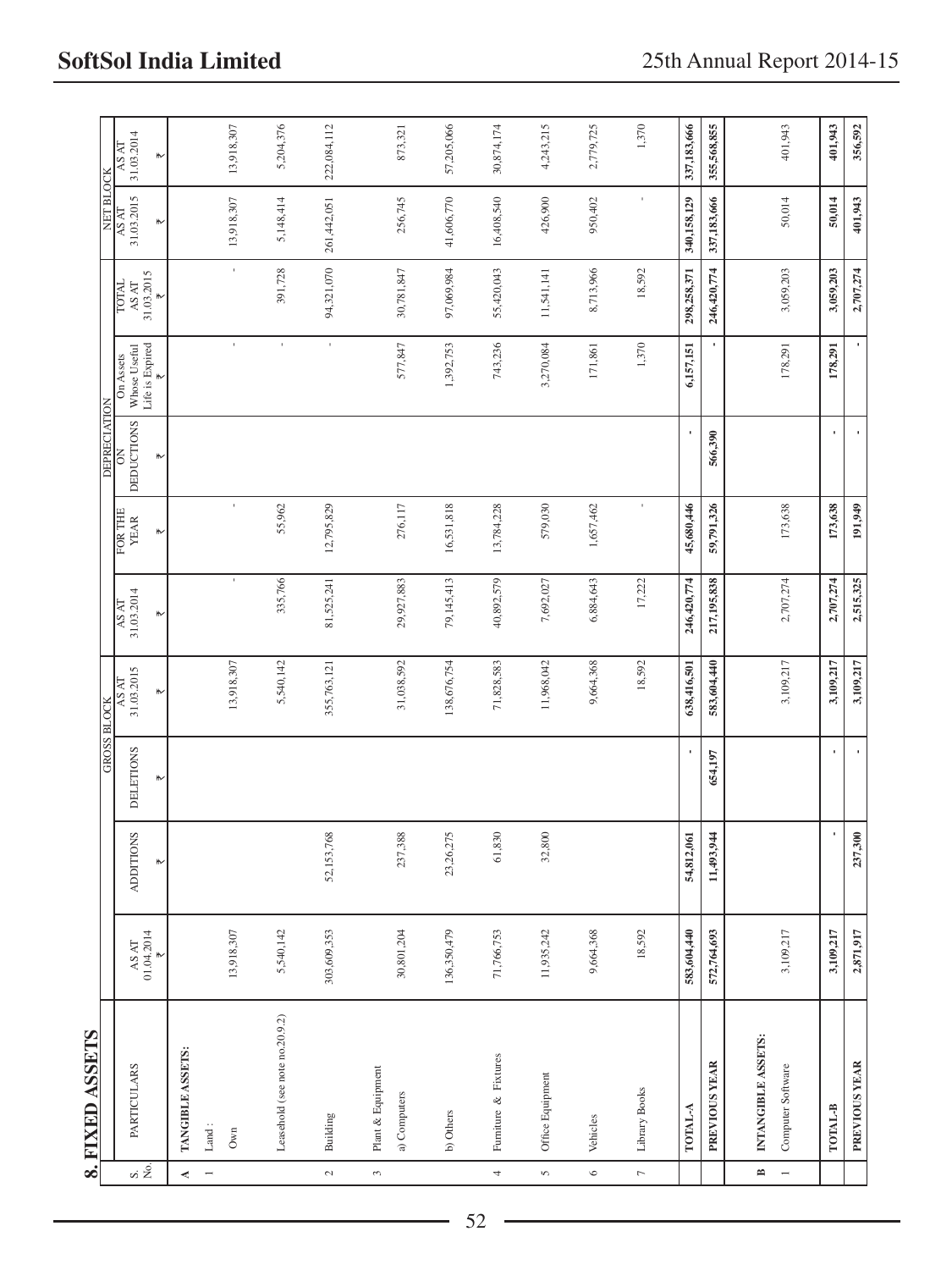## 8. FIXED ASSETS

| S. No. | PARTICULARS | GROSS BLOCK | | | | DEPRECIATION | | | | | NET BLOCK | |
|---|---|---|---|---|---|---|---|---|---|---|---|---|
| | | AS AT 01.04.2014 ₹ | ADDITIONS ₹ | DELETIONS ₹ | AS AT 31.03.2015 ₹ | AS AT 31.03.2014 ₹ | FOR THE YEAR ₹ | ON DEDUCTIONS ₹ | On Assets Whose Useful Life is Expired ₹ | TOTAL AS AT 31.03.2015 ₹ | AS AT 31.03.2015 ₹ | AS AT 31.03.2014 ₹ |
| **A** | **TANGIBLE ASSETS:** | | | | | | | | | | | |
| 1 | Land : | | | | | | | | | | | |
| | Own | 13,918,307 | | | 13,918,307 | - | - | | - | - | 13,918,307 | 13,918,307 |
| | Leasehold (see note no.20.9.2) | 5,540,142 | | | 5,540,142 | 335,766 | 55,962 | | - | 391,728 | 5,148,414 | 5,204,376 |
| 2 | Building | 303,609,353 | 52,153,768 | | 355,763,121 | 81,525,241 | 12,795,829 | | - | 94,321,070 | 261,442,051 | 222,084,112 |
| 3 | Plant & Equipment | | | | | | | | | | | |
| | a) Computers | 30,801,204 | 237,388 | | 31,038,592 | 29,927,883 | 276,117 | | 577,847 | 30,781,847 | 256,745 | 873,321 |
| | b) Others | 136,350,479 | 23,26,275 | | 138,676,754 | 79,145,413 | 16,531,818 | | 1,392,753 | 97,069,984 | 41,606,770 | 57,205,066 |
| 4 | Furniture & Fixtures | 71,766,753 | 61,830 | | 71,828,583 | 40,892,579 | 13,784,228 | | 743,236 | 55,420,043 | 16,408,540 | 30,874,174 |
| 5 | Office Equipment | 11,935,242 | 32,800 | | 11,968,042 | 7,692,027 | 579,030 | | 3,270,084 | 11,541,141 | 426,900 | 4,243,215 |
| 6 | Vehicles | 9,664,368 | | | 9,664,368 | 6,884,643 | 1,657,462 | | 171,861 | 8,713,966 | 950,402 | 2,779,725 |
| 7 | Library Books | 18,592 | | | 18,592 | 17,222 | - | | 1,370 | 18,592 | - | 1,370 |
| | **TOTAL-A** | **583,604,440** | **54,812,061** | **-** | **638,416,501** | **246,420,774** | **45,680,446** | **-** | **6,157,151** | **298,258,371** | **340,158,129** | **337,183,666** |
| | **PREVIOUS YEAR** | **572,764,693** | **11,493,944** | **654,197** | **583,604,440** | **217,195,838** | **59,791,326** | **566,390** | **-** | **246,420,774** | **337,183,666** | **355,568,855** |
| **B** | **INTANGIBLE ASSETS:** | | | | | | | | | | | |
| 1 | Computer Software | 3,109,217 | | | 3,109,217 | 2,707,274 | 173,638 | | 178,291 | 3,059,203 | 50,014 | 401,943 |
| | **TOTAL-B** | **3,109,217** | **-** | **-** | **3,109,217** | **2,707,274** | **173,638** | **-** | **178,291** | **3,059,203** | **50,014** | **401,943** |
| | **PREVIOUS YEAR** | **2,871,917** | **237,300** | **-** | **3,109,217** | **2,515,325** | **191,949** | **-** | **-** | **2,707,274** | **401,943** | **356,592** |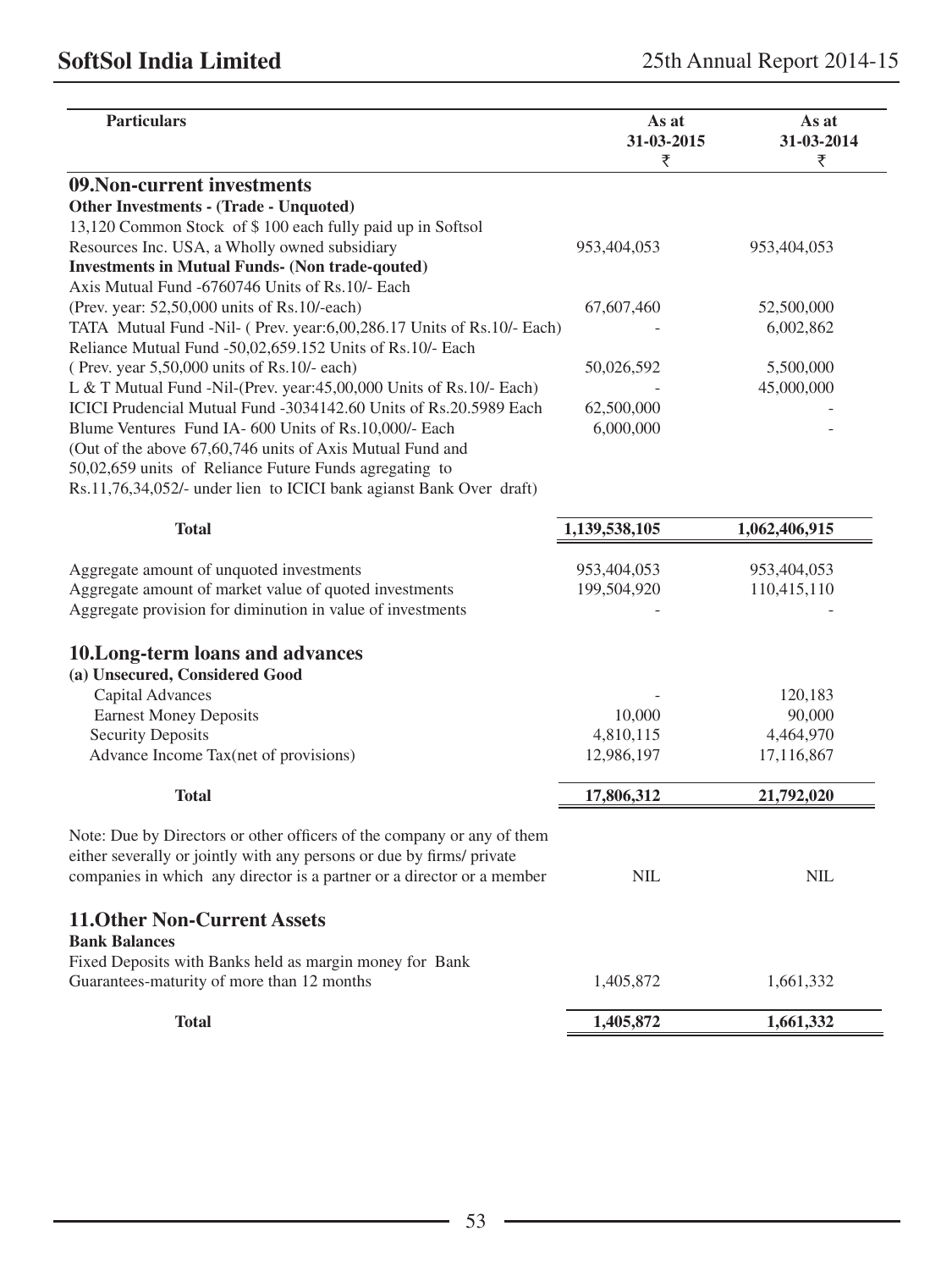| Particulars | As at 31-03-2015 ₹ | As at 31-03-2014 ₹ |
|---|---|---|
| **09.Non-current investments** | | |
| **Other Investments - (Trade - Unquoted)** | | |
| 13,120 Common Stock of $ 100 each fully paid up in Softsol Resources Inc. USA, a Wholly owned subsidiary | 953,404,053 | 953,404,053 |
| **Investments in Mutual Funds- (Non trade-qouted)** | | |
| Axis Mutual Fund -6760746 Units of Rs.10/- Each (Prev. year: 52,50,000 units of Rs.10/-each) | 67,607,460 | 52,500,000 |
| TATA Mutual Fund -Nil- ( Prev. year:6,00,286.17 Units of Rs.10/- Each) | - | 6,002,862 |
| Reliance Mutual Fund -50,02,659.152 Units of Rs.10/- Each ( Prev. year 5,50,000 units of Rs.10/- each) | 50,026,592 | 5,500,000 |
| L & T Mutual Fund -Nil-(Prev. year:45,00,000 Units of Rs.10/- Each) | - | 45,000,000 |
| ICICI Prudencial Mutual Fund -3034142.60 Units of Rs.20.5989 Each | 62,500,000 | - |
| Blume Ventures Fund IA- 600 Units of Rs.10,000/- Each | 6,000,000 | - |
| (Out of the above 67,60,746 units of Axis Mutual Fund and 50,02,659 units of Reliance Future Funds agregating to Rs.11,76,34,052/- under lien to ICICI bank agianst Bank Over draft) | | |
| **Total** | **1,139,538,105** | **1,062,406,915** |
| Aggregate amount of unquoted investments | 953,404,053 | 953,404,053 |
| Aggregate amount of market value of quoted investments | 199,504,920 | 110,415,110 |
| Aggregate provision for diminution in value of investments | - | - |
| **10.Long-term loans and advances** | | |
| **(a) Unsecured, Considered Good** | | |
| Capital Advances | - | 120,183 |
| Earnest Money Deposits | 10,000 | 90,000 |
| Security Deposits | 4,810,115 | 4,464,970 |
| Advance Income Tax(net of provisions) | 12,986,197 | 17,116,867 |
| **Total** | **17,806,312** | **21,792,020** |
| Note: Due by Directors or other officers of the company or any of them either severally or jointly with any persons or due by firms/ private companies in which any director is a partner or a director or a member | NIL | NIL |
| **11.Other Non-Current Assets** | | |
| **Bank Balances** | | |
| Fixed Deposits with Banks held as margin money for Bank Guarantees-maturity of more than 12 months | 1,405,872 | 1,661,332 |
| **Total** | **1,405,872** | **1,661,332** |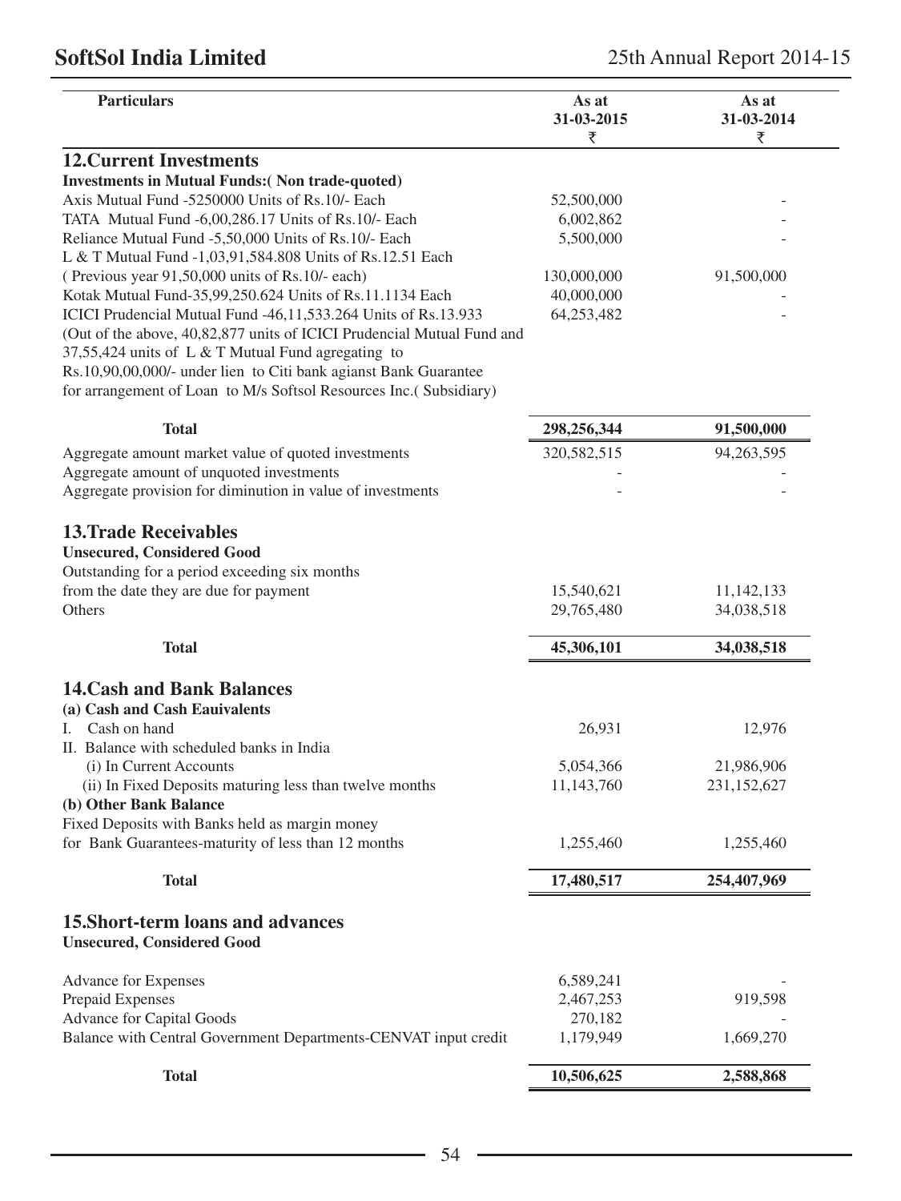| Particulars | As at 31-03-2015 ₹ | As at 31-03-2014 ₹ |
|---|---|---|
| **12.Current Investments** | | |
| **Investments in Mutual Funds:( Non trade-quoted)** | | |
| Axis Mutual Fund -5250000 Units of Rs.10/- Each | 52,500,000 | - |
| TATA Mutual Fund -6,00,286.17 Units of Rs.10/- Each | 6,002,862 | - |
| Reliance Mutual Fund -5,50,000 Units of Rs.10/- Each | 5,500,000 | - |
| L & T Mutual Fund -1,03,91,584.808 Units of Rs.12.51 Each ( Previous year 91,50,000 units of Rs.10/- each) | 130,000,000 | 91,500,000 |
| Kotak Mutual Fund-35,99,250.624 Units of Rs.11.1134 Each | 40,000,000 | - |
| ICICI Prudencial Mutual Fund -46,11,533.264 Units of Rs.13.933 | 64,253,482 | - |
| (Out of the above, 40,82,877 units of ICICI Prudencial Mutual Fund and 37,55,424 units of L & T Mutual Fund agregating to Rs.10,90,00,000/- under lien to Citi bank agianst Bank Guarantee for arrangement of Loan to M/s Softsol Resources Inc.( Subsidiary) | | |
| **Total** | **298,256,344** | **91,500,000** |
| Aggregate amount market value of quoted investments | 320,582,515 | 94,263,595 |
| Aggregate amount of unquoted investments | - | - |
| Aggregate provision for diminution in value of investments | - | - |
| **13.Trade Receivables** | | |
| **Unsecured, Considered Good** | | |
| Outstanding for a period exceeding six months from the date they are due for payment | 15,540,621 | 11,142,133 |
| Others | 29,765,480 | 34,038,518 |
| **Total** | **45,306,101** | **34,038,518** |
| **14.Cash and Bank Balances** | | |
| **(a) Cash and Cash Eauivalents** | | |
| I. Cash on hand | 26,931 | 12,976 |
| II. Balance with scheduled banks in India | | |
| (i) In Current Accounts | 5,054,366 | 21,986,906 |
| (ii) In Fixed Deposits maturing less than twelve months | 11,143,760 | 231,152,627 |
| **(b) Other Bank Balance** | | |
| Fixed Deposits with Banks held as margin money for Bank Guarantees-maturity of less than 12 months | 1,255,460 | 1,255,460 |
| **Total** | **17,480,517** | **254,407,969** |
| **15.Short-term loans and advances** | | |
| **Unsecured, Considered Good** | | |
| Advance for Expenses | 6,589,241 | - |
| Prepaid Expenses | 2,467,253 | 919,598 |
| Advance for Capital Goods | 270,182 | - |
| Balance with Central Government Departments-CENVAT input credit | 1,179,949 | 1,669,270 |
| **Total** | **10,506,625** | **2,588,868** |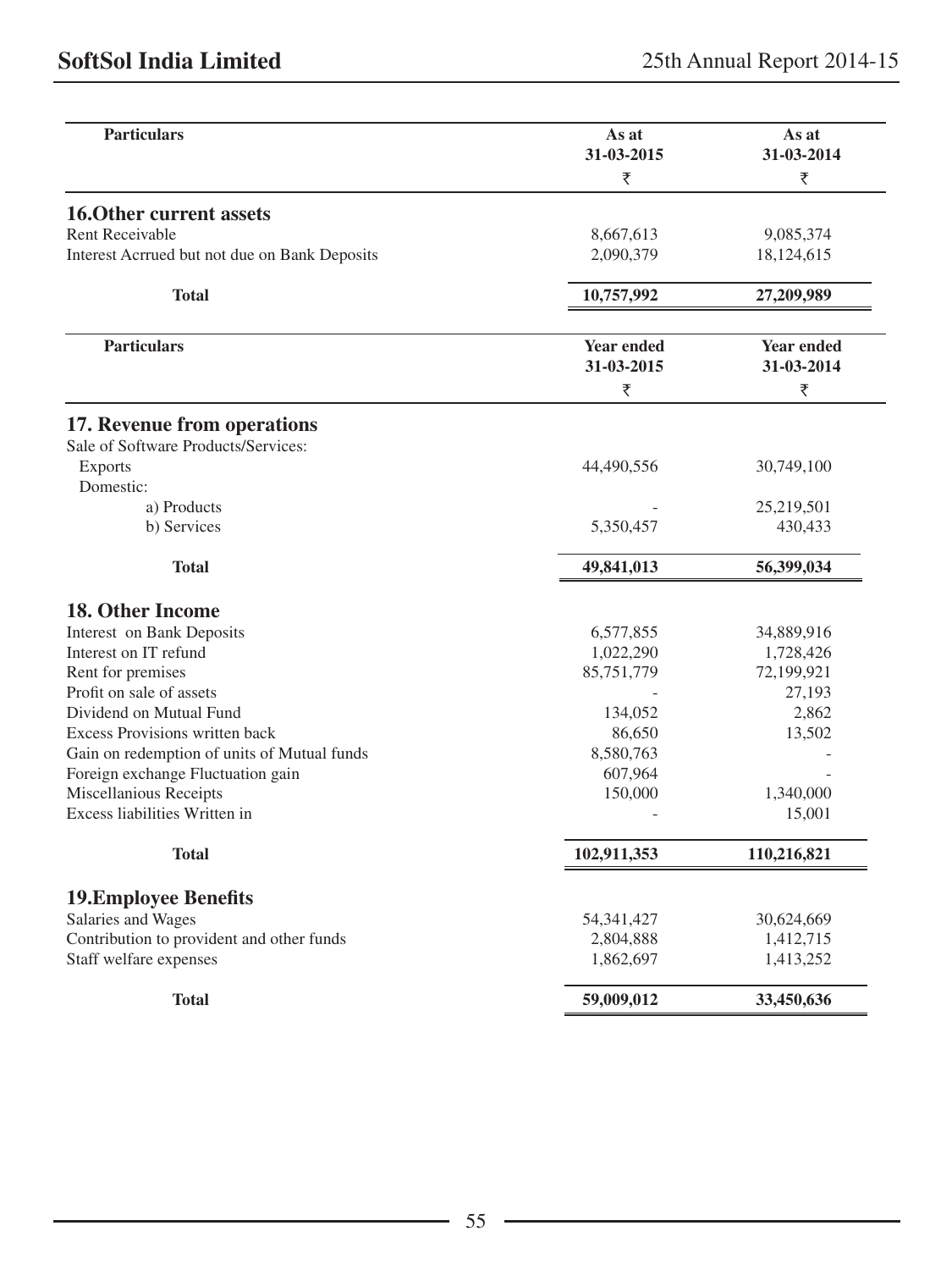| Particulars | As at 31-03-2015 ₹ | As at 31-03-2014 ₹ |
|---|---|---|
| **16.Other current assets** | | |
| Rent Receivable | 8,667,613 | 9,085,374 |
| Interest Acrrued but not due on Bank Deposits | 2,090,379 | 18,124,615 |
| **Total** | **10,757,992** | **27,209,989** |

| Particulars | Year ended 31-03-2015 ₹ | Year ended 31-03-2014 ₹ |
|---|---|---|
| **17. Revenue from operations** | | |
| Sale of Software Products/Services: | | |
| Exports | 44,490,556 | 30,749,100 |
| Domestic: | | |
| a) Products | - | 25,219,501 |
| b) Services | 5,350,457 | 430,433 |
| **Total** | **49,841,013** | **56,399,034** |
| **18. Other Income** | | |
| Interest on Bank Deposits | 6,577,855 | 34,889,916 |
| Interest on IT refund | 1,022,290 | 1,728,426 |
| Rent for premises | 85,751,779 | 72,199,921 |
| Profit on sale of assets | - | 27,193 |
| Dividend on Mutual Fund | 134,052 | 2,862 |
| Excess Provisions written back | 86,650 | 13,502 |
| Gain on redemption of units of Mutual funds | 8,580,763 | - |
| Foreign exchange Fluctuation gain | 607,964 | - |
| Miscellanious Receipts | 150,000 | 1,340,000 |
| Excess liabilities Written in | - | 15,001 |
| **Total** | **102,911,353** | **110,216,821** |
| **19.Employee Benefits** | | |
| Salaries and Wages | 54,341,427 | 30,624,669 |
| Contribution to provident and other funds | 2,804,888 | 1,412,715 |
| Staff welfare expenses | 1,862,697 | 1,413,252 |
| **Total** | **59,009,012** | **33,450,636** |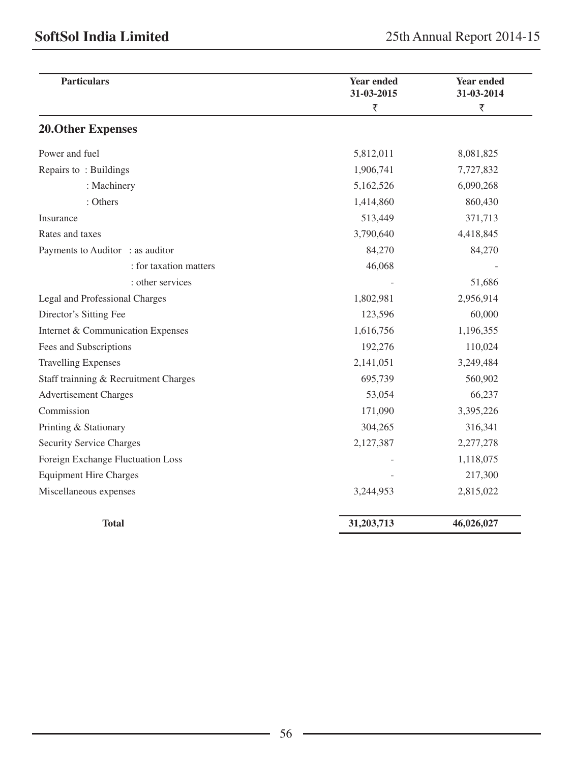| Particulars | Year ended 31-03-2015 ₹ | Year ended 31-03-2014 ₹ |
|---|---|---|
| **20.Other Expenses** | | |
| Power and fuel | 5,812,011 | 8,081,825 |
| Repairs to : Buildings | 1,906,741 | 7,727,832 |
| : Machinery | 5,162,526 | 6,090,268 |
| : Others | 1,414,860 | 860,430 |
| Insurance | 513,449 | 371,713 |
| Rates and taxes | 3,790,640 | 4,418,845 |
| Payments to Auditor : as auditor | 84,270 | 84,270 |
| : for taxation matters | 46,068 | - |
| : other services | - | 51,686 |
| Legal and Professional Charges | 1,802,981 | 2,956,914 |
| Director's Sitting Fee | 123,596 | 60,000 |
| Internet & Communication Expenses | 1,616,756 | 1,196,355 |
| Fees and Subscriptions | 192,276 | 110,024 |
| Travelling Expenses | 2,141,051 | 3,249,484 |
| Staff trainning & Recruitment Charges | 695,739 | 560,902 |
| Advertisement Charges | 53,054 | 66,237 |
| Commission | 171,090 | 3,395,226 |
| Printing & Stationary | 304,265 | 316,341 |
| Security Service Charges | 2,127,387 | 2,277,278 |
| Foreign Exchange Fluctuation Loss | - | 1,118,075 |
| Equipment Hire Charges | - | 217,300 |
| Miscellaneous expenses | 3,244,953 | 2,815,022 |
| **Total** | **31,203,713** | **46,026,027** |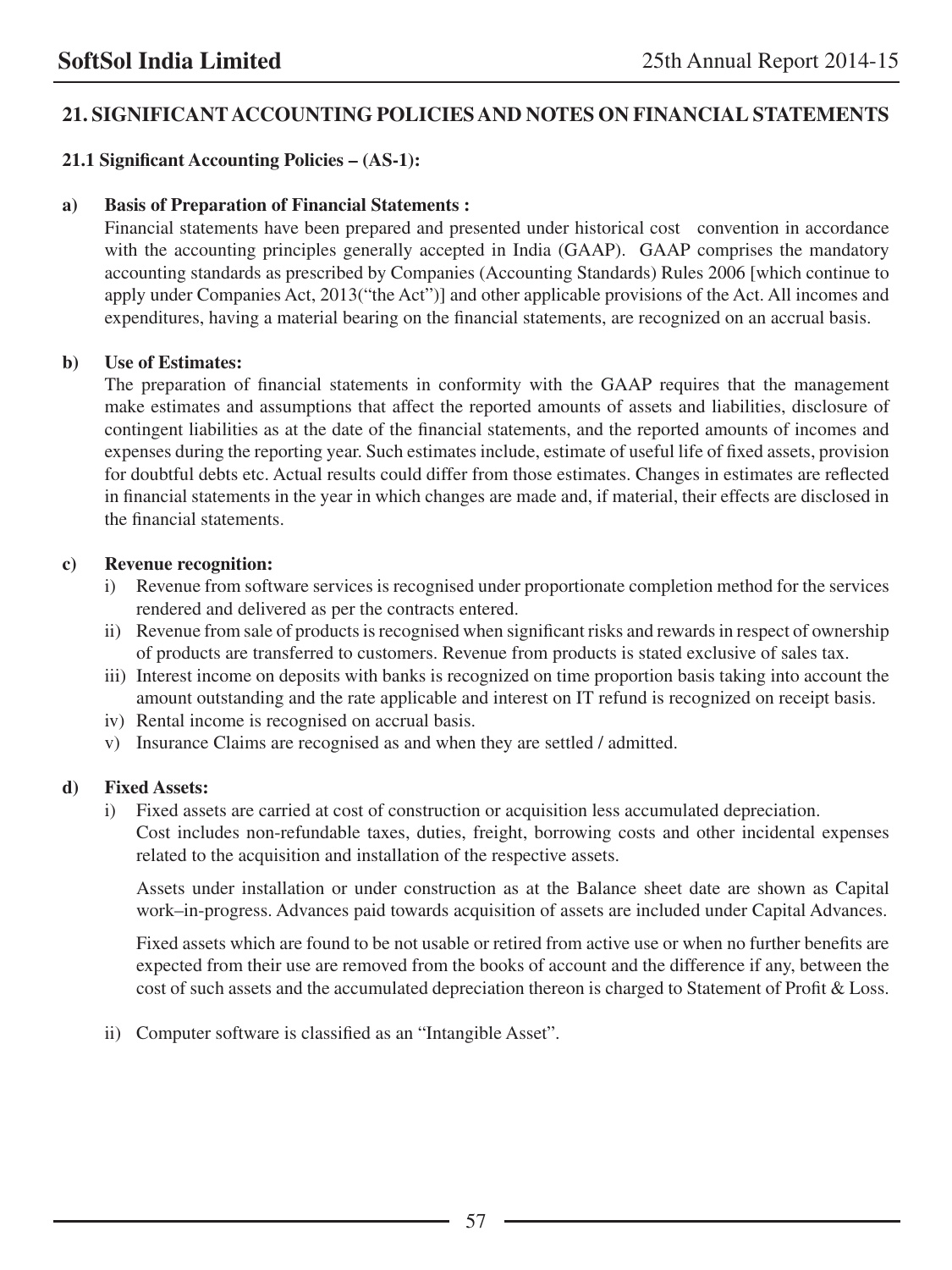## 21. SIGNIFICANT ACCOUNTING POLICIES AND NOTES ON FINANCIAL STATEMENTS

### 21.1 Significant Accounting Policies – (AS-1):

**a) Basis of Preparation of Financial Statements :**

Financial statements have been prepared and presented under historical cost convention in accordance with the accounting principles generally accepted in India (GAAP). GAAP comprises the mandatory accounting standards as prescribed by Companies (Accounting Standards) Rules 2006 [which continue to apply under Companies Act, 2013("the Act")] and other applicable provisions of the Act. All incomes and expenditures, having a material bearing on the financial statements, are recognized on an accrual basis.

**b) Use of Estimates:**

The preparation of financial statements in conformity with the GAAP requires that the management make estimates and assumptions that affect the reported amounts of assets and liabilities, disclosure of contingent liabilities as at the date of the financial statements, and the reported amounts of incomes and expenses during the reporting year. Such estimates include, estimate of useful life of fixed assets, provision for doubtful debts etc. Actual results could differ from those estimates. Changes in estimates are reflected in financial statements in the year in which changes are made and, if material, their effects are disclosed in the financial statements.

**c) Revenue recognition:**

i) Revenue from software services is recognised under proportionate completion method for the services rendered and delivered as per the contracts entered.

ii) Revenue from sale of products is recognised when significant risks and rewards in respect of ownership of products are transferred to customers. Revenue from products is stated exclusive of sales tax.

iii) Interest income on deposits with banks is recognized on time proportion basis taking into account the amount outstanding and the rate applicable and interest on IT refund is recognized on receipt basis.

iv) Rental income is recognised on accrual basis.

v) Insurance Claims are recognised as and when they are settled / admitted.

**d) Fixed Assets:**

i) Fixed assets are carried at cost of construction or acquisition less accumulated depreciation. Cost includes non-refundable taxes, duties, freight, borrowing costs and other incidental expenses related to the acquisition and installation of the respective assets.

Assets under installation or under construction as at the Balance sheet date are shown as Capital work–in-progress. Advances paid towards acquisition of assets are included under Capital Advances.

Fixed assets which are found to be not usable or retired from active use or when no further benefits are expected from their use are removed from the books of account and the difference if any, between the cost of such assets and the accumulated depreciation thereon is charged to Statement of Profit & Loss.

ii) Computer software is classified as an "Intangible Asset".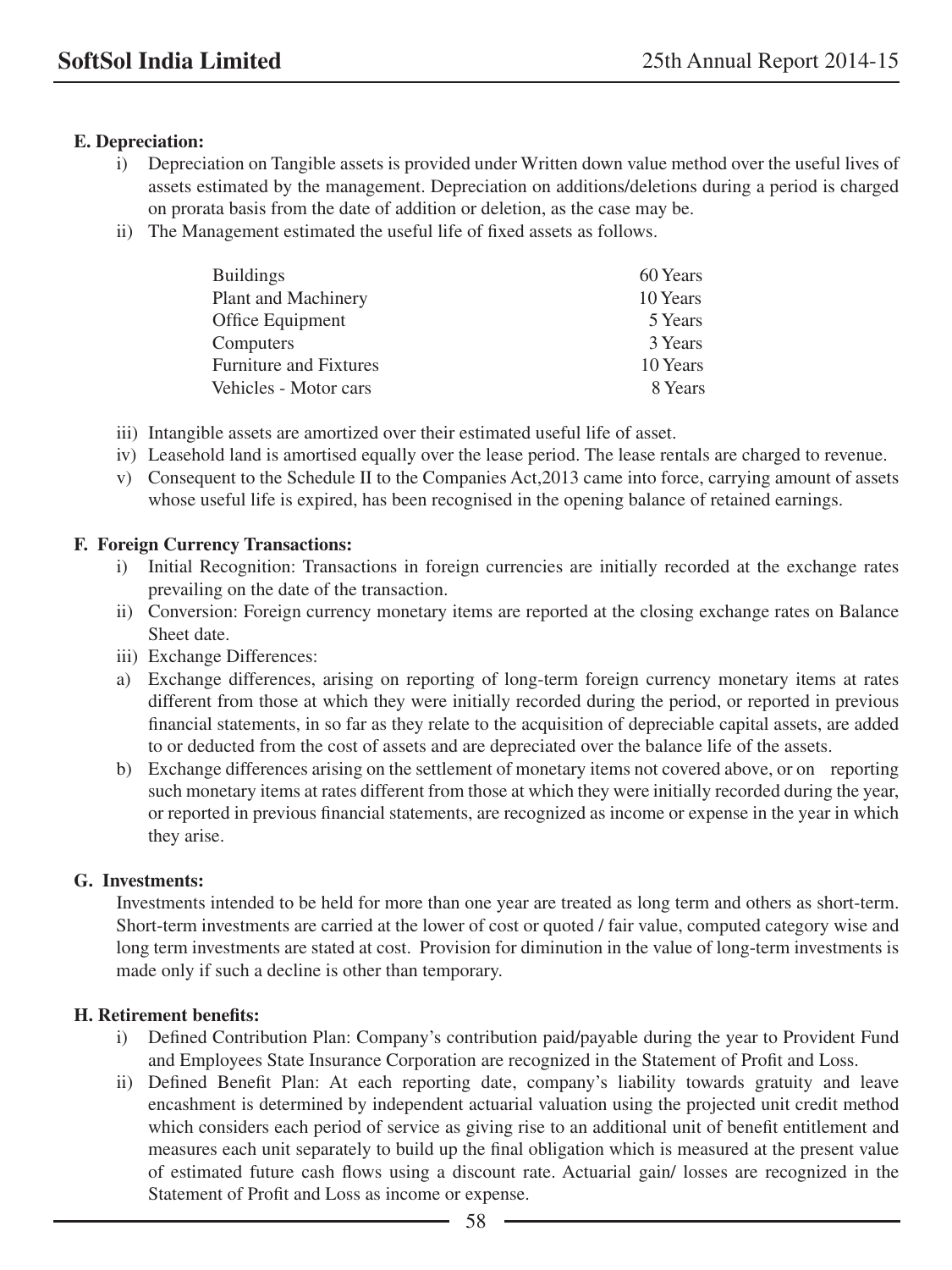**E. Depreciation:**

i) Depreciation on Tangible assets is provided under Written down value method over the useful lives of assets estimated by the management. Depreciation on additions/deletions during a period is charged on prorata basis from the date of addition or deletion, as the case may be.

ii) The Management estimated the useful life of fixed assets as follows.

| | |
|---|---|
| Buildings | 60 Years |
| Plant and Machinery | 10 Years |
| Office Equipment | 5 Years |
| Computers | 3 Years |
| Furniture and Fixtures | 10 Years |
| Vehicles - Motor cars | 8 Years |

iii) Intangible assets are amortized over their estimated useful life of asset.

iv) Leasehold land is amortised equally over the lease period. The lease rentals are charged to revenue.

v) Consequent to the Schedule II to the Companies Act,2013 came into force, carrying amount of assets whose useful life is expired, has been recognised in the opening balance of retained earnings.

**F. Foreign Currency Transactions:**

i) Initial Recognition: Transactions in foreign currencies are initially recorded at the exchange rates prevailing on the date of the transaction.

ii) Conversion: Foreign currency monetary items are reported at the closing exchange rates on Balance Sheet date.

iii) Exchange Differences:

a) Exchange differences, arising on reporting of long-term foreign currency monetary items at rates different from those at which they were initially recorded during the period, or reported in previous financial statements, in so far as they relate to the acquisition of depreciable capital assets, are added to or deducted from the cost of assets and are depreciated over the balance life of the assets.

b) Exchange differences arising on the settlement of monetary items not covered above, or on reporting such monetary items at rates different from those at which they were initially recorded during the year, or reported in previous financial statements, are recognized as income or expense in the year in which they arise.

**G. Investments:**

Investments intended to be held for more than one year are treated as long term and others as short-term. Short-term investments are carried at the lower of cost or quoted / fair value, computed category wise and long term investments are stated at cost. Provision for diminution in the value of long-term investments is made only if such a decline is other than temporary.

**H. Retirement benefits:**

i) Defined Contribution Plan: Company's contribution paid/payable during the year to Provident Fund and Employees State Insurance Corporation are recognized in the Statement of Profit and Loss.

ii) Defined Benefit Plan: At each reporting date, company's liability towards gratuity and leave encashment is determined by independent actuarial valuation using the projected unit credit method which considers each period of service as giving rise to an additional unit of benefit entitlement and measures each unit separately to build up the final obligation which is measured at the present value of estimated future cash flows using a discount rate. Actuarial gain/ losses are recognized in the Statement of Profit and Loss as income or expense.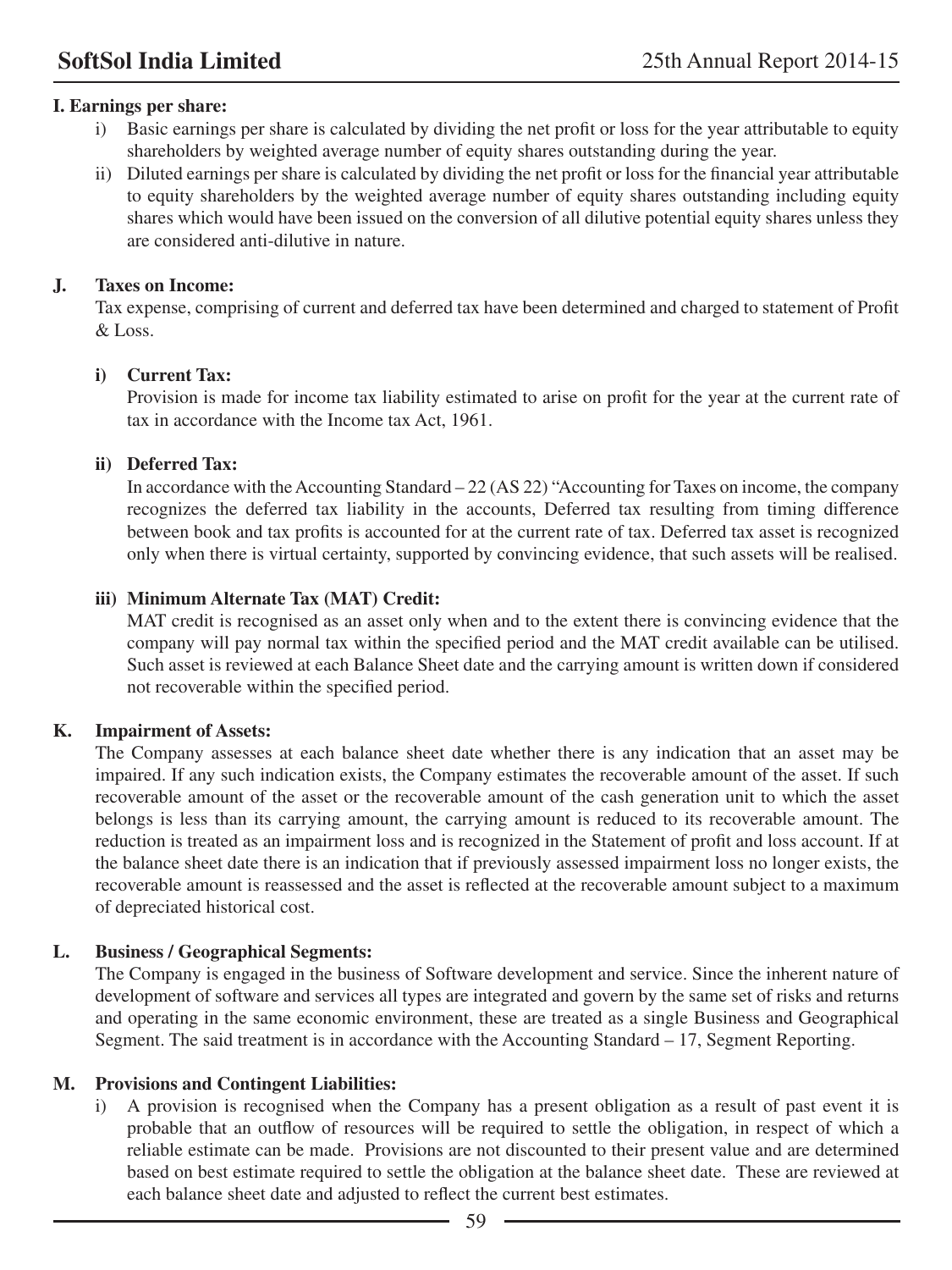**I. Earnings per share:**

i) Basic earnings per share is calculated by dividing the net profit or loss for the year attributable to equity shareholders by weighted average number of equity shares outstanding during the year.

ii) Diluted earnings per share is calculated by dividing the net profit or loss for the financial year attributable to equity shareholders by the weighted average number of equity shares outstanding including equity shares which would have been issued on the conversion of all dilutive potential equity shares unless they are considered anti-dilutive in nature.

**J. Taxes on Income:**

Tax expense, comprising of current and deferred tax have been determined and charged to statement of Profit & Loss.

**i) Current Tax:**

Provision is made for income tax liability estimated to arise on profit for the year at the current rate of tax in accordance with the Income tax Act, 1961.

**ii) Deferred Tax:**

In accordance with the Accounting Standard – 22 (AS 22) "Accounting for Taxes on income, the company recognizes the deferred tax liability in the accounts, Deferred tax resulting from timing difference between book and tax profits is accounted for at the current rate of tax. Deferred tax asset is recognized only when there is virtual certainty, supported by convincing evidence, that such assets will be realised.

**iii) Minimum Alternate Tax (MAT) Credit:**

MAT credit is recognised as an asset only when and to the extent there is convincing evidence that the company will pay normal tax within the specified period and the MAT credit available can be utilised. Such asset is reviewed at each Balance Sheet date and the carrying amount is written down if considered not recoverable within the specified period.

**K. Impairment of Assets:**

The Company assesses at each balance sheet date whether there is any indication that an asset may be impaired. If any such indication exists, the Company estimates the recoverable amount of the asset. If such recoverable amount of the asset or the recoverable amount of the cash generation unit to which the asset belongs is less than its carrying amount, the carrying amount is reduced to its recoverable amount. The reduction is treated as an impairment loss and is recognized in the Statement of profit and loss account. If at the balance sheet date there is an indication that if previously assessed impairment loss no longer exists, the recoverable amount is reassessed and the asset is reflected at the recoverable amount subject to a maximum of depreciated historical cost.

**L. Business / Geographical Segments:**

The Company is engaged in the business of Software development and service. Since the inherent nature of development of software and services all types are integrated and govern by the same set of risks and returns and operating in the same economic environment, these are treated as a single Business and Geographical Segment. The said treatment is in accordance with the Accounting Standard – 17, Segment Reporting.

**M. Provisions and Contingent Liabilities:**

i) A provision is recognised when the Company has a present obligation as a result of past event it is probable that an outflow of resources will be required to settle the obligation, in respect of which a reliable estimate can be made. Provisions are not discounted to their present value and are determined based on best estimate required to settle the obligation at the balance sheet date. These are reviewed at each balance sheet date and adjusted to reflect the current best estimates.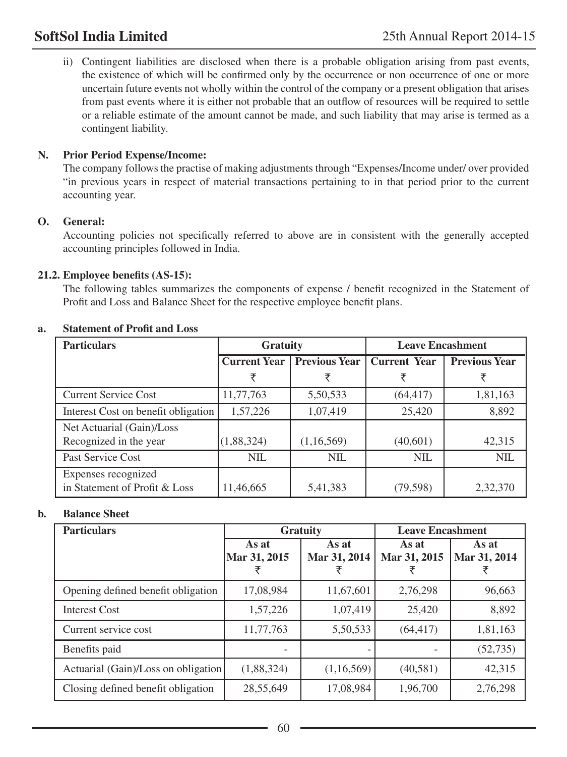ii) Contingent liabilities are disclosed when there is a probable obligation arising from past events, the existence of which will be confirmed only by the occurrence or non occurrence of one or more uncertain future events not wholly within the control of the company or a present obligation that arises from past events where it is either not probable that an outflow of resources will be required to settle or a reliable estimate of the amount cannot be made, and such liability that may arise is termed as a contingent liability.

**N. Prior Period Expense/Income:**

The company follows the practise of making adjustments through "Expenses/Income under/ over provided "in previous years in respect of material transactions pertaining to in that period prior to the current accounting year.

**O. General:**

Accounting policies not specifically referred to above are in consistent with the generally accepted accounting principles followed in India.

**21.2. Employee benefits (AS-15):**

The following tables summarizes the components of expense / benefit recognized in the Statement of Profit and Loss and Balance Sheet for the respective employee benefit plans.

**a. Statement of Profit and Loss**

| Particulars | Gratuity | | Leave Encashment | |
|---|---|---|---|---|
| | Current Year ₹ | Previous Year ₹ | Current Year ₹ | Previous Year ₹ |
| Current Service Cost | 11,77,763 | 5,50,533 | (64,417) | 1,81,163 |
| Interest Cost on benefit obligation | 1,57,226 | 1,07,419 | 25,420 | 8,892 |
| Net Actuarial (Gain)/Loss Recognized in the year | (1,88,324) | (1,16,569) | (40,601) | 42,315 |
| Past Service Cost | NIL | NIL | NIL | NIL |
| Expenses recognized in Statement of Profit & Loss | 11,46,665 | 5,41,383 | (79,598) | 2,32,370 |

**b. Balance Sheet**

| Particulars | Gratuity | | Leave Encashment | |
|---|---|---|---|---|
| | As at Mar 31, 2015 ₹ | As at Mar 31, 2014 ₹ | As at Mar 31, 2015 ₹ | As at Mar 31, 2014 ₹ |
| Opening defined benefit obligation | 17,08,984 | 11,67,601 | 2,76,298 | 96,663 |
| Interest Cost | 1,57,226 | 1,07,419 | 25,420 | 8,892 |
| Current service cost | 11,77,763 | 5,50,533 | (64,417) | 1,81,163 |
| Benefits paid | - | - | - | (52,735) |
| Actuarial (Gain)/Loss on obligation | (1,88,324) | (1,16,569) | (40,581) | 42,315 |
| Closing defined benefit obligation | 28,55,649 | 17,08,984 | 1,96,700 | 2,76,298 |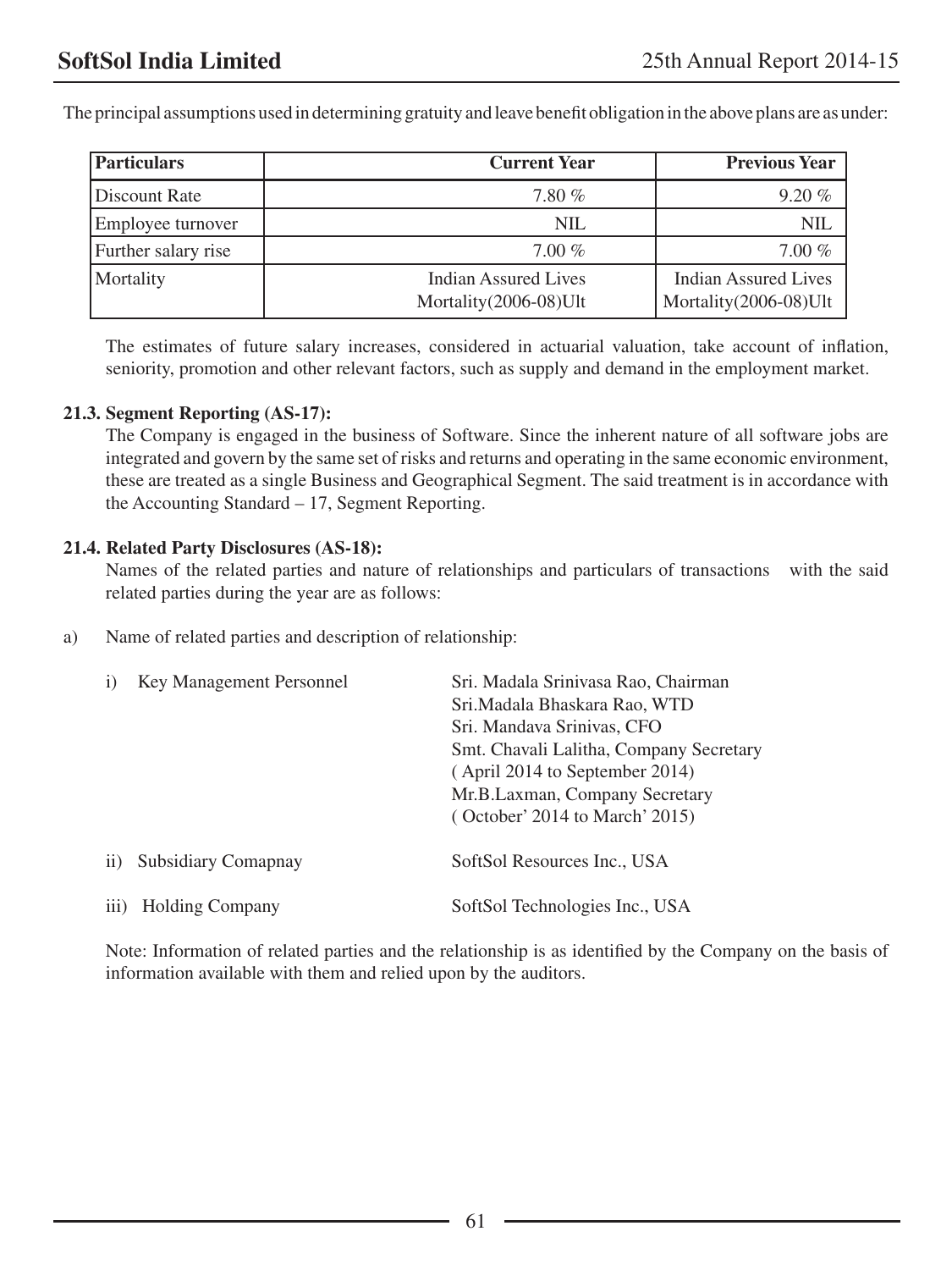The principal assumptions used in determining gratuity and leave benefit obligation in the above plans are as under:

| Particulars | Current Year | Previous Year |
|---|---|---|
| Discount Rate | 7.80 % | 9.20 % |
| Employee turnover | NIL | NIL |
| Further salary rise | 7.00 % | 7.00 % |
| Mortality | Indian Assured Lives Mortality(2006-08)Ult | Indian Assured Lives Mortality(2006-08)Ult |

The estimates of future salary increases, considered in actuarial valuation, take account of inflation, seniority, promotion and other relevant factors, such as supply and demand in the employment market.

**21.3. Segment Reporting (AS-17):**

The Company is engaged in the business of Software. Since the inherent nature of all software jobs are integrated and govern by the same set of risks and returns and operating in the same economic environment, these are treated as a single Business and Geographical Segment. The said treatment is in accordance with the Accounting Standard – 17, Segment Reporting.

**21.4. Related Party Disclosures (AS-18):**

Names of the related parties and nature of relationships and particulars of transactions with the said related parties during the year are as follows:

a) Name of related parties and description of relationship:

i) Key Management Personnel
- Sri. Madala Srinivasa Rao, Chairman
- Sri.Madala Bhaskara Rao, WTD
- Sri. Mandava Srinivas, CFO
- Smt. Chavali Lalitha, Company Secretary ( April 2014 to September 2014)
- Mr.B.Laxman, Company Secretary ( October' 2014 to March' 2015)

ii) Subsidiary Comapnay — SoftSol Resources Inc., USA

iii) Holding Company — SoftSol Technologies Inc., USA

Note: Information of related parties and the relationship is as identified by the Company on the basis of information available with them and relied upon by the auditors.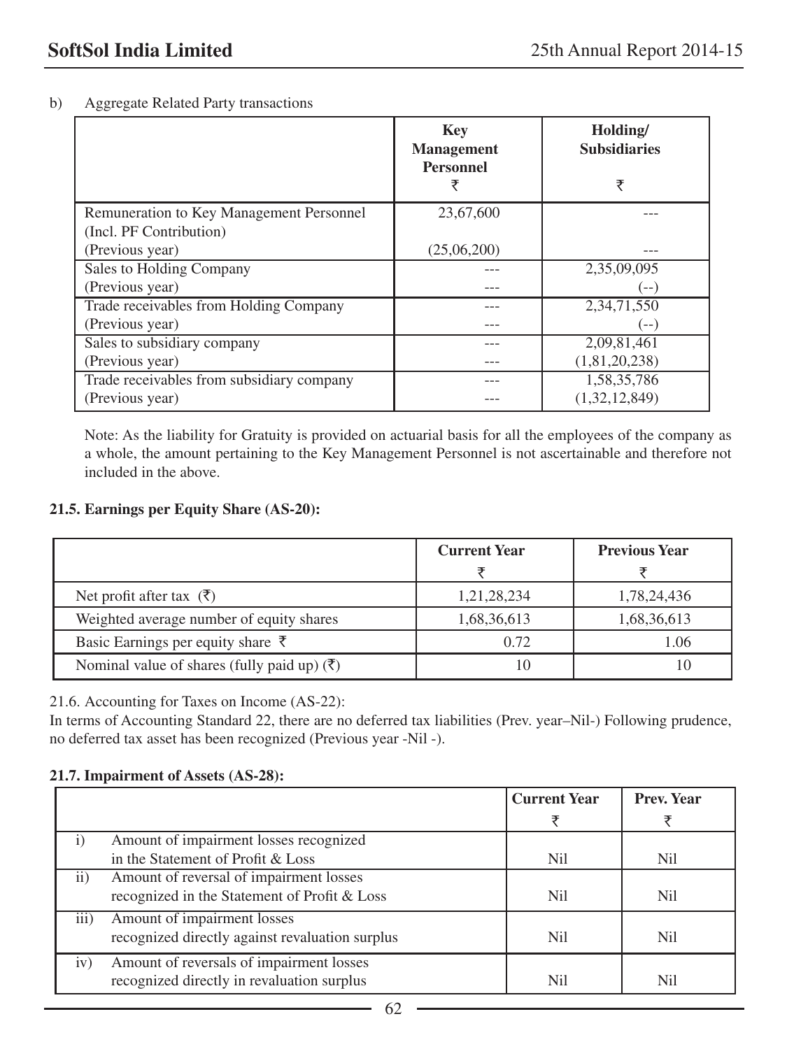b) Aggregate Related Party transactions

| | Key Management Personnel ₹ | Holding/ Subsidiaries ₹ |
|---|---|---|
| Remuneration to Key Management Personnel (Incl. PF Contribution) | 23,67,600 | --- |
| (Previous year) | (25,06,200) | --- |
| Sales to Holding Company | --- | 2,35,09,095 |
| (Previous year) | --- | (--) |
| Trade receivables from Holding Company | --- | 2,34,71,550 |
| (Previous year) | --- | (--) |
| Sales to subsidiary company | --- | 2,09,81,461 |
| (Previous year) | --- | (1,81,20,238) |
| Trade receivables from subsidiary company | --- | 1,58,35,786 |
| (Previous year) | --- | (1,32,12,849) |

Note: As the liability for Gratuity is provided on actuarial basis for all the employees of the company as a whole, the amount pertaining to the Key Management Personnel is not ascertainable and therefore not included in the above.

**21.5. Earnings per Equity Share (AS-20):**

| | Current Year ₹ | Previous Year ₹ |
|---|---|---|
| Net profit after tax (₹) | 1,21,28,234 | 1,78,24,436 |
| Weighted average number of equity shares | 1,68,36,613 | 1,68,36,613 |
| Basic Earnings per equity share ₹ | 0.72 | 1.06 |
| Nominal value of shares (fully paid up) (₹) | 10 | 10 |

21.6. Accounting for Taxes on Income (AS-22):

In terms of Accounting Standard 22, there are no deferred tax liabilities (Prev. year–Nil-) Following prudence, no deferred tax asset has been recognized (Previous year -Nil -).

**21.7. Impairment of Assets (AS-28):**

| | | Current Year ₹ | Prev. Year ₹ |
|---|---|---|---|
| i) | Amount of impairment losses recognized in the Statement of Profit & Loss | Nil | Nil |
| ii) | Amount of reversal of impairment losses recognized in the Statement of Profit & Loss | Nil | Nil |
| iii) | Amount of impairment losses recognized directly against revaluation surplus | Nil | Nil |
| iv) | Amount of reversals of impairment losses recognized directly in revaluation surplus | Nil | Nil |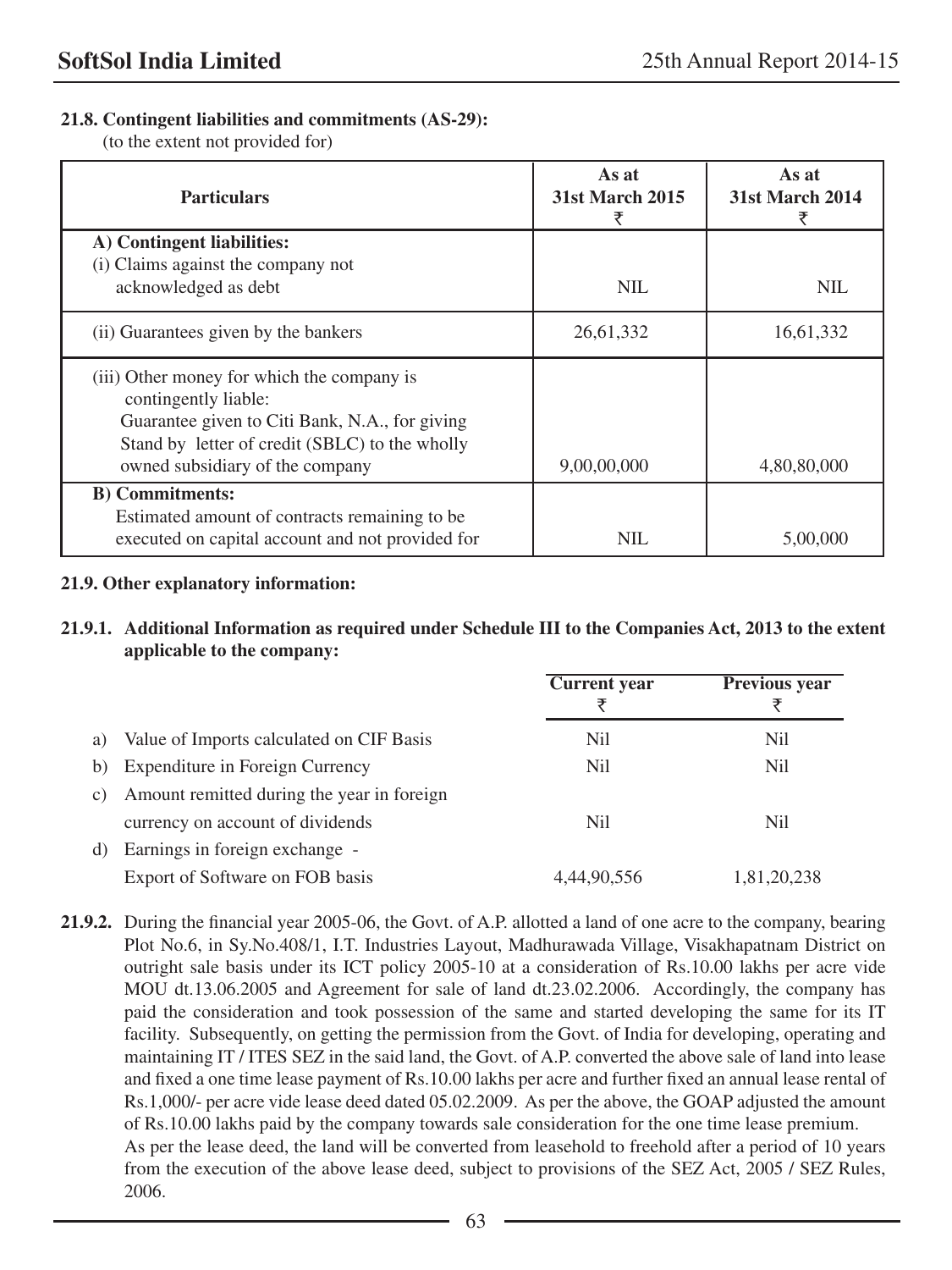**21.8. Contingent liabilities and commitments (AS-29):**

(to the extent not provided for)

| Particulars | As at 31st March 2015 ₹ | As at 31st March 2014 ₹ |
|---|---|---|
| **A) Contingent liabilities:**<br>(i) Claims against the company not acknowledged as debt | NIL | NIL |
| (ii) Guarantees given by the bankers | 26,61,332 | 16,61,332 |
| (iii) Other money for which the company is contingently liable:<br>Guarantee given to Citi Bank, N.A., for giving Stand by letter of credit (SBLC) to the wholly owned subsidiary of the company | 9,00,00,000 | 4,80,80,000 |
| **B) Commitments:**<br>Estimated amount of contracts remaining to be executed on capital account and not provided for | NIL | 5,00,000 |

**21.9. Other explanatory information:**

**21.9.1. Additional Information as required under Schedule III to the Companies Act, 2013 to the extent applicable to the company:**

| | | Current year ₹ | Previous year ₹ |
|---|---|---|---|
| a) | Value of Imports calculated on CIF Basis | Nil | Nil |
| b) | Expenditure in Foreign Currency | Nil | Nil |
| c) | Amount remitted during the year in foreign currency on account of dividends | Nil | Nil |
| d) | Earnings in foreign exchange - Export of Software on FOB basis | 4,44,90,556 | 1,81,20,238 |

**21.9.2.** During the financial year 2005-06, the Govt. of A.P. allotted a land of one acre to the company, bearing Plot No.6, in Sy.No.408/1, I.T. Industries Layout, Madhurawada Village, Visakhapatnam District on outright sale basis under its ICT policy 2005-10 at a consideration of Rs.10.00 lakhs per acre vide MOU dt.13.06.2005 and Agreement for sale of land dt.23.02.2006. Accordingly, the company has paid the consideration and took possession of the same and started developing the same for its IT facility. Subsequently, on getting the permission from the Govt. of India for developing, operating and maintaining IT / ITES SEZ in the said land, the Govt. of A.P. converted the above sale of land into lease and fixed a one time lease payment of Rs.10.00 lakhs per acre and further fixed an annual lease rental of Rs.1,000/- per acre vide lease deed dated 05.02.2009. As per the above, the GOAP adjusted the amount of Rs.10.00 lakhs paid by the company towards sale consideration for the one time lease premium.

As per the lease deed, the land will be converted from leasehold to freehold after a period of 10 years from the execution of the above lease deed, subject to provisions of the SEZ Act, 2005 / SEZ Rules, 2006.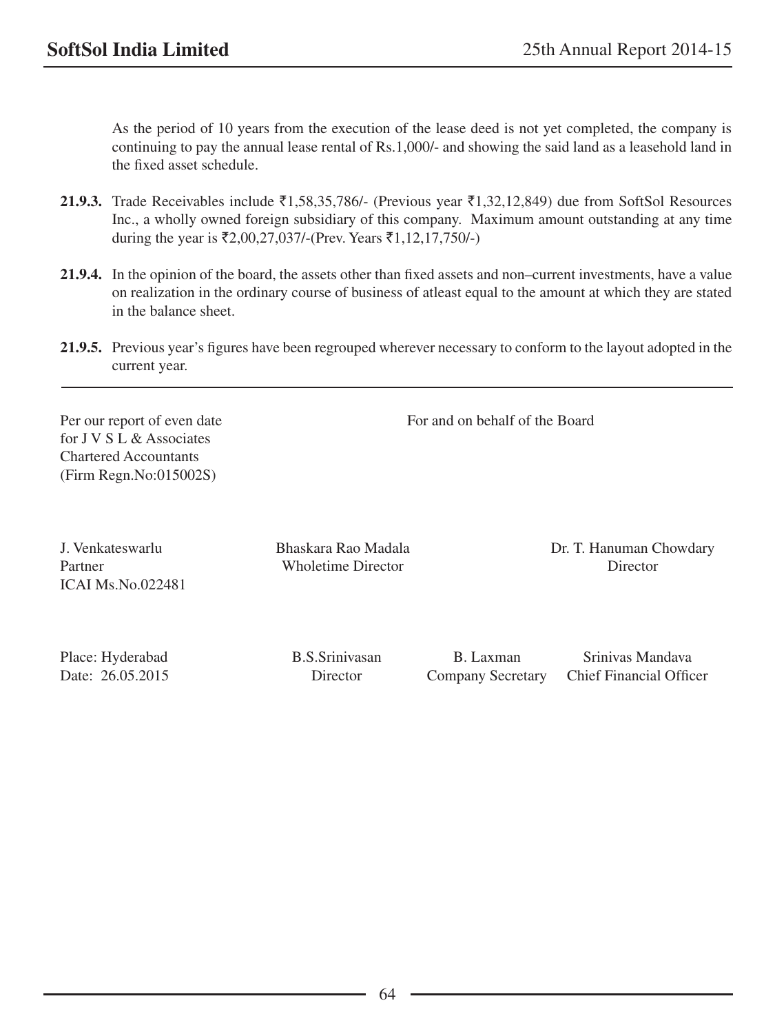As the period of 10 years from the execution of the lease deed is not yet completed, the company is continuing to pay the annual lease rental of Rs.1,000/- and showing the said land as a leasehold land in the fixed asset schedule.

**21.9.3.** Trade Receivables include ₹1,58,35,786/- (Previous year ₹1,32,12,849) due from SoftSol Resources Inc., a wholly owned foreign subsidiary of this company. Maximum amount outstanding at any time during the year is ₹2,00,27,037/-(Prev. Years ₹1,12,17,750/-)

**21.9.4.** In the opinion of the board, the assets other than fixed assets and non–current investments, have a value on realization in the ordinary course of business of atleast equal to the amount at which they are stated in the balance sheet.

**21.9.5.** Previous year's figures have been regrouped wherever necessary to conform to the layout adopted in the current year.

---

Per our report of even date
for J V S L & Associates
Chartered Accountants
(Firm Regn.No:015002S)

For and on behalf of the Board

J. Venkateswarlu
Partner
ICAI Ms.No.022481

Bhaskara Rao Madala
Wholetime Director

Dr. T. Hanuman Chowdary
Director

Place: Hyderabad
Date: 26.05.2015

B.S.Srinivasan
Director

B. Laxman
Company Secretary

Srinivas Mandava
Chief Financial Officer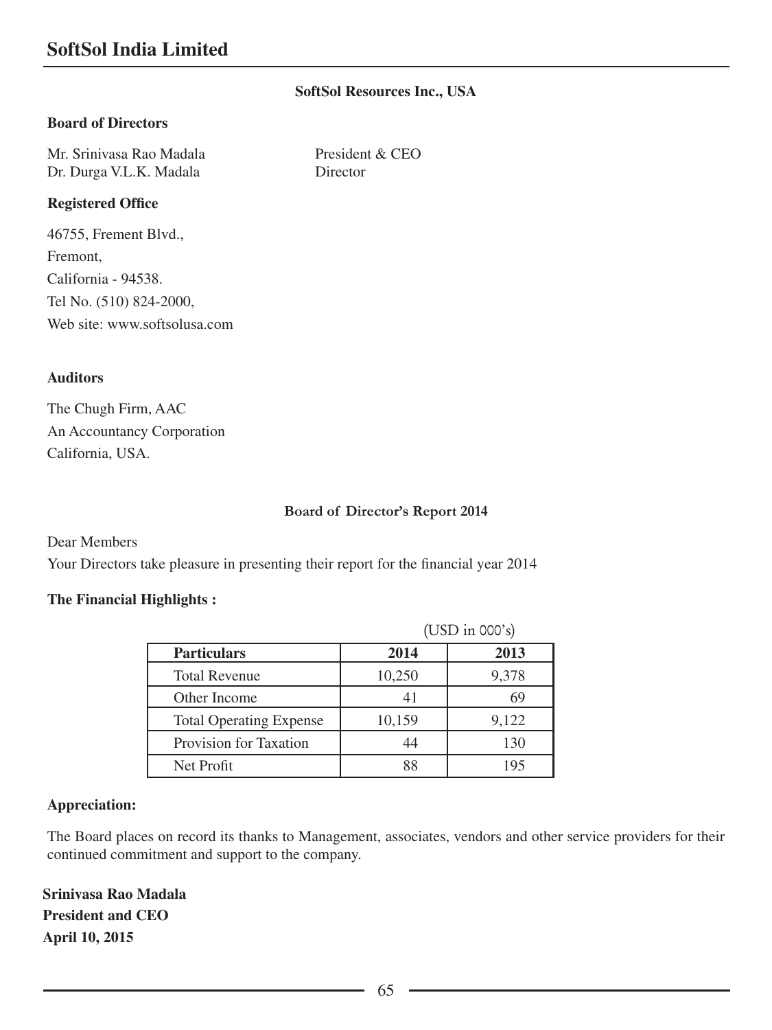## SoftSol Resources Inc., USA

**Board of Directors**

| | |
|---|---|
| Mr. Srinivasa Rao Madala | President & CEO |
| Dr. Durga V.L.K. Madala | Director |

**Registered Office**

46755, Frement Blvd.,
Fremont,
California - 94538.
Tel No. (510) 824-2000,
Web site: www.softsolusa.com

**Auditors**

The Chugh Firm, AAC
An Accountancy Corporation
California, USA.

### Board of Director's Report 2014

Dear Members

Your Directors take pleasure in presenting their report for the financial year 2014

**The Financial Highlights :**

(USD in 000's)

| Particulars | 2014 | 2013 |
|---|---|---|
| Total Revenue | 10,250 | 9,378 |
| Other Income | 41 | 69 |
| Total Operating Expense | 10,159 | 9,122 |
| Provision for Taxation | 44 | 130 |
| Net Profit | 88 | 195 |

**Appreciation:**

The Board places on record its thanks to Management, associates, vendors and other service providers for their continued commitment and support to the company.

**Srinivasa Rao Madala**
**President and CEO**
**April 10, 2015**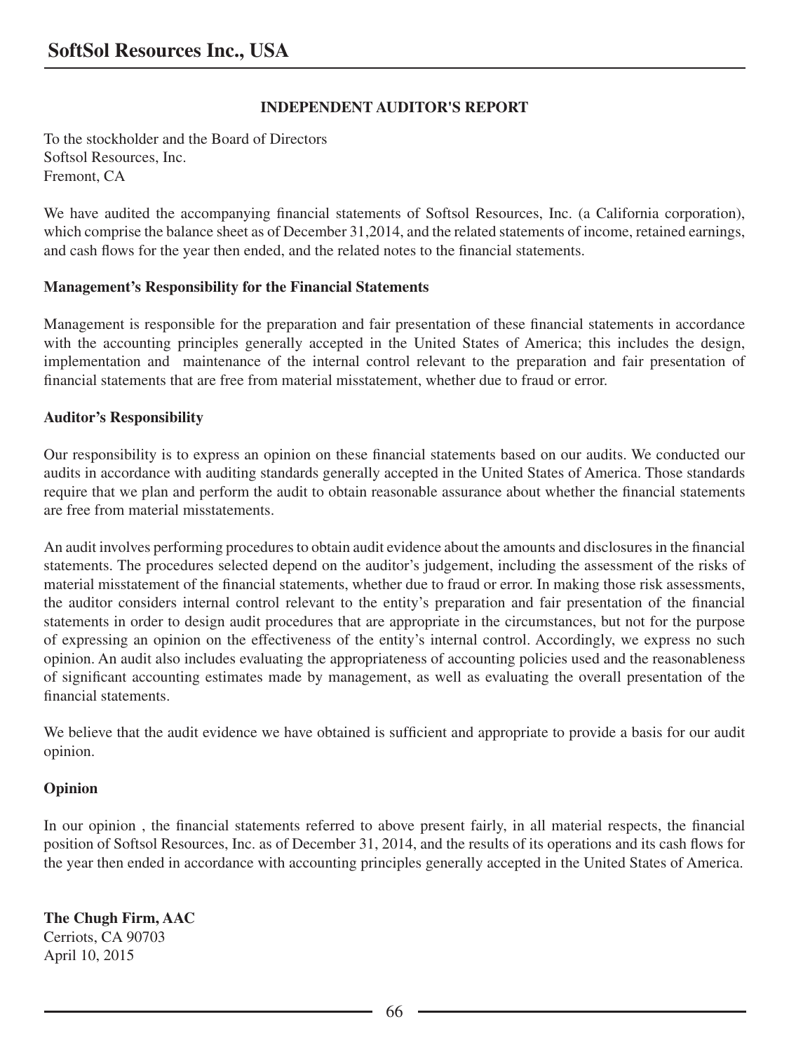# INDEPENDENT AUDITOR'S REPORT

To the stockholder and the Board of Directors
Softsol Resources, Inc.
Fremont, CA

We have audited the accompanying financial statements of Softsol Resources, Inc. (a California corporation), which comprise the balance sheet as of December 31,2014, and the related statements of income, retained earnings, and cash flows for the year then ended, and the related notes to the financial statements.

**Management's Responsibility for the Financial Statements**

Management is responsible for the preparation and fair presentation of these financial statements in accordance with the accounting principles generally accepted in the United States of America; this includes the design, implementation and maintenance of the internal control relevant to the preparation and fair presentation of financial statements that are free from material misstatement, whether due to fraud or error.

**Auditor's Responsibility**

Our responsibility is to express an opinion on these financial statements based on our audits. We conducted our audits in accordance with auditing standards generally accepted in the United States of America. Those standards require that we plan and perform the audit to obtain reasonable assurance about whether the financial statements are free from material misstatements.

An audit involves performing procedures to obtain audit evidence about the amounts and disclosures in the financial statements. The procedures selected depend on the auditor's judgement, including the assessment of the risks of material misstatement of the financial statements, whether due to fraud or error. In making those risk assessments, the auditor considers internal control relevant to the entity's preparation and fair presentation of the financial statements in order to design audit procedures that are appropriate in the circumstances, but not for the purpose of expressing an opinion on the effectiveness of the entity's internal control. Accordingly, we express no such opinion. An audit also includes evaluating the appropriateness of accounting policies used and the reasonableness of significant accounting estimates made by management, as well as evaluating the overall presentation of the financial statements.

We believe that the audit evidence we have obtained is sufficient and appropriate to provide a basis for our audit opinion.

**Opinion**

In our opinion , the financial statements referred to above present fairly, in all material respects, the financial position of Softsol Resources, Inc. as of December 31, 2014, and the results of its operations and its cash flows for the year then ended in accordance with accounting principles generally accepted in the United States of America.

**The Chugh Firm, AAC**
Cerriots, CA 90703
April 10, 2015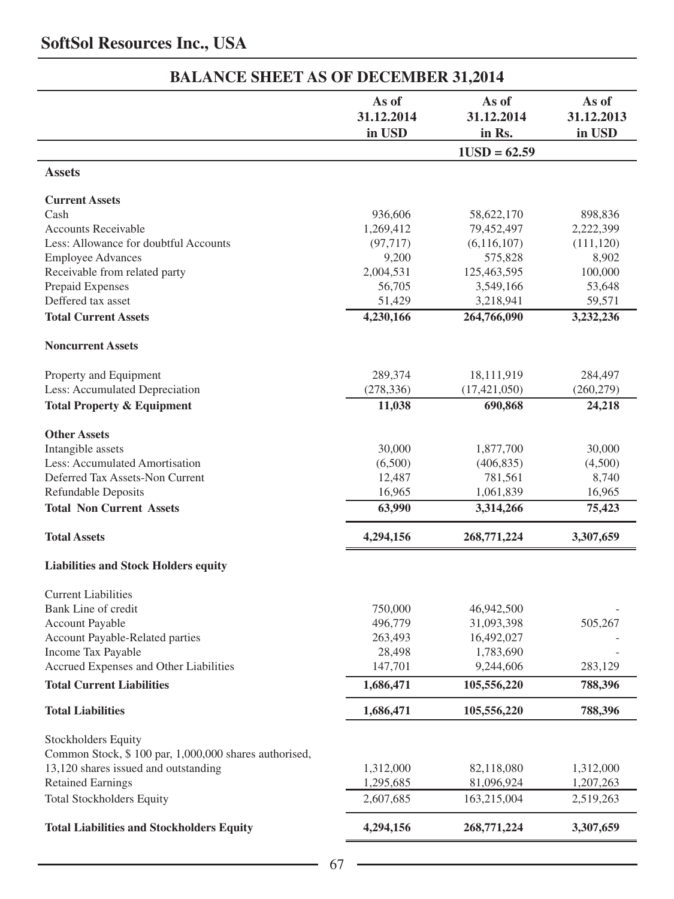# SoftSol Resources Inc., USA

## BALANCE SHEET AS OF DECEMBER 31,2014

| | As of 31.12.2014 in USD | As of 31.12.2014 in Rs. | As of 31.12.2013 in USD |
|---|---|---|---|
| | | 1USD = 62.59 | |
| **Assets** | | | |
| **Current Assets** | | | |
| Cash | 936,606 | 58,622,170 | 898,836 |
| Accounts Receivable | 1,269,412 | 79,452,497 | 2,222,399 |
| Less: Allowance for doubtful Accounts | (97,717) | (6,116,107) | (111,120) |
| Employee Advances | 9,200 | 575,828 | 8,902 |
| Receivable from related party | 2,004,531 | 125,463,595 | 100,000 |
| Prepaid Expenses | 56,705 | 3,549,166 | 53,648 |
| Deffered tax asset | 51,429 | 3,218,941 | 59,571 |
| **Total Current Assets** | **4,230,166** | **264,766,090** | **3,232,236** |
| **Noncurrent Assets** | | | |
| Property and Equipment | 289,374 | 18,111,919 | 284,497 |
| Less: Accumulated Depreciation | (278,336) | (17,421,050) | (260,279) |
| **Total Property & Equipment** | **11,038** | **690,868** | **24,218** |
| **Other Assets** | | | |
| Intangible assets | 30,000 | 1,877,700 | 30,000 |
| Less: Accumulated Amortisation | (6,500) | (406,835) | (4,500) |
| Deferred Tax Assets-Non Current | 12,487 | 781,561 | 8,740 |
| Refundable Deposits | 16,965 | 1,061,839 | 16,965 |
| **Total Non Current Assets** | **63,990** | **3,314,266** | **75,423** |
| **Total Assets** | **4,294,156** | **268,771,224** | **3,307,659** |
| **Liabilities and Stock Holders equity** | | | |
| Current Liabilities | | | |
| Bank Line of credit | 750,000 | 46,942,500 | - |
| Account Payable | 496,779 | 31,093,398 | 505,267 |
| Account Payable-Related parties | 263,493 | 16,492,027 | - |
| Income Tax Payable | 28,498 | 1,783,690 | - |
| Accrued Expenses and Other Liabilities | 147,701 | 9,244,606 | 283,129 |
| **Total Current Liabilities** | **1,686,471** | **105,556,220** | **788,396** |
| **Total Liabilities** | **1,686,471** | **105,556,220** | **788,396** |
| Stockholders Equity | | | |
| Common Stock, $ 100 par, 1,000,000 shares authorised, 13,120 shares issued and outstanding | 1,312,000 | 82,118,080 | 1,312,000 |
| Retained Earnings | 1,295,685 | 81,096,924 | 1,207,263 |
| Total Stockholders Equity | 2,607,685 | 163,215,004 | 2,519,263 |
| **Total Liabilities and Stockholders Equity** | **4,294,156** | **268,771,224** | **3,307,659** |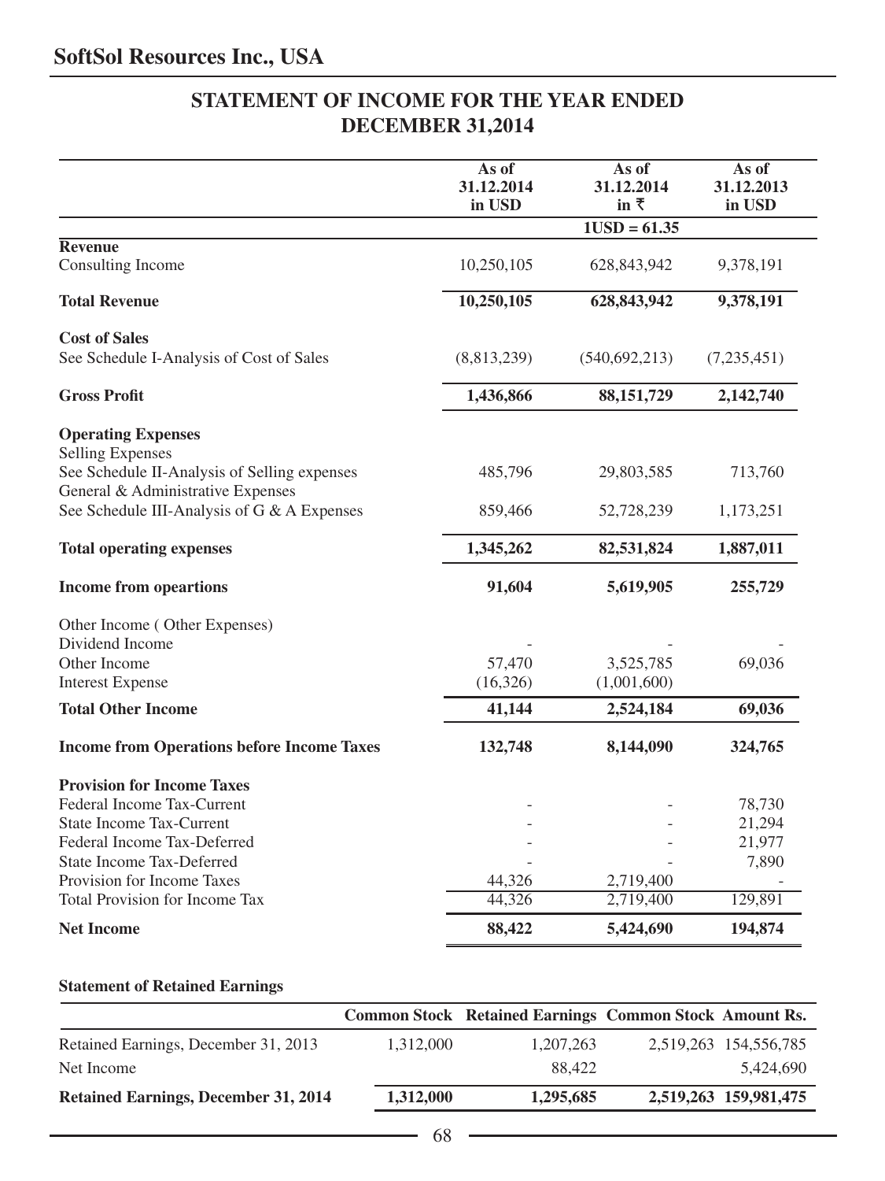# SoftSol Resources Inc., USA

## STATEMENT OF INCOME FOR THE YEAR ENDED DECEMBER 31,2014

| | As of 31.12.2014 in USD | As of 31.12.2014 in ₹ | As of 31.12.2013 in USD |
|---|---|---|---|
| | | 1USD = 61.35 | |
| **Revenue** | | | |
| Consulting Income | 10,250,105 | 628,843,942 | 9,378,191 |
| **Total Revenue** | **10,250,105** | **628,843,942** | **9,378,191** |
| **Cost of Sales** | | | |
| See Schedule I-Analysis of Cost of Sales | (8,813,239) | (540,692,213) | (7,235,451) |
| **Gross Profit** | **1,436,866** | **88,151,729** | **2,142,740** |
| **Operating Expenses** | | | |
| Selling Expenses | | | |
| See Schedule II-Analysis of Selling expenses | 485,796 | 29,803,585 | 713,760 |
| General & Administrative Expenses | | | |
| See Schedule III-Analysis of G & A Expenses | 859,466 | 52,728,239 | 1,173,251 |
| **Total operating expenses** | **1,345,262** | **82,531,824** | **1,887,011** |
| **Income from opeartions** | **91,604** | **5,619,905** | **255,729** |
| Other Income ( Other Expenses) | | | |
| Dividend Income | - | - | - |
| Other Income | 57,470 | 3,525,785 | 69,036 |
| Interest Expense | (16,326) | (1,001,600) | |
| **Total Other Income** | **41,144** | **2,524,184** | **69,036** |
| **Income from Operations before Income Taxes** | **132,748** | **8,144,090** | **324,765** |
| **Provision for Income Taxes** | | | |
| Federal Income Tax-Current | - | - | 78,730 |
| State Income Tax-Current | - | - | 21,294 |
| Federal Income Tax-Deferred | - | - | 21,977 |
| State Income Tax-Deferred | - | - | 7,890 |
| Provision for Income Taxes | 44,326 | 2,719,400 | - |
| Total Provision for Income Tax | 44,326 | 2,719,400 | 129,891 |
| **Net Income** | **88,422** | **5,424,690** | **194,874** |

**Statement of Retained Earnings**

| | Common Stock | Retained Earnings | Common Stock | Amount Rs. |
|---|---|---|---|---|
| Retained Earnings, December 31, 2013 | 1,312,000 | 1,207,263 | 2,519,263 | 154,556,785 |
| Net Income | | 88,422 | | 5,424,690 |
| **Retained Earnings, December 31, 2014** | **1,312,000** | **1,295,685** | **2,519,263** | **159,981,475** |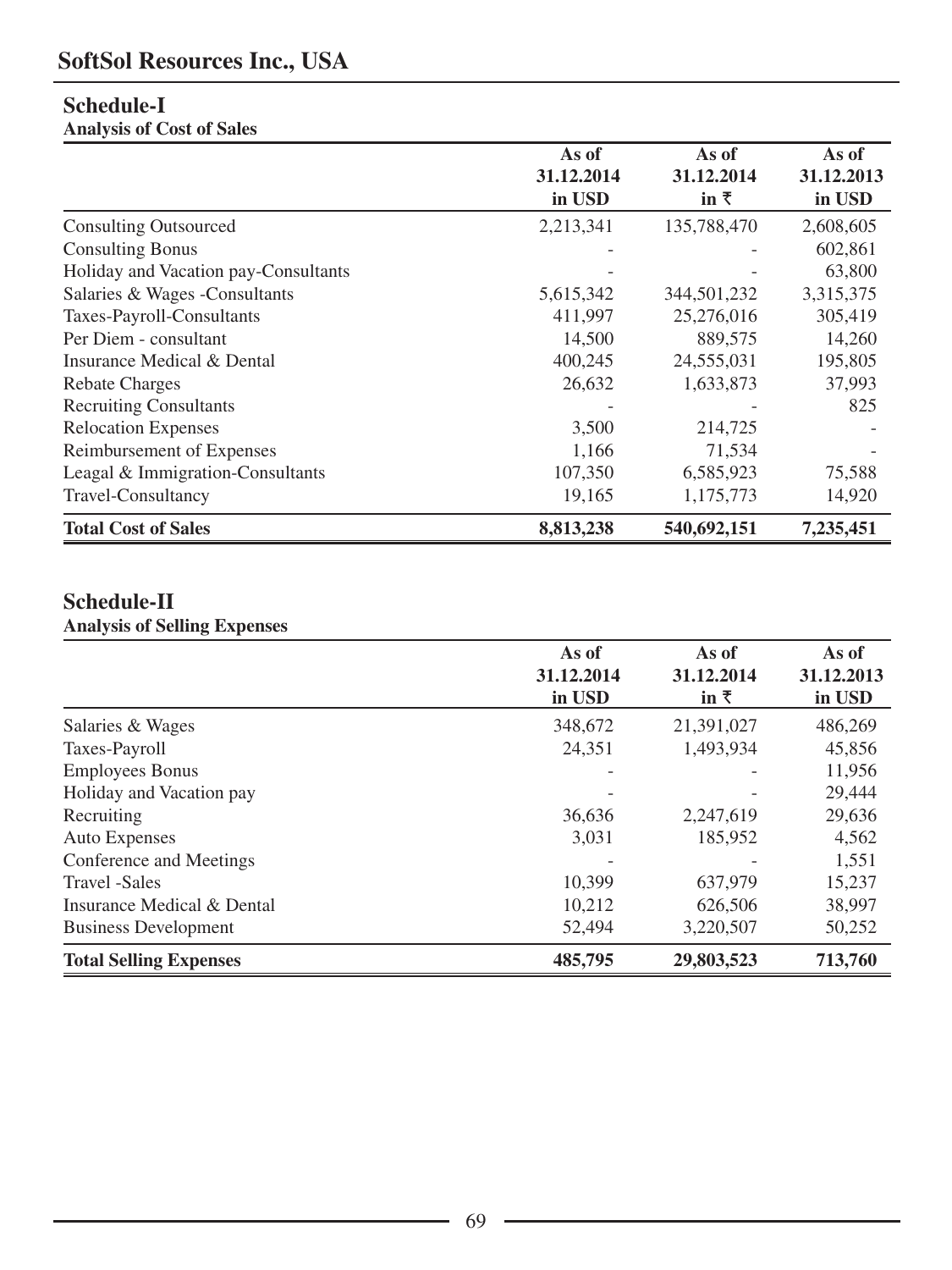# SoftSol Resources Inc., USA

## Schedule-I

**Analysis of Cost of Sales**

| | As of 31.12.2014 in USD | As of 31.12.2014 in ₹ | As of 31.12.2013 in USD |
|---|---|---|---|
| Consulting Outsourced | 2,213,341 | 135,788,470 | 2,608,605 |
| Consulting Bonus | - | - | 602,861 |
| Holiday and Vacation pay-Consultants | - | - | 63,800 |
| Salaries & Wages -Consultants | 5,615,342 | 344,501,232 | 3,315,375 |
| Taxes-Payroll-Consultants | 411,997 | 25,276,016 | 305,419 |
| Per Diem - consultant | 14,500 | 889,575 | 14,260 |
| Insurance Medical & Dental | 400,245 | 24,555,031 | 195,805 |
| Rebate Charges | 26,632 | 1,633,873 | 37,993 |
| Recruiting Consultants | - | - | 825 |
| Relocation Expenses | 3,500 | 214,725 | - |
| Reimbursement of Expenses | 1,166 | 71,534 | - |
| Leagal & Immigration-Consultants | 107,350 | 6,585,923 | 75,588 |
| Travel-Consultancy | 19,165 | 1,175,773 | 14,920 |
| **Total Cost of Sales** | **8,813,238** | **540,692,151** | **7,235,451** |

## Schedule-II

**Analysis of Selling Expenses**

| | As of 31.12.2014 in USD | As of 31.12.2014 in ₹ | As of 31.12.2013 in USD |
|---|---|---|---|
| Salaries & Wages | 348,672 | 21,391,027 | 486,269 |
| Taxes-Payroll | 24,351 | 1,493,934 | 45,856 |
| Employees Bonus | - | - | 11,956 |
| Holiday and Vacation pay | - | - | 29,444 |
| Recruiting | 36,636 | 2,247,619 | 29,636 |
| Auto Expenses | 3,031 | 185,952 | 4,562 |
| Conference and Meetings | - | - | 1,551 |
| Travel -Sales | 10,399 | 637,979 | 15,237 |
| Insurance Medical & Dental | 10,212 | 626,506 | 38,997 |
| Business Development | 52,494 | 3,220,507 | 50,252 |
| **Total Selling Expenses** | **485,795** | **29,803,523** | **713,760** |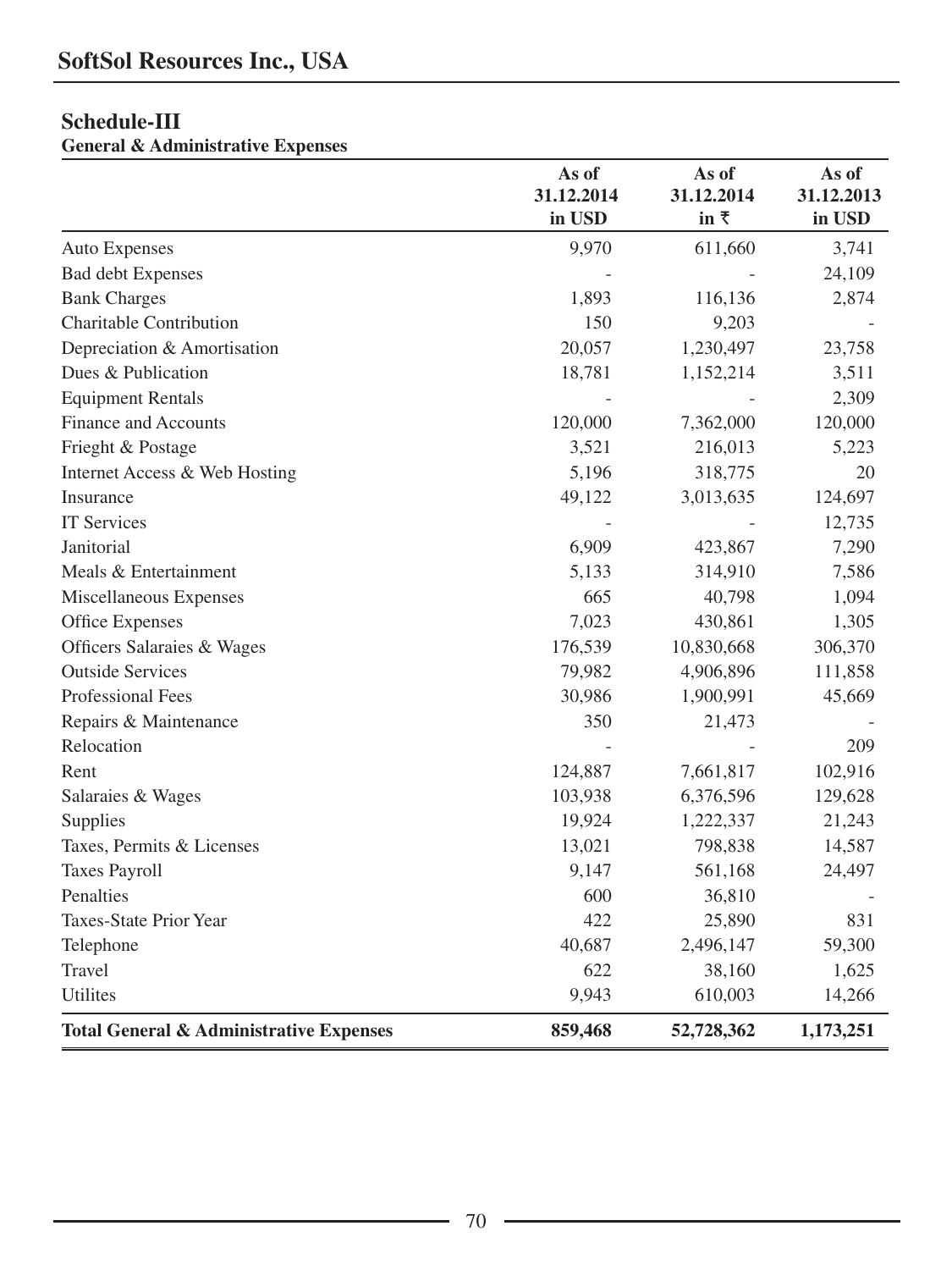# SoftSol Resources Inc., USA

## Schedule-III

**General & Administrative Expenses**

| | As of 31.12.2014 in USD | As of 31.12.2014 in ₹ | As of 31.12.2013 in USD |
|---|---|---|---|
| Auto Expenses | 9,970 | 611,660 | 3,741 |
| Bad debt Expenses | - | - | 24,109 |
| Bank Charges | 1,893 | 116,136 | 2,874 |
| Charitable Contribution | 150 | 9,203 | - |
| Depreciation & Amortisation | 20,057 | 1,230,497 | 23,758 |
| Dues & Publication | 18,781 | 1,152,214 | 3,511 |
| Equipment Rentals | - | - | 2,309 |
| Finance and Accounts | 120,000 | 7,362,000 | 120,000 |
| Frieght & Postage | 3,521 | 216,013 | 5,223 |
| Internet Access & Web Hosting | 5,196 | 318,775 | 20 |
| Insurance | 49,122 | 3,013,635 | 124,697 |
| IT Services | - | - | 12,735 |
| Janitorial | 6,909 | 423,867 | 7,290 |
| Meals & Entertainment | 5,133 | 314,910 | 7,586 |
| Miscellaneous Expenses | 665 | 40,798 | 1,094 |
| Office Expenses | 7,023 | 430,861 | 1,305 |
| Officers Salaraies & Wages | 176,539 | 10,830,668 | 306,370 |
| Outside Services | 79,982 | 4,906,896 | 111,858 |
| Professional Fees | 30,986 | 1,900,991 | 45,669 |
| Repairs & Maintenance | 350 | 21,473 | - |
| Relocation | - | - | 209 |
| Rent | 124,887 | 7,661,817 | 102,916 |
| Salaraies & Wages | 103,938 | 6,376,596 | 129,628 |
| Supplies | 19,924 | 1,222,337 | 21,243 |
| Taxes, Permits & Licenses | 13,021 | 798,838 | 14,587 |
| Taxes Payroll | 9,147 | 561,168 | 24,497 |
| Penalties | 600 | 36,810 | - |
| Taxes-State Prior Year | 422 | 25,890 | 831 |
| Telephone | 40,687 | 2,496,147 | 59,300 |
| Travel | 622 | 38,160 | 1,625 |
| Utilites | 9,943 | 610,003 | 14,266 |
| **Total General & Administrative Expenses** | **859,468** | **52,728,362** | **1,173,251** |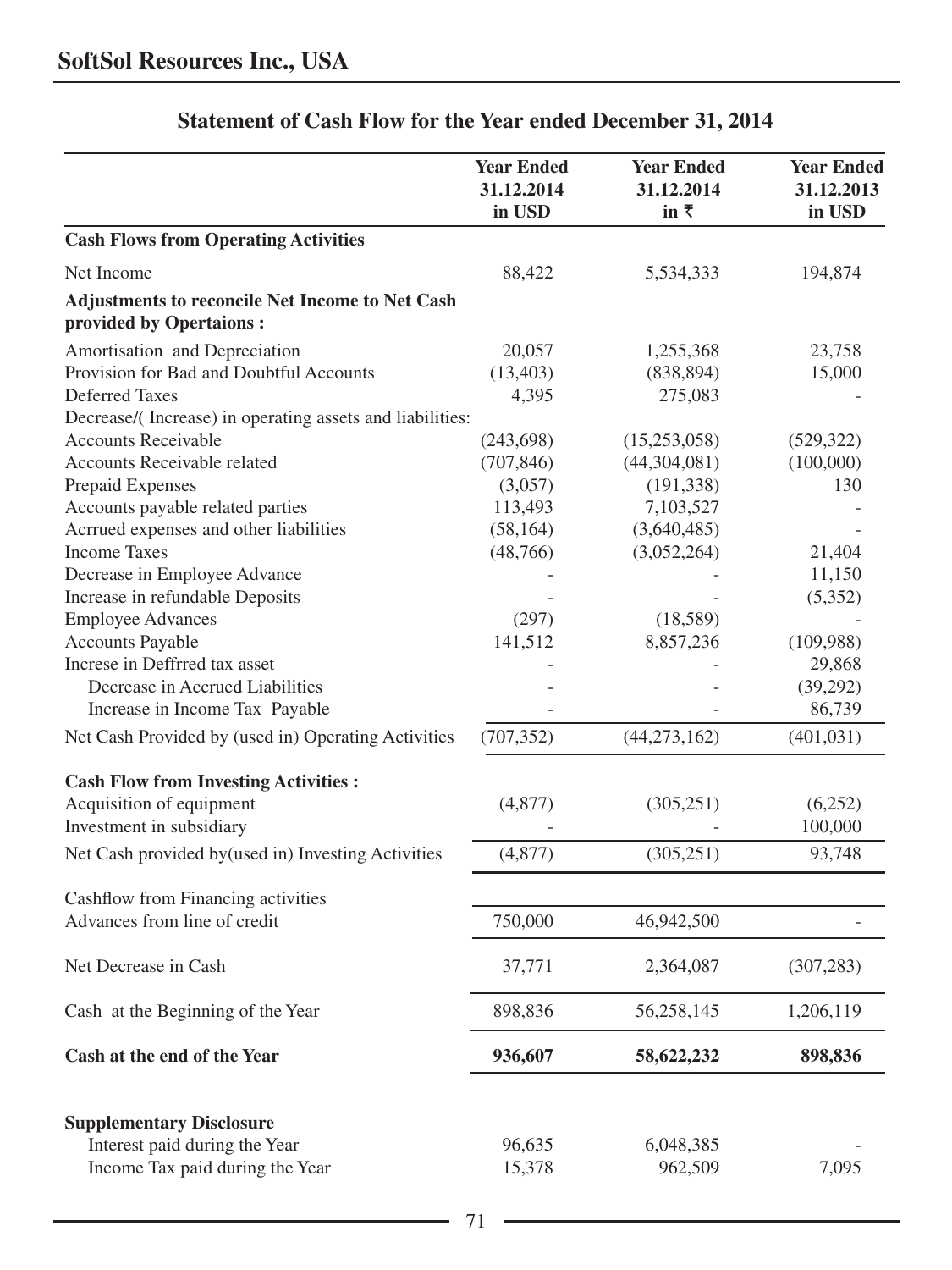## SoftSol Resources Inc., USA

### Statement of Cash Flow for the Year ended December 31, 2014

| | Year Ended 31.12.2014 in USD | Year Ended 31.12.2014 in ₹ | Year Ended 31.12.2013 in USD |
|---|---|---|---|
| **Cash Flows from Operating Activities** | | | |
| Net Income | 88,422 | 5,534,333 | 194,874 |
| **Adjustments to reconcile Net Income to Net Cash provided by Opertaions :** | | | |
| Amortisation and Depreciation | 20,057 | 1,255,368 | 23,758 |
| Provision for Bad and Doubtful Accounts | (13,403) | (838,894) | 15,000 |
| Deferred Taxes | 4,395 | 275,083 | - |
| Decrease/( Increase) in operating assets and liabilities: | | | |
| Accounts Receivable | (243,698) | (15,253,058) | (529,322) |
| Accounts Receivable related | (707,846) | (44,304,081) | (100,000) |
| Prepaid Expenses | (3,057) | (191,338) | 130 |
| Accounts payable related parties | 113,493 | 7,103,527 | - |
| Acrrued expenses and other liabilities | (58,164) | (3,640,485) | - |
| Income Taxes | (48,766) | (3,052,264) | 21,404 |
| Decrease in Employee Advance | - | - | 11,150 |
| Increase in refundable Deposits | - | - | (5,352) |
| Employee Advances | (297) | (18,589) | - |
| Accounts Payable | 141,512 | 8,857,236 | (109,988) |
| Increse in Deffrred tax asset | - | - | 29,868 |
| Decrease in Accrued Liabilities | - | - | (39,292) |
| Increase in Income Tax Payable | - | - | 86,739 |
| Net Cash Provided by (used in) Operating Activities | (707,352) | (44,273,162) | (401,031) |
| **Cash Flow from Investing Activities :** | | | |
| Acquisition of equipment | (4,877) | (305,251) | (6,252) |
| Investment in subsidiary | - | - | 100,000 |
| Net Cash provided by(used in) Investing Activities | (4,877) | (305,251) | 93,748 |
| Cashflow from Financing activities | | | |
| Advances from line of credit | 750,000 | 46,942,500 | - |
| Net Decrease in Cash | 37,771 | 2,364,087 | (307,283) |
| Cash at the Beginning of the Year | 898,836 | 56,258,145 | 1,206,119 |
| **Cash at the end of the Year** | **936,607** | **58,622,232** | **898,836** |
| **Supplementary Disclosure** | | | |
| Interest paid during the Year | 96,635 | 6,048,385 | - |
| Income Tax paid during the Year | 15,378 | 962,509 | 7,095 |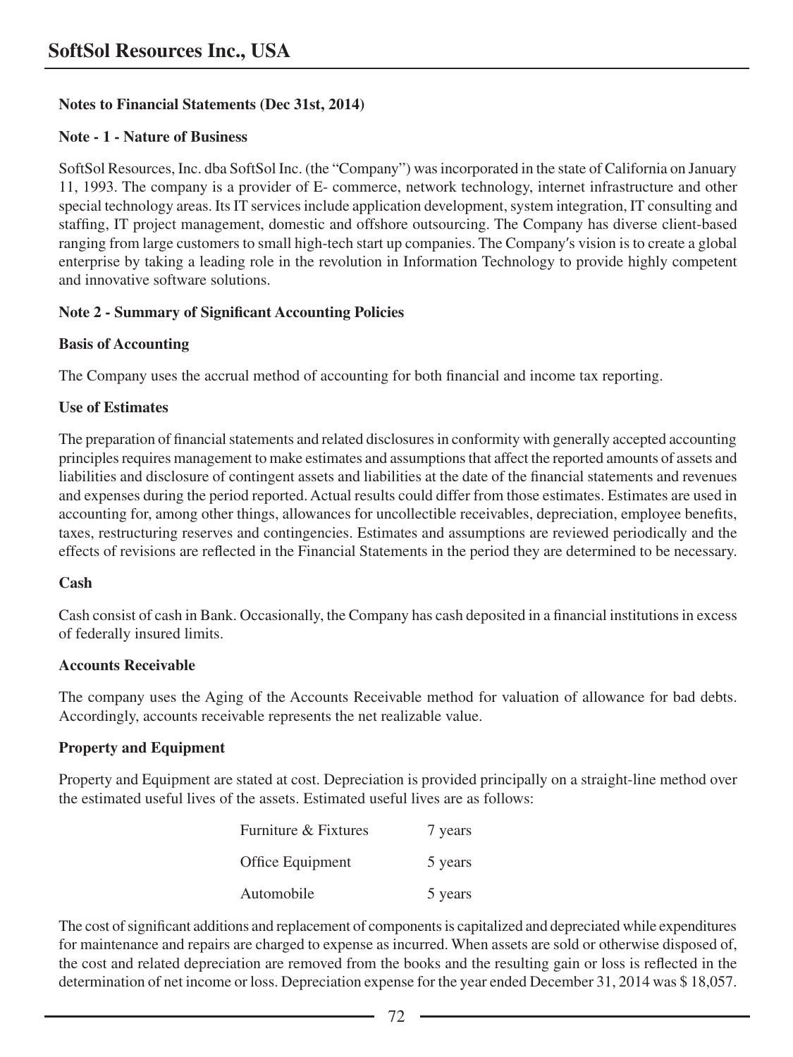**Notes to Financial Statements (Dec 31st, 2014)**

**Note - 1 - Nature of Business**

SoftSol Resources, Inc. dba SoftSol Inc. (the "Company") was incorporated in the state of California on January 11, 1993. The company is a provider of E- commerce, network technology, internet infrastructure and other special technology areas. Its IT services include application development, system integration, IT consulting and staffing, IT project management, domestic and offshore outsourcing. The Company has diverse client-based ranging from large customers to small high-tech start up companies. The Company′s vision is to create a global enterprise by taking a leading role in the revolution in Information Technology to provide highly competent and innovative software solutions.

**Note 2 - Summary of Significant Accounting Policies**

**Basis of Accounting**

The Company uses the accrual method of accounting for both financial and income tax reporting.

**Use of Estimates**

The preparation of financial statements and related disclosures in conformity with generally accepted accounting principles requires management to make estimates and assumptions that affect the reported amounts of assets and liabilities and disclosure of contingent assets and liabilities at the date of the financial statements and revenues and expenses during the period reported. Actual results could differ from those estimates. Estimates are used in accounting for, among other things, allowances for uncollectible receivables, depreciation, employee benefits, taxes, restructuring reserves and contingencies. Estimates and assumptions are reviewed periodically and the effects of revisions are reflected in the Financial Statements in the period they are determined to be necessary.

**Cash**

Cash consist of cash in Bank. Occasionally, the Company has cash deposited in a financial institutions in excess of federally insured limits.

**Accounts Receivable**

The company uses the Aging of the Accounts Receivable method for valuation of allowance for bad debts. Accordingly, accounts receivable represents the net realizable value.

**Property and Equipment**

Property and Equipment are stated at cost. Depreciation is provided principally on a straight-line method over the estimated useful lives of the assets. Estimated useful lives are as follows:

| | |
|---|---|
| Furniture & Fixtures | 7 years |
| Office Equipment | 5 years |
| Automobile | 5 years |

The cost of significant additions and replacement of components is capitalized and depreciated while expenditures for maintenance and repairs are charged to expense as incurred. When assets are sold or otherwise disposed of, the cost and related depreciation are removed from the books and the resulting gain or loss is reflected in the determination of net income or loss. Depreciation expense for the year ended December 31, 2014 was $ 18,057.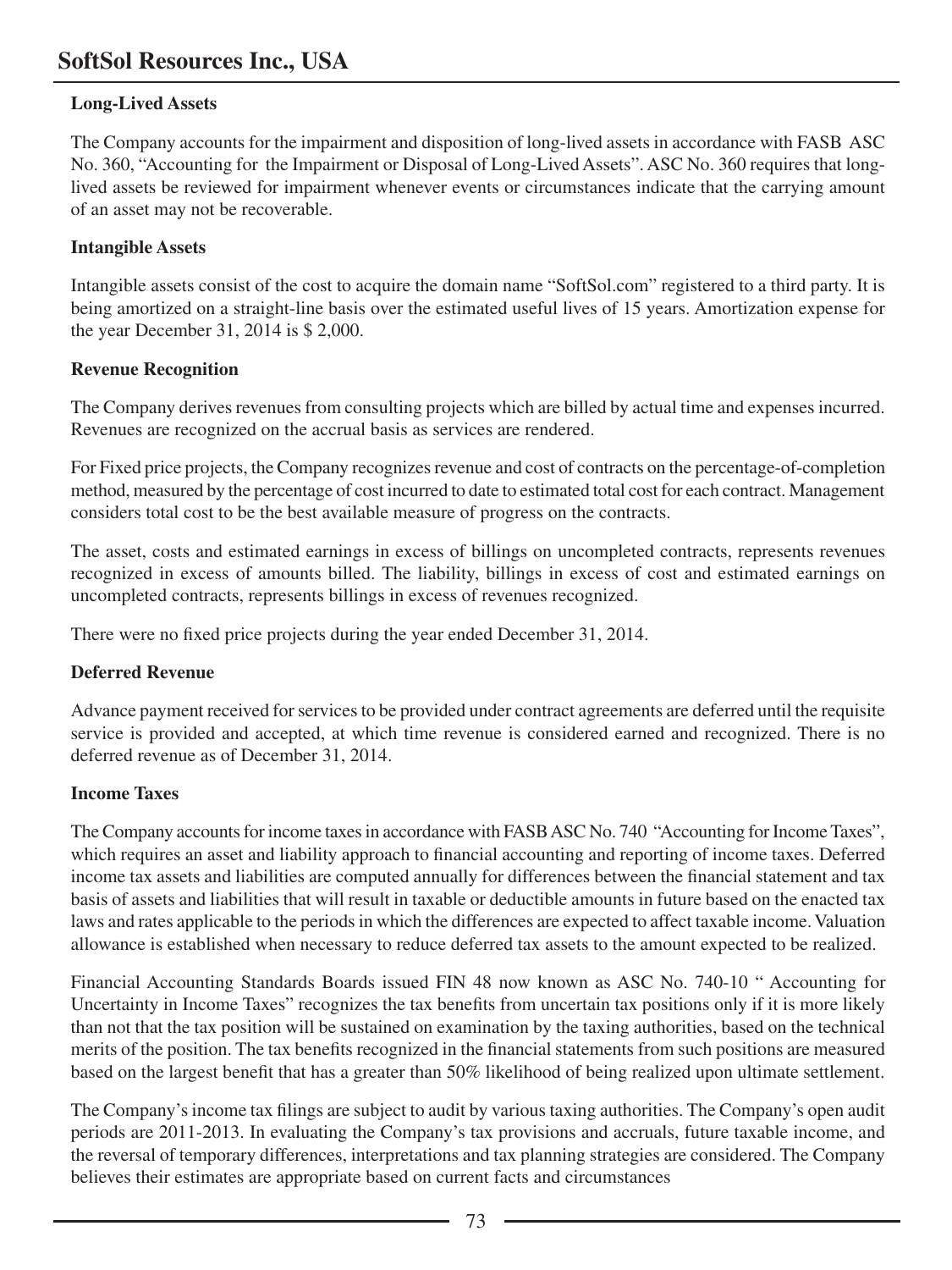### Long-Lived Assets

The Company accounts for the impairment and disposition of long-lived assets in accordance with FASB ASC No. 360, "Accounting for the Impairment or Disposal of Long-Lived Assets". ASC No. 360 requires that long-lived assets be reviewed for impairment whenever events or circumstances indicate that the carrying amount of an asset may not be recoverable.

### Intangible Assets

Intangible assets consist of the cost to acquire the domain name "SoftSol.com" registered to a third party. It is being amortized on a straight-line basis over the estimated useful lives of 15 years. Amortization expense for the year December 31, 2014 is $ 2,000.

### Revenue Recognition

The Company derives revenues from consulting projects which are billed by actual time and expenses incurred. Revenues are recognized on the accrual basis as services are rendered.

For Fixed price projects, the Company recognizes revenue and cost of contracts on the percentage-of-completion method, measured by the percentage of cost incurred to date to estimated total cost for each contract. Management considers total cost to be the best available measure of progress on the contracts.

The asset, costs and estimated earnings in excess of billings on uncompleted contracts, represents revenues recognized in excess of amounts billed. The liability, billings in excess of cost and estimated earnings on uncompleted contracts, represents billings in excess of revenues recognized.

There were no fixed price projects during the year ended December 31, 2014.

### Deferred Revenue

Advance payment received for services to be provided under contract agreements are deferred until the requisite service is provided and accepted, at which time revenue is considered earned and recognized. There is no deferred revenue as of December 31, 2014.

### Income Taxes

The Company accounts for income taxes in accordance with FASB ASC No. 740 "Accounting for Income Taxes", which requires an asset and liability approach to financial accounting and reporting of income taxes. Deferred income tax assets and liabilities are computed annually for differences between the financial statement and tax basis of assets and liabilities that will result in taxable or deductible amounts in future based on the enacted tax laws and rates applicable to the periods in which the differences are expected to affect taxable income. Valuation allowance is established when necessary to reduce deferred tax assets to the amount expected to be realized.

Financial Accounting Standards Boards issued FIN 48 now known as ASC No. 740-10 " Accounting for Uncertainty in Income Taxes" recognizes the tax benefits from uncertain tax positions only if it is more likely than not that the tax position will be sustained on examination by the taxing authorities, based on the technical merits of the position. The tax benefits recognized in the financial statements from such positions are measured based on the largest benefit that has a greater than 50% likelihood of being realized upon ultimate settlement.

The Company's income tax filings are subject to audit by various taxing authorities. The Company's open audit periods are 2011-2013. In evaluating the Company's tax provisions and accruals, future taxable income, and the reversal of temporary differences, interpretations and tax planning strategies are considered. The Company believes their estimates are appropriate based on current facts and circumstances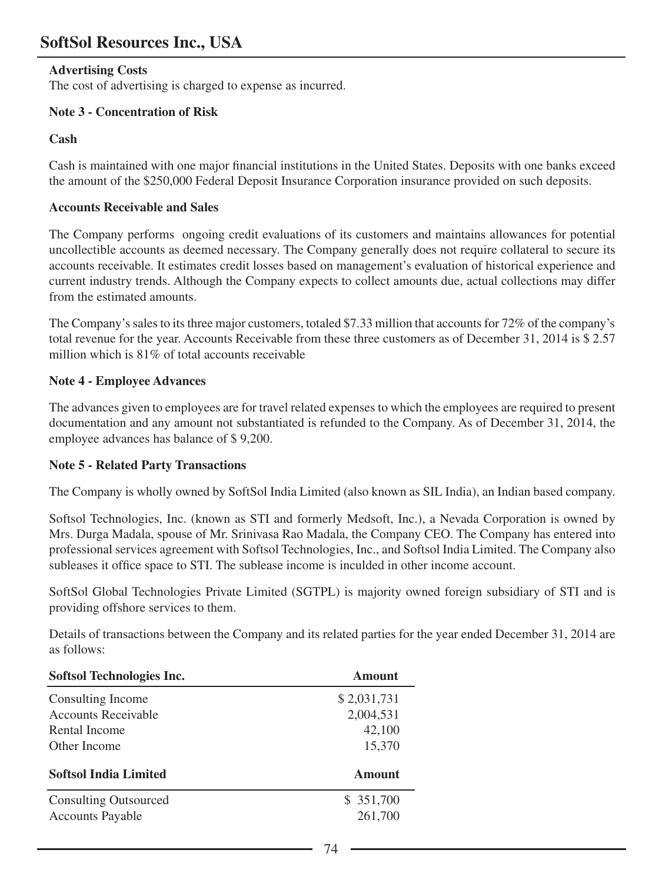**Advertising Costs**

The cost of advertising is charged to expense as incurred.

**Note 3 - Concentration of Risk**

**Cash**

Cash is maintained with one major financial institutions in the United States. Deposits with one banks exceed the amount of the $250,000 Federal Deposit Insurance Corporation insurance provided on such deposits.

**Accounts Receivable and Sales**

The Company performs ongoing credit evaluations of its customers and maintains allowances for potential uncollectible accounts as deemed necessary. The Company generally does not require collateral to secure its accounts receivable. It estimates credit losses based on management's evaluation of historical experience and current industry trends. Although the Company expects to collect amounts due, actual collections may differ from the estimated amounts.

The Company's sales to its three major customers, totaled $7.33 million that accounts for 72% of the company's total revenue for the year. Accounts Receivable from these three customers as of December 31, 2014 is $ 2.57 million which is 81% of total accounts receivable

**Note 4 - Employee Advances**

The advances given to employees are for travel related expenses to which the employees are required to present documentation and any amount not substantiated is refunded to the Company. As of December 31, 2014, the employee advances has balance of $ 9,200.

**Note 5 - Related Party Transactions**

The Company is wholly owned by SoftSol India Limited (also known as SIL India), an Indian based company.

Softsol Technologies, Inc. (known as STI and formerly Medsoft, Inc.), a Nevada Corporation is owned by Mrs. Durga Madala, spouse of Mr. Srinivasa Rao Madala, the Company CEO. The Company has entered into professional services agreement with Softsol Technologies, Inc., and Softsol India Limited. The Company also subleases it office space to STI. The sublease income is inculded in other income account.

SoftSol Global Technologies Private Limited (SGTPL) is majority owned foreign subsidiary of STI and is providing offshore services to them.

Details of transactions between the Company and its related parties for the year ended December 31, 2014 are as follows:

| Softsol Technologies Inc. | Amount |
|---|---|
| Consulting Income | $ 2,031,731 |
| Accounts Receivable | 2,004,531 |
| Rental Income | 42,100 |
| Other Income | 15,370 |

| Softsol India Limited | Amount |
|---|---|
| Consulting Outsourced | $ 351,700 |
| Accounts Payable | 261,700 |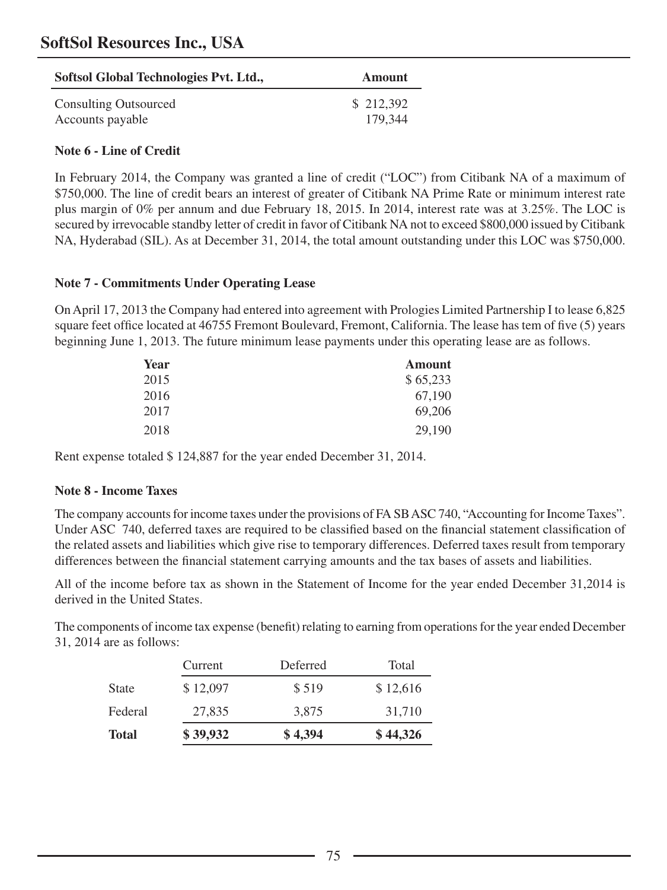| Softsol Global Technologies Pvt. Ltd., | Amount |
|---|---|
| Consulting Outsourced | $ 212,392 |
| Accounts payable | 179,344 |

**Note 6 - Line of Credit**

In February 2014, the Company was granted a line of credit ("LOC") from Citibank NA of a maximum of $750,000. The line of credit bears an interest of greater of Citibank NA Prime Rate or minimum interest rate plus margin of 0% per annum and due February 18, 2015. In 2014, interest rate was at 3.25%. The LOC is secured by irrevocable standby letter of credit in favor of Citibank NA not to exceed $800,000 issued by Citibank NA, Hyderabad (SIL). As at December 31, 2014, the total amount outstanding under this LOC was $750,000.

**Note 7 - Commitments Under Operating Lease**

On April 17, 2013 the Company had entered into agreement with Prologies Limited Partnership I to lease 6,825 square feet office located at 46755 Fremont Boulevard, Fremont, California. The lease has tem of five (5) years beginning June 1, 2013. The future minimum lease payments under this operating lease are as follows.

| Year | Amount |
|---|---|
| 2015 | $ 65,233 |
| 2016 | 67,190 |
| 2017 | 69,206 |
| 2018 | 29,190 |

Rent expense totaled $ 124,887 for the year ended December 31, 2014.

**Note 8 - Income Taxes**

The company accounts for income taxes under the provisions of FA SB ASC 740, "Accounting for Income Taxes". Under ASC 740, deferred taxes are required to be classified based on the financial statement classification of the related assets and liabilities which give rise to temporary differences. Deferred taxes result from temporary differences between the financial statement carrying amounts and the tax bases of assets and liabilities.

All of the income before tax as shown in the Statement of Income for the year ended December 31,2014 is derived in the United States.

The components of income tax expense (benefit) relating to earning from operations for the year ended December 31, 2014 are as follows:

| | Current | Deferred | Total |
|---|---|---|---|
| State | $ 12,097 | $ 519 | $ 12,616 |
| Federal | 27,835 | 3,875 | 31,710 |
| **Total** | **$ 39,932** | **$ 4,394** | **$ 44,326** |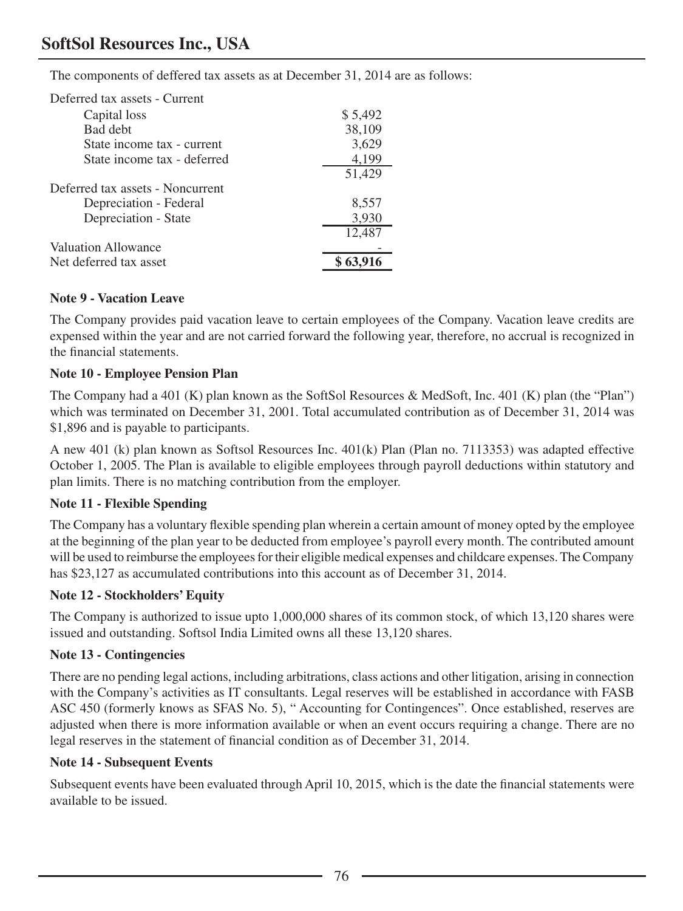The components of deffered tax assets as at December 31, 2014 are as follows:

| | |
|---|---|
| Deferred tax assets - Current | |
| Capital loss | $ 5,492 |
| Bad debt | 38,109 |
| State income tax - current | 3,629 |
| State income tax - deferred | 4,199 |
| | 51,429 |
| Deferred tax assets - Noncurrent | |
| Depreciation - Federal | 8,557 |
| Depreciation - State | 3,930 |
| | 12,487 |
| Valuation Allowance | - |
| Net deferred tax asset | **$ 63,916** |

**Note 9 - Vacation Leave**

The Company provides paid vacation leave to certain employees of the Company. Vacation leave credits are expensed within the year and are not carried forward the following year, therefore, no accrual is recognized in the financial statements.

**Note 10 - Employee Pension Plan**

The Company had a 401 (K) plan known as the SoftSol Resources & MedSoft, Inc. 401 (K) plan (the "Plan") which was terminated on December 31, 2001. Total accumulated contribution as of December 31, 2014 was $1,896 and is payable to participants.

A new 401 (k) plan known as Softsol Resources Inc. 401(k) Plan (Plan no. 7113353) was adapted effective October 1, 2005. The Plan is available to eligible employees through payroll deductions within statutory and plan limits. There is no matching contribution from the employer.

**Note 11 - Flexible Spending**

The Company has a voluntary flexible spending plan wherein a certain amount of money opted by the employee at the beginning of the plan year to be deducted from employee's payroll every month. The contributed amount will be used to reimburse the employees for their eligible medical expenses and childcare expenses. The Company has $23,127 as accumulated contributions into this account as of December 31, 2014.

**Note 12 - Stockholders' Equity**

The Company is authorized to issue upto 1,000,000 shares of its common stock, of which 13,120 shares were issued and outstanding. Softsol India Limited owns all these 13,120 shares.

**Note 13 - Contingencies**

There are no pending legal actions, including arbitrations, class actions and other litigation, arising in connection with the Company's activities as IT consultants. Legal reserves will be established in accordance with FASB ASC 450 (formerly knows as SFAS No. 5), " Accounting for Contingences". Once established, reserves are adjusted when there is more information available or when an event occurs requiring a change. There are no legal reserves in the statement of financial condition as of December 31, 2014.

**Note 14 - Subsequent Events**

Subsequent events have been evaluated through April 10, 2015, which is the date the financial statements were available to be issued.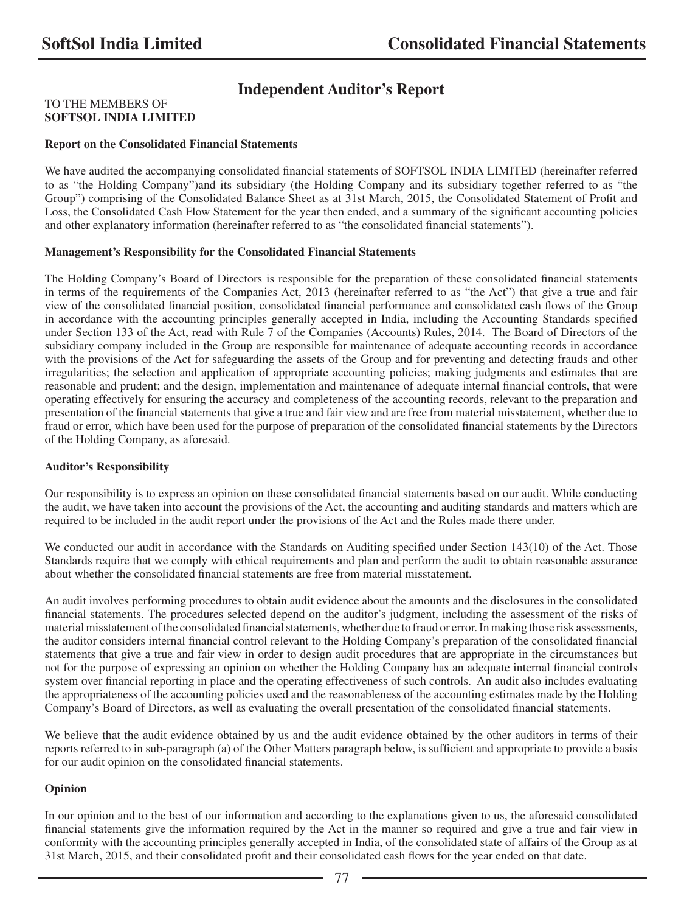# Independent Auditor's Report

TO THE MEMBERS OF
**SOFTSOL INDIA LIMITED**

**Report on the Consolidated Financial Statements**

We have audited the accompanying consolidated financial statements of SOFTSOL INDIA LIMITED (hereinafter referred to as "the Holding Company")and its subsidiary (the Holding Company and its subsidiary together referred to as "the Group") comprising of the Consolidated Balance Sheet as at 31st March, 2015, the Consolidated Statement of Profit and Loss, the Consolidated Cash Flow Statement for the year then ended, and a summary of the significant accounting policies and other explanatory information (hereinafter referred to as "the consolidated financial statements").

**Management's Responsibility for the Consolidated Financial Statements**

The Holding Company's Board of Directors is responsible for the preparation of these consolidated financial statements in terms of the requirements of the Companies Act, 2013 (hereinafter referred to as "the Act") that give a true and fair view of the consolidated financial position, consolidated financial performance and consolidated cash flows of the Group in accordance with the accounting principles generally accepted in India, including the Accounting Standards specified under Section 133 of the Act, read with Rule 7 of the Companies (Accounts) Rules, 2014. The Board of Directors of the subsidiary company included in the Group are responsible for maintenance of adequate accounting records in accordance with the provisions of the Act for safeguarding the assets of the Group and for preventing and detecting frauds and other irregularities; the selection and application of appropriate accounting policies; making judgments and estimates that are reasonable and prudent; and the design, implementation and maintenance of adequate internal financial controls, that were operating effectively for ensuring the accuracy and completeness of the accounting records, relevant to the preparation and presentation of the financial statements that give a true and fair view and are free from material misstatement, whether due to fraud or error, which have been used for the purpose of preparation of the consolidated financial statements by the Directors of the Holding Company, as aforesaid.

**Auditor's Responsibility**

Our responsibility is to express an opinion on these consolidated financial statements based on our audit. While conducting the audit, we have taken into account the provisions of the Act, the accounting and auditing standards and matters which are required to be included in the audit report under the provisions of the Act and the Rules made there under.

We conducted our audit in accordance with the Standards on Auditing specified under Section 143(10) of the Act. Those Standards require that we comply with ethical requirements and plan and perform the audit to obtain reasonable assurance about whether the consolidated financial statements are free from material misstatement.

An audit involves performing procedures to obtain audit evidence about the amounts and the disclosures in the consolidated financial statements. The procedures selected depend on the auditor's judgment, including the assessment of the risks of material misstatement of the consolidated financial statements, whether due to fraud or error. In making those risk assessments, the auditor considers internal financial control relevant to the Holding Company's preparation of the consolidated financial statements that give a true and fair view in order to design audit procedures that are appropriate in the circumstances but not for the purpose of expressing an opinion on whether the Holding Company has an adequate internal financial controls system over financial reporting in place and the operating effectiveness of such controls. An audit also includes evaluating the appropriateness of the accounting policies used and the reasonableness of the accounting estimates made by the Holding Company's Board of Directors, as well as evaluating the overall presentation of the consolidated financial statements.

We believe that the audit evidence obtained by us and the audit evidence obtained by the other auditors in terms of their reports referred to in sub-paragraph (a) of the Other Matters paragraph below, is sufficient and appropriate to provide a basis for our audit opinion on the consolidated financial statements.

**Opinion**

In our opinion and to the best of our information and according to the explanations given to us, the aforesaid consolidated financial statements give the information required by the Act in the manner so required and give a true and fair view in conformity with the accounting principles generally accepted in India, of the consolidated state of affairs of the Group as at 31st March, 2015, and their consolidated profit and their consolidated cash flows for the year ended on that date.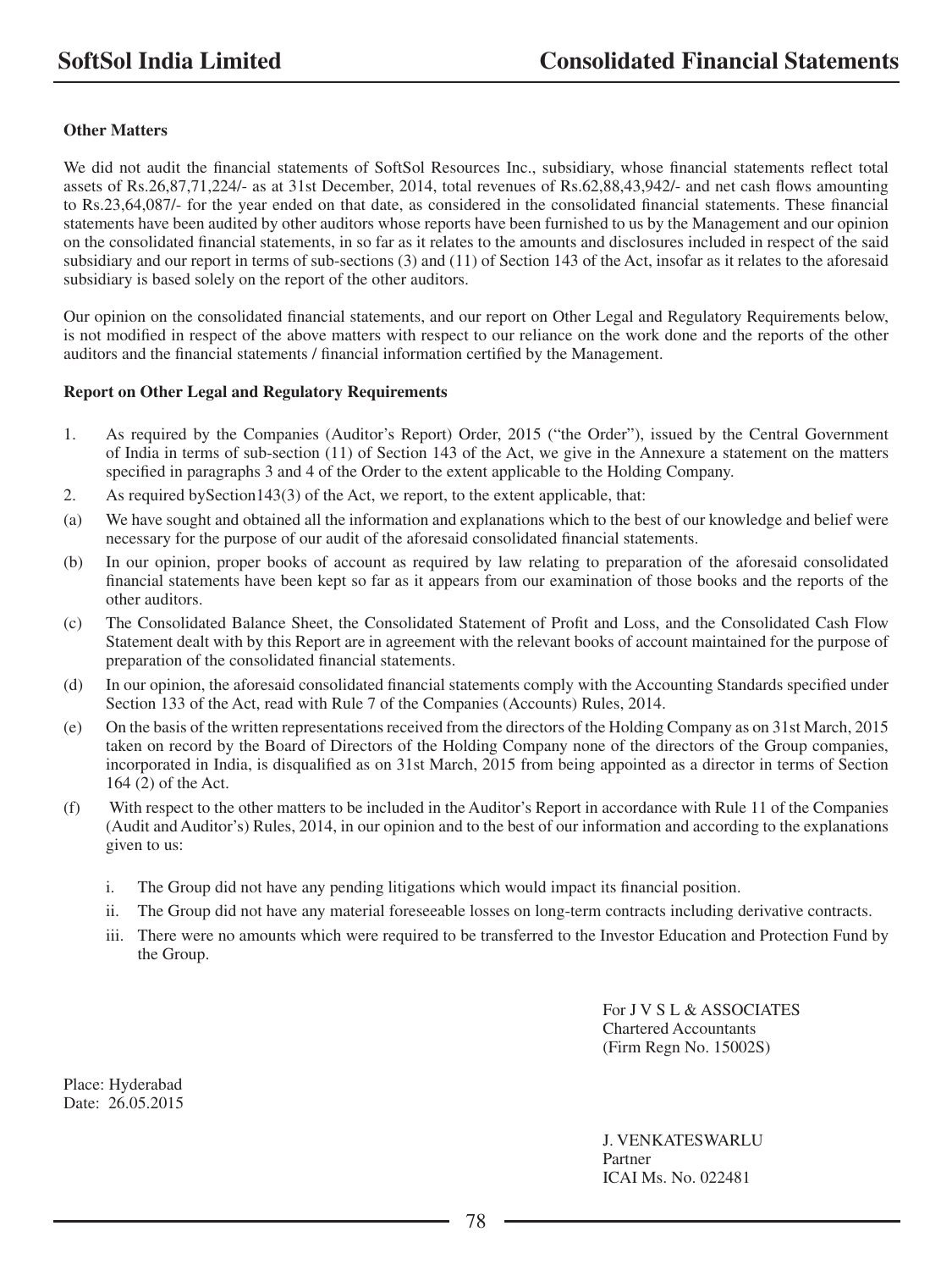**Other Matters**

We did not audit the financial statements of SoftSol Resources Inc., subsidiary, whose financial statements reflect total assets of Rs.26,87,71,224/- as at 31st December, 2014, total revenues of Rs.62,88,43,942/- and net cash flows amounting to Rs.23,64,087/- for the year ended on that date, as considered in the consolidated financial statements. These financial statements have been audited by other auditors whose reports have been furnished to us by the Management and our opinion on the consolidated financial statements, in so far as it relates to the amounts and disclosures included in respect of the said subsidiary and our report in terms of sub-sections (3) and (11) of Section 143 of the Act, insofar as it relates to the aforesaid subsidiary is based solely on the report of the other auditors.

Our opinion on the consolidated financial statements, and our report on Other Legal and Regulatory Requirements below, is not modified in respect of the above matters with respect to our reliance on the work done and the reports of the other auditors and the financial statements / financial information certified by the Management.

**Report on Other Legal and Regulatory Requirements**

1. As required by the Companies (Auditor's Report) Order, 2015 ("the Order"), issued by the Central Government of India in terms of sub-section (11) of Section 143 of the Act, we give in the Annexure a statement on the matters specified in paragraphs 3 and 4 of the Order to the extent applicable to the Holding Company.
2. As required bySection143(3) of the Act, we report, to the extent applicable, that:

(a) We have sought and obtained all the information and explanations which to the best of our knowledge and belief were necessary for the purpose of our audit of the aforesaid consolidated financial statements.

(b) In our opinion, proper books of account as required by law relating to preparation of the aforesaid consolidated financial statements have been kept so far as it appears from our examination of those books and the reports of the other auditors.

(c) The Consolidated Balance Sheet, the Consolidated Statement of Profit and Loss, and the Consolidated Cash Flow Statement dealt with by this Report are in agreement with the relevant books of account maintained for the purpose of preparation of the consolidated financial statements.

(d) In our opinion, the aforesaid consolidated financial statements comply with the Accounting Standards specified under Section 133 of the Act, read with Rule 7 of the Companies (Accounts) Rules, 2014.

(e) On the basis of the written representations received from the directors of the Holding Company as on 31st March, 2015 taken on record by the Board of Directors of the Holding Company none of the directors of the Group companies, incorporated in India, is disqualified as on 31st March, 2015 from being appointed as a director in terms of Section 164 (2) of the Act.

(f) With respect to the other matters to be included in the Auditor's Report in accordance with Rule 11 of the Companies (Audit and Auditor's) Rules, 2014, in our opinion and to the best of our information and according to the explanations given to us:

   i. The Group did not have any pending litigations which would impact its financial position.

   ii. The Group did not have any material foreseeable losses on long-term contracts including derivative contracts.

   iii. There were no amounts which were required to be transferred to the Investor Education and Protection Fund by the Group.

For J V S L & ASSOCIATES
Chartered Accountants
(Firm Regn No. 15002S)

Place: Hyderabad
Date: 26.05.2015

J. VENKATESWARLU
Partner
ICAI Ms. No. 022481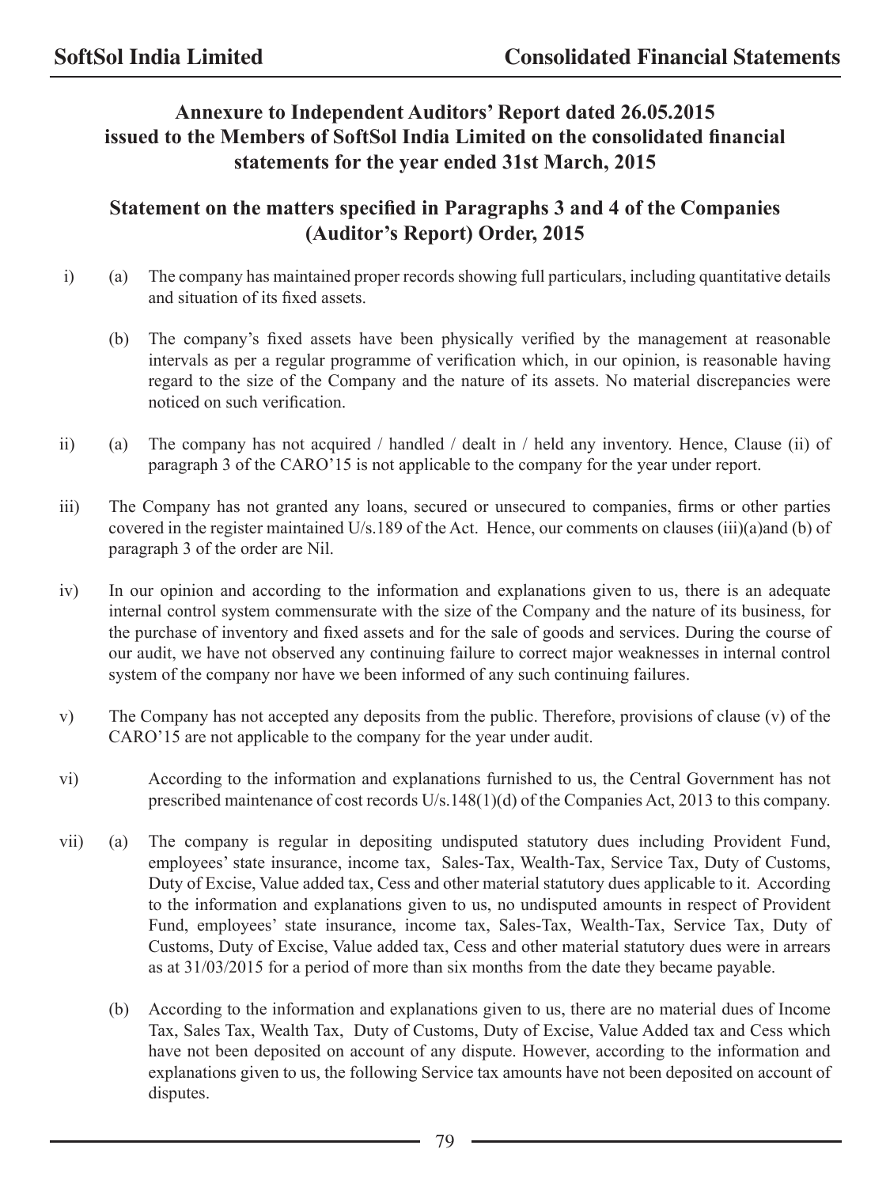## Annexure to Independent Auditors' Report dated 26.05.2015 issued to the Members of SoftSol India Limited on the consolidated financial statements for the year ended 31st March, 2015

## Statement on the matters specified in Paragraphs 3 and 4 of the Companies (Auditor's Report) Order, 2015

i) (a) The company has maintained proper records showing full particulars, including quantitative details and situation of its fixed assets.

(b) The company's fixed assets have been physically verified by the management at reasonable intervals as per a regular programme of verification which, in our opinion, is reasonable having regard to the size of the Company and the nature of its assets. No material discrepancies were noticed on such verification.

ii) (a) The company has not acquired / handled / dealt in / held any inventory. Hence, Clause (ii) of paragraph 3 of the CARO'15 is not applicable to the company for the year under report.

iii) The Company has not granted any loans, secured or unsecured to companies, firms or other parties covered in the register maintained U/s.189 of the Act. Hence, our comments on clauses (iii)(a)and (b) of paragraph 3 of the order are Nil.

iv) In our opinion and according to the information and explanations given to us, there is an adequate internal control system commensurate with the size of the Company and the nature of its business, for the purchase of inventory and fixed assets and for the sale of goods and services. During the course of our audit, we have not observed any continuing failure to correct major weaknesses in internal control system of the company nor have we been informed of any such continuing failures.

v) The Company has not accepted any deposits from the public. Therefore, provisions of clause (v) of the CARO'15 are not applicable to the company for the year under audit.

vi) According to the information and explanations furnished to us, the Central Government has not prescribed maintenance of cost records U/s.148(1)(d) of the Companies Act, 2013 to this company.

vii) (a) The company is regular in depositing undisputed statutory dues including Provident Fund, employees' state insurance, income tax, Sales-Tax, Wealth-Tax, Service Tax, Duty of Customs, Duty of Excise, Value added tax, Cess and other material statutory dues applicable to it. According to the information and explanations given to us, no undisputed amounts in respect of Provident Fund, employees' state insurance, income tax, Sales-Tax, Wealth-Tax, Service Tax, Duty of Customs, Duty of Excise, Value added tax, Cess and other material statutory dues were in arrears as at 31/03/2015 for a period of more than six months from the date they became payable.

(b) According to the information and explanations given to us, there are no material dues of Income Tax, Sales Tax, Wealth Tax, Duty of Customs, Duty of Excise, Value Added tax and Cess which have not been deposited on account of any dispute. However, according to the information and explanations given to us, the following Service tax amounts have not been deposited on account of disputes.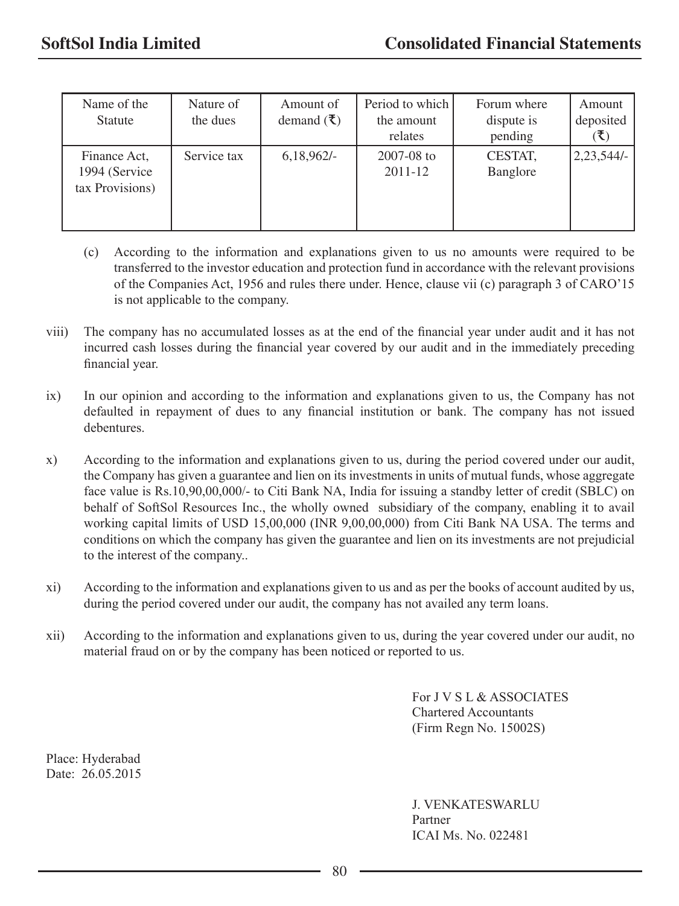| Name of the Statute | Nature of the dues | Amount of demand (₹) | Period to which the amount relates | Forum where dispute is pending | Amount deposited (₹) |
|---|---|---|---|---|---|
| Finance Act, 1994 (Service tax Provisions) | Service tax | 6,18,962/- | 2007-08 to 2011-12 | CESTAT, Banglore | 2,23,544/- |

(c) According to the information and explanations given to us no amounts were required to be transferred to the investor education and protection fund in accordance with the relevant provisions of the Companies Act, 1956 and rules there under. Hence, clause vii (c) paragraph 3 of CARO'15 is not applicable to the company.

viii) The company has no accumulated losses as at the end of the financial year under audit and it has not incurred cash losses during the financial year covered by our audit and in the immediately preceding financial year.

ix) In our opinion and according to the information and explanations given to us, the Company has not defaulted in repayment of dues to any financial institution or bank. The company has not issued debentures.

x) According to the information and explanations given to us, during the period covered under our audit, the Company has given a guarantee and lien on its investments in units of mutual funds, whose aggregate face value is Rs.10,90,00,000/- to Citi Bank NA, India for issuing a standby letter of credit (SBLC) on behalf of SoftSol Resources Inc., the wholly owned subsidiary of the company, enabling it to avail working capital limits of USD 15,00,000 (INR 9,00,00,000) from Citi Bank NA USA. The terms and conditions on which the company has given the guarantee and lien on its investments are not prejudicial to the interest of the company..

xi) According to the information and explanations given to us and as per the books of account audited by us, during the period covered under our audit, the company has not availed any term loans.

xii) According to the information and explanations given to us, during the year covered under our audit, no material fraud on or by the company has been noticed or reported to us.

For J V S L & ASSOCIATES
Chartered Accountants
(Firm Regn No. 15002S)

Place: Hyderabad
Date: 26.05.2015

J. VENKATESWARLU
Partner
ICAI Ms. No. 022481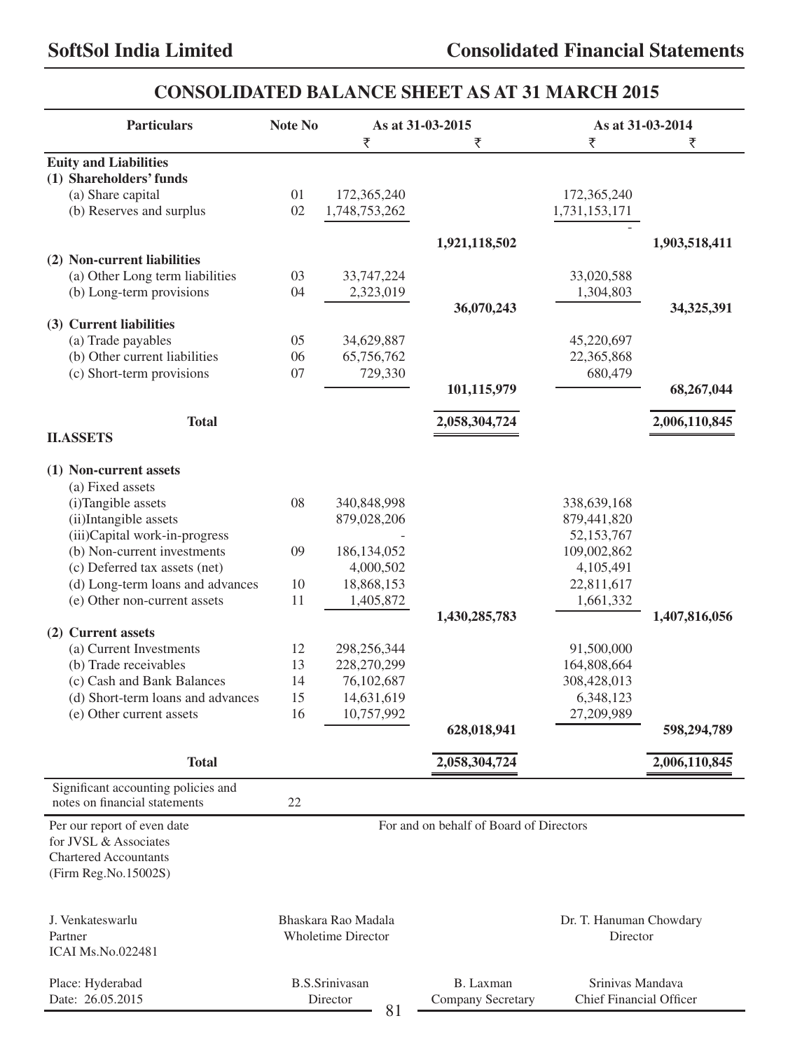# CONSOLIDATED BALANCE SHEET AS AT 31 MARCH 2015

| Particulars | Note No | As at 31-03-2015 | | As at 31-03-2014 | |
|---|---|---|---|---|---|
| | | ₹ | ₹ | ₹ | ₹ |
| **Euity and Liabilities** | | | | | |
| **(1) Shareholders' funds** | | | | | |
| (a) Share capital | 01 | 172,365,240 | | 172,365,240 | |
| (b) Reserves and surplus | 02 | 1,748,753,262 | | 1,731,153,171 | |
| | | | | - | |
| | | | **1,921,118,502** | | **1,903,518,411** |
| **(2) Non-current liabilities** | | | | | |
| (a) Other Long term liabilities | 03 | 33,747,224 | | 33,020,588 | |
| (b) Long-term provisions | 04 | 2,323,019 | | 1,304,803 | |
| | | | **36,070,243** | | **34,325,391** |
| **(3) Current liabilities** | | | | | |
| (a) Trade payables | 05 | 34,629,887 | | 45,220,697 | |
| (b) Other current liabilities | 06 | 65,756,762 | | 22,365,868 | |
| (c) Short-term provisions | 07 | 729,330 | | 680,479 | |
| | | | **101,115,979** | | **68,267,044** |
| **Total** | | | **2,058,304,724** | | **2,006,110,845** |
| **II.ASSETS** | | | | | |
| **(1) Non-current assets** | | | | | |
| (a) Fixed assets | | | | | |
| (i)Tangible assets | 08 | 340,848,998 | | 338,639,168 | |
| (ii)Intangible assets | | 879,028,206 | | 879,441,820 | |
| (iii)Capital work-in-progress | | - | | 52,153,767 | |
| (b) Non-current investments | 09 | 186,134,052 | | 109,002,862 | |
| (c) Deferred tax assets (net) | | 4,000,502 | | 4,105,491 | |
| (d) Long-term loans and advances | 10 | 18,868,153 | | 22,811,617 | |
| (e) Other non-current assets | 11 | 1,405,872 | | 1,661,332 | |
| | | | **1,430,285,783** | | **1,407,816,056** |
| **(2) Current assets** | | | | | |
| (a) Current Investments | 12 | 298,256,344 | | 91,500,000 | |
| (b) Trade receivables | 13 | 228,270,299 | | 164,808,664 | |
| (c) Cash and Bank Balances | 14 | 76,102,687 | | 308,428,013 | |
| (d) Short-term loans and advances | 15 | 14,631,619 | | 6,348,123 | |
| (e) Other current assets | 16 | 10,757,992 | | 27,209,989 | |
| | | | **628,018,941** | | **598,294,789** |
| **Total** | | | **2,058,304,724** | | **2,006,110,845** |
| Significant accounting policies and notes on financial statements | 22 | | | | |

Per our report of even date
for JVSL & Associates
Chartered Accountants
(Firm Reg.No.15002S)

For and on behalf of Board of Directors

J. Venkateswarlu
Partner
ICAI Ms.No.022481

Bhaskara Rao Madala
Wholetime Director

Dr. T. Hanuman Chowdary
Director

Place: Hyderabad
Date: 26.05.2015

B.S.Srinivasan
Director

B. Laxman
Company Secretary

Srinivas Mandava
Chief Financial Officer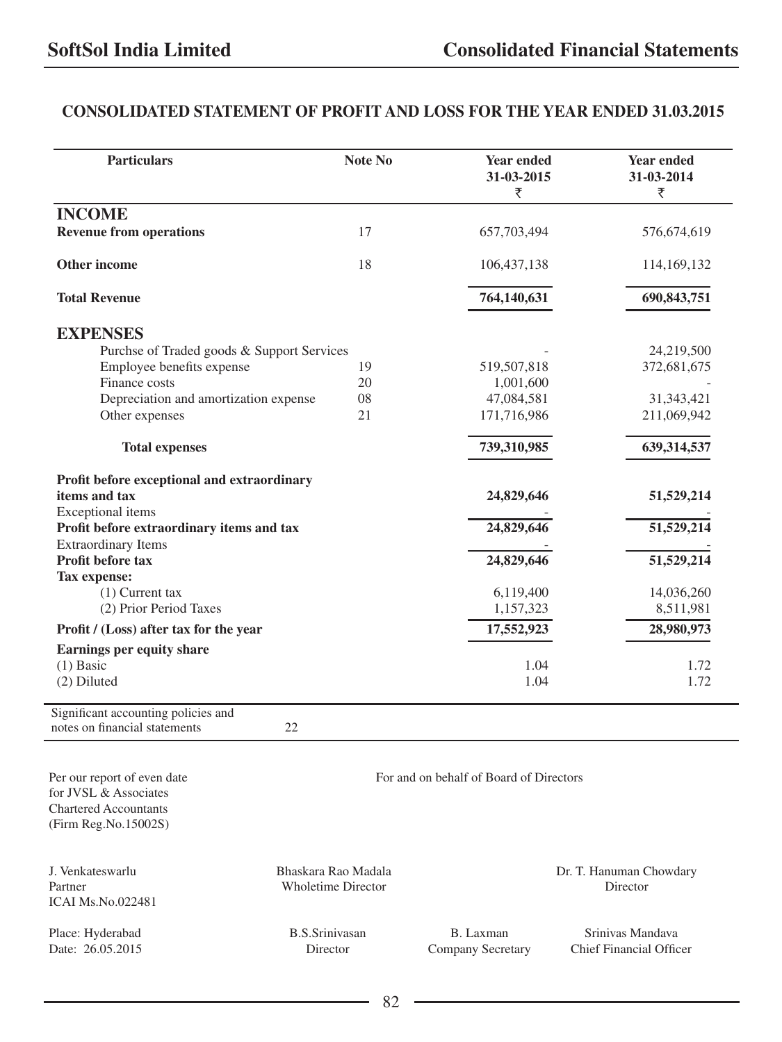## CONSOLIDATED STATEMENT OF PROFIT AND LOSS FOR THE YEAR ENDED 31.03.2015

| Particulars | Note No | Year ended 31-03-2015 ₹ | Year ended 31-03-2014 ₹ |
|---|---|---|---|
| **INCOME** | | | |
| **Revenue from operations** | 17 | 657,703,494 | 576,674,619 |
| **Other income** | 18 | 106,437,138 | 114,169,132 |
| **Total Revenue** | | **764,140,631** | **690,843,751** |
| **EXPENSES** | | | |
| Purchse of Traded goods & Support Services | | - | 24,219,500 |
| Employee benefits expense | 19 | 519,507,818 | 372,681,675 |
| Finance costs | 20 | 1,001,600 | - |
| Depreciation and amortization expense | 08 | 47,084,581 | 31,343,421 |
| Other expenses | 21 | 171,716,986 | 211,069,942 |
| **Total expenses** | | **739,310,985** | **639,314,537** |
| **Profit before exceptional and extraordinary items and tax** | | **24,829,646** | **51,529,214** |
| Exceptional items | | - | - |
| **Profit before extraordinary items and tax** | | **24,829,646** | **51,529,214** |
| Extraordinary Items | | - | - |
| **Profit before tax** | | **24,829,646** | **51,529,214** |
| **Tax expense:** | | | |
| (1) Current tax | | 6,119,400 | 14,036,260 |
| (2) Prior Period Taxes | | 1,157,323 | 8,511,981 |
| **Profit / (Loss) after tax for the year** | | **17,552,923** | **28,980,973** |
| **Earnings per equity share** | | | |
| (1) Basic | | 1.04 | 1.72 |
| (2) Diluted | | 1.04 | 1.72 |
| Significant accounting policies and notes on financial statements | 22 | | |

Per our report of even date
for JVSL & Associates
Chartered Accountants
(Firm Reg.No.15002S)

For and on behalf of Board of Directors

J. Venkateswarlu
Partner
ICAI Ms.No.022481

Bhaskara Rao Madala
Wholetime Director

Dr. T. Hanuman Chowdary
Director

Place: Hyderabad
Date: 26.05.2015

B.S.Srinivasan
Director

B. Laxman
Company Secretary

Srinivas Mandava
Chief Financial Officer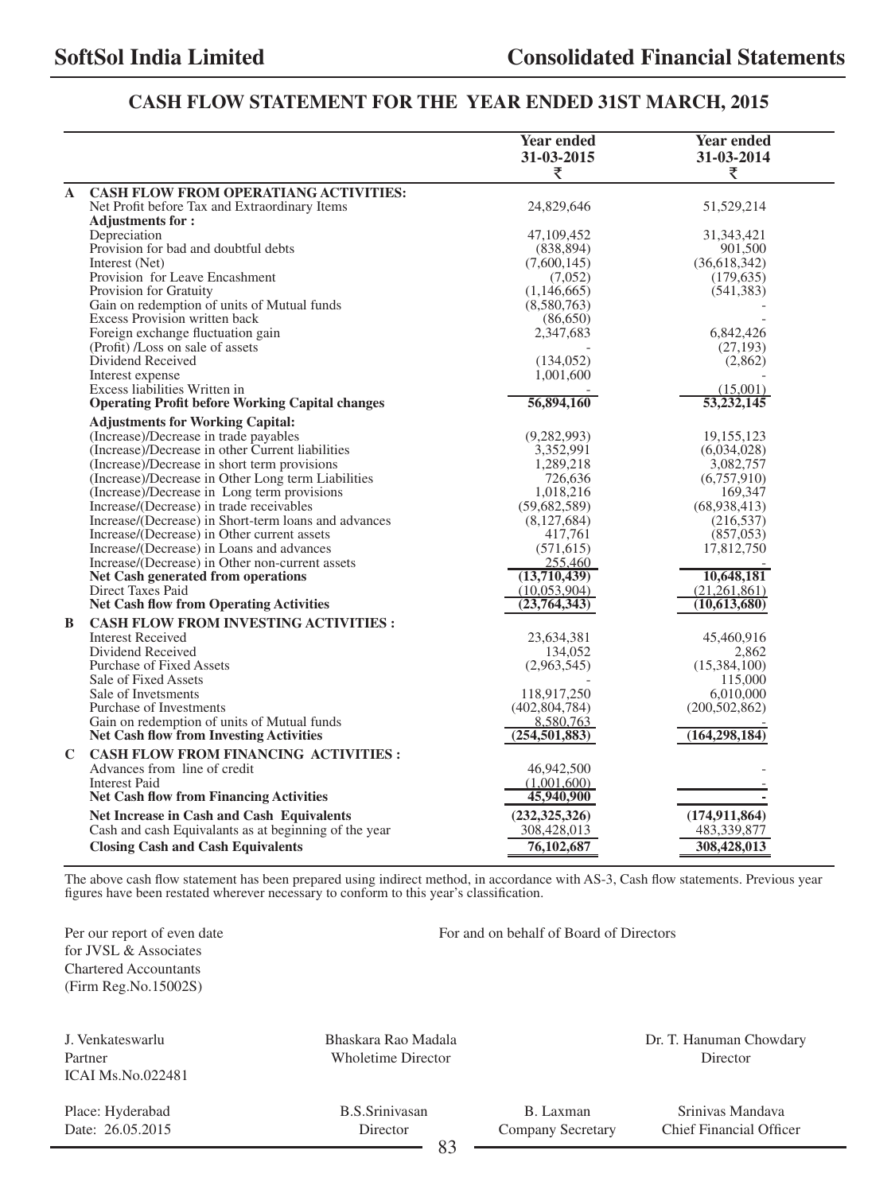# CASH FLOW STATEMENT FOR THE YEAR ENDED 31ST MARCH, 2015

| | | Year ended 31-03-2015 ₹ | Year ended 31-03-2014 ₹ |
|---|---|---|---|
| **A** | **CASH FLOW FROM OPERATIANG ACTIVITIES:** | | |
| | Net Profit before Tax and Extraordinary Items | 24,829,646 | 51,529,214 |
| | **Adjustments for :** | | |
| | Depreciation | 47,109,452 | 31,343,421 |
| | Provision for bad and doubtful debts | (838,894) | 901,500 |
| | Interest (Net) | (7,600,145) | (36,618,342) |
| | Provision for Leave Encashment | (7,052) | (179,635) |
| | Provision for Gratuity | (1,146,665) | (541,383) |
| | Gain on redemption of units of Mutual funds | (8,580,763) | - |
| | Excess Provision written back | (86,650) | - |
| | Foreign exchange fluctuation gain | 2,347,683 | 6,842,426 |
| | (Profit) /Loss on sale of assets | - | (27,193) |
| | Dividend Received | (134,052) | (2,862) |
| | Interest expense | 1,001,600 | - |
| | Excess liabilities Written in | - | (15,001) |
| | **Operating Profit before Working Capital changes** | **56,894,160** | **53,232,145** |
| | **Adjustments for Working Capital:** | | |
| | (Increase)/Decrease in trade payables | (9,282,993) | 19,155,123 |
| | (Increase)/Decrease in other Current liabilities | 3,352,991 | (6,034,028) |
| | (Increase)/Decrease in short term provisions | 1,289,218 | 3,082,757 |
| | (Increase)/Decrease in Other Long term Liabilities | 726,636 | (6,757,910) |
| | (Increase)/Decrease in Long term provisions | 1,018,216 | 169,347 |
| | Increase/(Decrease) in trade receivables | (59,682,589) | (68,938,413) |
| | Increase/(Decrease) in Short-term loans and advances | (8,127,684) | (216,537) |
| | Increase/(Decrease) in Other current assets | 417,761 | (857,053) |
| | Increase/(Decrease) in Loans and advances | (571,615) | 17,812,750 |
| | Increase/(Decrease) in Other non-current assets | 255,460 | - |
| | **Net Cash generated from operations** | **(13,710,439)** | **10,648,181** |
| | Direct Taxes Paid | (10,053,904) | (21,261,861) |
| | **Net Cash flow from Operating Activities** | **(23,764,343)** | **(10,613,680)** |
| **B** | **CASH FLOW FROM INVESTING ACTIVITIES :** | | |
| | Interest Received | 23,634,381 | 45,460,916 |
| | Dividend Received | 134,052 | 2,862 |
| | Purchase of Fixed Assets | (2,963,545) | (15,384,100) |
| | Sale of Fixed Assets | - | 115,000 |
| | Sale of Invetsments | 118,917,250 | 6,010,000 |
| | Purchase of Investments | (402,804,784) | (200,502,862) |
| | Gain on redemption of units of Mutual funds | 8,580,763 | - |
| | **Net Cash flow from Investing Activities** | **(254,501,883)** | **(164,298,184)** |
| **C** | **CASH FLOW FROM FINANCING ACTIVITIES :** | | |
| | Advances from line of credit | 46,942,500 | - |
| | Interest Paid | (1,001,600) | - |
| | **Net Cash flow from Financing Activities** | **45,940,900** | **-** |
| | **Net Increase in Cash and Cash Equivalents** | **(232,325,326)** | **(174,911,864)** |
| | Cash and cash Equivalants as at beginning of the year | 308,428,013 | 483,339,877 |
| | **Closing Cash and Cash Equivalents** | **76,102,687** | **308,428,013** |

The above cash flow statement has been prepared using indirect method, in accordance with AS-3, Cash flow statements. Previous year figures have been restated wherever necessary to conform to this year's classification.

Per our report of even date
for JVSL & Associates
Chartered Accountants
(Firm Reg.No.15002S)

For and on behalf of Board of Directors

J. Venkateswarlu
Partner
ICAI Ms.No.022481

Bhaskara Rao Madala
Wholetime Director

Dr. T. Hanuman Chowdary
Director

Place: Hyderabad
Date: 26.05.2015

B.S.Srinivasan
Director

B. Laxman
Company Secretary

Srinivas Mandava
Chief Financial Officer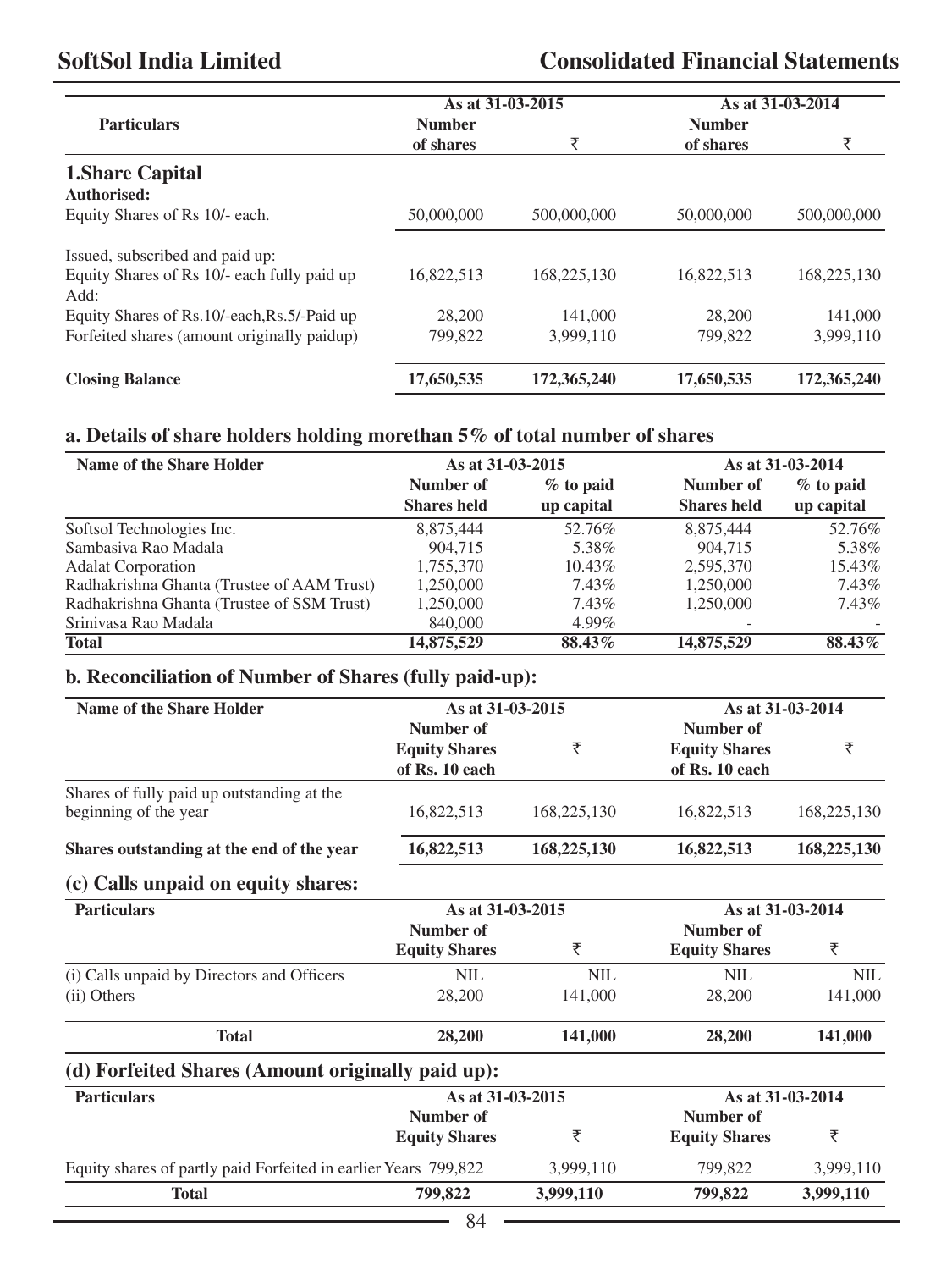| Particulars | As at 31-03-2015 | | As at 31-03-2014 | |
|---|---|---|---|---|
| | Number of shares | ₹ | Number of shares | ₹ |
| **1.Share Capital** | | | | |
| **Authorised:** | | | | |
| Equity Shares of Rs 10/- each. | 50,000,000 | 500,000,000 | 50,000,000 | 500,000,000 |
| Issued, subscribed and paid up: | | | | |
| Equity Shares of Rs 10/- each fully paid up | 16,822,513 | 168,225,130 | 16,822,513 | 168,225,130 |
| Add: | | | | |
| Equity Shares of Rs.10/-each,Rs.5/-Paid up | 28,200 | 141,000 | 28,200 | 141,000 |
| Forfeited shares (amount originally paidup) | 799,822 | 3,999,110 | 799,822 | 3,999,110 |
| **Closing Balance** | **17,650,535** | **172,365,240** | **17,650,535** | **172,365,240** |

### a. Details of share holders holding morethan 5% of total number of shares

| Name of the Share Holder | As at 31-03-2015 | | As at 31-03-2014 | |
|---|---|---|---|---|
| | Number of Shares held | % to paid up capital | Number of Shares held | % to paid up capital |
| Softsol Technologies Inc. | 8,875,444 | 52.76% | 8,875,444 | 52.76% |
| Sambasiva Rao Madala | 904,715 | 5.38% | 904,715 | 5.38% |
| Adalat Corporation | 1,755,370 | 10.43% | 2,595,370 | 15.43% |
| Radhakrishna Ghanta (Trustee of AAM Trust) | 1,250,000 | 7.43% | 1,250,000 | 7.43% |
| Radhakrishna Ghanta (Trustee of SSM Trust) | 1,250,000 | 7.43% | 1,250,000 | 7.43% |
| Srinivasa Rao Madala | 840,000 | 4.99% | - | - |
| **Total** | **14,875,529** | **88.43%** | **14,875,529** | **88.43%** |

### b. Reconciliation of Number of Shares (fully paid-up):

| Name of the Share Holder | As at 31-03-2015 | | As at 31-03-2014 | |
|---|---|---|---|---|
| | Number of Equity Shares of Rs. 10 each | ₹ | Number of Equity Shares of Rs. 10 each | ₹ |
| Shares of fully paid up outstanding at the beginning of the year | 16,822,513 | 168,225,130 | 16,822,513 | 168,225,130 |
| **Shares outstanding at the end of the year** | **16,822,513** | **168,225,130** | **16,822,513** | **168,225,130** |

### (c) Calls unpaid on equity shares:

| Particulars | As at 31-03-2015 | | As at 31-03-2014 | |
|---|---|---|---|---|
| | Number of Equity Shares | ₹ | Number of Equity Shares | ₹ |
| (i) Calls unpaid by Directors and Officers | NIL | NIL | NIL | NIL |
| (ii) Others | 28,200 | 141,000 | 28,200 | 141,000 |
| **Total** | **28,200** | **141,000** | **28,200** | **141,000** |

### (d) Forfeited Shares (Amount originally paid up):

| Particulars | As at 31-03-2015 | | As at 31-03-2014 | |
|---|---|---|---|---|
| | Number of Equity Shares | ₹ | Number of Equity Shares | ₹ |
| Equity shares of partly paid Forfeited in earlier Years | 799,822 | 3,999,110 | 799,822 | 3,999,110 |
| **Total** | **799,822** | **3,999,110** | **799,822** | **3,999,110** |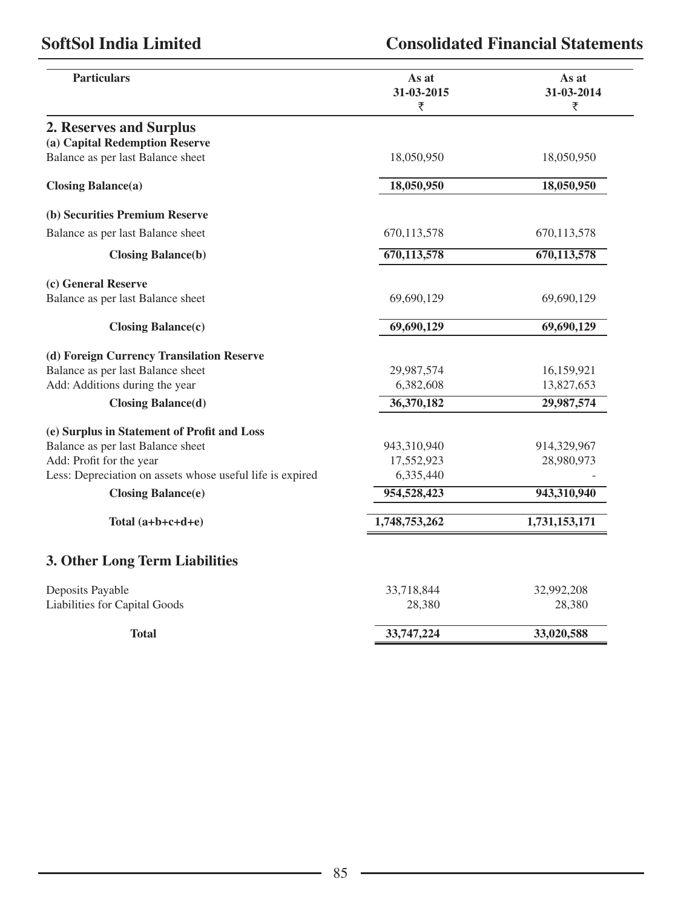| Particulars | As at 31-03-2015 ₹ | As at 31-03-2014 ₹ |
|---|---|---|
| **2. Reserves and Surplus** | | |
| **(a) Capital Redemption Reserve** | | |
| Balance as per last Balance sheet | 18,050,950 | 18,050,950 |
| **Closing Balance(a)** | **18,050,950** | **18,050,950** |
| **(b) Securities Premium Reserve** | | |
| Balance as per last Balance sheet | 670,113,578 | 670,113,578 |
| **Closing Balance(b)** | **670,113,578** | **670,113,578** |
| **(c) General Reserve** | | |
| Balance as per last Balance sheet | 69,690,129 | 69,690,129 |
| **Closing Balance(c)** | **69,690,129** | **69,690,129** |
| **(d) Foreign Currency Transilation Reserve** | | |
| Balance as per last Balance sheet | 29,987,574 | 16,159,921 |
| Add: Additions during the year | 6,382,608 | 13,827,653 |
| **Closing Balance(d)** | **36,370,182** | **29,987,574** |
| **(e) Surplus in Statement of Profit and Loss** | | |
| Balance as per last Balance sheet | 943,310,940 | 914,329,967 |
| Add: Profit for the year | 17,552,923 | 28,980,973 |
| Less: Depreciation on assets whose useful life is expired | 6,335,440 | - |
| **Closing Balance(e)** | **954,528,423** | **943,310,940** |
| **Total (a+b+c+d+e)** | **1,748,753,262** | **1,731,153,171** |

## 3. Other Long Term Liabilities

| Particulars | As at 31-03-2015 ₹ | As at 31-03-2014 ₹ |
|---|---|---|
| Deposits Payable | 33,718,844 | 32,992,208 |
| Liabilities for Capital Goods | 28,380 | 28,380 |
| **Total** | **33,747,224** | **33,020,588** |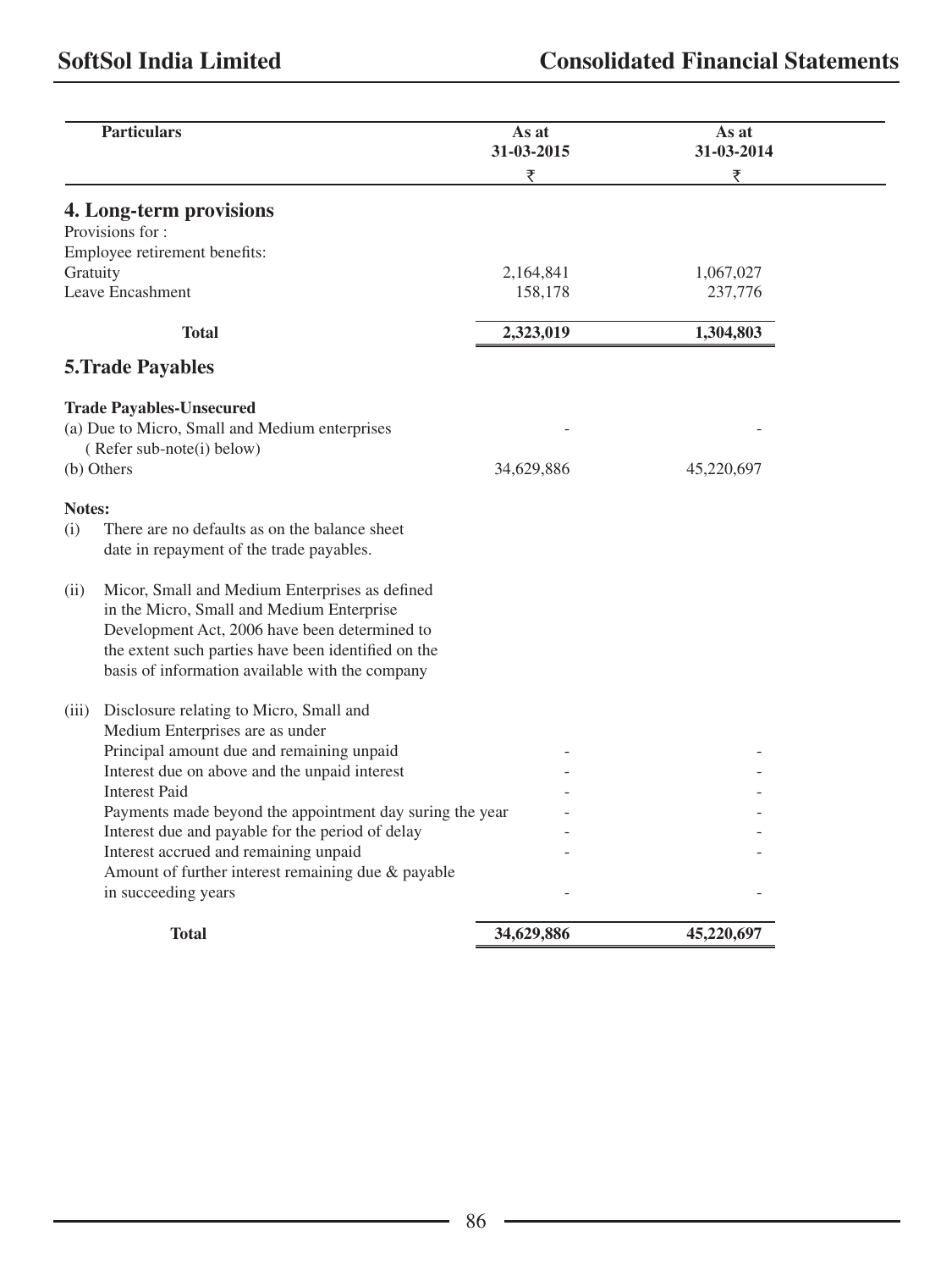| Particulars | As at 31-03-2015 ₹ | As at 31-03-2014 ₹ |
|---|---|---|
| **4. Long-term provisions** | | |
| Provisions for : | | |
| Employee retirement benefits: | | |
| Gratuity | 2,164,841 | 1,067,027 |
| Leave Encashment | 158,178 | 237,776 |
| **Total** | **2,323,019** | **1,304,803** |
| **5.Trade Payables** | | |
| **Trade Payables-Unsecured** | | |
| (a) Due to Micro, Small and Medium enterprises ( Refer sub-note(i) below) | - | - |
| (b) Others | 34,629,886 | 45,220,697 |
| **Notes:** | | |
| (i) There are no defaults as on the balance sheet date in repayment of the trade payables. | | |
| (ii) Micor, Small and Medium Enterprises as defined in the Micro, Small and Medium Enterprise Development Act, 2006 have been determined to the extent such parties have been identified on the basis of information available with the company | | |
| (iii) Disclosure relating to Micro, Small and Medium Enterprises are as under | | |
| Principal amount due and remaining unpaid | - | - |
| Interest due on above and the unpaid interest | - | - |
| Interest Paid | - | - |
| Payments made beyond the appointment day suring the year | - | - |
| Interest due and payable for the period of delay | - | - |
| Interest accrued and remaining unpaid | - | - |
| Amount of further interest remaining due & payable in succeeding years | - | - |
| **Total** | **34,629,886** | **45,220,697** |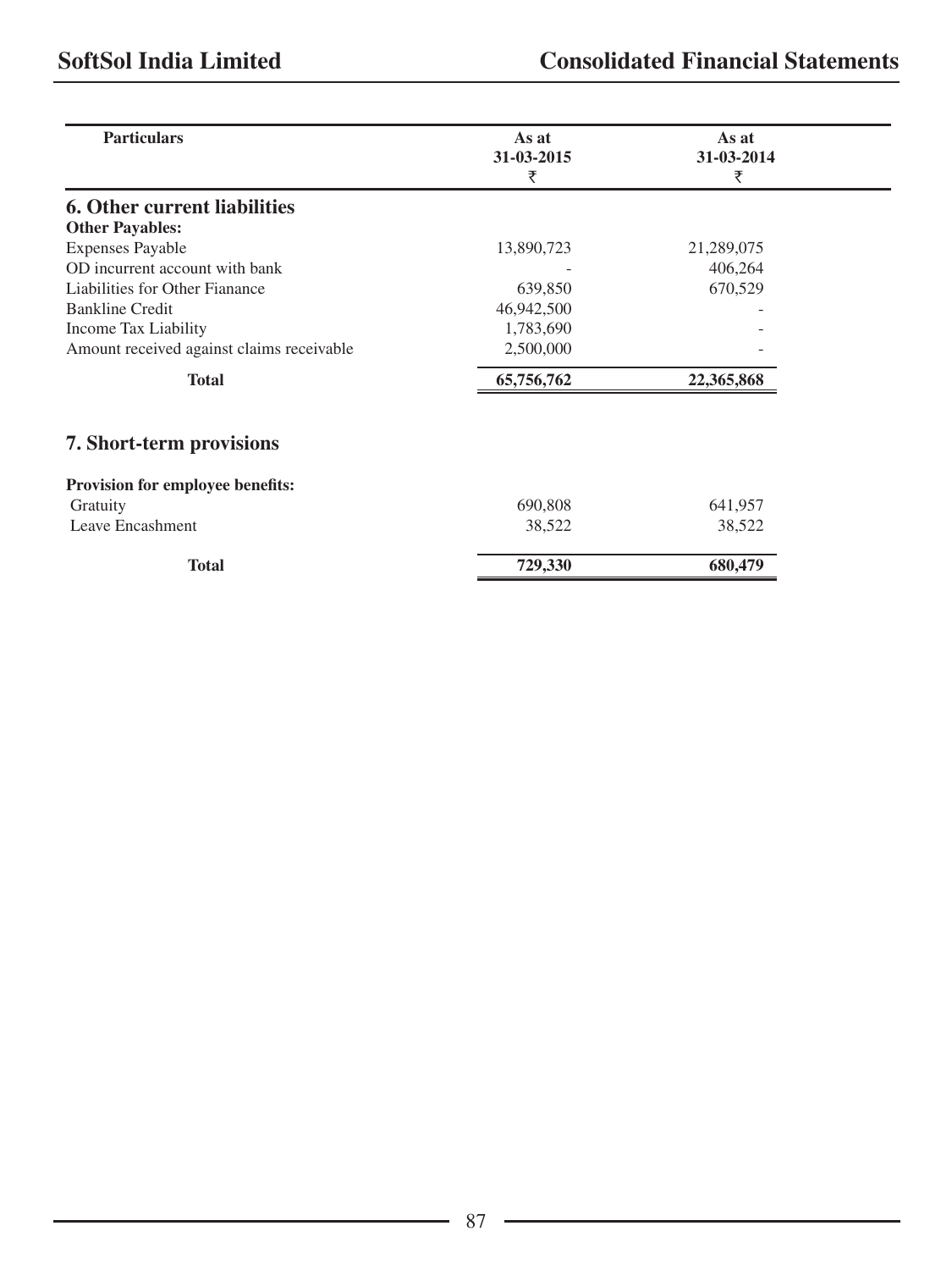| Particulars | As at 31-03-2015 ₹ | As at 31-03-2014 ₹ |
|---|---|---|
| **6. Other current liabilities** | | |
| **Other Payables:** | | |
| Expenses Payable | 13,890,723 | 21,289,075 |
| OD incurrent account with bank | - | 406,264 |
| Liabilities for Other Fianance | 639,850 | 670,529 |
| Bankline Credit | 46,942,500 | - |
| Income Tax Liability | 1,783,690 | - |
| Amount received against claims receivable | 2,500,000 | - |
| **Total** | **65,756,762** | **22,365,868** |
| **7. Short-term provisions** | | |
| **Provision for employee benefits:** | | |
| Gratuity | 690,808 | 641,957 |
| Leave Encashment | 38,522 | 38,522 |
| **Total** | **729,330** | **680,479** |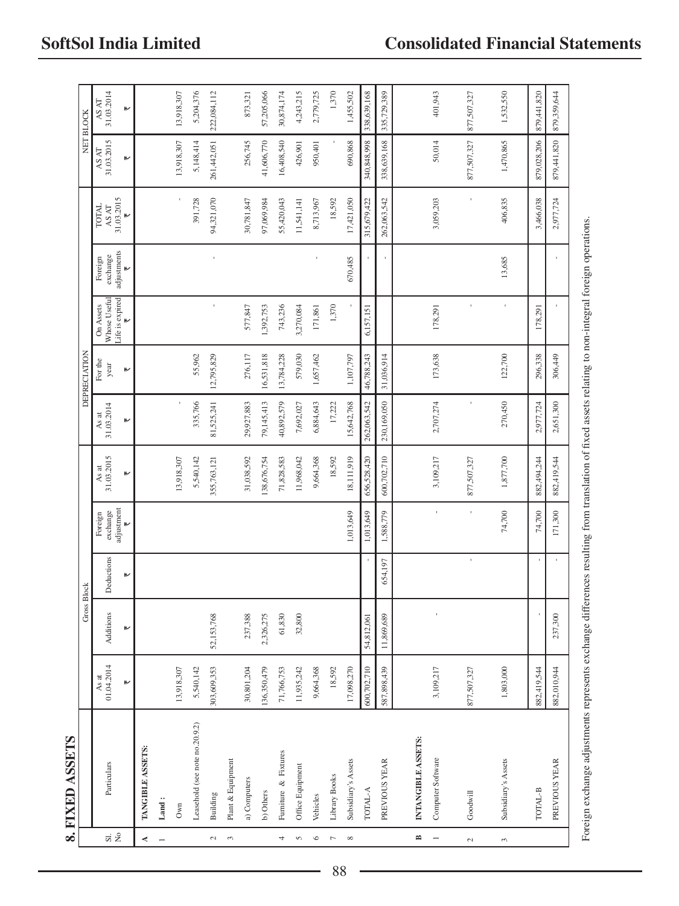## 8. FIXED ASSETS

| Sl. No | Particulars | Gross Block | | | | | Depreciation | | | | | Net Block | |
|---|---|---|---|---|---|---|---|---|---|---|---|---|---|
| | | As at 01.04.2014 ₹ | Additions ₹ | Deductions ₹ | Foreign exchange adjustment ₹ | As at 31.03.2015 ₹ | As at 31.03.2014 ₹ | For the year ₹ | On Assets Whose Useful Life is expired ₹ | Foreign exchange adjustments ₹ | TOTAL AS AT 31.03.2015 ₹ | AS AT 31.03.2015 ₹ | AS AT 31.03.2014 ₹ |
| **A** | **TANGIBLE ASSETS:** | | | | | | | | | | | | |
| 1 | **Land :** | | | | | | | | | | | | |
| | Own | 13,918,307 | | | | 13,918,307 | - | | | | - | 13,918,307 | 13,918,307 |
| | Leasehold (see note no.20.9.2) | 5,540,142 | | | | 5,540,142 | 335,766 | 55,962 | | | 391,728 | 5,148,414 | 5,204,376 |
| 2 | Building | 303,609,353 | 52,153,768 | | | 355,763,121 | 81,525,241 | 12,795,829 | - | - | 94,321,070 | 261,442,051 | 222,084,112 |
| 3 | Plant & Equipment | | | | | | | | | | | | |
| | a) Computers | 30,801,204 | 237,388 | | | 31,038,592 | 29,927,883 | 276,117 | 577,847 | | 30,781,847 | 256,745 | 873,321 |
| | b) Others | 136,350,479 | 2,326,275 | | | 138,676,754 | 79,145,413 | 16,531,818 | 1,392,753 | | 97,069,984 | 41,606,770 | 57,205,066 |
| 4 | Furniture & Fixtures | 71,766,753 | 61,830 | | | 71,828,583 | 40,892,579 | 13,784,228 | 743,236 | | 55,420,043 | 16,408,540 | 30,874,174 |
| 5 | Office Equipment | 11,935,242 | 32,800 | | | 11,968,042 | 7,692,027 | 579,030 | 3,270,084 | | 11,541,141 | 426,901 | 4,243,215 |
| 6 | Vehicles | 9,664,368 | | | | 9,664,368 | 6,884,643 | 1,657,462 | 171,861 | - | 8,713,967 | 950,401 | 2,779,725 |
| 7 | Library Books | 18,592 | | | | 18,592 | 17,222 | | 1,370 | | 18,592 | - | 1,370 |
| 8 | Subsidiary's Assets | 17,098,270 | | | 1,013,649 | 18,111,919 | 15,642,768 | 1,107,797 | - | 670,485 | 17,421,050 | 690,868 | 1,455,502 |
| | TOTAL-A | 600,702,710 | 54,812,061 | - | 1,013,649 | 656,528,420 | 262,063,542 | 46,788,243 | 6,157,151 | - | 315,679,422 | 340,848,998 | 338,639,168 |
| | PREVIOUS YEAR | 587,898,439 | 11,869,689 | 654,197 | 1,588,779 | 600,702,710 | 230,169,050 | 31,036,914 | | - | 262,063,542 | 338,639,168 | 335,729,389 |
| **B** | **INTANGIBLE ASSETS:** | | | | | | | | | | | | |
| 1 | Computer Software | 3,109,217 | - | | - | 3,109,217 | 2,707,274 | 173,638 | 178,291 | | 3,059,203 | 50,014 | 401,943 |
| 2 | Goodwill | 877,507,327 | | - | - | 877,507,327 | - | | - | | - | 877,507,327 | 877,507,327 |
| 3 | Subsidiary's Assets | 1,803,000 | | | 74,700 | 1,877,700 | 270,450 | 122,700 | - | 13,685 | 406,835 | 1,470,865 | 1,532,550 |
| | TOTAL-B | 882,419,544 | - | - | 74,700 | 882,494,244 | 2,977,724 | 296,338 | 178,291 | | 3,466,038 | 879,028,206 | 879,441,820 |
| | PREVIOUS YEAR | 882,010,944 | 237,300 | - | 171,300 | 882,419,544 | 2,651,300 | 306,449 | - | - | 2,977,724 | 879,441,820 | 879,359,644 |

Foreign exchange adjustments represents exchange differences resulting from translation of fixed assets relating to non-integral foreign operations.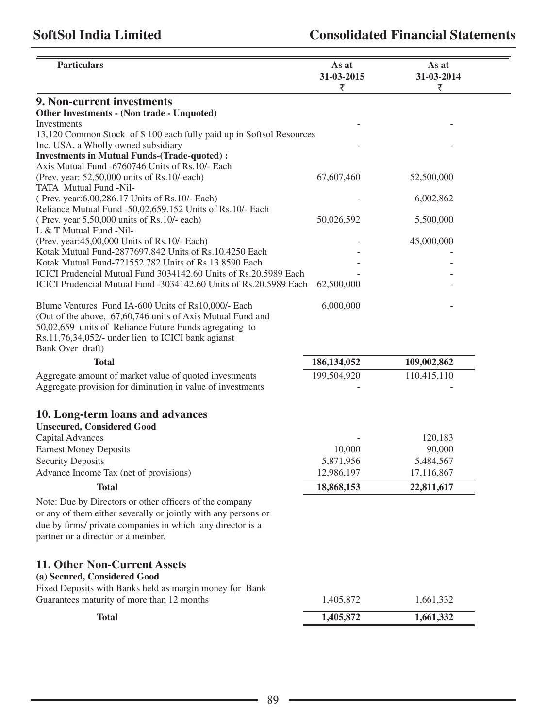| Particulars | As at 31-03-2015 ₹ | As at 31-03-2014 ₹ |
|---|---|---|
| **9. Non-current investments** | | |
| **Other Investments - (Non trade - Unquoted)** | | |
| Investments | - | - |
| 13,120 Common Stock of $ 100 each fully paid up in Softsol Resources Inc. USA, a Wholly owned subsidiary | - | - |
| **Investments in Mutual Funds-(Trade-quoted) :** | | |
| Axis Mutual Fund -6760746 Units of Rs.10/- Each (Prev. year: 52,50,000 units of Rs.10/-each) | 67,607,460 | 52,500,000 |
| TATA Mutual Fund -Nil- ( Prev. year:6,00,286.17 Units of Rs.10/- Each) | - | 6,002,862 |
| Reliance Mutual Fund -50,02,659.152 Units of Rs.10/- Each ( Prev. year 5,50,000 units of Rs.10/- each) | 50,026,592 | 5,500,000 |
| L & T Mutual Fund -Nil- (Prev. year:45,00,000 Units of Rs.10/- Each) | - | 45,000,000 |
| Kotak Mutual Fund-2877697.842 Units of Rs.10.4250 Each | - | - |
| Kotak Mutual Fund-721552.782 Units of Rs.13.8590 Each | - | - |
| ICICI Prudencial Mutual Fund 3034142.60 Units of Rs.20.5989 Each | - | - |
| ICICI Prudencial Mutual Fund -3034142.60 Units of Rs.20.5989 Each | 62,500,000 | - |
| Blume Ventures Fund IA-600 Units of Rs10,000/- Each (Out of the above, 67,60,746 units of Axis Mutual Fund and 50,02,659 units of Reliance Future Funds agregating to Rs.11,76,34,052/- under lien to ICICI bank agianst Bank Over draft) | 6,000,000 | - |
| **Total** | **186,134,052** | **109,002,862** |
| Aggregate amount of market value of quoted investments | 199,504,920 | 110,415,110 |
| Aggregate provision for diminution in value of investments | - | - |
| **10. Long-term loans and advances** | | |
| **Unsecured, Considered Good** | | |
| Capital Advances | - | 120,183 |
| Earnest Money Deposits | 10,000 | 90,000 |
| Security Deposits | 5,871,956 | 5,484,567 |
| Advance Income Tax (net of provisions) | 12,986,197 | 17,116,867 |
| **Total** | **18,868,153** | **22,811,617** |
| Note: Due by Directors or other officers of the company or any of them either severally or jointly with any persons or due by firms/ private companies in which any director is a partner or a director or a member. | | |
| **11. Other Non-Current Assets** | | |
| **(a) Secured, Considered Good** | | |
| Fixed Deposits with Banks held as margin money for Bank Guarantees maturity of more than 12 months | 1,405,872 | 1,661,332 |
| **Total** | **1,405,872** | **1,661,332** |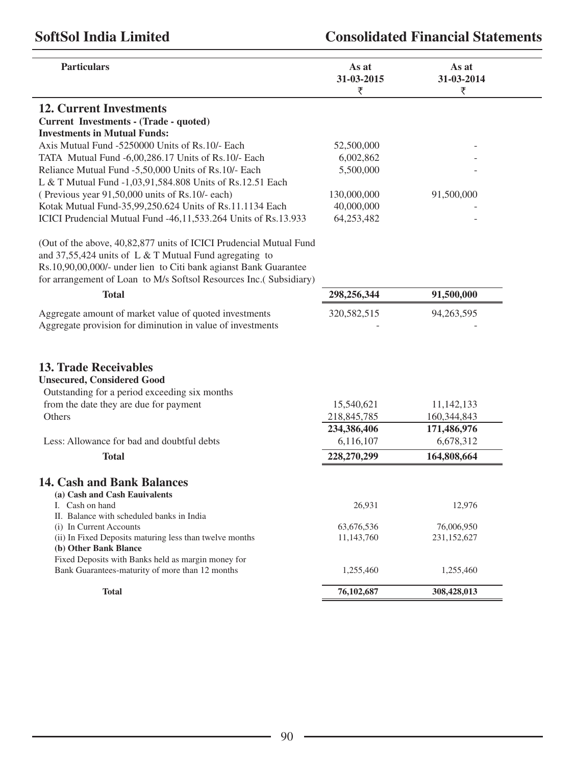| Particulars | As at 31-03-2015 ₹ | As at 31-03-2014 ₹ |
|---|---|---|
| **12. Current Investments** | | |
| **Current Investments - (Trade - quoted)** | | |
| **Investments in Mutual Funds:** | | |
| Axis Mutual Fund -5250000 Units of Rs.10/- Each | 52,500,000 | - |
| TATA Mutual Fund -6,00,286.17 Units of Rs.10/- Each | 6,002,862 | - |
| Reliance Mutual Fund -5,50,000 Units of Rs.10/- Each | 5,500,000 | - |
| L & T Mutual Fund -1,03,91,584.808 Units of Rs.12.51 Each ( Previous year 91,50,000 units of Rs.10/- each) | 130,000,000 | 91,500,000 |
| Kotak Mutual Fund-35,99,250.624 Units of Rs.11.1134 Each | 40,000,000 | - |
| ICICI Prudencial Mutual Fund -46,11,533.264 Units of Rs.13.933 | 64,253,482 | - |
| (Out of the above, 40,82,877 units of ICICI Prudencial Mutual Fund and 37,55,424 units of L & T Mutual Fund agregating to Rs.10,90,00,000/- under lien to Citi bank agianst Bank Guarantee for arrangement of Loan to M/s Softsol Resources Inc.( Subsidiary) | | |
| **Total** | **298,256,344** | **91,500,000** |
| Aggregate amount of market value of quoted investments | 320,582,515 | 94,263,595 |
| Aggregate provision for diminution in value of investments | - | - |
| **13. Trade Receivables** | | |
| **Unsecured, Considered Good** | | |
| Outstanding for a period exceeding six months from the date they are due for payment | 15,540,621 | 11,142,133 |
| Others | 218,845,785 | 160,344,843 |
| | **234,386,406** | **171,486,976** |
| Less: Allowance for bad and doubtful debts | 6,116,107 | 6,678,312 |
| **Total** | **228,270,299** | **164,808,664** |
| **14. Cash and Bank Balances** | | |
| **(a) Cash and Cash Eauivalents** | | |
| I. Cash on hand | 26,931 | 12,976 |
| II. Balance with scheduled banks in India | | |
| (i) In Current Accounts | 63,676,536 | 76,006,950 |
| (ii) In Fixed Deposits maturing less than twelve months | 11,143,760 | 231,152,627 |
| **(b) Other Bank Blance** | | |
| Fixed Deposits with Banks held as margin money for Bank Guarantees-maturity of more than 12 months | 1,255,460 | 1,255,460 |
| **Total** | **76,102,687** | **308,428,013** |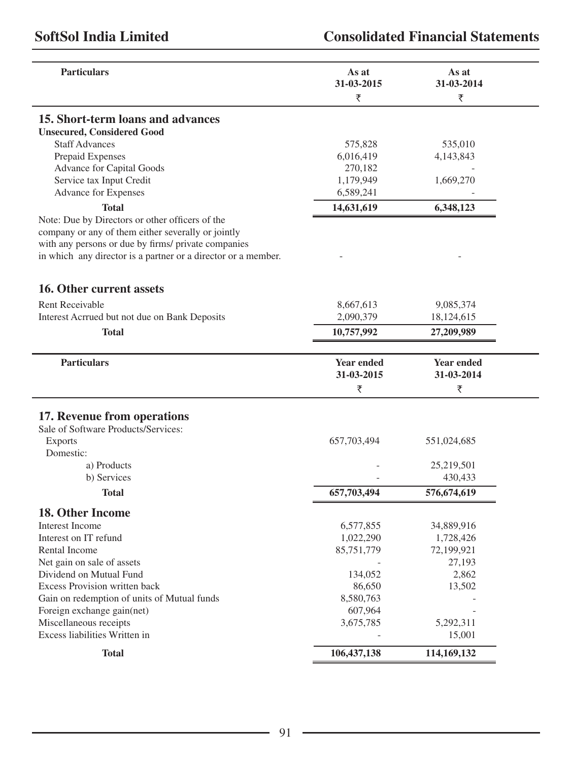| Particulars | As at 31-03-2015 ₹ | As at 31-03-2014 ₹ |
|---|---|---|
| **15. Short-term loans and advances** | | |
| **Unsecured, Considered Good** | | |
| Staff Advances | 575,828 | 535,010 |
| Prepaid Expenses | 6,016,419 | 4,143,843 |
| Advance for Capital Goods | 270,182 | - |
| Service tax Input Credit | 1,179,949 | 1,669,270 |
| Advance for Expenses | 6,589,241 | - |
| **Total** | **14,631,619** | **6,348,123** |
| Note: Due by Directors or other officers of the company or any of them either severally or jointly with any persons or due by firms/ private companies in which any director is a partner or a director or a member. | - | - |
| **16. Other current assets** | | |
| Rent Receivable | 8,667,613 | 9,085,374 |
| Interest Acrrued but not due on Bank Deposits | 2,090,379 | 18,124,615 |
| **Total** | **10,757,992** | **27,209,989** |

| Particulars | Year ended 31-03-2015 ₹ | Year ended 31-03-2014 ₹ |
|---|---|---|
| **17. Revenue from operations** | | |
| Sale of Software Products/Services: | | |
| Exports | 657,703,494 | 551,024,685 |
| Domestic: | | |
| a) Products | - | 25,219,501 |
| b) Services | - | 430,433 |
| **Total** | **657,703,494** | **576,674,619** |
| **18. Other Income** | | |
| Interest Income | 6,577,855 | 34,889,916 |
| Interest on IT refund | 1,022,290 | 1,728,426 |
| Rental Income | 85,751,779 | 72,199,921 |
| Net gain on sale of assets | - | 27,193 |
| Dividend on Mutual Fund | 134,052 | 2,862 |
| Excess Provision written back | 86,650 | 13,502 |
| Gain on redemption of units of Mutual funds | 8,580,763 | - |
| Foreign exchange gain(net) | 607,964 | - |
| Miscellaneous receipts | 3,675,785 | 5,292,311 |
| Excess liabilities Written in | - | 15,001 |
| **Total** | **106,437,138** | **114,169,132** |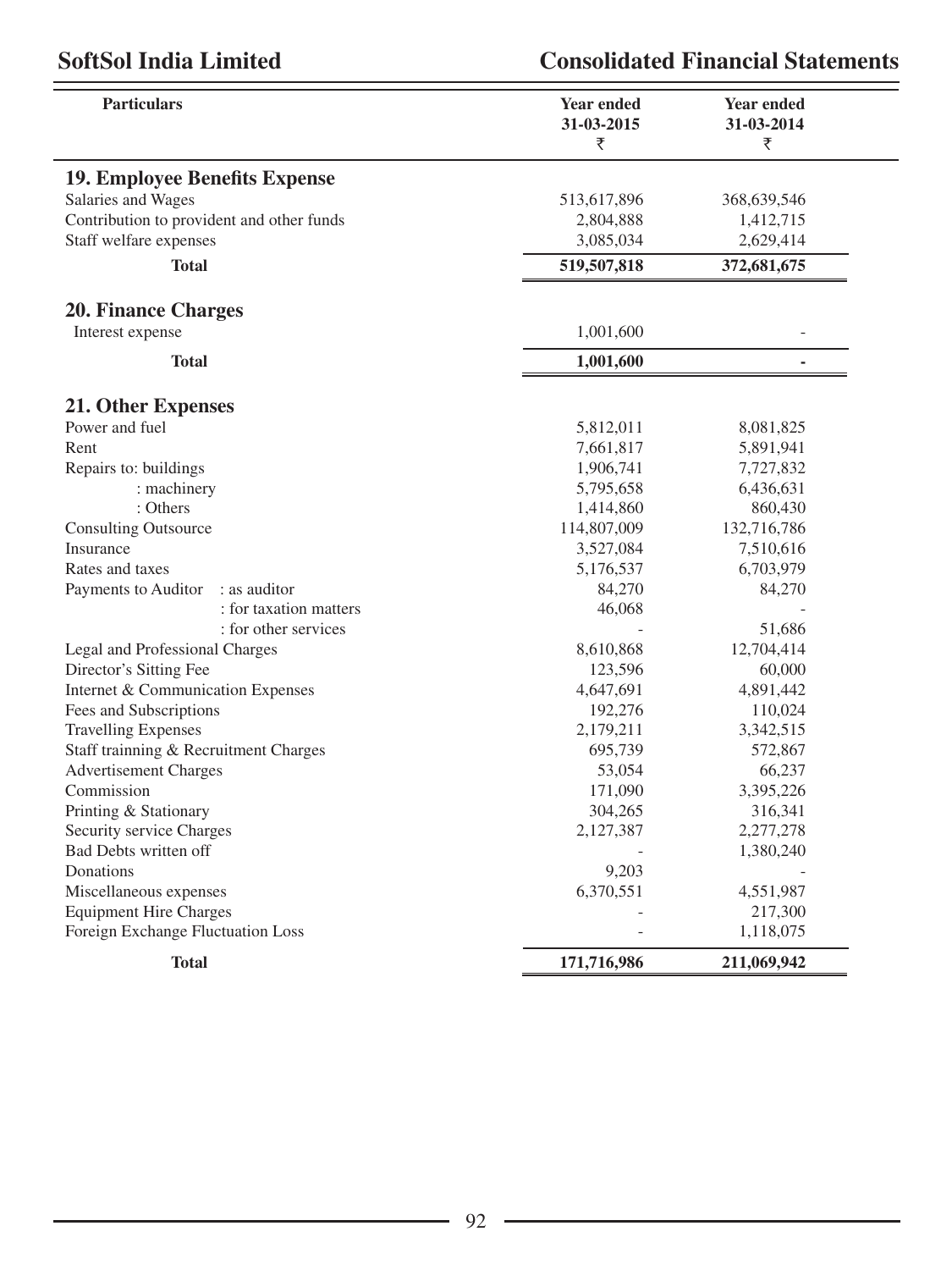| Particulars | Year ended 31-03-2015 ₹ | Year ended 31-03-2014 ₹ |
|---|---|---|
| **19. Employee Benefits Expense** | | |
| Salaries and Wages | 513,617,896 | 368,639,546 |
| Contribution to provident and other funds | 2,804,888 | 1,412,715 |
| Staff welfare expenses | 3,085,034 | 2,629,414 |
| **Total** | **519,507,818** | **372,681,675** |
| **20. Finance Charges** | | |
| Interest expense | 1,001,600 | - |
| **Total** | **1,001,600** | **-** |
| **21. Other Expenses** | | |
| Power and fuel | 5,812,011 | 8,081,825 |
| Rent | 7,661,817 | 5,891,941 |
| Repairs to: buildings | 1,906,741 | 7,727,832 |
| : machinery | 5,795,658 | 6,436,631 |
| : Others | 1,414,860 | 860,430 |
| Consulting Outsource | 114,807,009 | 132,716,786 |
| Insurance | 3,527,084 | 7,510,616 |
| Rates and taxes | 5,176,537 | 6,703,979 |
| Payments to Auditor : as auditor | 84,270 | 84,270 |
| : for taxation matters | 46,068 | - |
| : for other services | - | 51,686 |
| Legal and Professional Charges | 8,610,868 | 12,704,414 |
| Director's Sitting Fee | 123,596 | 60,000 |
| Internet & Communication Expenses | 4,647,691 | 4,891,442 |
| Fees and Subscriptions | 192,276 | 110,024 |
| Travelling Expenses | 2,179,211 | 3,342,515 |
| Staff trainning & Recruitment Charges | 695,739 | 572,867 |
| Advertisement Charges | 53,054 | 66,237 |
| Commission | 171,090 | 3,395,226 |
| Printing & Stationary | 304,265 | 316,341 |
| Security service Charges | 2,127,387 | 2,277,278 |
| Bad Debts written off | - | 1,380,240 |
| Donations | 9,203 | - |
| Miscellaneous expenses | 6,370,551 | 4,551,987 |
| Equipment Hire Charges | - | 217,300 |
| Foreign Exchange Fluctuation Loss | - | 1,118,075 |
| **Total** | **171,716,986** | **211,069,942** |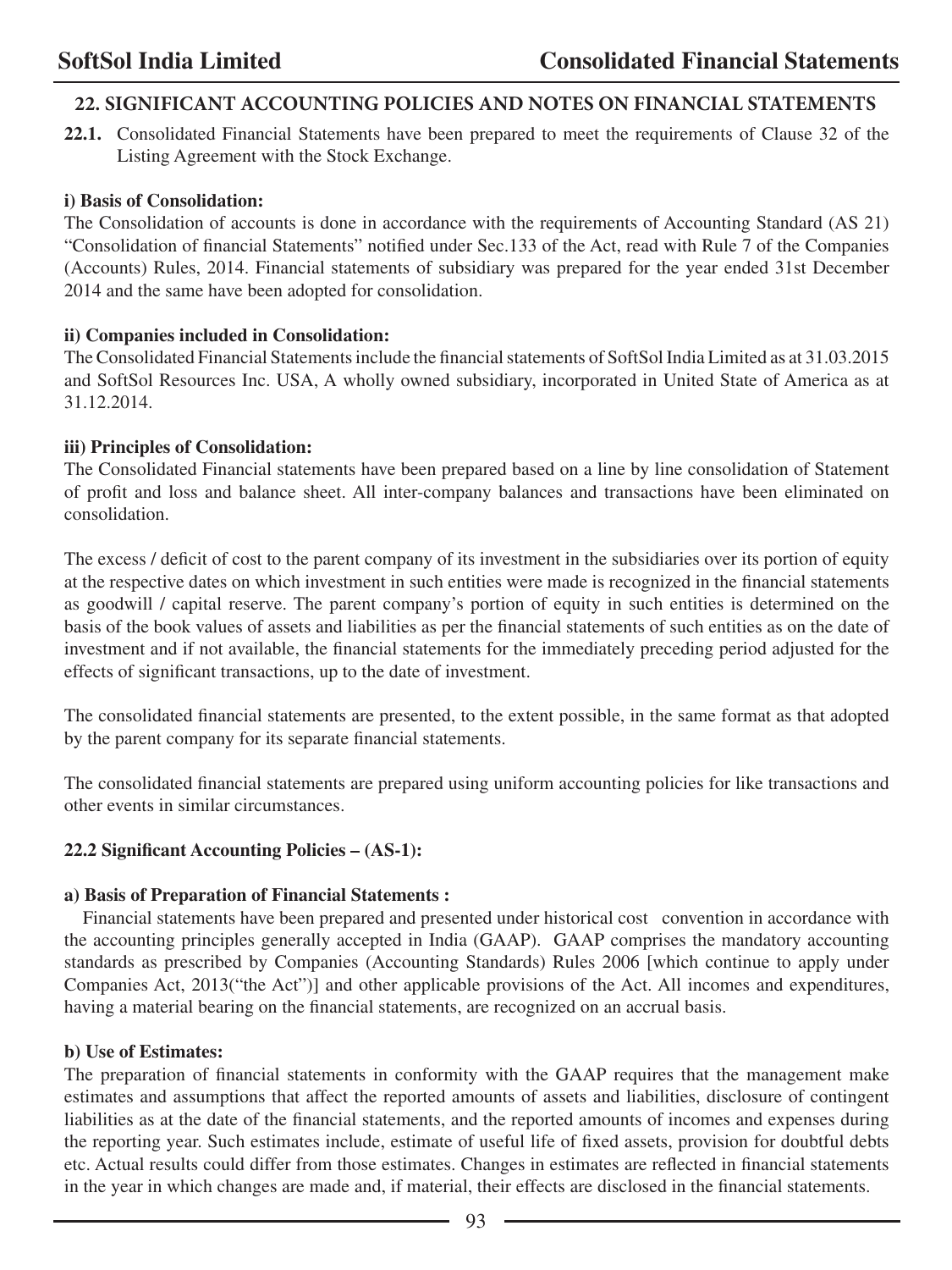## 22. SIGNIFICANT ACCOUNTING POLICIES AND NOTES ON FINANCIAL STATEMENTS

**22.1.** Consolidated Financial Statements have been prepared to meet the requirements of Clause 32 of the Listing Agreement with the Stock Exchange.

**i) Basis of Consolidation:**

The Consolidation of accounts is done in accordance with the requirements of Accounting Standard (AS 21) "Consolidation of financial Statements" notified under Sec.133 of the Act, read with Rule 7 of the Companies (Accounts) Rules, 2014. Financial statements of subsidiary was prepared for the year ended 31st December 2014 and the same have been adopted for consolidation.

**ii) Companies included in Consolidation:**

The Consolidated Financial Statements include the financial statements of SoftSol India Limited as at 31.03.2015 and SoftSol Resources Inc. USA, A wholly owned subsidiary, incorporated in United State of America as at 31.12.2014.

**iii) Principles of Consolidation:**

The Consolidated Financial statements have been prepared based on a line by line consolidation of Statement of profit and loss and balance sheet. All inter-company balances and transactions have been eliminated on consolidation.

The excess / deficit of cost to the parent company of its investment in the subsidiaries over its portion of equity at the respective dates on which investment in such entities were made is recognized in the financial statements as goodwill / capital reserve. The parent company's portion of equity in such entities is determined on the basis of the book values of assets and liabilities as per the financial statements of such entities as on the date of investment and if not available, the financial statements for the immediately preceding period adjusted for the effects of significant transactions, up to the date of investment.

The consolidated financial statements are presented, to the extent possible, in the same format as that adopted by the parent company for its separate financial statements.

The consolidated financial statements are prepared using uniform accounting policies for like transactions and other events in similar circumstances.

**22.2 Significant Accounting Policies – (AS-1):**

**a) Basis of Preparation of Financial Statements :**

Financial statements have been prepared and presented under historical cost convention in accordance with the accounting principles generally accepted in India (GAAP). GAAP comprises the mandatory accounting standards as prescribed by Companies (Accounting Standards) Rules 2006 [which continue to apply under Companies Act, 2013("the Act")] and other applicable provisions of the Act. All incomes and expenditures, having a material bearing on the financial statements, are recognized on an accrual basis.

**b) Use of Estimates:**

The preparation of financial statements in conformity with the GAAP requires that the management make estimates and assumptions that affect the reported amounts of assets and liabilities, disclosure of contingent liabilities as at the date of the financial statements, and the reported amounts of incomes and expenses during the reporting year. Such estimates include, estimate of useful life of fixed assets, provision for doubtful debts etc. Actual results could differ from those estimates. Changes in estimates are reflected in financial statements in the year in which changes are made and, if material, their effects are disclosed in the financial statements.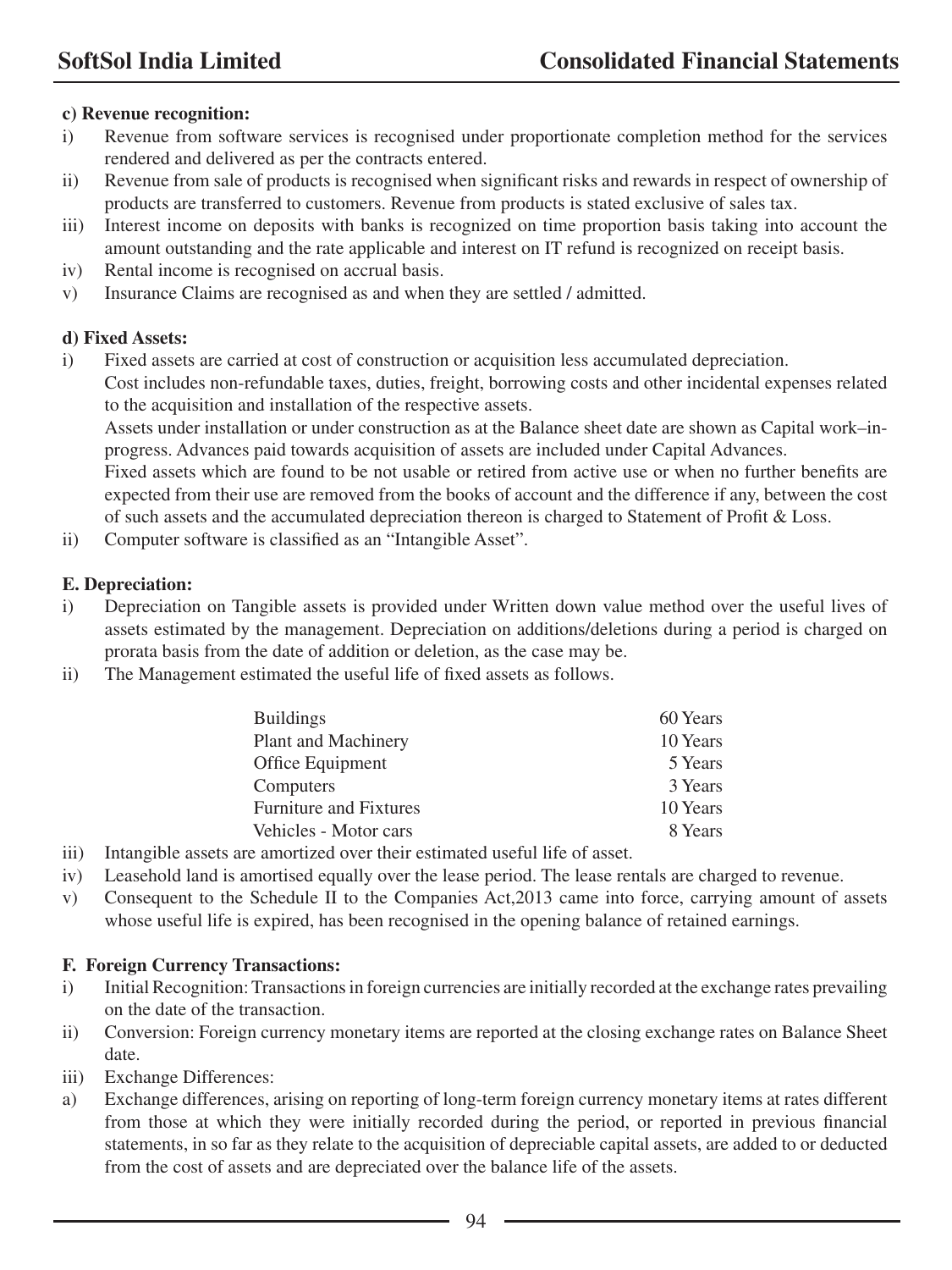**c) Revenue recognition:**

i) Revenue from software services is recognised under proportionate completion method for the services rendered and delivered as per the contracts entered.

ii) Revenue from sale of products is recognised when significant risks and rewards in respect of ownership of products are transferred to customers. Revenue from products is stated exclusive of sales tax.

iii) Interest income on deposits with banks is recognized on time proportion basis taking into account the amount outstanding and the rate applicable and interest on IT refund is recognized on receipt basis.

iv) Rental income is recognised on accrual basis.

v) Insurance Claims are recognised as and when they are settled / admitted.

**d) Fixed Assets:**

i) Fixed assets are carried at cost of construction or acquisition less accumulated depreciation.

Cost includes non-refundable taxes, duties, freight, borrowing costs and other incidental expenses related to the acquisition and installation of the respective assets.

Assets under installation or under construction as at the Balance sheet date are shown as Capital work–in-progress. Advances paid towards acquisition of assets are included under Capital Advances.

Fixed assets which are found to be not usable or retired from active use or when no further benefits are expected from their use are removed from the books of account and the difference if any, between the cost of such assets and the accumulated depreciation thereon is charged to Statement of Profit & Loss.

ii) Computer software is classified as an "Intangible Asset".

**E. Depreciation:**

i) Depreciation on Tangible assets is provided under Written down value method over the useful lives of assets estimated by the management. Depreciation on additions/deletions during a period is charged on prorata basis from the date of addition or deletion, as the case may be.

ii) The Management estimated the useful life of fixed assets as follows.

| | |
|---|---|
| Buildings | 60 Years |
| Plant and Machinery | 10 Years |
| Office Equipment | 5 Years |
| Computers | 3 Years |
| Furniture and Fixtures | 10 Years |
| Vehicles - Motor cars | 8 Years |

iii) Intangible assets are amortized over their estimated useful life of asset.

iv) Leasehold land is amortised equally over the lease period. The lease rentals are charged to revenue.

v) Consequent to the Schedule II to the Companies Act,2013 came into force, carrying amount of assets whose useful life is expired, has been recognised in the opening balance of retained earnings.

**F. Foreign Currency Transactions:**

i) Initial Recognition: Transactions in foreign currencies are initially recorded at the exchange rates prevailing on the date of the transaction.

ii) Conversion: Foreign currency monetary items are reported at the closing exchange rates on Balance Sheet date.

iii) Exchange Differences:

a) Exchange differences, arising on reporting of long-term foreign currency monetary items at rates different from those at which they were initially recorded during the period, or reported in previous financial statements, in so far as they relate to the acquisition of depreciable capital assets, are added to or deducted from the cost of assets and are depreciated over the balance life of the assets.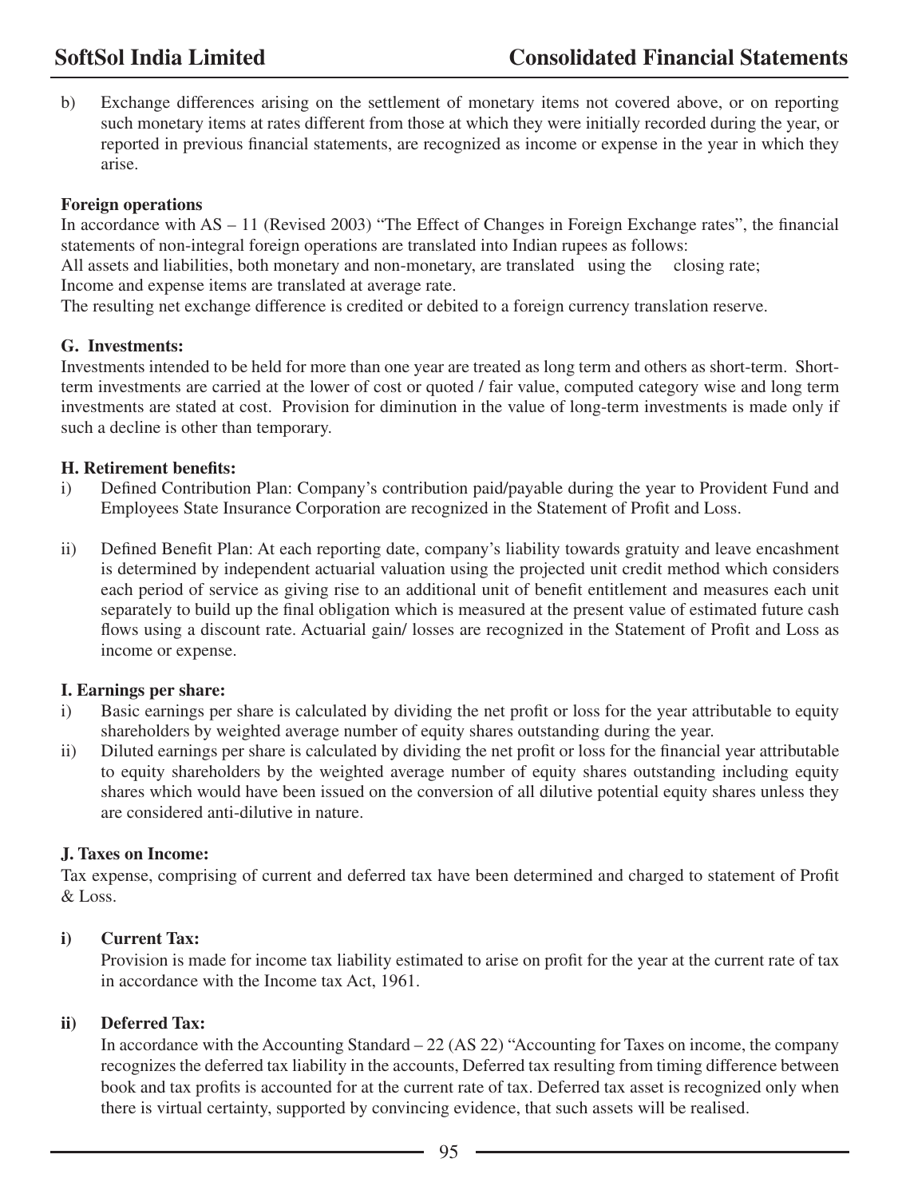b) Exchange differences arising on the settlement of monetary items not covered above, or on reporting such monetary items at rates different from those at which they were initially recorded during the year, or reported in previous financial statements, are recognized as income or expense in the year in which they arise.

**Foreign operations**

In accordance with AS – 11 (Revised 2003) "The Effect of Changes in Foreign Exchange rates", the financial statements of non-integral foreign operations are translated into Indian rupees as follows:

All assets and liabilities, both monetary and non-monetary, are translated using the closing rate;

Income and expense items are translated at average rate.

The resulting net exchange difference is credited or debited to a foreign currency translation reserve.

**G. Investments:**

Investments intended to be held for more than one year are treated as long term and others as short-term. Short-term investments are carried at the lower of cost or quoted / fair value, computed category wise and long term investments are stated at cost. Provision for diminution in the value of long-term investments is made only if such a decline is other than temporary.

**H. Retirement benefits:**

i) Defined Contribution Plan: Company's contribution paid/payable during the year to Provident Fund and Employees State Insurance Corporation are recognized in the Statement of Profit and Loss.

ii) Defined Benefit Plan: At each reporting date, company's liability towards gratuity and leave encashment is determined by independent actuarial valuation using the projected unit credit method which considers each period of service as giving rise to an additional unit of benefit entitlement and measures each unit separately to build up the final obligation which is measured at the present value of estimated future cash flows using a discount rate. Actuarial gain/ losses are recognized in the Statement of Profit and Loss as income or expense.

**I. Earnings per share:**

i) Basic earnings per share is calculated by dividing the net profit or loss for the year attributable to equity shareholders by weighted average number of equity shares outstanding during the year.

ii) Diluted earnings per share is calculated by dividing the net profit or loss for the financial year attributable to equity shareholders by the weighted average number of equity shares outstanding including equity shares which would have been issued on the conversion of all dilutive potential equity shares unless they are considered anti-dilutive in nature.

**J. Taxes on Income:**

Tax expense, comprising of current and deferred tax have been determined and charged to statement of Profit & Loss.

**i) Current Tax:**

Provision is made for income tax liability estimated to arise on profit for the year at the current rate of tax in accordance with the Income tax Act, 1961.

**ii) Deferred Tax:**

In accordance with the Accounting Standard – 22 (AS 22) "Accounting for Taxes on income, the company recognizes the deferred tax liability in the accounts, Deferred tax resulting from timing difference between book and tax profits is accounted for at the current rate of tax. Deferred tax asset is recognized only when there is virtual certainty, supported by convincing evidence, that such assets will be realised.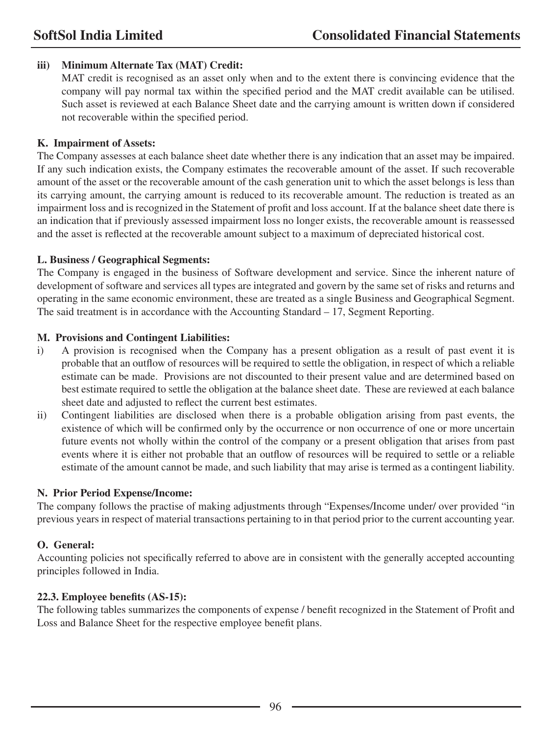**iii) Minimum Alternate Tax (MAT) Credit:**

MAT credit is recognised as an asset only when and to the extent there is convincing evidence that the company will pay normal tax within the specified period and the MAT credit available can be utilised. Such asset is reviewed at each Balance Sheet date and the carrying amount is written down if considered not recoverable within the specified period.

**K. Impairment of Assets:**

The Company assesses at each balance sheet date whether there is any indication that an asset may be impaired. If any such indication exists, the Company estimates the recoverable amount of the asset. If such recoverable amount of the asset or the recoverable amount of the cash generation unit to which the asset belongs is less than its carrying amount, the carrying amount is reduced to its recoverable amount. The reduction is treated as an impairment loss and is recognized in the Statement of profit and loss account. If at the balance sheet date there is an indication that if previously assessed impairment loss no longer exists, the recoverable amount is reassessed and the asset is reflected at the recoverable amount subject to a maximum of depreciated historical cost.

**L. Business / Geographical Segments:**

The Company is engaged in the business of Software development and service. Since the inherent nature of development of software and services all types are integrated and govern by the same set of risks and returns and operating in the same economic environment, these are treated as a single Business and Geographical Segment. The said treatment is in accordance with the Accounting Standard – 17, Segment Reporting.

**M. Provisions and Contingent Liabilities:**

i) A provision is recognised when the Company has a present obligation as a result of past event it is probable that an outflow of resources will be required to settle the obligation, in respect of which a reliable estimate can be made. Provisions are not discounted to their present value and are determined based on best estimate required to settle the obligation at the balance sheet date. These are reviewed at each balance sheet date and adjusted to reflect the current best estimates.

ii) Contingent liabilities are disclosed when there is a probable obligation arising from past events, the existence of which will be confirmed only by the occurrence or non occurrence of one or more uncertain future events not wholly within the control of the company or a present obligation that arises from past events where it is either not probable that an outflow of resources will be required to settle or a reliable estimate of the amount cannot be made, and such liability that may arise is termed as a contingent liability.

**N. Prior Period Expense/Income:**

The company follows the practise of making adjustments through "Expenses/Income under/ over provided "in previous years in respect of material transactions pertaining to in that period prior to the current accounting year.

**O. General:**

Accounting policies not specifically referred to above are in consistent with the generally accepted accounting principles followed in India.

**22.3. Employee benefits (AS-15):**

The following tables summarizes the components of expense / benefit recognized in the Statement of Profit and Loss and Balance Sheet for the respective employee benefit plans.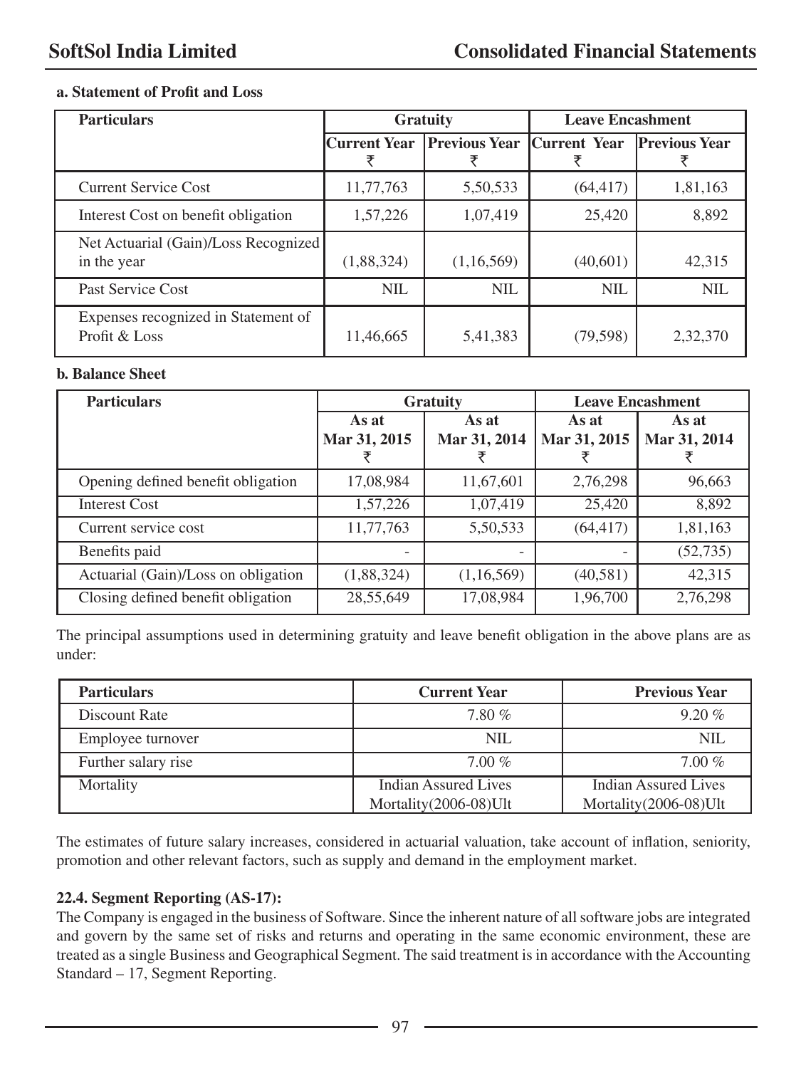**a. Statement of Profit and Loss**

| Particulars | Gratuity | | Leave Encashment | |
|---|---|---|---|---|
| | Current Year ₹ | Previous Year ₹ | Current Year ₹ | Previous Year ₹ |
| Current Service Cost | 11,77,763 | 5,50,533 | (64,417) | 1,81,163 |
| Interest Cost on benefit obligation | 1,57,226 | 1,07,419 | 25,420 | 8,892 |
| Net Actuarial (Gain)/Loss Recognized in the year | (1,88,324) | (1,16,569) | (40,601) | 42,315 |
| Past Service Cost | NIL | NIL | NIL | NIL |
| Expenses recognized in Statement of Profit & Loss | 11,46,665 | 5,41,383 | (79,598) | 2,32,370 |

**b. Balance Sheet**

| Particulars | Gratuity | | Leave Encashment | |
|---|---|---|---|---|
| | As at Mar 31, 2015 ₹ | As at Mar 31, 2014 ₹ | As at Mar 31, 2015 ₹ | As at Mar 31, 2014 ₹ |
| Opening defined benefit obligation | 17,08,984 | 11,67,601 | 2,76,298 | 96,663 |
| Interest Cost | 1,57,226 | 1,07,419 | 25,420 | 8,892 |
| Current service cost | 11,77,763 | 5,50,533 | (64,417) | 1,81,163 |
| Benefits paid | - | - | - | (52,735) |
| Actuarial (Gain)/Loss on obligation | (1,88,324) | (1,16,569) | (40,581) | 42,315 |
| Closing defined benefit obligation | 28,55,649 | 17,08,984 | 1,96,700 | 2,76,298 |

The principal assumptions used in determining gratuity and leave benefit obligation in the above plans are as under:

| Particulars | Current Year | Previous Year |
|---|---|---|
| Discount Rate | 7.80 % | 9.20 % |
| Employee turnover | NIL | NIL |
| Further salary rise | 7.00 % | 7.00 % |
| Mortality | Indian Assured Lives Mortality(2006-08)Ult | Indian Assured Lives Mortality(2006-08)Ult |

The estimates of future salary increases, considered in actuarial valuation, take account of inflation, seniority, promotion and other relevant factors, such as supply and demand in the employment market.

**22.4. Segment Reporting (AS-17):**

The Company is engaged in the business of Software. Since the inherent nature of all software jobs are integrated and govern by the same set of risks and returns and operating in the same economic environment, these are treated as a single Business and Geographical Segment. The said treatment is in accordance with the Accounting Standard – 17, Segment Reporting.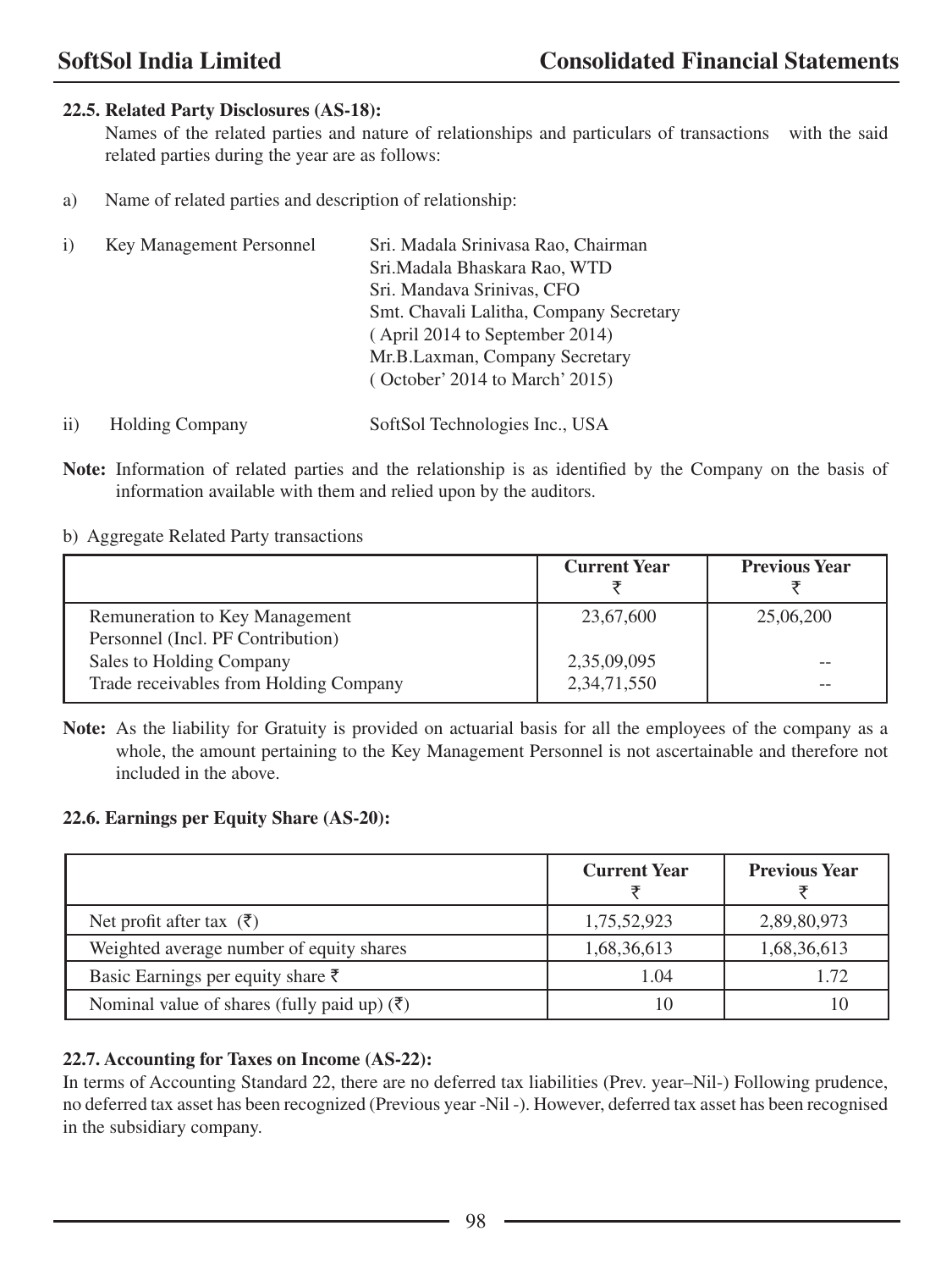### 22.5. Related Party Disclosures (AS-18):

Names of the related parties and nature of relationships and particulars of transactions with the said related parties during the year are as follows:

a) Name of related parties and description of relationship:

i) Key Management Personnel
- Sri. Madala Srinivasa Rao, Chairman
- Sri.Madala Bhaskara Rao, WTD
- Sri. Mandava Srinivas, CFO
- Smt. Chavali Lalitha, Company Secretary ( April 2014 to September 2014)
- Mr.B.Laxman, Company Secretary ( October' 2014 to March' 2015)

ii) Holding Company — SoftSol Technologies Inc., USA

**Note:** Information of related parties and the relationship is as identified by the Company on the basis of information available with them and relied upon by the auditors.

b) Aggregate Related Party transactions

| | Current Year ₹ | Previous Year ₹ |
|---|---|---|
| Remuneration to Key Management Personnel (Incl. PF Contribution) | 23,67,600 | 25,06,200 |
| Sales to Holding Company | 2,35,09,095 | -- |
| Trade receivables from Holding Company | 2,34,71,550 | -- |

**Note:** As the liability for Gratuity is provided on actuarial basis for all the employees of the company as a whole, the amount pertaining to the Key Management Personnel is not ascertainable and therefore not included in the above.

### 22.6. Earnings per Equity Share (AS-20):

| | Current Year ₹ | Previous Year ₹ |
|---|---|---|
| Net profit after tax (₹) | 1,75,52,923 | 2,89,80,973 |
| Weighted average number of equity shares | 1,68,36,613 | 1,68,36,613 |
| Basic Earnings per equity share ₹ | 1.04 | 1.72 |
| Nominal value of shares (fully paid up) (₹) | 10 | 10 |

### 22.7. Accounting for Taxes on Income (AS-22):

In terms of Accounting Standard 22, there are no deferred tax liabilities (Prev. year–Nil-) Following prudence, no deferred tax asset has been recognized (Previous year -Nil -). However, deferred tax asset has been recognised in the subsidiary company.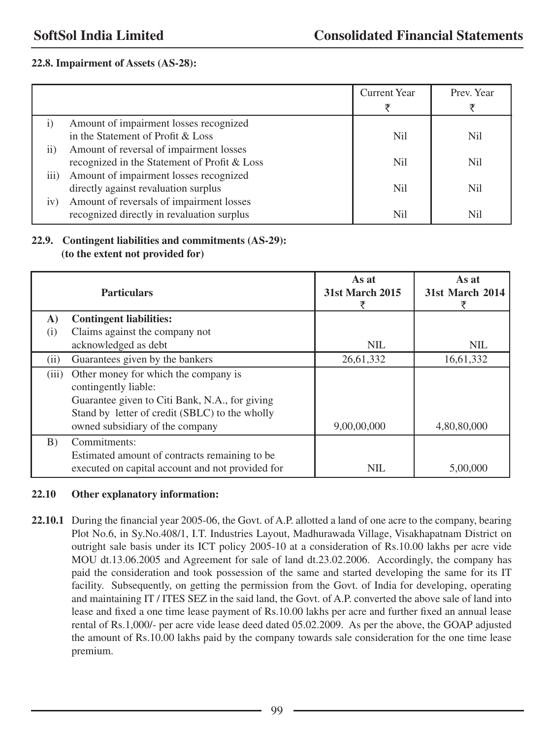#### 22.8. Impairment of Assets (AS-28):

| | | Current Year ₹ | Prev. Year ₹ |
|---|---|---|---|
| i) | Amount of impairment losses recognized in the Statement of Profit & Loss | Nil | Nil |
| ii) | Amount of reversal of impairment losses recognized in the Statement of Profit & Loss | Nil | Nil |
| iii) | Amount of impairment losses recognized directly against revaluation surplus | Nil | Nil |
| iv) | Amount of reversals of impairment losses recognized directly in revaluation surplus | Nil | Nil |

#### 22.9. Contingent liabilities and commitments (AS-29): (to the extent not provided for)

| | Particulars | As at 31st March 2015 ₹ | As at 31st March 2014 ₹ |
|---|---|---|---|
| **A)** | **Contingent liabilities:** | | |
| (i) | Claims against the company not acknowledged as debt | NIL | NIL |
| (ii) | Guarantees given by the bankers | 26,61,332 | 16,61,332 |
| (iii) | Other money for which the company is contingently liable: Guarantee given to Citi Bank, N.A., for giving Stand by letter of credit (SBLC) to the wholly owned subsidiary of the company | 9,00,00,000 | 4,80,80,000 |
| B) | Commitments: Estimated amount of contracts remaining to be executed on capital account and not provided for | NIL | 5,00,000 |

#### 22.10 Other explanatory information:

**22.10.1** During the financial year 2005-06, the Govt. of A.P. allotted a land of one acre to the company, bearing Plot No.6, in Sy.No.408/1, I.T. Industries Layout, Madhurawada Village, Visakhapatnam District on outright sale basis under its ICT policy 2005-10 at a consideration of Rs.10.00 lakhs per acre vide MOU dt.13.06.2005 and Agreement for sale of land dt.23.02.2006. Accordingly, the company has paid the consideration and took possession of the same and started developing the same for its IT facility. Subsequently, on getting the permission from the Govt. of India for developing, operating and maintaining IT / ITES SEZ in the said land, the Govt. of A.P. converted the above sale of land into lease and fixed a one time lease payment of Rs.10.00 lakhs per acre and further fixed an annual lease rental of Rs.1,000/- per acre vide lease deed dated 05.02.2009. As per the above, the GOAP adjusted the amount of Rs.10.00 lakhs paid by the company towards sale consideration for the one time lease premium.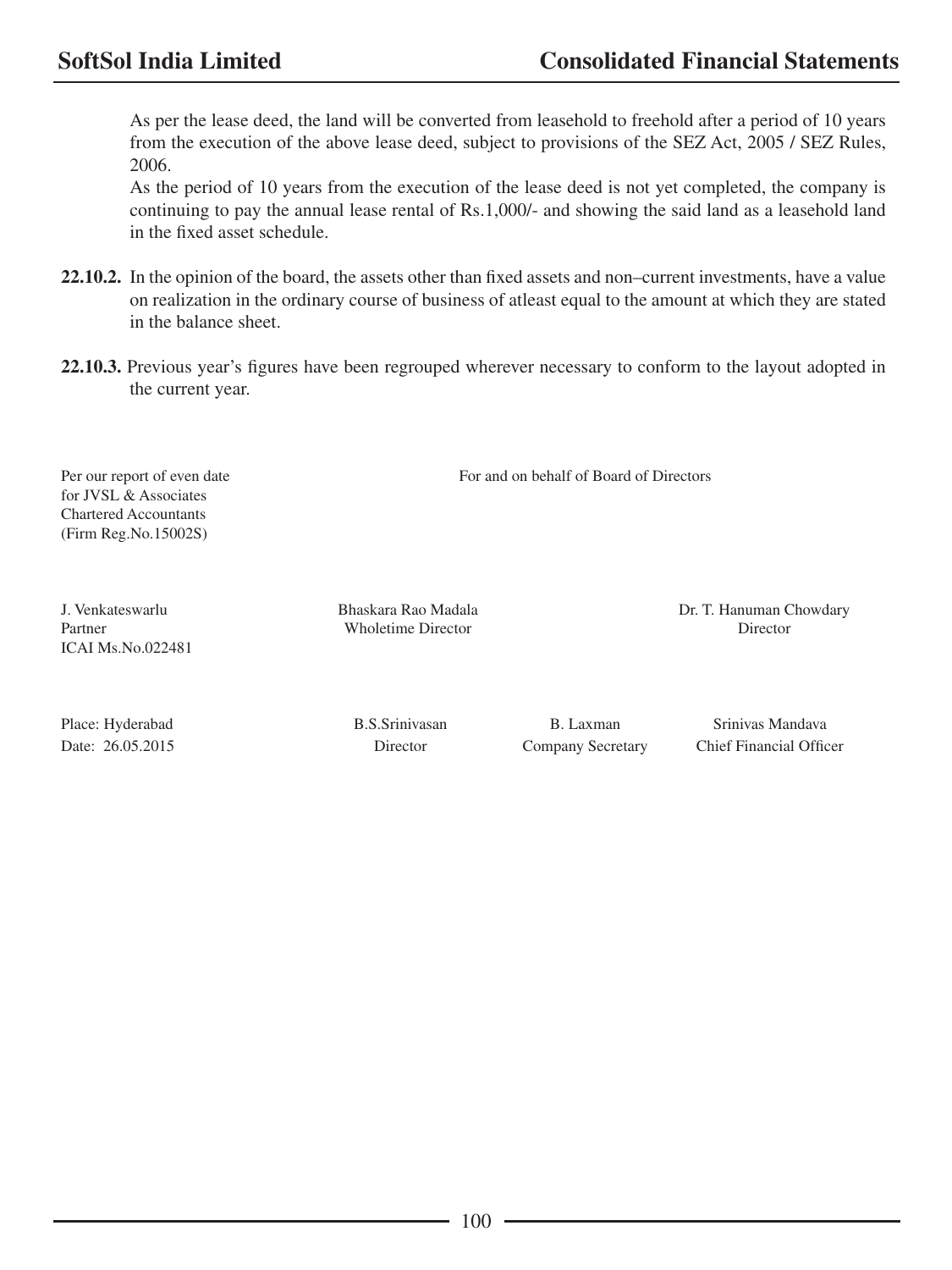As per the lease deed, the land will be converted from leasehold to freehold after a period of 10 years from the execution of the above lease deed, subject to provisions of the SEZ Act, 2005 / SEZ Rules, 2006.

As the period of 10 years from the execution of the lease deed is not yet completed, the company is continuing to pay the annual lease rental of Rs.1,000/- and showing the said land as a leasehold land in the fixed asset schedule.

**22.10.2.** In the opinion of the board, the assets other than fixed assets and non–current investments, have a value on realization in the ordinary course of business of atleast equal to the amount at which they are stated in the balance sheet.

**22.10.3.** Previous year's figures have been regrouped wherever necessary to conform to the layout adopted in the current year.

Per our report of even date
for JVSL & Associates
Chartered Accountants
(Firm Reg.No.15002S)

For and on behalf of Board of Directors

| | | | |
|---|---|---|---|
| J. Venkateswarlu<br>Partner<br>ICAI Ms.No.022481 | Bhaskara Rao Madala<br>Wholetime Director | | Dr. T. Hanuman Chowdary<br>Director |
| Place: Hyderabad<br>Date: 26.05.2015 | B.S.Srinivasan<br>Director | B. Laxman<br>Company Secretary | Srinivas Mandava<br>Chief Financial Officer |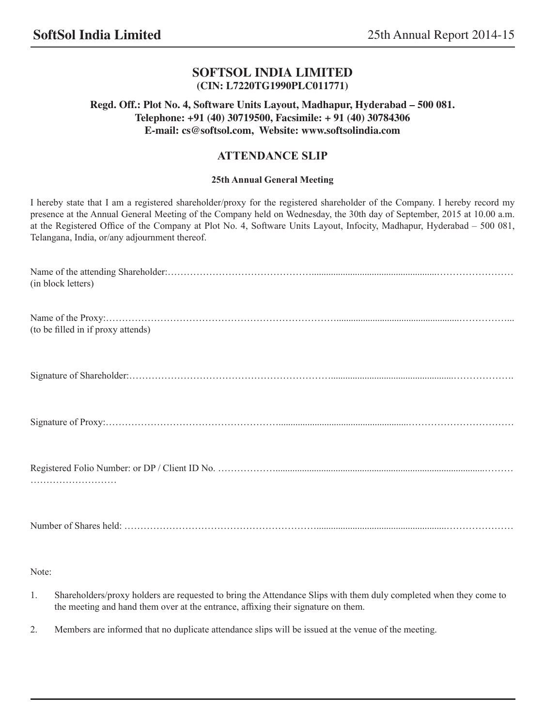# SOFTSOL INDIA LIMITED

**(CIN: L7220TG1990PLC011771)**

**Regd. Off.: Plot No. 4, Software Units Layout, Madhapur, Hyderabad – 500 081.**
**Telephone: +91 (40) 30719500, Facsimile: + 91 (40) 30784306**
**E-mail: cs@softsol.com, Website: www.softsolindia.com**

## ATTENDANCE SLIP

**25th Annual General Meeting**

I hereby state that I am a registered shareholder/proxy for the registered shareholder of the Company. I hereby record my presence at the Annual General Meeting of the Company held on Wednesday, the 30th day of September, 2015 at 10.00 a.m. at the Registered Office of the Company at Plot No. 4, Software Units Layout, Infocity, Madhapur, Hyderabad – 500 081, Telangana, India, or/any adjournment thereof.

Name of the attending Shareholder:…………………………………………………………………………………………
(in block letters)

Name of the Proxy:……………………………………………………………………………………………………………...
(to be filled in if proxy attends)

Signature of Shareholder:………………………………………………………………………………………………………

Signature of Proxy:………………………………………………………………………………………………………………

Registered Folio Number: or DP / Client ID No. ………………………………………………………………………………
………………………

Number of Shares held: …………………………………………………………………………………………………………

Note:

1. Shareholders/proxy holders are requested to bring the Attendance Slips with them duly completed when they come to the meeting and hand them over at the entrance, affixing their signature on them.
2. Members are informed that no duplicate attendance slips will be issued at the venue of the meeting.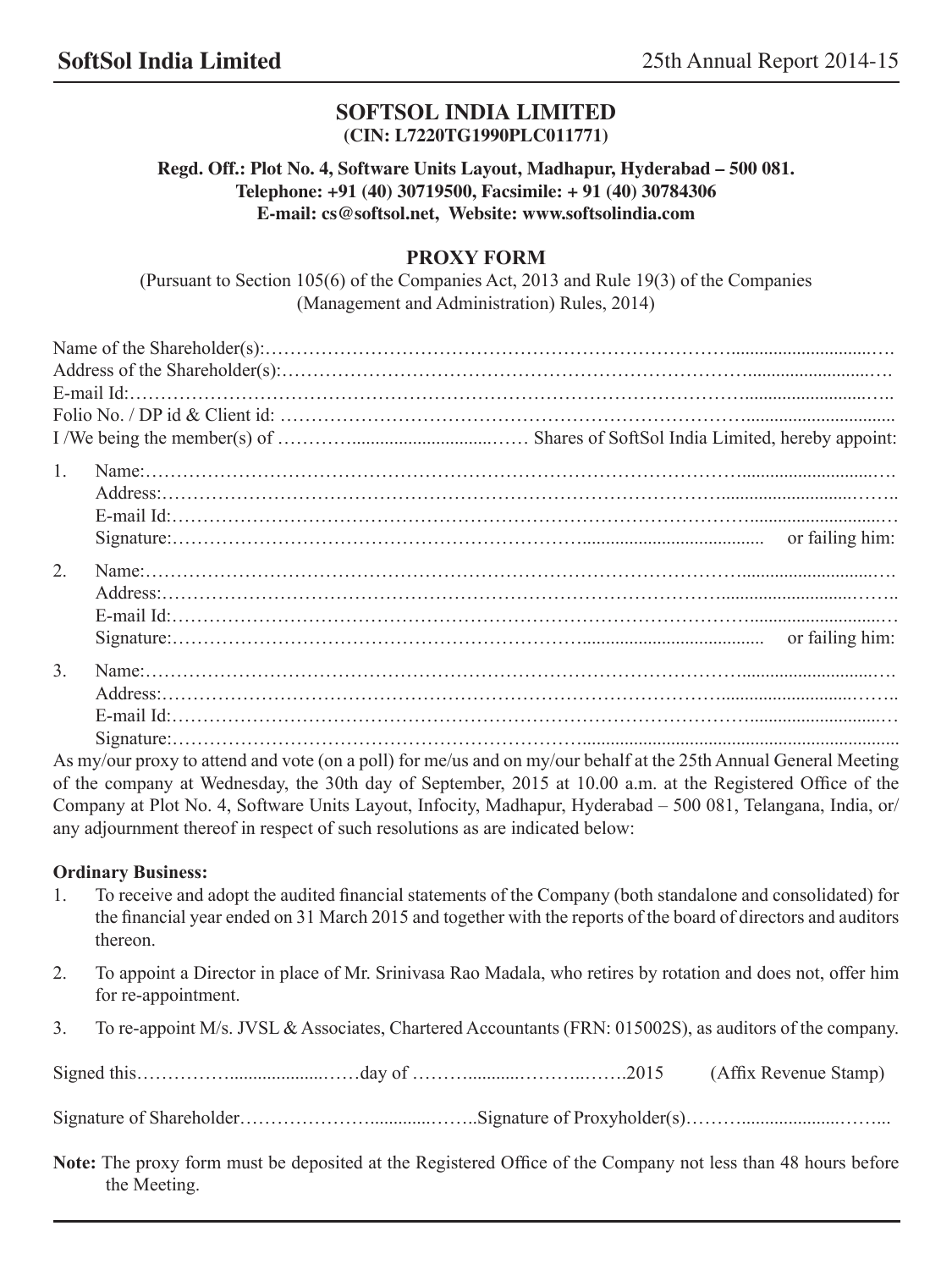# SOFTSOL INDIA LIMITED

**(CIN: L7220TG1990PLC011771)**

**Regd. Off.: Plot No. 4, Software Units Layout, Madhapur, Hyderabad – 500 081.**
**Telephone: +91 (40) 30719500, Facsimile: + 91 (40) 30784306**
**E-mail: cs@softsol.net, Website: www.softsolindia.com**

## PROXY FORM

(Pursuant to Section 105(6) of the Companies Act, 2013 and Rule 19(3) of the Companies (Management and Administration) Rules, 2014)

Name of the Shareholder(s):……………………………………………………………………………………………

Address of the Shareholder(s):…………………………………………………………………………………………

E-mail Id:………………………………………………………………………………………………………………

Folio No. / DP id & Client id: ……………………………………………………………………………………………

I /We being the member(s) of ……………………………… Shares of SoftSol India Limited, hereby appoint:

1. Name:……………………………………………………………………………………………………………
   Address:…………………………………………………………………………………………………………
   E-mail Id:…………………………………………………………………………………………………………
   Signature:……………………………………………………………………………… or failing him:

2. Name:……………………………………………………………………………………………………………
   Address:…………………………………………………………………………………………………………
   E-mail Id:…………………………………………………………………………………………………………
   Signature:……………………………………………………………………………… or failing him:

3. Name:……………………………………………………………………………………………………………
   Address:…………………………………………………………………………………………………………
   E-mail Id:…………………………………………………………………………………………………………
   Signature:…………………………………………………………………………………………………………

As my/our proxy to attend and vote (on a poll) for me/us and on my/our behalf at the 25th Annual General Meeting of the company at Wednesday, the 30th day of September, 2015 at 10.00 a.m. at the Registered Office of the Company at Plot No. 4, Software Units Layout, Infocity, Madhapur, Hyderabad – 500 081, Telangana, India, or/ any adjournment thereof in respect of such resolutions as are indicated below:

**Ordinary Business:**

1. To receive and adopt the audited financial statements of the Company (both standalone and consolidated) for the financial year ended on 31 March 2015 and together with the reports of the board of directors and auditors thereon.
2. To appoint a Director in place of Mr. Srinivasa Rao Madala, who retires by rotation and does not, offer him for re-appointment.
3. To re-appoint M/s. JVSL & Associates, Chartered Accountants (FRN: 015002S), as auditors of the company.

Signed this………………………day of ……………………………2015 (Affix Revenue Stamp)

Signature of Shareholder………………………………Signature of Proxyholder(s)………………………………

**Note:** The proxy form must be deposited at the Registered Office of the Company not less than 48 hours before the Meeting.